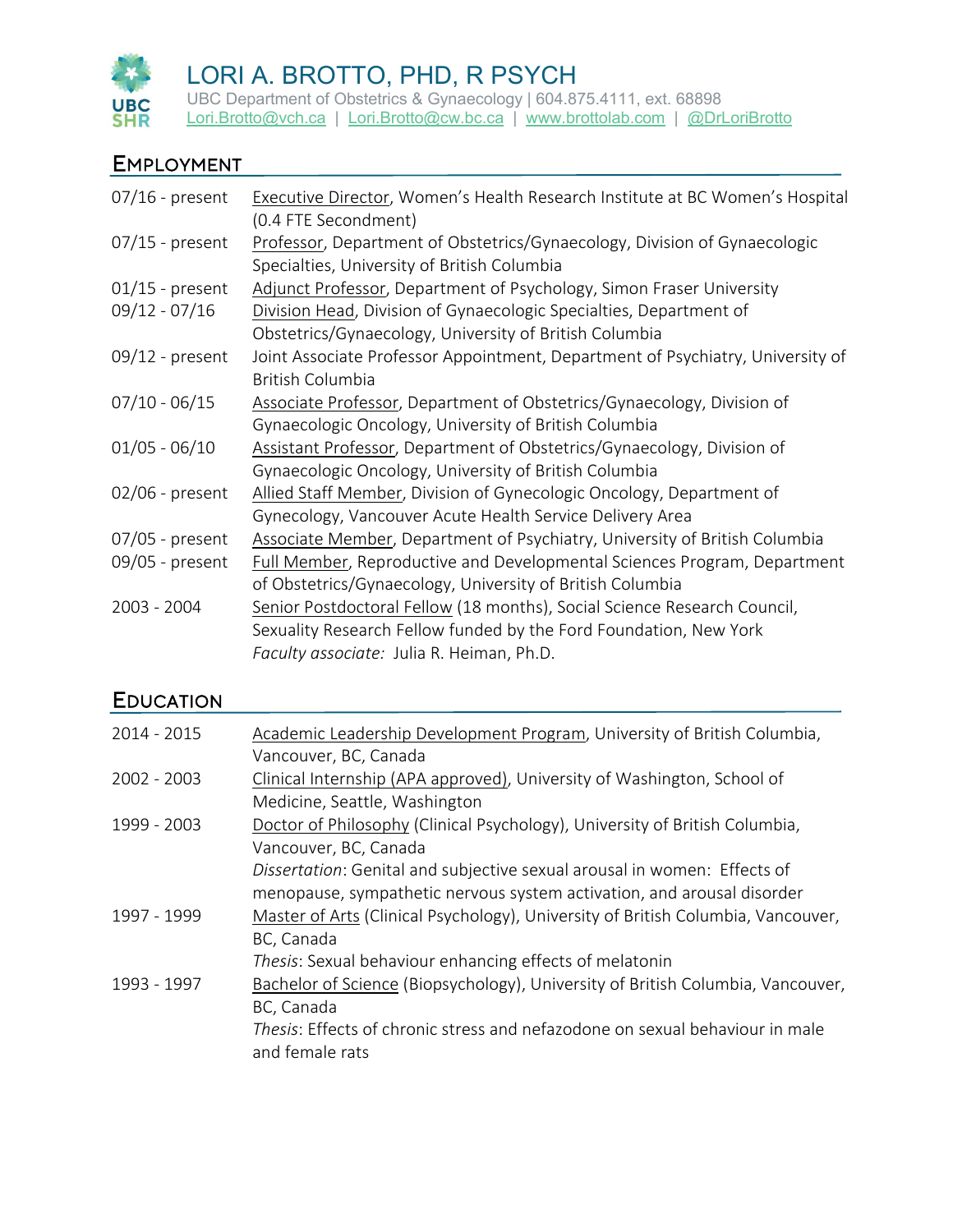# LORI A. BROTTO, PHD, R PSYCH

UBC Department of Obstetrics & Gynaecology | 604.875.4111, ext. 68898
Lori.Brotto@vch.ca | Lori.Brotto@cw.bc.ca | www.brottolab.com | @DrLoriBrotto

## EMPLOYMENT

| | |
|---|---|
| 07/16 - present | Executive Director, Women's Health Research Institute at BC Women's Hospital (0.4 FTE Secondment) |
| 07/15 - present | Professor, Department of Obstetrics/Gynaecology, Division of Gynaecologic Specialties, University of British Columbia |
| 01/15 - present | Adjunct Professor, Department of Psychology, Simon Fraser University |
| 09/12 - 07/16 | Division Head, Division of Gynaecologic Specialties, Department of Obstetrics/Gynaecology, University of British Columbia |
| 09/12 - present | Joint Associate Professor Appointment, Department of Psychiatry, University of British Columbia |
| 07/10 - 06/15 | Associate Professor, Department of Obstetrics/Gynaecology, Division of Gynaecologic Oncology, University of British Columbia |
| 01/05 - 06/10 | Assistant Professor, Department of Obstetrics/Gynaecology, Division of Gynaecologic Oncology, University of British Columbia |
| 02/06 - present | Allied Staff Member, Division of Gynecologic Oncology, Department of Gynecology, Vancouver Acute Health Service Delivery Area |
| 07/05 - present | Associate Member, Department of Psychiatry, University of British Columbia |
| 09/05 - present | Full Member, Reproductive and Developmental Sciences Program, Department of Obstetrics/Gynaecology, University of British Columbia |
| 2003 - 2004 | Senior Postdoctoral Fellow (18 months), Social Science Research Council, Sexuality Research Fellow funded by the Ford Foundation, New York<br>*Faculty associate:* Julia R. Heiman, Ph.D. |

## EDUCATION

| | |
|---|---|
| 2014 - 2015 | Academic Leadership Development Program, University of British Columbia, Vancouver, BC, Canada |
| 2002 - 2003 | Clinical Internship (APA approved), University of Washington, School of Medicine, Seattle, Washington |
| 1999 - 2003 | Doctor of Philosophy (Clinical Psychology), University of British Columbia, Vancouver, BC, Canada<br>*Dissertation*: Genital and subjective sexual arousal in women: Effects of menopause, sympathetic nervous system activation, and arousal disorder |
| 1997 - 1999 | Master of Arts (Clinical Psychology), University of British Columbia, Vancouver, BC, Canada<br>*Thesis*: Sexual behaviour enhancing effects of melatonin |
| 1993 - 1997 | Bachelor of Science (Biopsychology), University of British Columbia, Vancouver, BC, Canada<br>*Thesis*: Effects of chronic stress and nefazodone on sexual behaviour in male and female rats |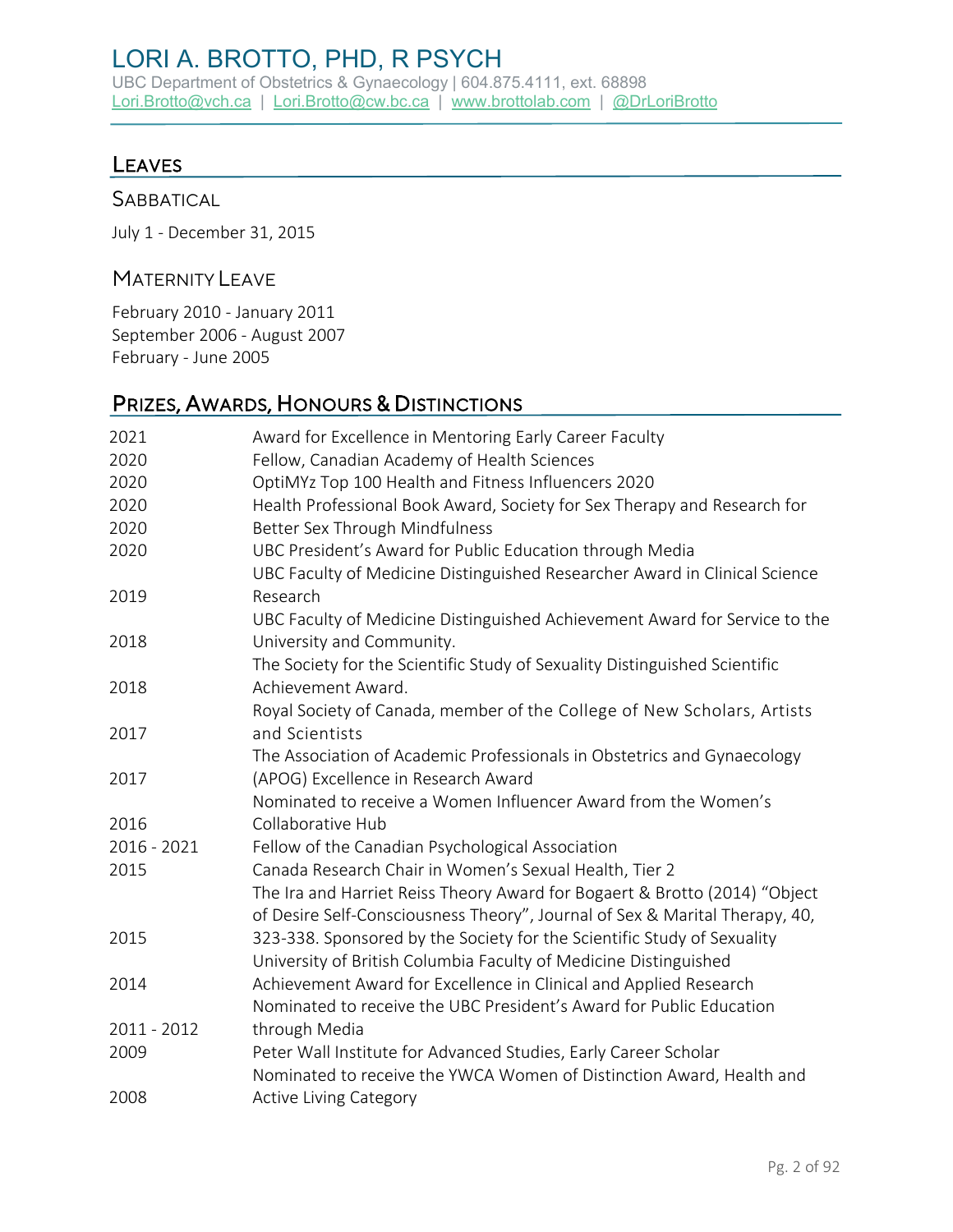## Leaves

### Sabbatical

July 1 - December 31, 2015

### Maternity Leave

February 2010 - January 2011
September 2006 - August 2007
February - June 2005

## Prizes, Awards, Honours & Distinctions

| | |
|---|---|
| 2021 | Award for Excellence in Mentoring Early Career Faculty |
| 2020 | Fellow, Canadian Academy of Health Sciences |
| 2020 | OptiMYz Top 100 Health and Fitness Influencers 2020 |
| 2020 | Health Professional Book Award, Society for Sex Therapy and Research for Better Sex Through Mindfulness |
| 2020 | UBC President's Award for Public Education through Media |
| 2019 | UBC Faculty of Medicine Distinguished Researcher Award in Clinical Science Research |
| 2018 | UBC Faculty of Medicine Distinguished Achievement Award for Service to the University and Community. |
| 2018 | The Society for the Scientific Study of Sexuality Distinguished Scientific Achievement Award. |
| 2017 | Royal Society of Canada, member of the College of New Scholars, Artists and Scientists |
| 2017 | The Association of Academic Professionals in Obstetrics and Gynaecology (APOG) Excellence in Research Award |
| 2016 | Nominated to receive a Women Influencer Award from the Women's Collaborative Hub |
| 2016 - 2021 | Fellow of the Canadian Psychological Association |
| 2015 | Canada Research Chair in Women's Sexual Health, Tier 2 |
| 2015 | The Ira and Harriet Reiss Theory Award for Bogaert & Brotto (2014) "Object of Desire Self-Consciousness Theory", Journal of Sex & Marital Therapy, 40, 323-338. Sponsored by the Society for the Scientific Study of Sexuality |
| 2014 | University of British Columbia Faculty of Medicine Distinguished Achievement Award for Excellence in Clinical and Applied Research |
| 2011 - 2012 | Nominated to receive the UBC President's Award for Public Education through Media |
| 2009 | Peter Wall Institute for Advanced Studies, Early Career Scholar |
| 2008 | Nominated to receive the YWCA Women of Distinction Award, Health and Active Living Category |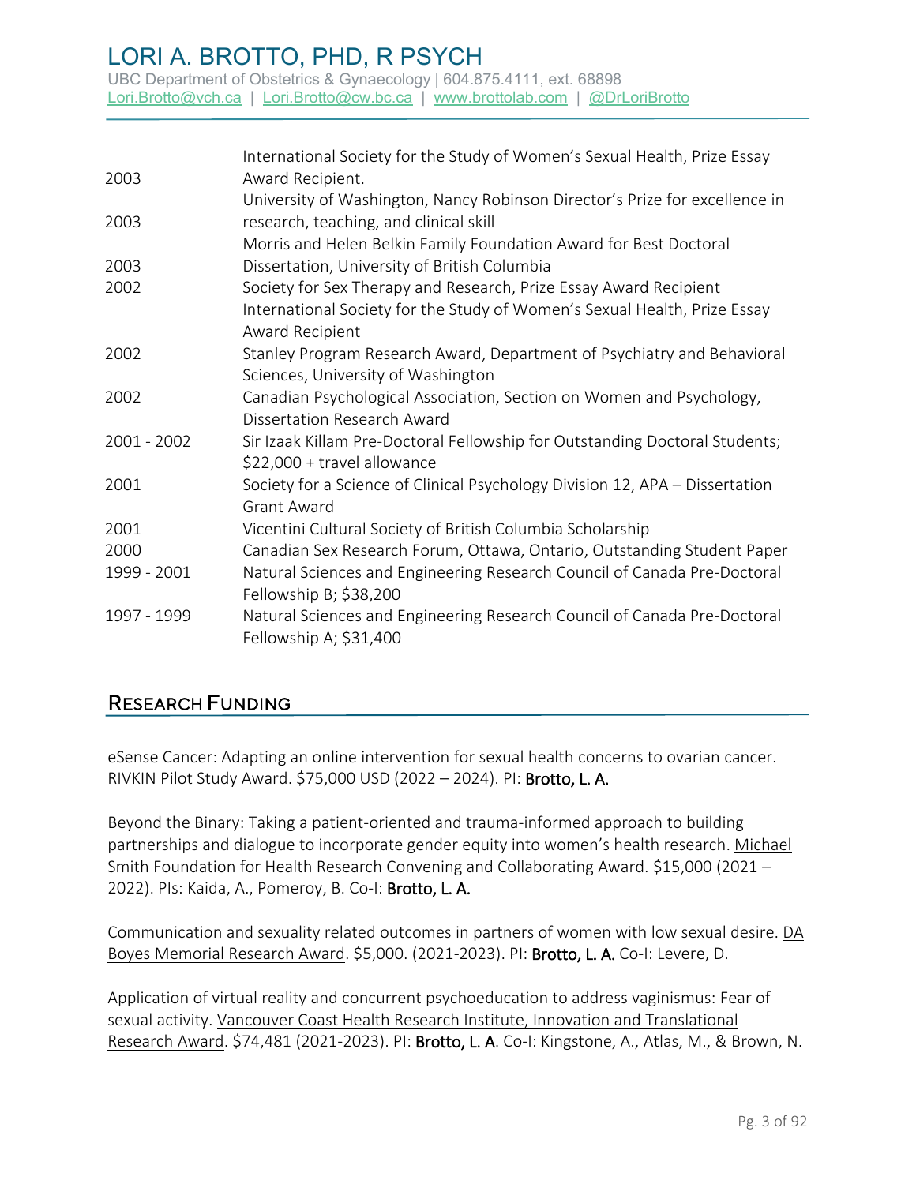| | |
|---|---|
| 2003 | International Society for the Study of Women's Sexual Health, Prize Essay Award Recipient. |
| 2003 | University of Washington, Nancy Robinson Director's Prize for excellence in research, teaching, and clinical skill |
| 2003 | Morris and Helen Belkin Family Foundation Award for Best Doctoral Dissertation, University of British Columbia |
| 2002 | Society for Sex Therapy and Research, Prize Essay Award Recipient<br>International Society for the Study of Women's Sexual Health, Prize Essay Award Recipient |
| 2002 | Stanley Program Research Award, Department of Psychiatry and Behavioral Sciences, University of Washington |
| 2002 | Canadian Psychological Association, Section on Women and Psychology, Dissertation Research Award |
| 2001 - 2002 | Sir Izaak Killam Pre-Doctoral Fellowship for Outstanding Doctoral Students; $22,000 + travel allowance |
| 2001 | Society for a Science of Clinical Psychology Division 12, APA – Dissertation Grant Award |
| 2001 | Vicentini Cultural Society of British Columbia Scholarship |
| 2000 | Canadian Sex Research Forum, Ottawa, Ontario, Outstanding Student Paper |
| 1999 - 2001 | Natural Sciences and Engineering Research Council of Canada Pre-Doctoral Fellowship B; $38,200 |
| 1997 - 1999 | Natural Sciences and Engineering Research Council of Canada Pre-Doctoral Fellowship A; $31,400 |

## Research Funding

eSense Cancer: Adapting an online intervention for sexual health concerns to ovarian cancer. RIVKIN Pilot Study Award. $75,000 USD (2022 – 2024). PI: **Brotto, L. A.**

Beyond the Binary: Taking a patient-oriented and trauma-informed approach to building partnerships and dialogue to incorporate gender equity into women's health research. Michael Smith Foundation for Health Research Convening and Collaborating Award. $15,000 (2021 – 2022). PIs: Kaida, A., Pomeroy, B. Co-I: **Brotto, L. A.**

Communication and sexuality related outcomes in partners of women with low sexual desire. DA Boyes Memorial Research Award. $5,000. (2021-2023). PI: **Brotto, L. A.** Co-I: Levere, D.

Application of virtual reality and concurrent psychoeducation to address vaginismus: Fear of sexual activity. Vancouver Coast Health Research Institute, Innovation and Translational Research Award. $74,481 (2021-2023). PI: **Brotto, L. A**. Co-I: Kingstone, A., Atlas, M., & Brown, N.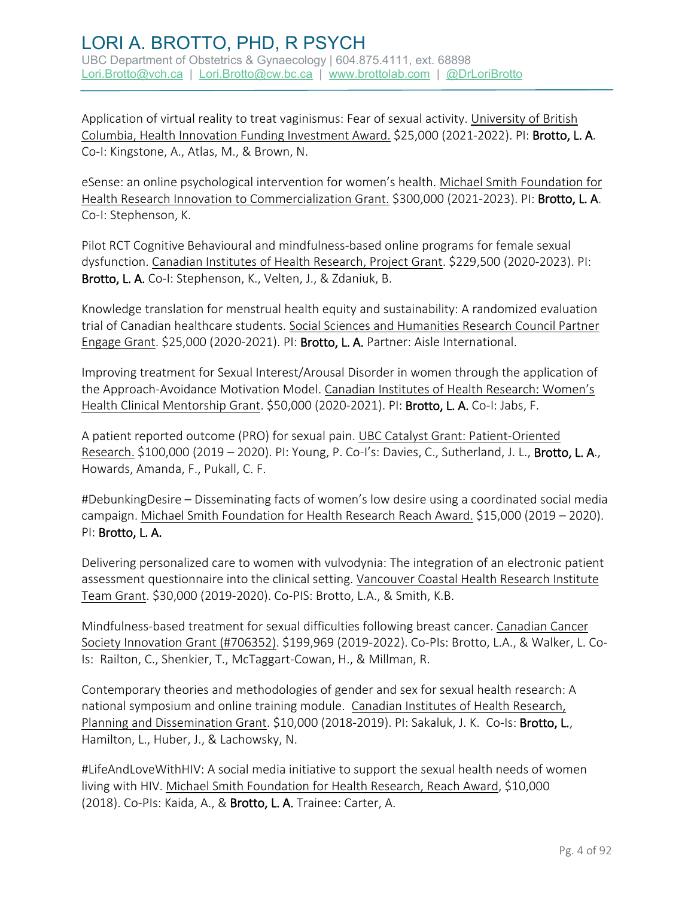Application of virtual reality to treat vaginismus: Fear of sexual activity. University of British Columbia, Health Innovation Funding Investment Award. $25,000 (2021-2022). PI: **Brotto, L. A**. Co-I: Kingstone, A., Atlas, M., & Brown, N.

eSense: an online psychological intervention for women's health. Michael Smith Foundation for Health Research Innovation to Commercialization Grant. $300,000 (2021-2023). PI: **Brotto, L. A**. Co-I: Stephenson, K.

Pilot RCT Cognitive Behavioural and mindfulness-based online programs for female sexual dysfunction. Canadian Institutes of Health Research, Project Grant. $229,500 (2020-2023). PI: **Brotto, L. A.** Co-I: Stephenson, K., Velten, J., & Zdaniuk, B.

Knowledge translation for menstrual health equity and sustainability: A randomized evaluation trial of Canadian healthcare students. Social Sciences and Humanities Research Council Partner Engage Grant. $25,000 (2020-2021). PI: **Brotto, L. A.** Partner: Aisle International.

Improving treatment for Sexual Interest/Arousal Disorder in women through the application of the Approach-Avoidance Motivation Model. Canadian Institutes of Health Research: Women's Health Clinical Mentorship Grant. $50,000 (2020-2021). PI: **Brotto, L. A.** Co-I: Jabs, F.

A patient reported outcome (PRO) for sexual pain. UBC Catalyst Grant: Patient-Oriented Research. $100,000 (2019 – 2020). PI: Young, P. Co-I's: Davies, C., Sutherland, J. L., **Brotto, L. A.**, Howards, Amanda, F., Pukall, C. F.

#DebunkingDesire – Disseminating facts of women's low desire using a coordinated social media campaign. Michael Smith Foundation for Health Research Reach Award. $15,000 (2019 – 2020). PI: **Brotto, L. A.**

Delivering personalized care to women with vulvodynia: The integration of an electronic patient assessment questionnaire into the clinical setting. Vancouver Coastal Health Research Institute Team Grant. $30,000 (2019-2020). Co-PIS: Brotto, L.A., & Smith, K.B.

Mindfulness-based treatment for sexual difficulties following breast cancer. Canadian Cancer Society Innovation Grant (#706352). $199,969 (2019-2022). Co-PIs: Brotto, L.A., & Walker, L. Co-Is: Railton, C., Shenkier, T., McTaggart-Cowan, H., & Millman, R.

Contemporary theories and methodologies of gender and sex for sexual health research: A national symposium and online training module. Canadian Institutes of Health Research, Planning and Dissemination Grant. $10,000 (2018-2019). PI: Sakaluk, J. K. Co-Is: **Brotto, L.**, Hamilton, L., Huber, J., & Lachowsky, N.

#LifeAndLoveWithHIV: A social media initiative to support the sexual health needs of women living with HIV. Michael Smith Foundation for Health Research, Reach Award, $10,000 (2018). Co-PIs: Kaida, A., & **Brotto, L. A.** Trainee: Carter, A.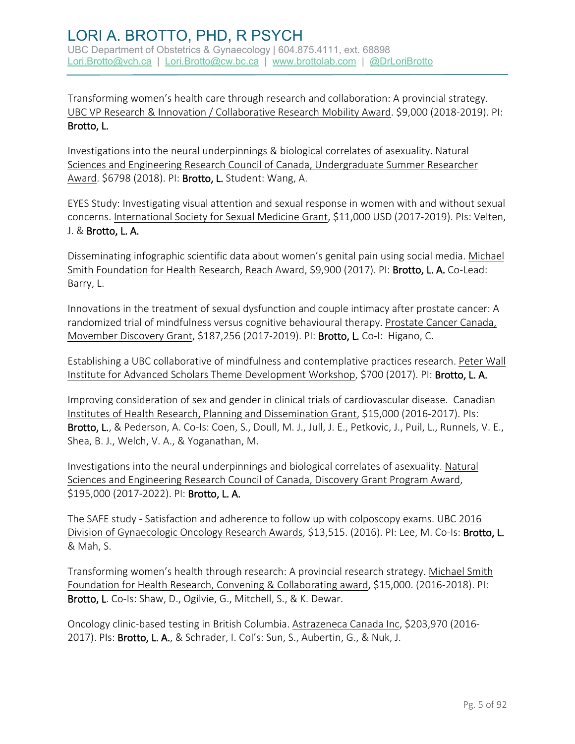Transforming women's health care through research and collaboration: A provincial strategy. UBC VP Research & Innovation / Collaborative Research Mobility Award. $9,000 (2018-2019). PI: **Brotto, L.**

Investigations into the neural underpinnings & biological correlates of asexuality. Natural Sciences and Engineering Research Council of Canada, Undergraduate Summer Researcher Award. $6798 (2018). PI: **Brotto, L.** Student: Wang, A.

EYES Study: Investigating visual attention and sexual response in women with and without sexual concerns. International Society for Sexual Medicine Grant, $11,000 USD (2017-2019). PIs: Velten, J. & **Brotto, L. A.**

Disseminating infographic scientific data about women's genital pain using social media. Michael Smith Foundation for Health Research, Reach Award, $9,900 (2017). PI: **Brotto, L. A.** Co-Lead: Barry, L.

Innovations in the treatment of sexual dysfunction and couple intimacy after prostate cancer: A randomized trial of mindfulness versus cognitive behavioural therapy. Prostate Cancer Canada, Movember Discovery Grant, $187,256 (2017-2019). PI: **Brotto, L.** Co-I: Higano, C.

Establishing a UBC collaborative of mindfulness and contemplative practices research. Peter Wall Institute for Advanced Scholars Theme Development Workshop, $700 (2017). PI: **Brotto, L. A.**

Improving consideration of sex and gender in clinical trials of cardiovascular disease. Canadian Institutes of Health Research, Planning and Dissemination Grant, $15,000 (2016-2017). PIs: **Brotto, L.**, & Pederson, A. Co-Is: Coen, S., Doull, M. J., Jull, J. E., Petkovic, J., Puil, L., Runnels, V. E., Shea, B. J., Welch, V. A., & Yoganathan, M.

Investigations into the neural underpinnings and biological correlates of asexuality. Natural Sciences and Engineering Research Council of Canada, Discovery Grant Program Award, $195,000 (2017-2022). PI: **Brotto, L. A.**

The SAFE study - Satisfaction and adherence to follow up with colposcopy exams. UBC 2016 Division of Gynaecologic Oncology Research Awards, $13,515. (2016). PI: Lee, M. Co-Is: **Brotto, L.** & Mah, S.

Transforming women's health through research: A provincial research strategy. Michael Smith Foundation for Health Research, Convening & Collaborating award, $15,000. (2016-2018). PI: **Brotto, L**. Co-Is: Shaw, D., Ogilvie, G., Mitchell, S., & K. Dewar.

Oncology clinic-based testing in British Columbia. Astrazeneca Canada Inc, $203,970 (2016-2017). PIs: **Brotto, L. A.**, & Schrader, I. CoI's: Sun, S., Aubertin, G., & Nuk, J.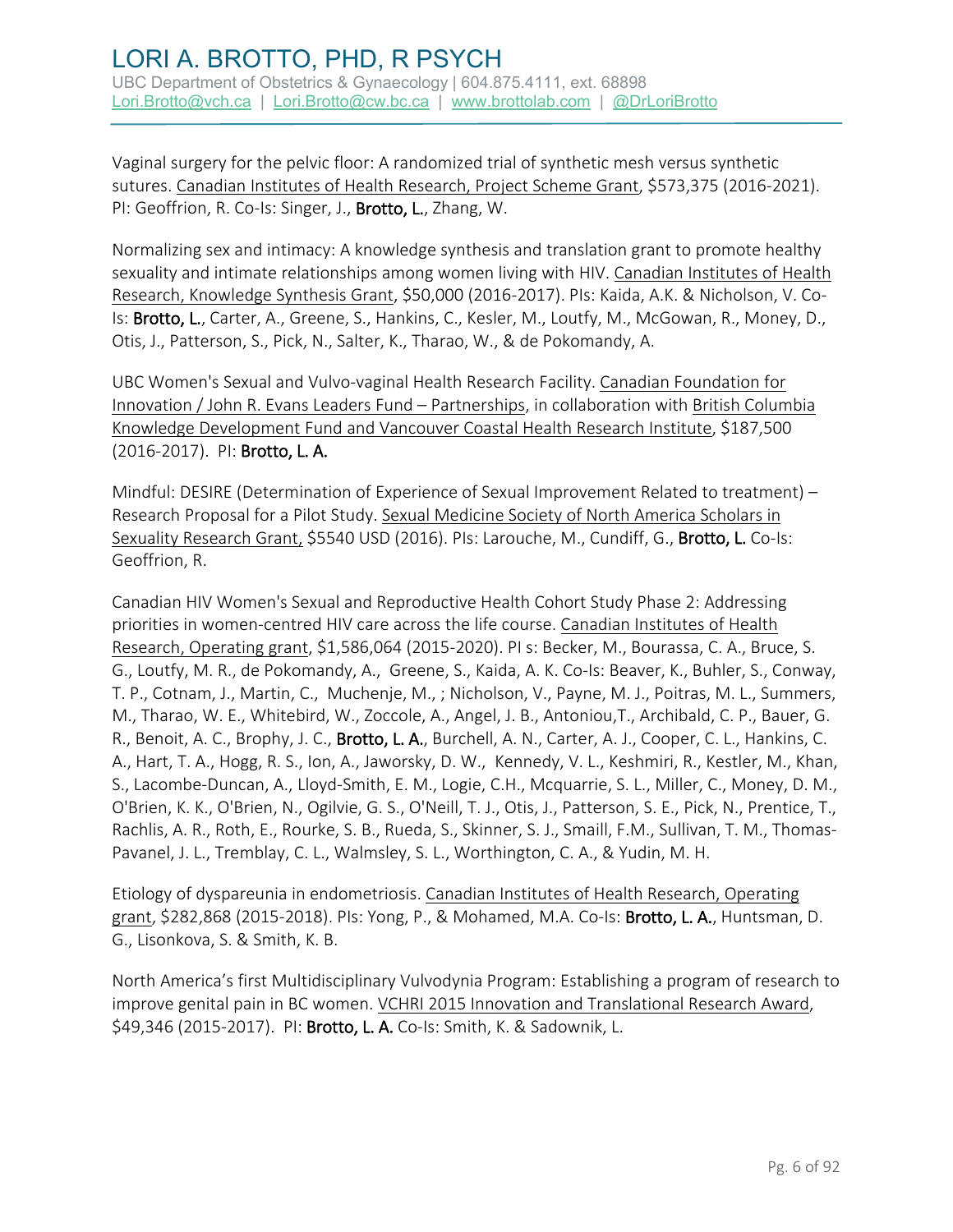Vaginal surgery for the pelvic floor: A randomized trial of synthetic mesh versus synthetic sutures. Canadian Institutes of Health Research, Project Scheme Grant, $573,375 (2016-2021). PI: Geoffrion, R. Co-Is: Singer, J., **Brotto, L.**, Zhang, W.

Normalizing sex and intimacy: A knowledge synthesis and translation grant to promote healthy sexuality and intimate relationships among women living with HIV. Canadian Institutes of Health Research, Knowledge Synthesis Grant, $50,000 (2016-2017). PIs: Kaida, A.K. & Nicholson, V. Co-Is: **Brotto, L.**, Carter, A., Greene, S., Hankins, C., Kesler, M., Loutfy, M., McGowan, R., Money, D., Otis, J., Patterson, S., Pick, N., Salter, K., Tharao, W., & de Pokomandy, A.

UBC Women's Sexual and Vulvo-vaginal Health Research Facility. Canadian Foundation for Innovation / John R. Evans Leaders Fund – Partnerships, in collaboration with British Columbia Knowledge Development Fund and Vancouver Coastal Health Research Institute, $187,500 (2016-2017). PI: **Brotto, L. A.**

Mindful: DESIRE (Determination of Experience of Sexual Improvement Related to treatment) – Research Proposal for a Pilot Study. Sexual Medicine Society of North America Scholars in Sexuality Research Grant, $5540 USD (2016). PIs: Larouche, M., Cundiff, G., **Brotto, L.** Co-Is: Geoffrion, R.

Canadian HIV Women's Sexual and Reproductive Health Cohort Study Phase 2: Addressing priorities in women-centred HIV care across the life course. Canadian Institutes of Health Research, Operating grant, $1,586,064 (2015-2020). PI s: Becker, M., Bourassa, C. A., Bruce, S. G., Loutfy, M. R., de Pokomandy, A., Greene, S., Kaida, A. K. Co-Is: Beaver, K., Buhler, S., Conway, T. P., Cotnam, J., Martin, C., Muchenje, M., ; Nicholson, V., Payne, M. J., Poitras, M. L., Summers, M., Tharao, W. E., Whitebird, W., Zoccole, A., Angel, J. B., Antoniou,T., Archibald, C. P., Bauer, G. R., Benoit, A. C., Brophy, J. C., **Brotto, L. A.**, Burchell, A. N., Carter, A. J., Cooper, C. L., Hankins, C. A., Hart, T. A., Hogg, R. S., Ion, A., Jaworsky, D. W., Kennedy, V. L., Keshmiri, R., Kestler, M., Khan, S., Lacombe-Duncan, A., Lloyd-Smith, E. M., Logie, C.H., Mcquarrie, S. L., Miller, C., Money, D. M., O'Brien, K. K., O'Brien, N., Ogilvie, G. S., O'Neill, T. J., Otis, J., Patterson, S. E., Pick, N., Prentice, T., Rachlis, A. R., Roth, E., Rourke, S. B., Rueda, S., Skinner, S. J., Smaill, F.M., Sullivan, T. M., Thomas-Pavanel, J. L., Tremblay, C. L., Walmsley, S. L., Worthington, C. A., & Yudin, M. H.

Etiology of dyspareunia in endometriosis. Canadian Institutes of Health Research, Operating grant, $282,868 (2015-2018). PIs: Yong, P., & Mohamed, M.A. Co-Is: **Brotto, L. A.**, Huntsman, D. G., Lisonkova, S. & Smith, K. B.

North America's first Multidisciplinary Vulvodynia Program: Establishing a program of research to improve genital pain in BC women. VCHRI 2015 Innovation and Translational Research Award, $49,346 (2015-2017). PI: **Brotto, L. A.** Co-Is: Smith, K. & Sadownik, L.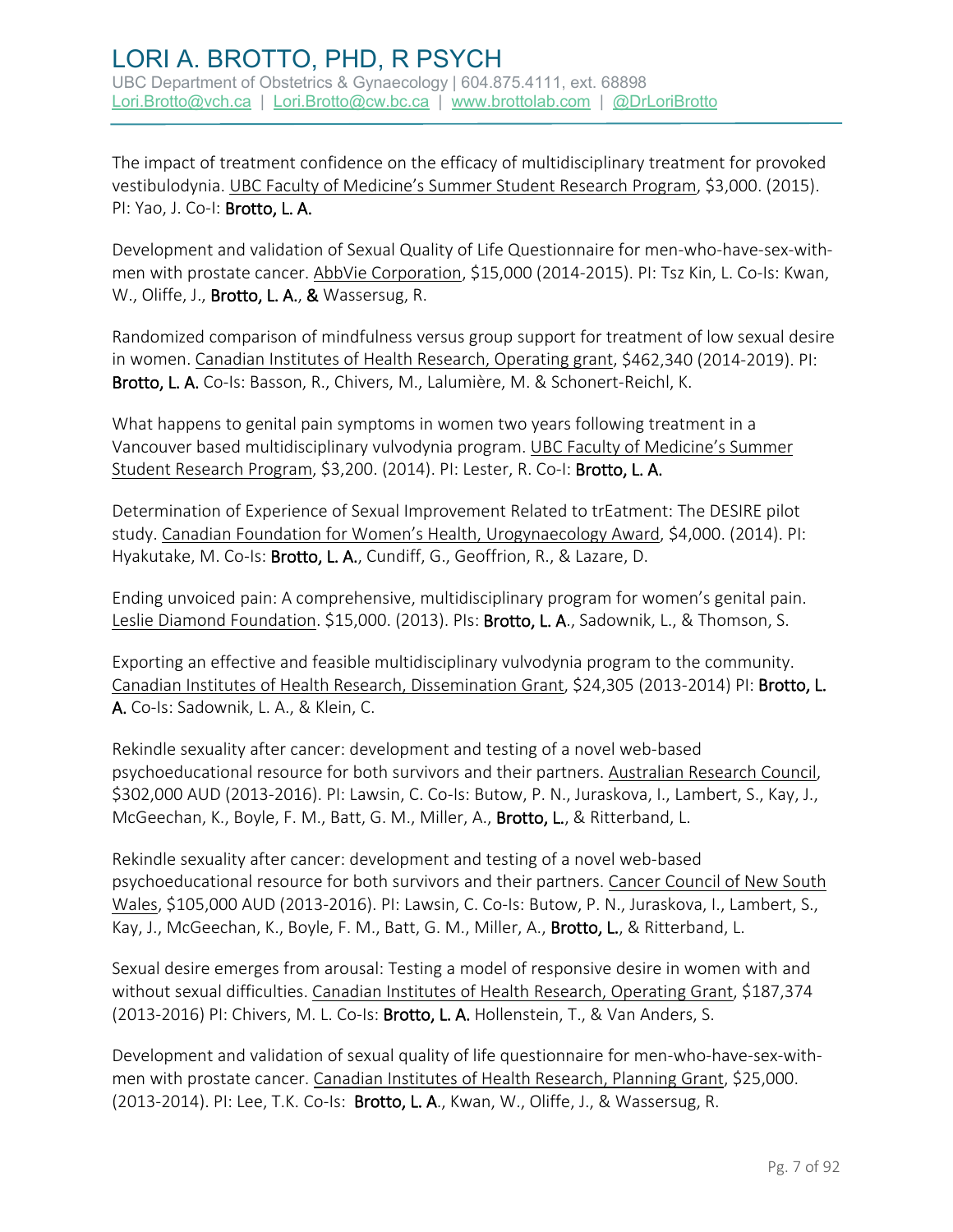The impact of treatment confidence on the efficacy of multidisciplinary treatment for provoked vestibulodynia. UBC Faculty of Medicine's Summer Student Research Program, $3,000. (2015). PI: Yao, J. Co-I: **Brotto, L. A.**

Development and validation of Sexual Quality of Life Questionnaire for men-who-have-sex-with-men with prostate cancer. AbbVie Corporation, $15,000 (2014-2015). PI: Tsz Kin, L. Co-Is: Kwan, W., Oliffe, J., **Brotto, L. A.**, **&** Wassersug, R.

Randomized comparison of mindfulness versus group support for treatment of low sexual desire in women. Canadian Institutes of Health Research, Operating grant, $462,340 (2014-2019). PI: **Brotto, L. A.** Co-Is: Basson, R., Chivers, M., Lalumière, M. & Schonert-Reichl, K.

What happens to genital pain symptoms in women two years following treatment in a Vancouver based multidisciplinary vulvodynia program. UBC Faculty of Medicine's Summer Student Research Program, $3,200. (2014). PI: Lester, R. Co-I: **Brotto, L. A.**

Determination of Experience of Sexual Improvement Related to trEatment: The DESIRE pilot study. Canadian Foundation for Women's Health, Urogynaecology Award, $4,000. (2014). PI: Hyakutake, M. Co-Is: **Brotto, L. A.**, Cundiff, G., Geoffrion, R., & Lazare, D.

Ending unvoiced pain: A comprehensive, multidisciplinary program for women's genital pain. Leslie Diamond Foundation. $15,000. (2013). PIs: **Brotto, L. A**., Sadownik, L., & Thomson, S.

Exporting an effective and feasible multidisciplinary vulvodynia program to the community. Canadian Institutes of Health Research, Dissemination Grant, $24,305 (2013-2014) PI: **Brotto, L. A.** Co-Is: Sadownik, L. A., & Klein, C.

Rekindle sexuality after cancer: development and testing of a novel web-based psychoeducational resource for both survivors and their partners. Australian Research Council, $302,000 AUD (2013-2016). PI: Lawsin, C. Co-Is: Butow, P. N., Juraskova, I., Lambert, S., Kay, J., McGeechan, K., Boyle, F. M., Batt, G. M., Miller, A., **Brotto, L.**, & Ritterband, L.

Rekindle sexuality after cancer: development and testing of a novel web-based psychoeducational resource for both survivors and their partners. Cancer Council of New South Wales, $105,000 AUD (2013-2016). PI: Lawsin, C. Co-Is: Butow, P. N., Juraskova, I., Lambert, S., Kay, J., McGeechan, K., Boyle, F. M., Batt, G. M., Miller, A., **Brotto, L.**, & Ritterband, L.

Sexual desire emerges from arousal: Testing a model of responsive desire in women with and without sexual difficulties. Canadian Institutes of Health Research, Operating Grant, $187,374 (2013-2016) PI: Chivers, M. L. Co-Is: **Brotto, L. A.** Hollenstein, T., & Van Anders, S.

Development and validation of sexual quality of life questionnaire for men-who-have-sex-with-men with prostate cancer. Canadian Institutes of Health Research, Planning Grant, $25,000. (2013-2014). PI: Lee, T.K. Co-Is: **Brotto, L. A**., Kwan, W., Oliffe, J., & Wassersug, R.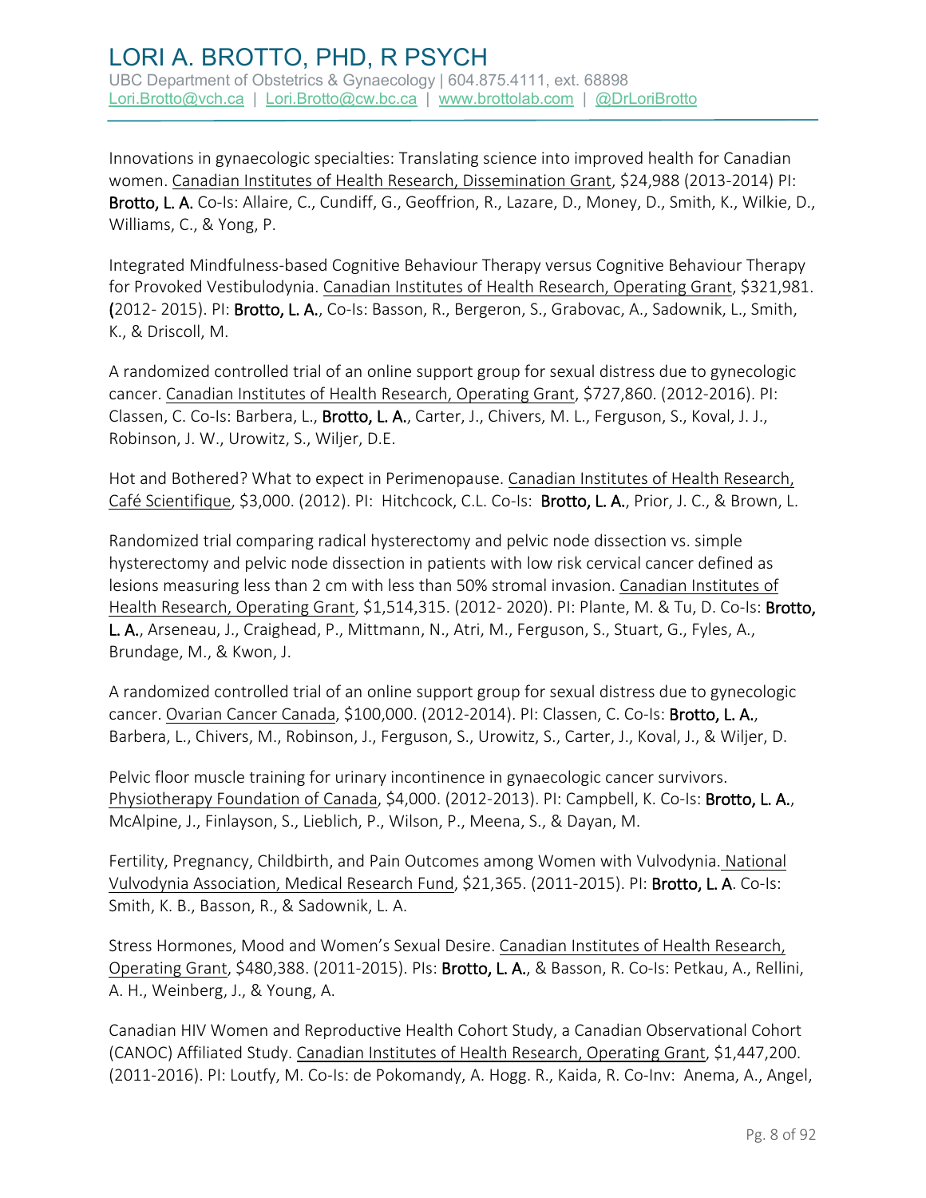Innovations in gynaecologic specialties: Translating science into improved health for Canadian women. Canadian Institutes of Health Research, Dissemination Grant, $24,988 (2013-2014) PI: **Brotto, L. A.** Co-Is: Allaire, C., Cundiff, G., Geoffrion, R., Lazare, D., Money, D., Smith, K., Wilkie, D., Williams, C., & Yong, P.

Integrated Mindfulness-based Cognitive Behaviour Therapy versus Cognitive Behaviour Therapy for Provoked Vestibulodynia. Canadian Institutes of Health Research, Operating Grant, $321,981. (2012- 2015). PI: **Brotto, L. A.**, Co-Is: Basson, R., Bergeron, S., Grabovac, A., Sadownik, L., Smith, K., & Driscoll, M.

A randomized controlled trial of an online support group for sexual distress due to gynecologic cancer. Canadian Institutes of Health Research, Operating Grant, $727,860. (2012-2016). PI: Classen, C. Co-Is: Barbera, L., **Brotto, L. A.**, Carter, J., Chivers, M. L., Ferguson, S., Koval, J. J., Robinson, J. W., Urowitz, S., Wiljer, D.E.

Hot and Bothered? What to expect in Perimenopause. Canadian Institutes of Health Research, Café Scientifique, $3,000. (2012). PI: Hitchcock, C.L. Co-Is: **Brotto, L. A.**, Prior, J. C., & Brown, L.

Randomized trial comparing radical hysterectomy and pelvic node dissection vs. simple hysterectomy and pelvic node dissection in patients with low risk cervical cancer defined as lesions measuring less than 2 cm with less than 50% stromal invasion. Canadian Institutes of Health Research, Operating Grant, $1,514,315. (2012- 2020). PI: Plante, M. & Tu, D. Co-Is: **Brotto, L. A.**, Arseneau, J., Craighead, P., Mittmann, N., Atri, M., Ferguson, S., Stuart, G., Fyles, A., Brundage, M., & Kwon, J.

A randomized controlled trial of an online support group for sexual distress due to gynecologic cancer. Ovarian Cancer Canada, $100,000. (2012-2014). PI: Classen, C. Co-Is: **Brotto, L. A.**, Barbera, L., Chivers, M., Robinson, J., Ferguson, S., Urowitz, S., Carter, J., Koval, J., & Wiljer, D.

Pelvic floor muscle training for urinary incontinence in gynaecologic cancer survivors. Physiotherapy Foundation of Canada, $4,000. (2012-2013). PI: Campbell, K. Co-Is: **Brotto, L. A.**, McAlpine, J., Finlayson, S., Lieblich, P., Wilson, P., Meena, S., & Dayan, M.

Fertility, Pregnancy, Childbirth, and Pain Outcomes among Women with Vulvodynia. National Vulvodynia Association, Medical Research Fund, $21,365. (2011-2015). PI: **Brotto, L. A**. Co-Is: Smith, K. B., Basson, R., & Sadownik, L. A.

Stress Hormones, Mood and Women's Sexual Desire. Canadian Institutes of Health Research, Operating Grant, $480,388. (2011-2015). PIs: **Brotto, L. A.**, & Basson, R. Co-Is: Petkau, A., Rellini, A. H., Weinberg, J., & Young, A.

Canadian HIV Women and Reproductive Health Cohort Study, a Canadian Observational Cohort (CANOC) Affiliated Study. Canadian Institutes of Health Research, Operating Grant, $1,447,200. (2011-2016). PI: Loutfy, M. Co-Is: de Pokomandy, A. Hogg. R., Kaida, R. Co-Inv: Anema, A., Angel,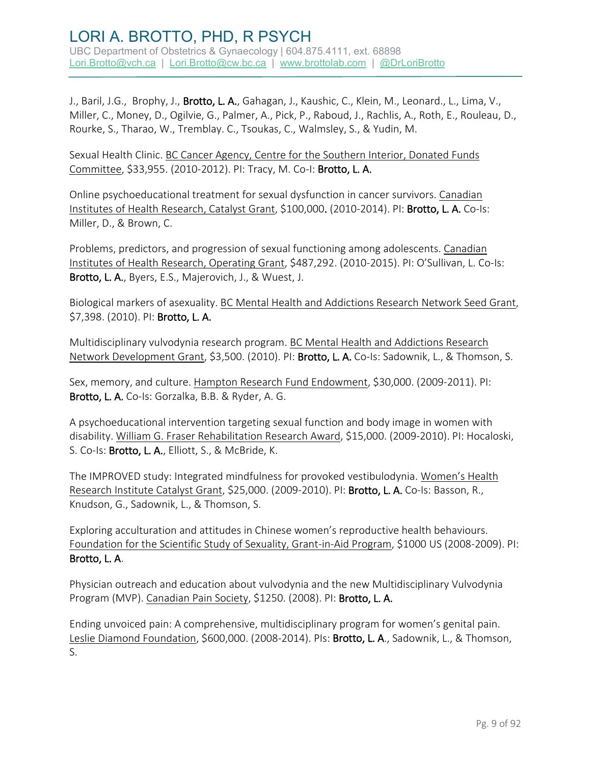J., Baril, J.G., Brophy, J., **Brotto, L. A.**, Gahagan, J., Kaushic, C., Klein, M., Leonard., L., Lima, V., Miller, C., Money, D., Ogilvie, G., Palmer, A., Pick, P., Raboud, J., Rachlis, A., Roth, E., Rouleau, D., Rourke, S., Tharao, W., Tremblay. C., Tsoukas, C., Walmsley, S., & Yudin, M.

Sexual Health Clinic. BC Cancer Agency, Centre for the Southern Interior, Donated Funds Committee, $33,955. (2010-2012). PI: Tracy, M. Co-I: **Brotto, L. A.**

Online psychoeducational treatment for sexual dysfunction in cancer survivors. Canadian Institutes of Health Research, Catalyst Grant, $100,000**.** (2010-2014). PI: **Brotto, L. A.** Co-Is: Miller, D., & Brown, C.

Problems, predictors, and progression of sexual functioning among adolescents. Canadian Institutes of Health Research, Operating Grant, $487,292. (2010-2015). PI: O'Sullivan, L. Co-Is: **Brotto, L. A.**, Byers, E.S., Majerovich, J., & Wuest, J.

Biological markers of asexuality. BC Mental Health and Addictions Research Network Seed Grant, $7,398. (2010). PI: **Brotto, L. A.**

Multidisciplinary vulvodynia research program. BC Mental Health and Addictions Research Network Development Grant, $3,500. (2010). PI: **Brotto, L. A.** Co-Is: Sadownik, L., & Thomson, S.

Sex, memory, and culture. Hampton Research Fund Endowment, $30,000. (2009-2011). PI: **Brotto, L. A.** Co-Is: Gorzalka, B.B. & Ryder, A. G.

A psychoeducational intervention targeting sexual function and body image in women with disability. William G. Fraser Rehabilitation Research Award, $15,000. (2009-2010). PI: Hocaloski, S. Co-Is: **Brotto, L. A.**, Elliott, S., & McBride, K.

The IMPROVED study: Integrated mindfulness for provoked vestibulodynia. Women's Health Research Institute Catalyst Grant, $25,000. (2009-2010). PI: **Brotto, L. A.** Co-Is: Basson, R., Knudson, G., Sadownik, L., & Thomson, S.

Exploring acculturation and attitudes in Chinese women's reproductive health behaviours. Foundation for the Scientific Study of Sexuality, Grant-in-Aid Program, $1000 US (2008-2009). PI: **Brotto, L. A**.

Physician outreach and education about vulvodynia and the new Multidisciplinary Vulvodynia Program (MVP). Canadian Pain Society, $1250. (2008). PI: **Brotto, L. A.**

Ending unvoiced pain: A comprehensive, multidisciplinary program for women's genital pain. Leslie Diamond Foundation, $600,000. (2008-2014). PIs: **Brotto, L. A**., Sadownik, L., & Thomson, S.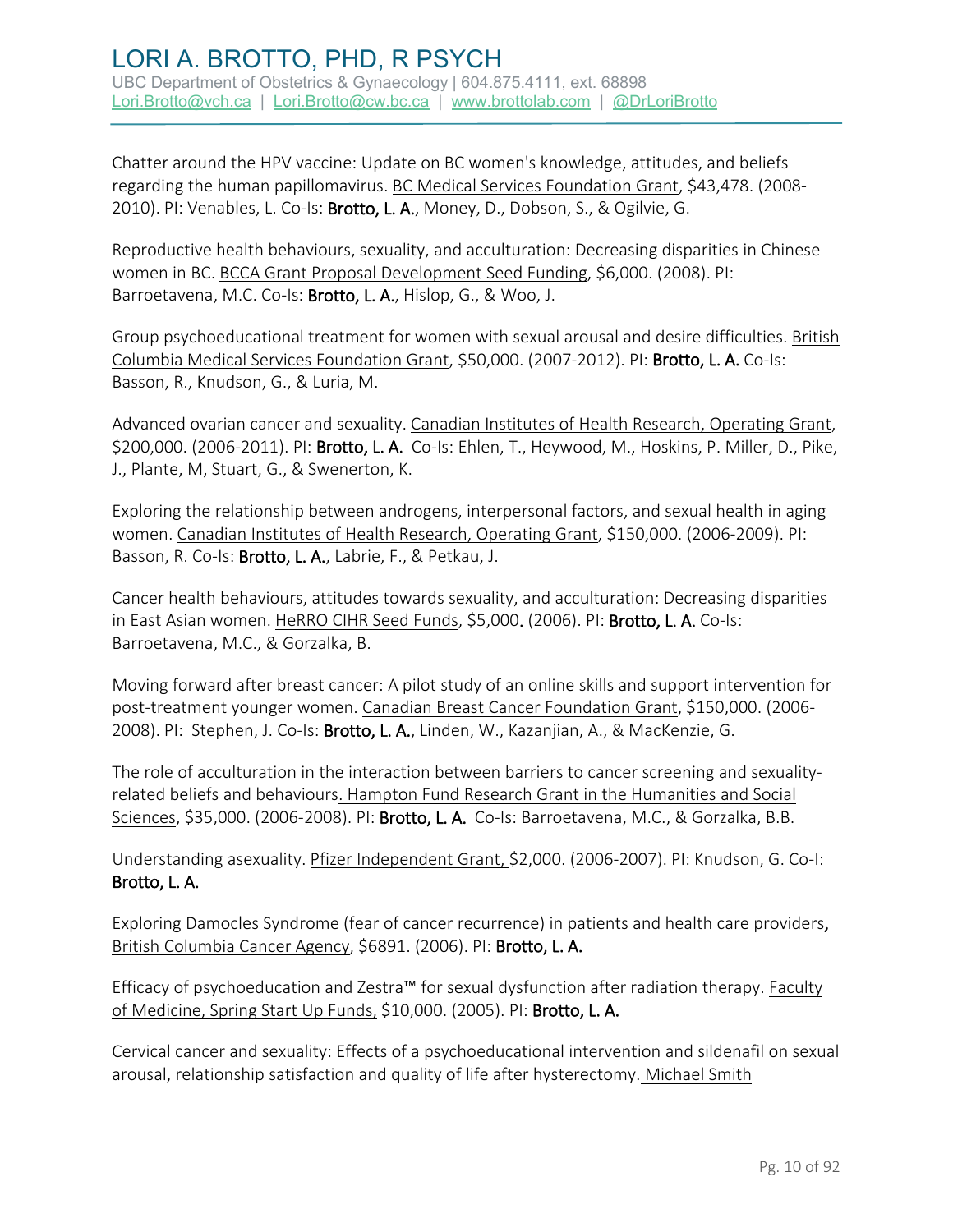Chatter around the HPV vaccine: Update on BC women's knowledge, attitudes, and beliefs regarding the human papillomavirus. BC Medical Services Foundation Grant, $43,478. (2008-2010). PI: Venables, L. Co-Is: **Brotto, L. A.**, Money, D., Dobson, S., & Ogilvie, G.

Reproductive health behaviours, sexuality, and acculturation: Decreasing disparities in Chinese women in BC. BCCA Grant Proposal Development Seed Funding, $6,000. (2008). PI: Barroetavena, M.C. Co-Is: **Brotto, L. A.**, Hislop, G., & Woo, J.

Group psychoeducational treatment for women with sexual arousal and desire difficulties. British Columbia Medical Services Foundation Grant, $50,000. (2007-2012). PI: **Brotto, L. A.** Co-Is: Basson, R., Knudson, G., & Luria, M.

Advanced ovarian cancer and sexuality. Canadian Institutes of Health Research, Operating Grant, $200,000. (2006-2011). PI: **Brotto, L. A.** Co-Is: Ehlen, T., Heywood, M., Hoskins, P. Miller, D., Pike, J., Plante, M, Stuart, G., & Swenerton, K.

Exploring the relationship between androgens, interpersonal factors, and sexual health in aging women. Canadian Institutes of Health Research, Operating Grant, $150,000. (2006-2009). PI: Basson, R. Co-Is: **Brotto, L. A.**, Labrie, F., & Petkau, J.

Cancer health behaviours, attitudes towards sexuality, and acculturation: Decreasing disparities in East Asian women. HeRRO CIHR Seed Funds, $5,000. (2006). PI: **Brotto, L. A.** Co-Is: Barroetavena, M.C., & Gorzalka, B.

Moving forward after breast cancer: A pilot study of an online skills and support intervention for post-treatment younger women. Canadian Breast Cancer Foundation Grant, $150,000. (2006-2008). PI: Stephen, J. Co-Is: **Brotto, L. A.**, Linden, W., Kazanjian, A., & MacKenzie, G.

The role of acculturation in the interaction between barriers to cancer screening and sexuality-related beliefs and behaviours. Hampton Fund Research Grant in the Humanities and Social Sciences, $35,000. (2006-2008). PI: **Brotto, L. A.** Co-Is: Barroetavena, M.C., & Gorzalka, B.B.

Understanding asexuality. Pfizer Independent Grant, $2,000. (2006-2007). PI: Knudson, G. Co-I: **Brotto, L. A.**

Exploring Damocles Syndrome (fear of cancer recurrence) in patients and health care providers, British Columbia Cancer Agency, $6891. (2006). PI: **Brotto, L. A.**

Efficacy of psychoeducation and Zestra™ for sexual dysfunction after radiation therapy. Faculty of Medicine, Spring Start Up Funds, $10,000. (2005). PI: **Brotto, L. A.**

Cervical cancer and sexuality: Effects of a psychoeducational intervention and sildenafil on sexual arousal, relationship satisfaction and quality of life after hysterectomy. Michael Smith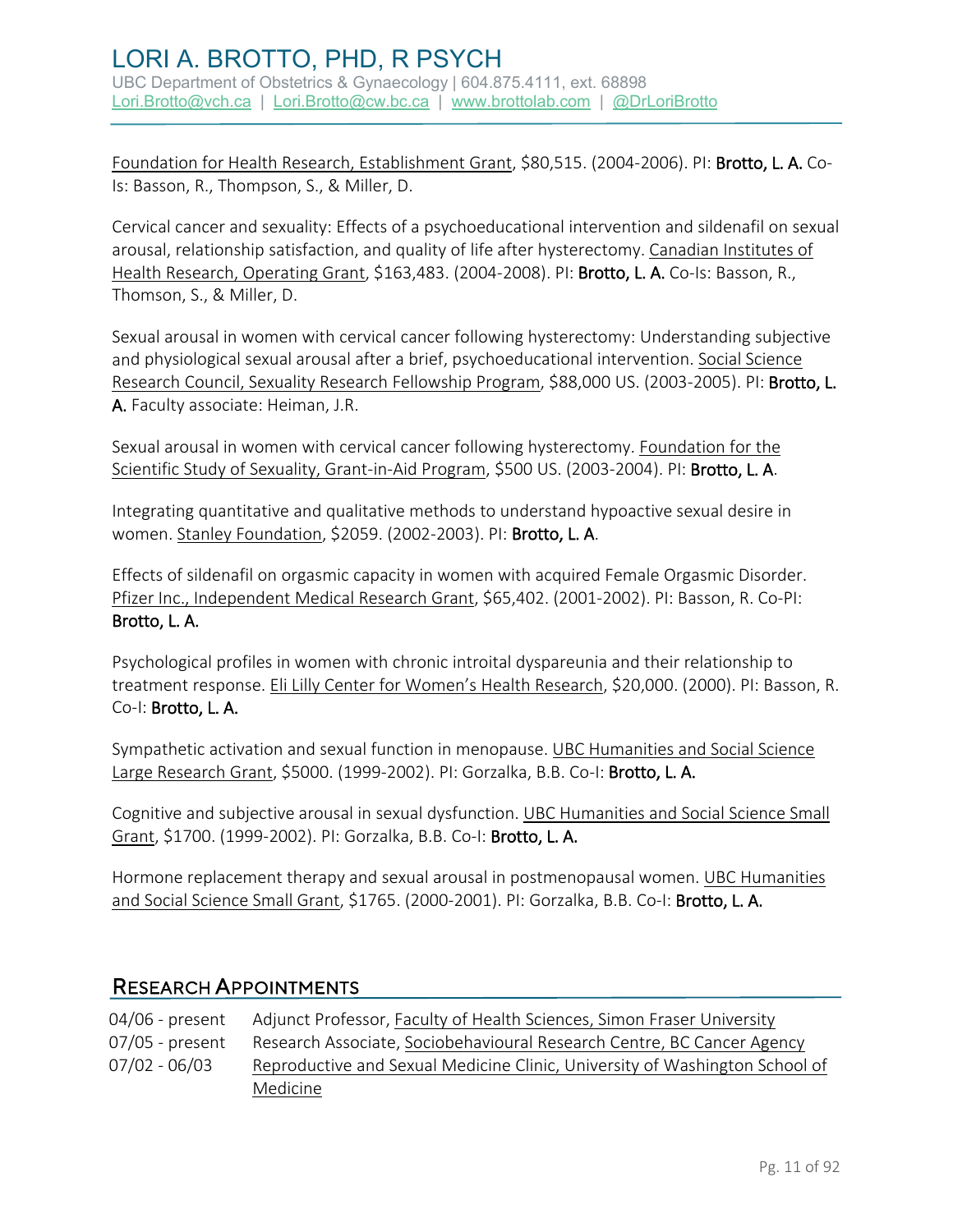Foundation for Health Research, Establishment Grant, $80,515. (2004-2006). PI: **Brotto, L. A.** Co-Is: Basson, R., Thompson, S., & Miller, D.

Cervical cancer and sexuality: Effects of a psychoeducational intervention and sildenafil on sexual arousal, relationship satisfaction, and quality of life after hysterectomy. Canadian Institutes of Health Research, Operating Grant, $163,483. (2004-2008). PI: **Brotto, L. A.** Co-Is: Basson, R., Thomson, S., & Miller, D.

Sexual arousal in women with cervical cancer following hysterectomy: Understanding subjective and physiological sexual arousal after a brief, psychoeducational intervention. Social Science Research Council, Sexuality Research Fellowship Program, $88,000 US. (2003-2005). PI: **Brotto, L. A.** Faculty associate: Heiman, J.R.

Sexual arousal in women with cervical cancer following hysterectomy. Foundation for the Scientific Study of Sexuality, Grant-in-Aid Program, $500 US. (2003-2004). PI: **Brotto, L. A**.

Integrating quantitative and qualitative methods to understand hypoactive sexual desire in women. Stanley Foundation, $2059. (2002-2003). PI: **Brotto, L. A**.

Effects of sildenafil on orgasmic capacity in women with acquired Female Orgasmic Disorder. Pfizer Inc., Independent Medical Research Grant, $65,402. (2001-2002). PI: Basson, R. Co-PI: **Brotto, L. A.**

Psychological profiles in women with chronic introital dyspareunia and their relationship to treatment response. Eli Lilly Center for Women's Health Research, $20,000. (2000). PI: Basson, R. Co-I: **Brotto, L. A.**

Sympathetic activation and sexual function in menopause. UBC Humanities and Social Science Large Research Grant, $5000. (1999-2002). PI: Gorzalka, B.B. Co-I: **Brotto, L. A.**

Cognitive and subjective arousal in sexual dysfunction. UBC Humanities and Social Science Small Grant, $1700. (1999-2002). PI: Gorzalka, B.B. Co-I: **Brotto, L. A.**

Hormone replacement therapy and sexual arousal in postmenopausal women. UBC Humanities and Social Science Small Grant, $1765. (2000-2001). PI: Gorzalka, B.B. Co-I: **Brotto, L. A.**

## Research Appointments

| | |
|---|---|
| 04/06 - present | Adjunct Professor, Faculty of Health Sciences, Simon Fraser University |
| 07/05 - present | Research Associate, Sociobehavioural Research Centre, BC Cancer Agency |
| 07/02 - 06/03 | Reproductive and Sexual Medicine Clinic, University of Washington School of Medicine |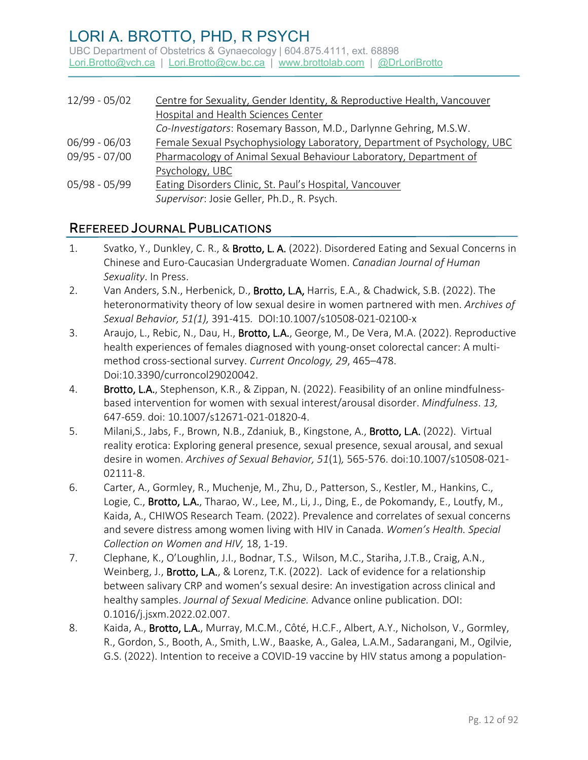| | |
|---|---|
| 12/99 - 05/02 | Centre for Sexuality, Gender Identity, & Reproductive Health, Vancouver Hospital and Health Sciences Center<br>*Co-Investigators*: Rosemary Basson, M.D., Darlynne Gehring, M.S.W. |
| 06/99 - 06/03 | Female Sexual Psychophysiology Laboratory, Department of Psychology, UBC |
| 09/95 - 07/00 | Pharmacology of Animal Sexual Behaviour Laboratory, Department of Psychology, UBC |
| 05/98 - 05/99 | Eating Disorders Clinic, St. Paul's Hospital, Vancouver<br>*Supervisor*: Josie Geller, Ph.D., R. Psych. |

## Refereed Journal Publications

1. Svatko, Y., Dunkley, C. R., & **Brotto, L. A.** (2022). Disordered Eating and Sexual Concerns in Chinese and Euro-Caucasian Undergraduate Women. *Canadian Journal of Human Sexuality*. In Press.
2. Van Anders, S.N., Herbenick, D., **Brotto, L.A,** Harris, E.A., & Chadwick, S.B. (2022). The heteronormativity theory of low sexual desire in women partnered with men. *Archives of Sexual Behavior, 51(1),* 391-415. DOI:10.1007/s10508-021-02100-x
3. Araujo, L., Rebic, N., Dau, H., **Brotto, L.A.**, George, M., De Vera, M.A. (2022). Reproductive health experiences of females diagnosed with young-onset colorectal cancer: A multi-method cross-sectional survey. *Current Oncology, 29*, 465–478. Doi:10.3390/curroncol29020042.
4. **Brotto, L.A.**, Stephenson, K.R., & Zippan, N. (2022). Feasibility of an online mindfulness-based intervention for women with sexual interest/arousal disorder. *Mindfulness*. *13,* 647-659. doi: 10.1007/s12671-021-01820-4.
5. Milani,S., Jabs, F., Brown, N.B., Zdaniuk, B., Kingstone, A., **Brotto, L.A.** (2022). Virtual reality erotica: Exploring general presence, sexual presence, sexual arousal, and sexual desire in women. *Archives of Sexual Behavior, 51*(1)*,* 565-576. doi:10.1007/s10508-021-02111-8.
6. Carter, A., Gormley, R., Muchenje, M., Zhu, D., Patterson, S., Kestler, M., Hankins, C., Logie, C., **Brotto, L.A.**, Tharao, W., Lee, M., Li, J., Ding, E., de Pokomandy, E., Loutfy, M., Kaida, A., CHIWOS Research Team. (2022). Prevalence and correlates of sexual concerns and severe distress among women living with HIV in Canada. *Women's Health. Special Collection on Women and HIV,* 18, 1-19.
7. Clephane, K., O'Loughlin, J.I., Bodnar, T.S., Wilson, M.C., Stariha, J.T.B., Craig, A.N., Weinberg, J., **Brotto, L.A.**, & Lorenz, T.K. (2022). Lack of evidence for a relationship between salivary CRP and women's sexual desire: An investigation across clinical and healthy samples. *Journal of Sexual Medicine.* Advance online publication. DOI: 0.1016/j.jsxm.2022.02.007.
8. Kaida, A., **Brotto, L.A.**, Murray, M.C.M., Côté, H.C.F., Albert, A.Y., Nicholson, V., Gormley, R., Gordon, S., Booth, A., Smith, L.W., Baaske, A., Galea, L.A.M., Sadarangani, M., Ogilvie, G.S. (2022). Intention to receive a COVID-19 vaccine by HIV status among a population-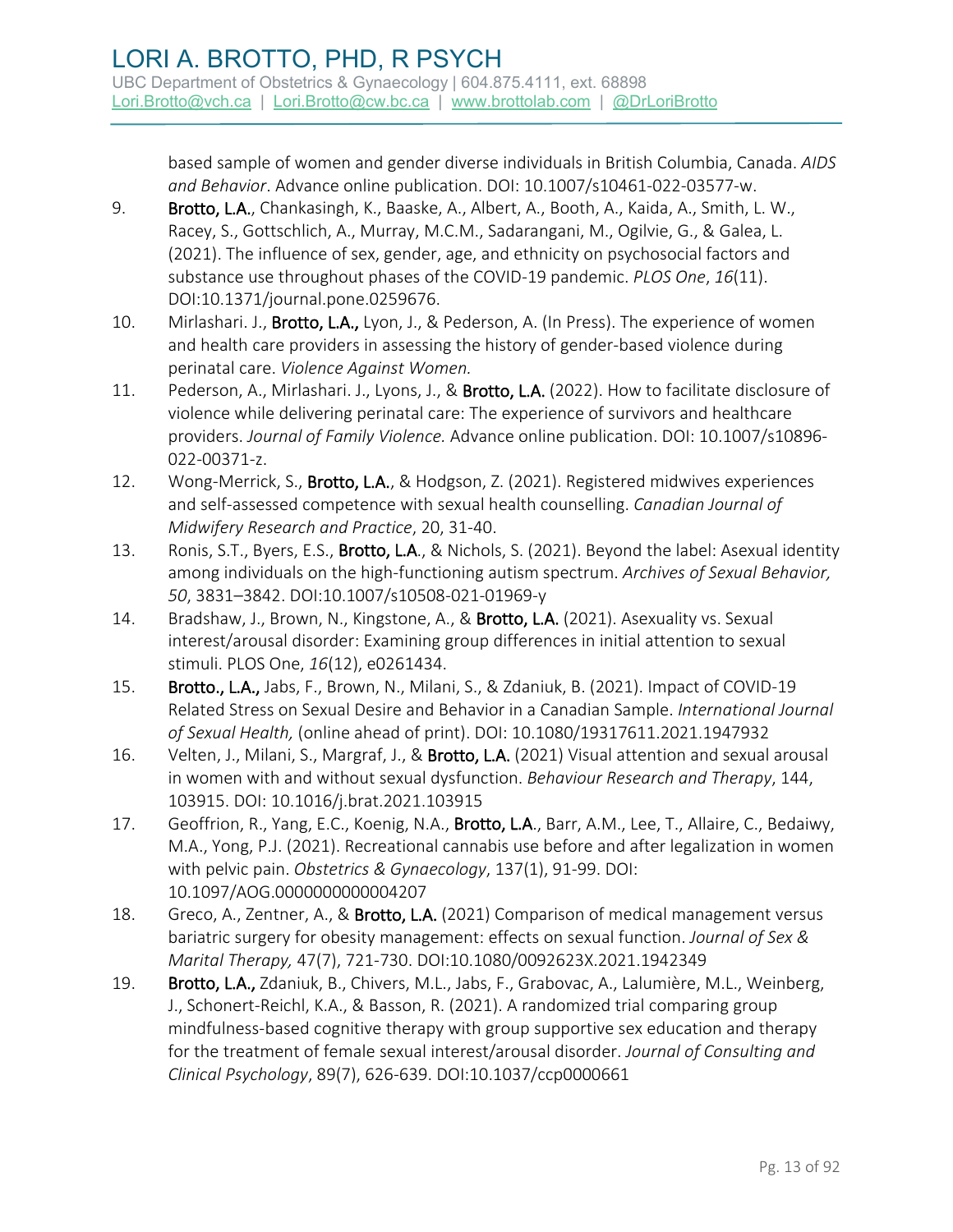based sample of women and gender diverse individuals in British Columbia, Canada. *AIDS and Behavior*. Advance online publication. DOI: 10.1007/s10461-022-03577-w.

9. **Brotto, L.A.**, Chankasingh, K., Baaske, A., Albert, A., Booth, A., Kaida, A., Smith, L. W., Racey, S., Gottschlich, A., Murray, M.C.M., Sadarangani, M., Ogilvie, G., & Galea, L. (2021). The influence of sex, gender, age, and ethnicity on psychosocial factors and substance use throughout phases of the COVID-19 pandemic. *PLOS One*, *16*(11). DOI:10.1371/journal.pone.0259676.
10. Mirlashari. J., **Brotto, L.A.,** Lyon, J., & Pederson, A. (In Press). The experience of women and health care providers in assessing the history of gender-based violence during perinatal care. *Violence Against Women.*
11. Pederson, A., Mirlashari. J., Lyons, J., & **Brotto, L.A.** (2022). How to facilitate disclosure of violence while delivering perinatal care: The experience of survivors and healthcare providers. *Journal of Family Violence.* Advance online publication. DOI: 10.1007/s10896-022-00371-z.
12. Wong-Merrick, S., **Brotto, L.A.**, & Hodgson, Z. (2021). Registered midwives experiences and self-assessed competence with sexual health counselling. *Canadian Journal of Midwifery Research and Practice*, 20, 31-40.
13. Ronis, S.T., Byers, E.S., **Brotto, L.A**., & Nichols, S. (2021). Beyond the label: Asexual identity among individuals on the high-functioning autism spectrum. *Archives of Sexual Behavior, 50*, 3831–3842. DOI:10.1007/s10508-021-01969-y
14. Bradshaw, J., Brown, N., Kingstone, A., & **Brotto, L.A.** (2021). Asexuality vs. Sexual interest/arousal disorder: Examining group differences in initial attention to sexual stimuli. PLOS One, *16*(12), e0261434.
15. **Brotto., L.A.,** Jabs, F., Brown, N., Milani, S., & Zdaniuk, B. (2021). Impact of COVID-19 Related Stress on Sexual Desire and Behavior in a Canadian Sample. *International Journal of Sexual Health,* (online ahead of print). DOI: 10.1080/19317611.2021.1947932
16. Velten, J., Milani, S., Margraf, J., & **Brotto, L.A.** (2021) Visual attention and sexual arousal in women with and without sexual dysfunction. *Behaviour Research and Therapy*, 144, 103915. DOI: 10.1016/j.brat.2021.103915
17. Geoffrion, R., Yang, E.C., Koenig, N.A., **Brotto, L.A**., Barr, A.M., Lee, T., Allaire, C., Bedaiwy, M.A., Yong, P.J. (2021). Recreational cannabis use before and after legalization in women with pelvic pain. *Obstetrics & Gynaecology*, 137(1), 91-99. DOI: 10.1097/AOG.0000000000004207
18. Greco, A., Zentner, A., & **Brotto, L.A.** (2021) Comparison of medical management versus bariatric surgery for obesity management: effects on sexual function. *Journal of Sex & Marital Therapy,* 47(7), 721-730. DOI:10.1080/0092623X.2021.1942349
19. **Brotto, L.A.,** Zdaniuk, B., Chivers, M.L., Jabs, F., Grabovac, A., Lalumière, M.L., Weinberg, J., Schonert-Reichl, K.A., & Basson, R. (2021). A randomized trial comparing group mindfulness-based cognitive therapy with group supportive sex education and therapy for the treatment of female sexual interest/arousal disorder. *Journal of Consulting and Clinical Psychology*, 89(7), 626-639. DOI:10.1037/ccp0000661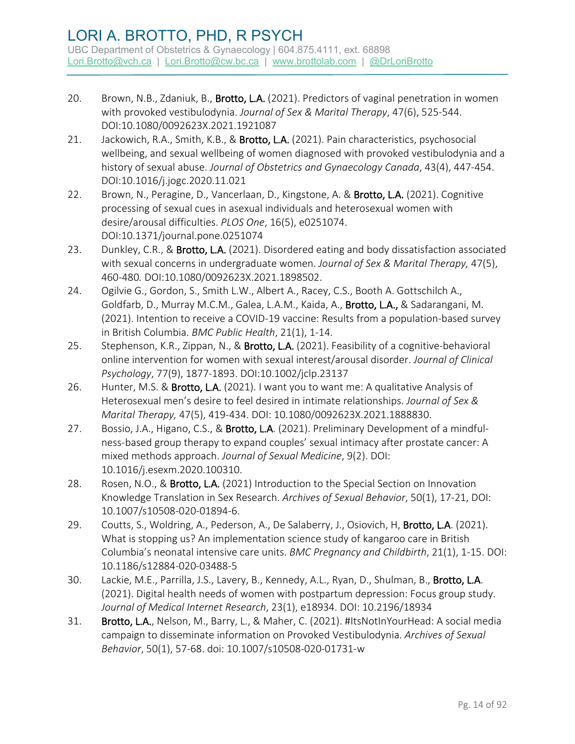20. Brown, N.B., Zdaniuk, B., **Brotto, L.A.** (2021). Predictors of vaginal penetration in women with provoked vestibulodynia. *Journal of Sex & Marital Therapy*, 47(6), 525-544. DOI:10.1080/0092623X.2021.1921087
21. Jackowich, R.A., Smith, K.B., & **Brotto, L.A.** (2021). Pain characteristics, psychosocial wellbeing, and sexual wellbeing of women diagnosed with provoked vestibulodynia and a history of sexual abuse. *Journal of Obstetrics and Gynaecology Canada*, 43(4), 447-454. DOI:10.1016/j.jogc.2020.11.021
22. Brown, N., Peragine, D., Vancerlaan, D., Kingstone, A. & **Brotto, L.A.** (2021). Cognitive processing of sexual cues in asexual individuals and heterosexual women with desire/arousal difficulties. *PLOS One*, 16(5), e0251074. DOI:10.1371/journal.pone.0251074
23. Dunkley, C.R., & **Brotto, L.A.** (2021). Disordered eating and body dissatisfaction associated with sexual concerns in undergraduate women. *Journal of Sex & Marital Therapy,* 47(5), 460-480*.* DOI:10.1080/0092623X.2021.1898502.
24. Ogilvie G., Gordon, S., Smith L.W., Albert A., Racey, C.S., Booth A. Gottschilch A., Goldfarb, D., Murray M.C.M., Galea, L.A.M., Kaida, A., **Brotto, L.A.,** & Sadarangani, M. (2021). Intention to receive a COVID-19 vaccine: Results from a population-based survey in British Columbia. *BMC Public Health*, 21(1), 1-14.
25. Stephenson, K.R., Zippan, N., & **Brotto, L.A.** (2021). Feasibility of a cognitive-behavioral online intervention for women with sexual interest/arousal disorder. *Journal of Clinical Psychology*, 77(9), 1877-1893. DOI:10.1002/jclp.23137
26. Hunter, M.S. & **Brotto, L.A.** (2021). I want you to want me: A qualitative Analysis of Heterosexual men's desire to feel desired in intimate relationships. *Journal of Sex & Marital Therapy,* 47(5), 419-434. DOI: 10.1080/0092623X.2021.1888830.
27. Bossio, J.A., Higano, C.S., & **Brotto, L.A**. (2021). Preliminary Development of a mindful-ness-based group therapy to expand couples' sexual intimacy after prostate cancer: A mixed methods approach. *Journal of Sexual Medicine*, 9(2). DOI: 10.1016/j.esexm.2020.100310.
28. Rosen, N.O., & **Brotto, L.A.** (2021) Introduction to the Special Section on Innovation Knowledge Translation in Sex Research. *Archives of Sexual Behavior*, 50(1), 17-21, DOI: 10.1007/s10508-020-01894-6.
29. Coutts, S., Woldring, A., Pederson, A., De Salaberry, J., Osiovich, H, **Brotto, L.A**. (2021). What is stopping us? An implementation science study of kangaroo care in British Columbia's neonatal intensive care units. *BMC Pregnancy and Childbirth*, 21(1), 1-15. DOI: 10.1186/s12884-020-03488-5
30. Lackie, M.E., Parrilla, J.S., Lavery, B., Kennedy, A.L., Ryan, D., Shulman, B., **Brotto, L.A**. (2021). Digital health needs of women with postpartum depression: Focus group study. *Journal of Medical Internet Research*, 23(1), e18934. DOI: 10.2196/18934
31. **Brotto, L.A.**, Nelson, M., Barry, L., & Maher, C. (2021). #ItsNotInYourHead: A social media campaign to disseminate information on Provoked Vestibulodynia. *Archives of Sexual Behavior*, 50(1), 57-68. doi: 10.1007/s10508-020-01731-w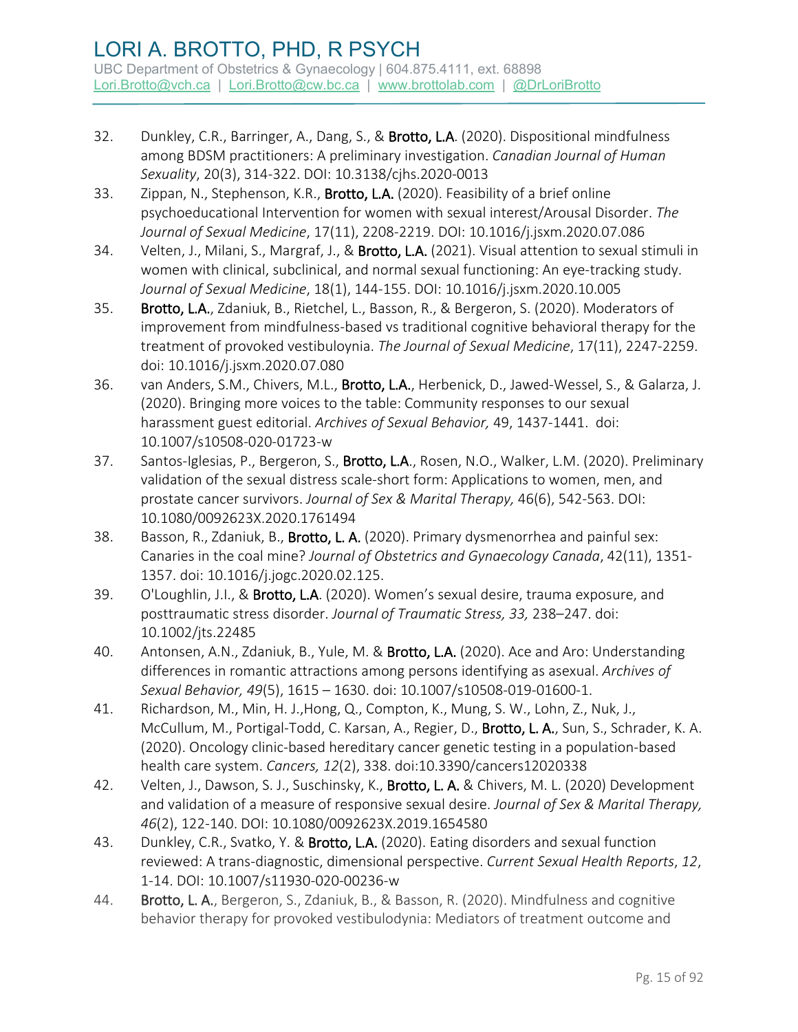32. Dunkley, C.R., Barringer, A., Dang, S., & **Brotto, L.A**. (2020). Dispositional mindfulness among BDSM practitioners: A preliminary investigation. *Canadian Journal of Human Sexuality*, 20(3), 314-322. DOI: 10.3138/cjhs.2020-0013
33. Zippan, N., Stephenson, K.R., **Brotto, L.A.** (2020). Feasibility of a brief online psychoeducational Intervention for women with sexual interest/Arousal Disorder. *The Journal of Sexual Medicine*, 17(11), 2208-2219. DOI: 10.1016/j.jsxm.2020.07.086
34. Velten, J., Milani, S., Margraf, J., & **Brotto, L.A.** (2021). Visual attention to sexual stimuli in women with clinical, subclinical, and normal sexual functioning: An eye-tracking study. *Journal of Sexual Medicine*, 18(1), 144-155. DOI: 10.1016/j.jsxm.2020.10.005
35. **Brotto, L.A.**, Zdaniuk, B., Rietchel, L., Basson, R., & Bergeron, S. (2020). Moderators of improvement from mindfulness-based vs traditional cognitive behavioral therapy for the treatment of provoked vestibuloynia. *The Journal of Sexual Medicine*, 17(11), 2247-2259. doi: 10.1016/j.jsxm.2020.07.080
36. van Anders, S.M., Chivers, M.L., **Brotto, L.A.**, Herbenick, D., Jawed-Wessel, S., & Galarza, J. (2020). Bringing more voices to the table: Community responses to our sexual harassment guest editorial. *Archives of Sexual Behavior,* 49, 1437-1441. doi: 10.1007/s10508-020-01723-w
37. Santos-Iglesias, P., Bergeron, S., **Brotto, L.A**., Rosen, N.O., Walker, L.M. (2020). Preliminary validation of the sexual distress scale-short form: Applications to women, men, and prostate cancer survivors. *Journal of Sex & Marital Therapy,* 46(6), 542-563. DOI: 10.1080/0092623X.2020.1761494
38. Basson, R., Zdaniuk, B., **Brotto, L. A.** (2020). Primary dysmenorrhea and painful sex: Canaries in the coal mine? *Journal of Obstetrics and Gynaecology Canada*, 42(11), 1351-1357. doi: 10.1016/j.jogc.2020.02.125.
39. O'Loughlin, J.I., & **Brotto, L.A**. (2020). Women's sexual desire, trauma exposure, and posttraumatic stress disorder. *Journal of Traumatic Stress, 33,* 238–247. doi: 10.1002/jts.22485
40. Antonsen, A.N., Zdaniuk, B., Yule, M. & **Brotto, L.A.** (2020). Ace and Aro: Understanding differences in romantic attractions among persons identifying as asexual. *Archives of Sexual Behavior, 49*(5), 1615 – 1630. doi: 10.1007/s10508-019-01600-1.
41. Richardson, M., Min, H. J.,Hong, Q., Compton, K., Mung, S. W., Lohn, Z., Nuk, J., McCullum, M., Portigal-Todd, C. Karsan, A., Regier, D., **Brotto, L. A.**, Sun, S., Schrader, K. A. (2020). Oncology clinic-based hereditary cancer genetic testing in a population-based health care system. *Cancers, 12*(2), 338. doi:10.3390/cancers12020338
42. Velten, J., Dawson, S. J., Suschinsky, K., **Brotto, L. A.** & Chivers, M. L. (2020) Development and validation of a measure of responsive sexual desire. *Journal of Sex & Marital Therapy, 46*(2), 122-140. DOI: 10.1080/0092623X.2019.1654580
43. Dunkley, C.R., Svatko, Y. & **Brotto, L.A.** (2020). Eating disorders and sexual function reviewed: A trans-diagnostic, dimensional perspective. *Current Sexual Health Reports*, *12*, 1-14. DOI: 10.1007/s11930-020-00236-w
44. **Brotto, L. A.**, Bergeron, S., Zdaniuk, B., & Basson, R. (2020). Mindfulness and cognitive behavior therapy for provoked vestibulodynia: Mediators of treatment outcome and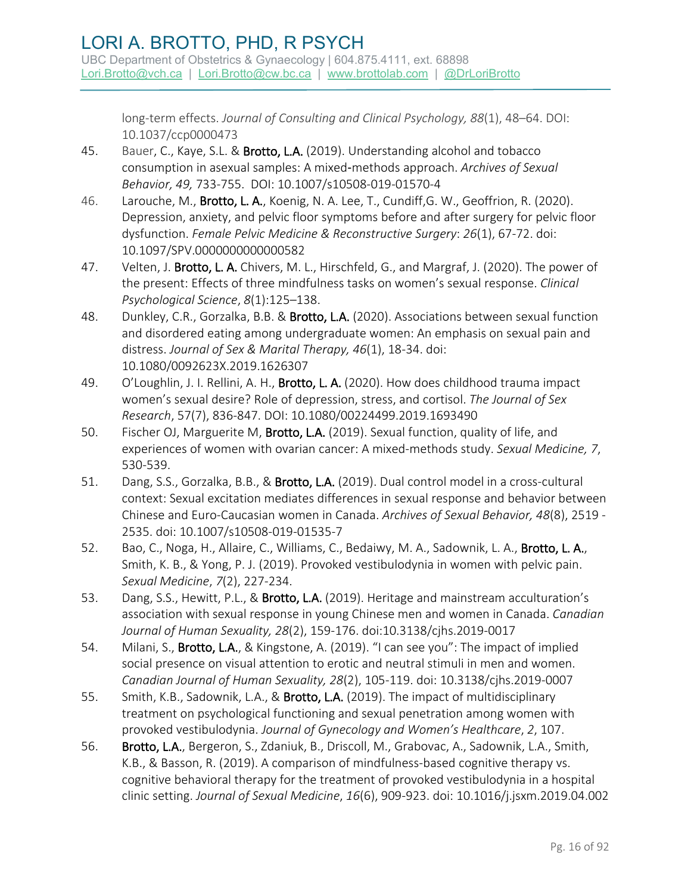long-term effects. *Journal of Consulting and Clinical Psychology, 88*(1), 48–64. DOI: 10.1037/ccp0000473

45. Bauer, C., Kaye, S.L. & **Brotto, L.A.** (2019). Understanding alcohol and tobacco consumption in asexual samples: A mixed-methods approach. *Archives of Sexual Behavior, 49,* 733-755. DOI: 10.1007/s10508-019-01570-4
46. Larouche, M., **Brotto, L. A.**, Koenig, N. A. Lee, T., Cundiff,G. W., Geoffrion, R. (2020). Depression, anxiety, and pelvic floor symptoms before and after surgery for pelvic floor dysfunction. *Female Pelvic Medicine & Reconstructive Surgery*: *26*(1), 67-72. doi: 10.1097/SPV.0000000000000582
47. Velten, J. **Brotto, L. A.** Chivers, M. L., Hirschfeld, G., and Margraf, J. (2020). The power of the present: Effects of three mindfulness tasks on women's sexual response. *Clinical Psychological Science*, *8*(1):125–138.
48. Dunkley, C.R., Gorzalka, B.B. & **Brotto, L.A.** (2020). Associations between sexual function and disordered eating among undergraduate women: An emphasis on sexual pain and distress. *Journal of Sex & Marital Therapy, 46*(1), 18-34. doi: 10.1080/0092623X.2019.1626307
49. O'Loughlin, J. I. Rellini, A. H., **Brotto, L. A.** (2020). How does childhood trauma impact women's sexual desire? Role of depression, stress, and cortisol. *The Journal of Sex Research*, 57(7), 836-847. DOI: 10.1080/00224499.2019.1693490
50. Fischer OJ, Marguerite M, **Brotto, L.A.** (2019). Sexual function, quality of life, and experiences of women with ovarian cancer: A mixed-methods study. *Sexual Medicine, 7*, 530-539.
51. Dang, S.S., Gorzalka, B.B., & **Brotto, L.A.** (2019). Dual control model in a cross-cultural context: Sexual excitation mediates differences in sexual response and behavior between Chinese and Euro-Caucasian women in Canada. *Archives of Sexual Behavior, 48*(8), 2519 - 2535. doi: 10.1007/s10508-019-01535-7
52. Bao, C., Noga, H., Allaire, C., Williams, C., Bedaiwy, M. A., Sadownik, L. A., **Brotto, L. A.**, Smith, K. B., & Yong, P. J. (2019). Provoked vestibulodynia in women with pelvic pain. *Sexual Medicine*, *7*(2), 227-234.
53. Dang, S.S., Hewitt, P.L., & **Brotto, L.A.** (2019). Heritage and mainstream acculturation's association with sexual response in young Chinese men and women in Canada. *Canadian Journal of Human Sexuality, 28*(2), 159-176. doi:10.3138/cjhs.2019-0017
54. Milani, S., **Brotto, L.A.**, & Kingstone, A. (2019). "I can see you": The impact of implied social presence on visual attention to erotic and neutral stimuli in men and women. *Canadian Journal of Human Sexuality, 28*(2), 105-119. doi: 10.3138/cjhs.2019-0007
55. Smith, K.B., Sadownik, L.A., & **Brotto, L.A.** (2019). The impact of multidisciplinary treatment on psychological functioning and sexual penetration among women with provoked vestibulodynia. *Journal of Gynecology and Women's Healthcare*, *2*, 107.
56. **Brotto, L.A.**, Bergeron, S., Zdaniuk, B., Driscoll, M., Grabovac, A., Sadownik, L.A., Smith, K.B., & Basson, R. (2019). A comparison of mindfulness-based cognitive therapy vs. cognitive behavioral therapy for the treatment of provoked vestibulodynia in a hospital clinic setting. *Journal of Sexual Medicine*, *16*(6), 909-923. doi: 10.1016/j.jsxm.2019.04.002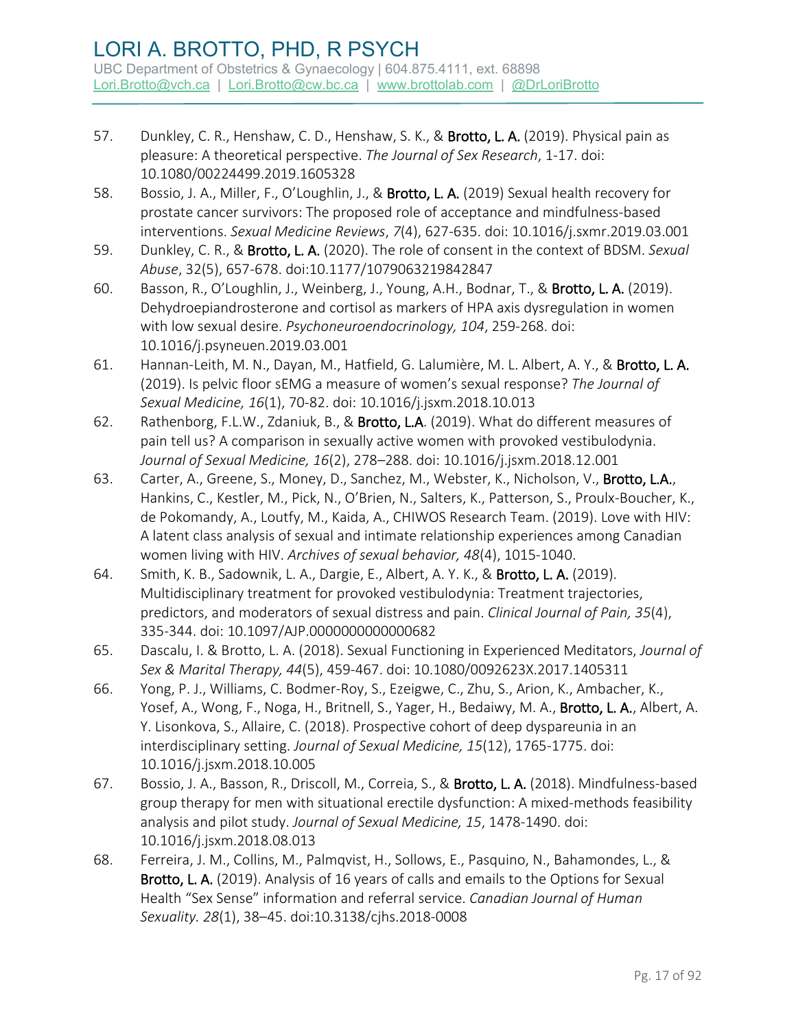57. Dunkley, C. R., Henshaw, C. D., Henshaw, S. K., & **Brotto, L. A.** (2019). Physical pain as pleasure: A theoretical perspective. *The Journal of Sex Research*, 1-17. doi: 10.1080/00224499.2019.1605328
58. Bossio, J. A., Miller, F., O'Loughlin, J., & **Brotto, L. A.** (2019) Sexual health recovery for prostate cancer survivors: The proposed role of acceptance and mindfulness-based interventions. *Sexual Medicine Reviews*, *7*(4), 627-635. doi: 10.1016/j.sxmr.2019.03.001
59. Dunkley, C. R., & **Brotto, L. A.** (2020). The role of consent in the context of BDSM. *Sexual Abuse*, 32(5), 657-678. doi:10.1177/1079063219842847
60. Basson, R., O'Loughlin, J., Weinberg, J., Young, A.H., Bodnar, T., & **Brotto, L. A.** (2019). Dehydroepiandrosterone and cortisol as markers of HPA axis dysregulation in women with low sexual desire. *Psychoneuroendocrinology, 104*, 259-268. doi: 10.1016/j.psyneuen.2019.03.001
61. Hannan-Leith, M. N., Dayan, M., Hatfield, G. Lalumière, M. L. Albert, A. Y., & **Brotto, L. A.** (2019). Is pelvic floor sEMG a measure of women's sexual response? *The Journal of Sexual Medicine, 16*(1), 70-82. doi: 10.1016/j.jsxm.2018.10.013
62. Rathenborg, F.L.W., Zdaniuk, B., & **Brotto, L.A**. (2019). What do different measures of pain tell us? A comparison in sexually active women with provoked vestibulodynia. *Journal of Sexual Medicine, 16*(2), 278–288. doi: 10.1016/j.jsxm.2018.12.001
63. Carter, A., Greene, S., Money, D., Sanchez, M., Webster, K., Nicholson, V., **Brotto, L.A.**, Hankins, C., Kestler, M., Pick, N., O'Brien, N., Salters, K., Patterson, S., Proulx-Boucher, K., de Pokomandy, A., Loutfy, M., Kaida, A., CHIWOS Research Team. (2019). Love with HIV: A latent class analysis of sexual and intimate relationship experiences among Canadian women living with HIV. *Archives of sexual behavior, 48*(4), 1015-1040.
64. Smith, K. B., Sadownik, L. A., Dargie, E., Albert, A. Y. K., & **Brotto, L. A.** (2019). Multidisciplinary treatment for provoked vestibulodynia: Treatment trajectories, predictors, and moderators of sexual distress and pain. *Clinical Journal of Pain, 35*(4), 335-344. doi: 10.1097/AJP.0000000000000682
65. Dascalu, I. & Brotto, L. A. (2018). Sexual Functioning in Experienced Meditators, *Journal of Sex & Marital Therapy, 44*(5), 459-467. doi: 10.1080/0092623X.2017.1405311
66. Yong, P. J., Williams, C. Bodmer-Roy, S., Ezeigwe, C., Zhu, S., Arion, K., Ambacher, K., Yosef, A., Wong, F., Noga, H., Britnell, S., Yager, H., Bedaiwy, M. A., **Brotto, L. A.**, Albert, A. Y. Lisonkova, S., Allaire, C. (2018). Prospective cohort of deep dyspareunia in an interdisciplinary setting. *Journal of Sexual Medicine, 15*(12), 1765-1775. doi: 10.1016/j.jsxm.2018.10.005
67. Bossio, J. A., Basson, R., Driscoll, M., Correia, S., & **Brotto, L. A.** (2018). Mindfulness-based group therapy for men with situational erectile dysfunction: A mixed-methods feasibility analysis and pilot study. *Journal of Sexual Medicine, 15*, 1478-1490. doi: 10.1016/j.jsxm.2018.08.013
68. Ferreira, J. M., Collins, M., Palmqvist, H., Sollows, E., Pasquino, N., Bahamondes, L., & **Brotto, L. A.** (2019). Analysis of 16 years of calls and emails to the Options for Sexual Health "Sex Sense" information and referral service. *Canadian Journal of Human Sexuality. 28*(1), 38–45. doi:10.3138/cjhs.2018-0008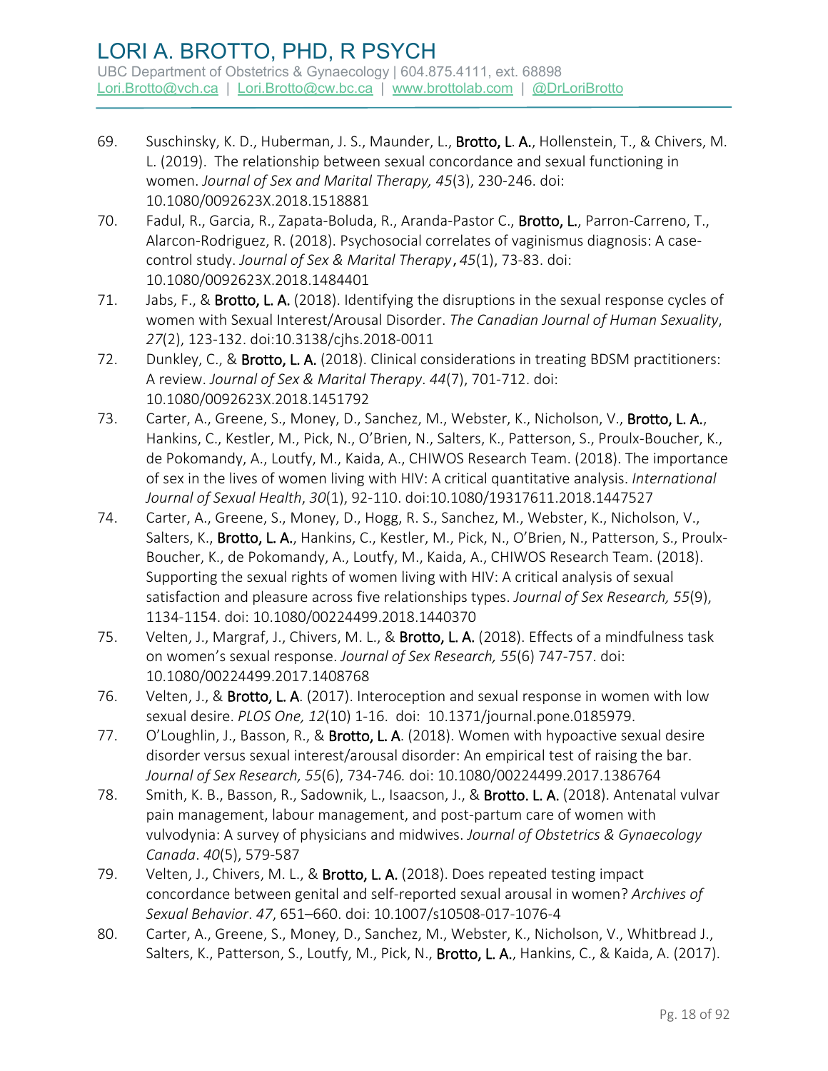69. Suschinsky, K. D., Huberman, J. S., Maunder, L., **Brotto, L. A.**, Hollenstein, T., & Chivers, M. L. (2019). The relationship between sexual concordance and sexual functioning in women. *Journal of Sex and Marital Therapy, 45*(3), 230-246. doi: 10.1080/0092623X.2018.1518881
70. Fadul, R., Garcia, R., Zapata-Boluda, R., Aranda-Pastor C., **Brotto, L.**, Parron-Carreno, T., Alarcon-Rodriguez, R. (2018). Psychosocial correlates of vaginismus diagnosis: A case-control study. *Journal of Sex & Marital Therapy*, *45*(1), 73-83. doi: 10.1080/0092623X.2018.1484401
71. Jabs, F., & **Brotto, L. A.** (2018). Identifying the disruptions in the sexual response cycles of women with Sexual Interest/Arousal Disorder. *The Canadian Journal of Human Sexuality*, *27*(2), 123-132. doi:10.3138/cjhs.2018-0011
72. Dunkley, C., & **Brotto, L. A.** (2018). Clinical considerations in treating BDSM practitioners: A review. *Journal of Sex & Marital Therapy*. *44*(7), 701-712. doi: 10.1080/0092623X.2018.1451792
73. Carter, A., Greene, S., Money, D., Sanchez, M., Webster, K., Nicholson, V., **Brotto, L. A.**, Hankins, C., Kestler, M., Pick, N., O'Brien, N., Salters, K., Patterson, S., Proulx-Boucher, K., de Pokomandy, A., Loutfy, M., Kaida, A., CHIWOS Research Team. (2018). The importance of sex in the lives of women living with HIV: A critical quantitative analysis. *International Journal of Sexual Health*, *30*(1), 92-110. doi:10.1080/19317611.2018.1447527
74. Carter, A., Greene, S., Money, D., Hogg, R. S., Sanchez, M., Webster, K., Nicholson, V., Salters, K., **Brotto, L. A.**, Hankins, C., Kestler, M., Pick, N., O'Brien, N., Patterson, S., Proulx-Boucher, K., de Pokomandy, A., Loutfy, M., Kaida, A., CHIWOS Research Team. (2018). Supporting the sexual rights of women living with HIV: A critical analysis of sexual satisfaction and pleasure across five relationships types. *Journal of Sex Research, 55*(9), 1134-1154. doi: 10.1080/00224499.2018.1440370
75. Velten, J., Margraf, J., Chivers, M. L., & **Brotto, L. A.** (2018). Effects of a mindfulness task on women's sexual response. *Journal of Sex Research, 55*(6) 747-757. doi: 10.1080/00224499.2017.1408768
76. Velten, J., & **Brotto, L. A**. (2017). Interoception and sexual response in women with low sexual desire. *PLOS One, 12*(10) 1-16. doi: 10.1371/journal.pone.0185979.
77. O'Loughlin, J., Basson, R., & **Brotto, L. A**. (2018). Women with hypoactive sexual desire disorder versus sexual interest/arousal disorder: An empirical test of raising the bar. *Journal of Sex Research, 55*(6), 734-746*.* doi: 10.1080/00224499.2017.1386764
78. Smith, K. B., Basson, R., Sadownik, L., Isaacson, J., & **Brotto. L. A.** (2018). Antenatal vulvar pain management, labour management, and post-partum care of women with vulvodynia: A survey of physicians and midwives. *Journal of Obstetrics & Gynaecology Canada*. *40*(5), 579-587
79. Velten, J., Chivers, M. L., & **Brotto, L. A.** (2018). Does repeated testing impact concordance between genital and self-reported sexual arousal in women? *Archives of Sexual Behavior*. *47*, 651–660. doi: 10.1007/s10508-017-1076-4
80. Carter, A., Greene, S., Money, D., Sanchez, M., Webster, K., Nicholson, V., Whitbread J., Salters, K., Patterson, S., Loutfy, M., Pick, N., **Brotto, L. A.**, Hankins, C., & Kaida, A. (2017).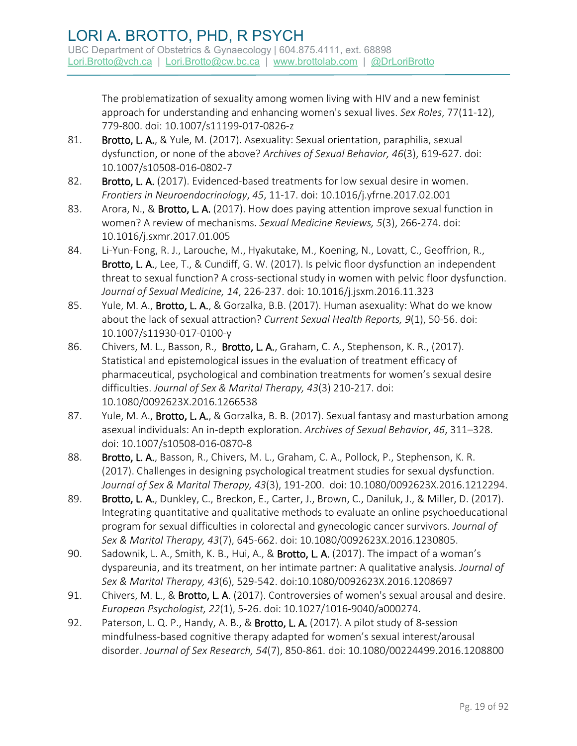The problematization of sexuality among women living with HIV and a new feminist approach for understanding and enhancing women's sexual lives. *Sex Roles*, 77(11-12), 779-800. doi: 10.1007/s11199-017-0826-z

81. **Brotto, L. A.**, & Yule, M. (2017). Asexuality: Sexual orientation, paraphilia, sexual dysfunction, or none of the above? *Archives of Sexual Behavior, 46*(3), 619-627. doi: 10.1007/s10508-016-0802-7
82. **Brotto, L. A.** (2017). Evidenced-based treatments for low sexual desire in women. *Frontiers in Neuroendocrinology*, *45*, 11-17. doi: 10.1016/j.yfrne.2017.02.001
83. Arora, N., & **Brotto, L. A.** (2017). How does paying attention improve sexual function in women? A review of mechanisms. *Sexual Medicine Reviews, 5*(3), 266-274. doi: 10.1016/j.sxmr.2017.01.005
84. Li-Yun-Fong, R. J., Larouche, M., Hyakutake, M., Koening, N., Lovatt, C., Geoffrion, R., **Brotto, L. A.**, Lee, T., & Cundiff, G. W. (2017). Is pelvic floor dysfunction an independent threat to sexual function? A cross-sectional study in women with pelvic floor dysfunction. *Journal of Sexual Medicine, 14*, 226-237. doi: 10.1016/j.jsxm.2016.11.323
85. Yule, M. A., **Brotto, L. A.**, & Gorzalka, B.B. (2017). Human asexuality: What do we know about the lack of sexual attraction? *Current Sexual Health Reports, 9*(1), 50-56. doi: 10.1007/s11930-017-0100-y
86. Chivers, M. L., Basson, R., **Brotto, L. A.**, Graham, C. A., Stephenson, K. R., (2017). Statistical and epistemological issues in the evaluation of treatment efficacy of pharmaceutical, psychological and combination treatments for women's sexual desire difficulties. *Journal of Sex & Marital Therapy, 43*(3) 210-217. doi: 10.1080/0092623X.2016.1266538
87. Yule, M. A., **Brotto, L. A.**, & Gorzalka, B. B. (2017). Sexual fantasy and masturbation among asexual individuals: An in-depth exploration. *Archives of Sexual Behavior*, *46*, 311–328. doi: 10.1007/s10508-016-0870-8
88. **Brotto, L. A.**, Basson, R., Chivers, M. L., Graham, C. A., Pollock, P., Stephenson, K. R. (2017). Challenges in designing psychological treatment studies for sexual dysfunction. *Journal of Sex & Marital Therapy, 43*(3), 191-200. doi: 10.1080/0092623X.2016.1212294.
89. **Brotto, L. A.**, Dunkley, C., Breckon, E., Carter, J., Brown, C., Daniluk, J., & Miller, D. (2017). Integrating quantitative and qualitative methods to evaluate an online psychoeducational program for sexual difficulties in colorectal and gynecologic cancer survivors. *Journal of Sex & Marital Therapy, 43*(7), 645-662. doi: 10.1080/0092623X.2016.1230805.
90. Sadownik, L. A., Smith, K. B., Hui, A., & **Brotto, L. A.** (2017). The impact of a woman's dyspareunia, and its treatment, on her intimate partner: A qualitative analysis. *Journal of Sex & Marital Therapy, 43*(6), 529-542. doi:10.1080/0092623X.2016.1208697
91. Chivers, M. L., & **Brotto, L. A**. (2017). Controversies of women's sexual arousal and desire. *European Psychologist, 22*(1), 5-26. doi: 10.1027/1016-9040/a000274.
92. Paterson, L. Q. P., Handy, A. B., & **Brotto, L. A.** (2017). A pilot study of 8-session mindfulness-based cognitive therapy adapted for women's sexual interest/arousal disorder. *Journal of Sex Research, 54*(7), 850-861. doi: 10.1080/00224499.2016.1208800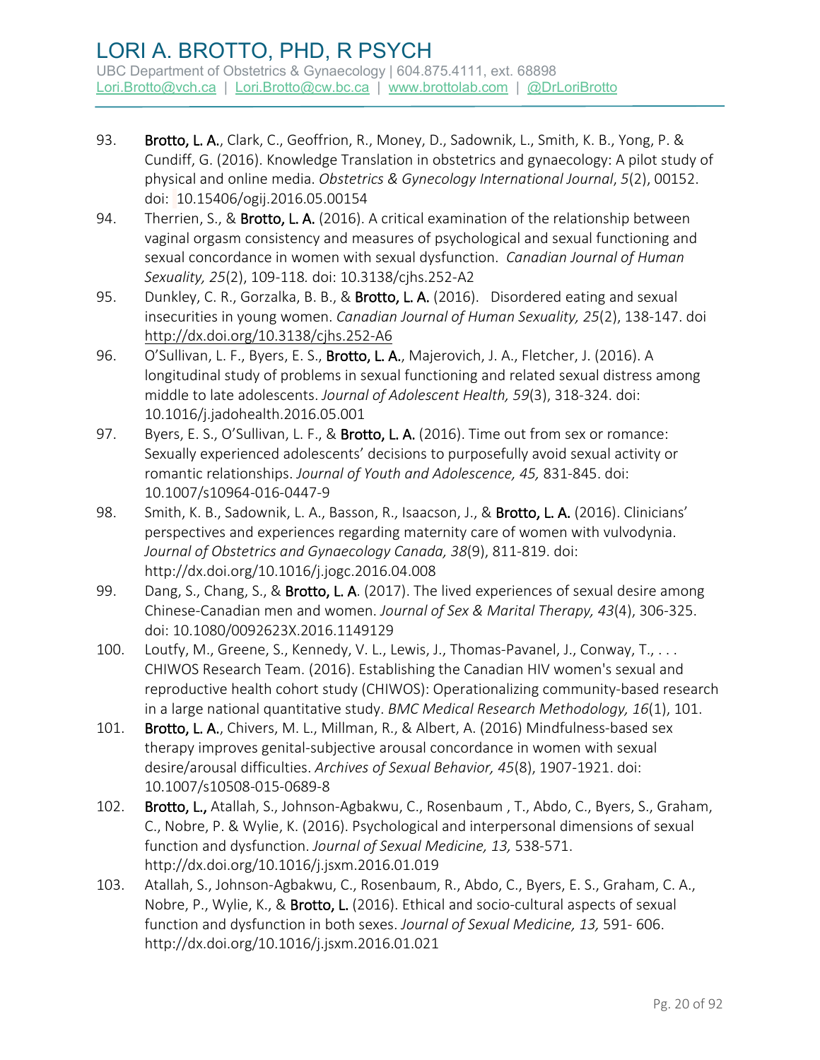93. **Brotto, L. A.**, Clark, C., Geoffrion, R., Money, D., Sadownik, L., Smith, K. B., Yong, P. & Cundiff, G. (2016). Knowledge Translation in obstetrics and gynaecology: A pilot study of physical and online media. *Obstetrics & Gynecology International Journal*, *5*(2), 00152. doi: 10.15406/ogij.2016.05.00154
94. Therrien, S., & **Brotto, L. A.** (2016). A critical examination of the relationship between vaginal orgasm consistency and measures of psychological and sexual functioning and sexual concordance in women with sexual dysfunction. *Canadian Journal of Human Sexuality, 25*(2), 109-118. doi: 10.3138/cjhs.252-A2
95. Dunkley, C. R., Gorzalka, B. B., & **Brotto, L. A.** (2016). Disordered eating and sexual insecurities in young women. *Canadian Journal of Human Sexuality, 25*(2), 138-147. doi http://dx.doi.org/10.3138/cjhs.252-A6
96. O'Sullivan, L. F., Byers, E. S., **Brotto, L. A.**, Majerovich, J. A., Fletcher, J. (2016). A longitudinal study of problems in sexual functioning and related sexual distress among middle to late adolescents. *Journal of Adolescent Health, 59*(3), 318-324. doi: 10.1016/j.jadohealth.2016.05.001
97. Byers, E. S., O'Sullivan, L. F., & **Brotto, L. A.** (2016). Time out from sex or romance: Sexually experienced adolescents' decisions to purposefully avoid sexual activity or romantic relationships. *Journal of Youth and Adolescence, 45,* 831-845. doi: 10.1007/s10964-016-0447-9
98. Smith, K. B., Sadownik, L. A., Basson, R., Isaacson, J., & **Brotto, L. A.** (2016). Clinicians' perspectives and experiences regarding maternity care of women with vulvodynia. *Journal of Obstetrics and Gynaecology Canada, 38*(9), 811-819. doi: http://dx.doi.org/10.1016/j.jogc.2016.04.008
99. Dang, S., Chang, S., & **Brotto, L. A**. (2017). The lived experiences of sexual desire among Chinese-Canadian men and women. *Journal of Sex & Marital Therapy, 43*(4), 306-325. doi: 10.1080/0092623X.2016.1149129
100. Loutfy, M., Greene, S., Kennedy, V. L., Lewis, J., Thomas-Pavanel, J., Conway, T., . . . CHIWOS Research Team. (2016). Establishing the Canadian HIV women's sexual and reproductive health cohort study (CHIWOS): Operationalizing community-based research in a large national quantitative study. *BMC Medical Research Methodology, 16*(1), 101.
101. **Brotto, L. A.**, Chivers, M. L., Millman, R., & Albert, A. (2016) Mindfulness-based sex therapy improves genital-subjective arousal concordance in women with sexual desire/arousal difficulties. *Archives of Sexual Behavior, 45*(8), 1907-1921. doi: 10.1007/s10508-015-0689-8
102. **Brotto, L.,** Atallah, S., Johnson-Agbakwu, C., Rosenbaum , T., Abdo, C., Byers, S., Graham, C., Nobre, P. & Wylie, K. (2016). Psychological and interpersonal dimensions of sexual function and dysfunction. *Journal of Sexual Medicine, 13,* 538-571. http://dx.doi.org/10.1016/j.jsxm.2016.01.019
103. Atallah, S., Johnson-Agbakwu, C., Rosenbaum, R., Abdo, C., Byers, E. S., Graham, C. A., Nobre, P., Wylie, K., & **Brotto, L.** (2016). Ethical and socio-cultural aspects of sexual function and dysfunction in both sexes. *Journal of Sexual Medicine, 13,* 591- 606. http://dx.doi.org/10.1016/j.jsxm.2016.01.021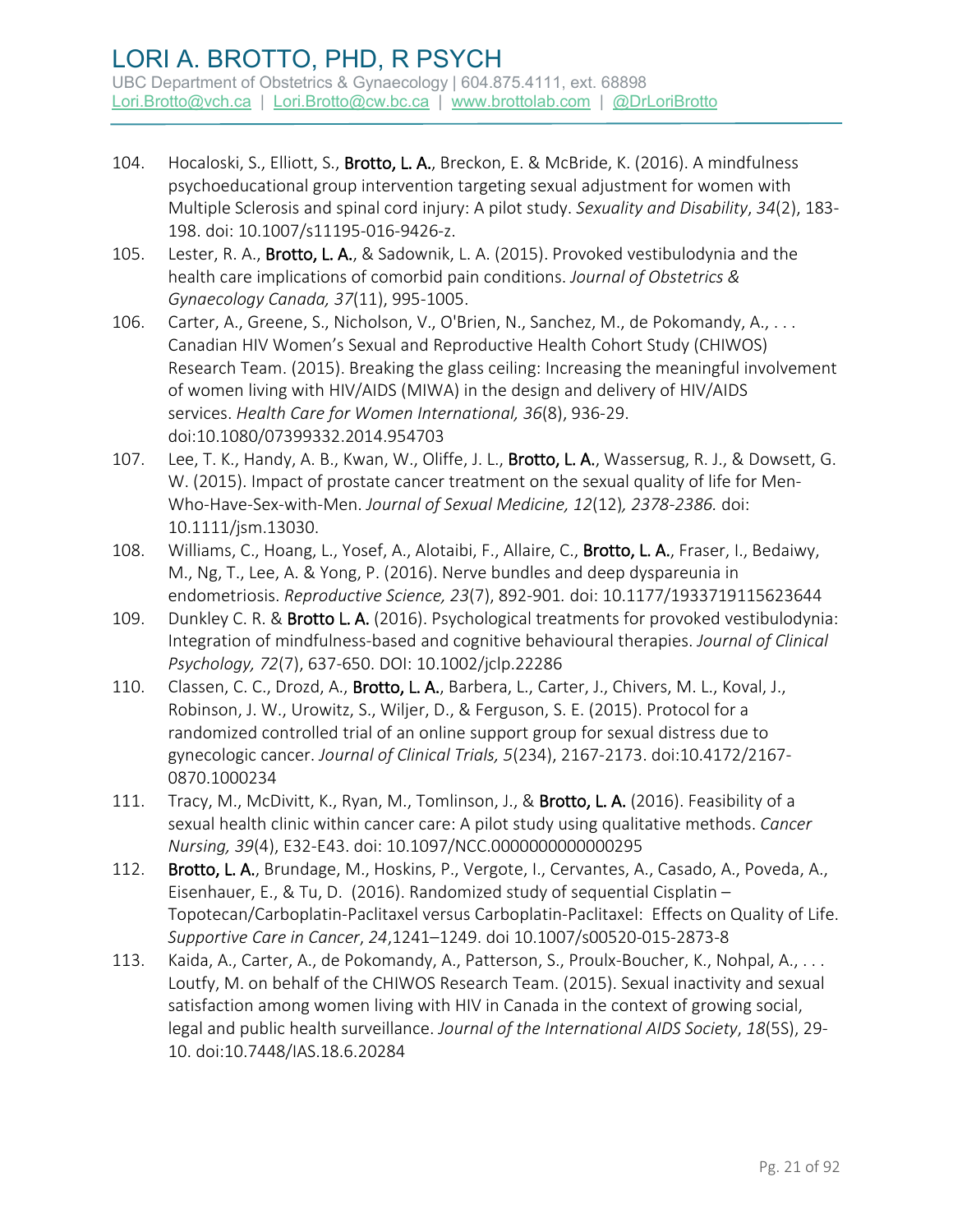104. Hocaloski, S., Elliott, S., **Brotto, L. A.**, Breckon, E. & McBride, K. (2016). A mindfulness psychoeducational group intervention targeting sexual adjustment for women with Multiple Sclerosis and spinal cord injury: A pilot study. *Sexuality and Disability*, *34*(2), 183-198. doi: 10.1007/s11195-016-9426-z.
105. Lester, R. A., **Brotto, L. A.**, & Sadownik, L. A. (2015). Provoked vestibulodynia and the health care implications of comorbid pain conditions. *Journal of Obstetrics & Gynaecology Canada, 37*(11), 995-1005.
106. Carter, A., Greene, S., Nicholson, V., O'Brien, N., Sanchez, M., de Pokomandy, A., . . . Canadian HIV Women's Sexual and Reproductive Health Cohort Study (CHIWOS) Research Team. (2015). Breaking the glass ceiling: Increasing the meaningful involvement of women living with HIV/AIDS (MIWA) in the design and delivery of HIV/AIDS services. *Health Care for Women International, 36*(8), 936-29. doi:10.1080/07399332.2014.954703
107. Lee, T. K., Handy, A. B., Kwan, W., Oliffe, J. L., **Brotto, L. A.**, Wassersug, R. J., & Dowsett, G. W. (2015). Impact of prostate cancer treatment on the sexual quality of life for Men-Who-Have-Sex-with-Men. *Journal of Sexual Medicine, 12*(12)*, 2378-2386.* doi: 10.1111/jsm.13030.
108. Williams, C., Hoang, L., Yosef, A., Alotaibi, F., Allaire, C., **Brotto, L. A.**, Fraser, I., Bedaiwy, M., Ng, T., Lee, A. & Yong, P. (2016). Nerve bundles and deep dyspareunia in endometriosis. *Reproductive Science, 23*(7), 892-901*.* doi: 10.1177/1933719115623644
109. Dunkley C. R. & **Brotto L. A.** (2016). Psychological treatments for provoked vestibulodynia: Integration of mindfulness-based and cognitive behavioural therapies. *Journal of Clinical Psychology, 72*(7), 637-650. DOI: 10.1002/jclp.22286
110. Classen, C. C., Drozd, A., **Brotto, L. A.**, Barbera, L., Carter, J., Chivers, M. L., Koval, J., Robinson, J. W., Urowitz, S., Wiljer, D., & Ferguson, S. E. (2015). Protocol for a randomized controlled trial of an online support group for sexual distress due to gynecologic cancer. *Journal of Clinical Trials, 5*(234), 2167-2173. doi:10.4172/2167-0870.1000234
111. Tracy, M., McDivitt, K., Ryan, M., Tomlinson, J., & **Brotto, L. A.** (2016). Feasibility of a sexual health clinic within cancer care: A pilot study using qualitative methods. *Cancer Nursing, 39*(4), E32-E43. doi: 10.1097/NCC.0000000000000295
112. **Brotto, L. A.**, Brundage, M., Hoskins, P., Vergote, I., Cervantes, A., Casado, A., Poveda, A., Eisenhauer, E., & Tu, D. (2016). Randomized study of sequential Cisplatin – Topotecan/Carboplatin-Paclitaxel versus Carboplatin-Paclitaxel: Effects on Quality of Life. *Supportive Care in Cancer*, *24*,1241–1249. doi 10.1007/s00520-015-2873-8
113. Kaida, A., Carter, A., de Pokomandy, A., Patterson, S., Proulx-Boucher, K., Nohpal, A., . . . Loutfy, M. on behalf of the CHIWOS Research Team. (2015). Sexual inactivity and sexual satisfaction among women living with HIV in Canada in the context of growing social, legal and public health surveillance. *Journal of the International AIDS Society*, *18*(5S), 29-10. doi:10.7448/IAS.18.6.20284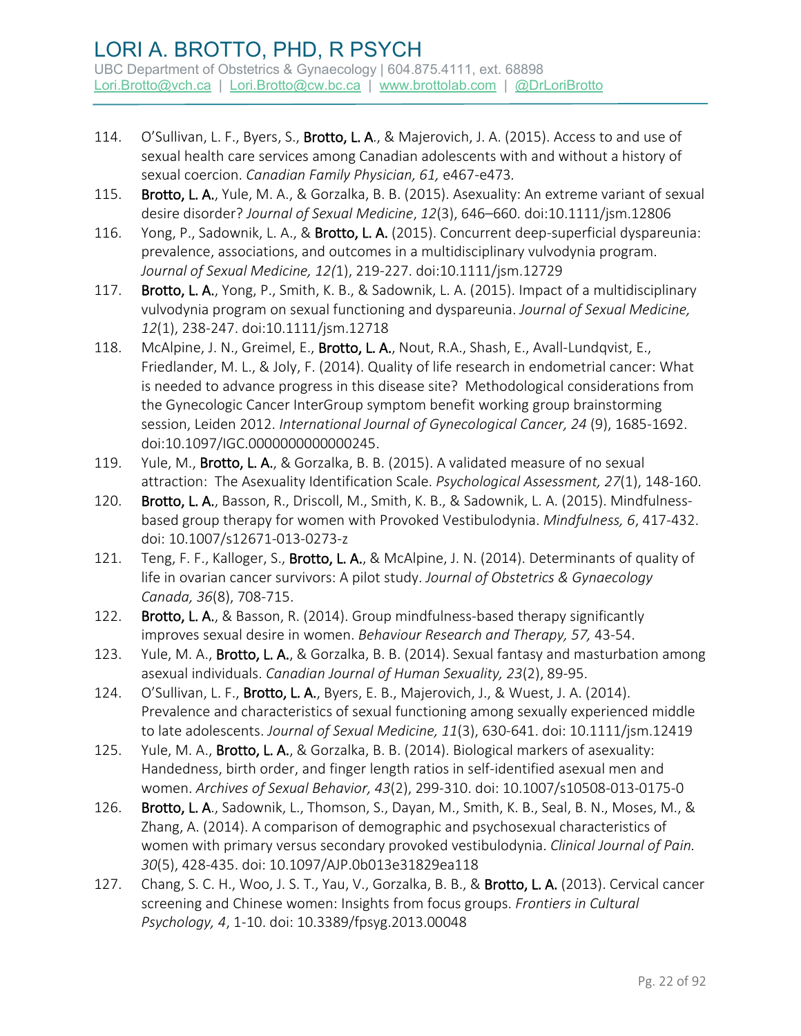114. O'Sullivan, L. F., Byers, S., **Brotto, L. A**., & Majerovich, J. A. (2015). Access to and use of sexual health care services among Canadian adolescents with and without a history of sexual coercion. *Canadian Family Physician, 61,* e467-e473.
115. **Brotto, L. A.**, Yule, M. A., & Gorzalka, B. B. (2015). Asexuality: An extreme variant of sexual desire disorder? *Journal of Sexual Medicine*, *12*(3), 646–660. doi:10.1111/jsm.12806
116. Yong, P., Sadownik, L. A., & **Brotto, L. A.** (2015). Concurrent deep-superficial dyspareunia: prevalence, associations, and outcomes in a multidisciplinary vulvodynia program. *Journal of Sexual Medicine, 12(*1), 219-227. doi:10.1111/jsm.12729
117. **Brotto, L. A.**, Yong, P., Smith, K. B., & Sadownik, L. A. (2015). Impact of a multidisciplinary vulvodynia program on sexual functioning and dyspareunia. *Journal of Sexual Medicine, 12*(1), 238-247. doi:10.1111/jsm.12718
118. McAlpine, J. N., Greimel, E., **Brotto, L. A.**, Nout, R.A., Shash, E., Avall-Lundqvist, E., Friedlander, M. L., & Joly, F. (2014). Quality of life research in endometrial cancer: What is needed to advance progress in this disease site? Methodological considerations from the Gynecologic Cancer InterGroup symptom benefit working group brainstorming session, Leiden 2012. *International Journal of Gynecological Cancer, 24* (9), 1685-1692. doi:10.1097/IGC.0000000000000245.
119. Yule, M., **Brotto, L. A.**, & Gorzalka, B. B. (2015). A validated measure of no sexual attraction: The Asexuality Identification Scale. *Psychological Assessment, 27*(1), 148-160.
120. **Brotto, L. A.**, Basson, R., Driscoll, M., Smith, K. B., & Sadownik, L. A. (2015). Mindfulness-based group therapy for women with Provoked Vestibulodynia. *Mindfulness, 6*, 417-432. doi: 10.1007/s12671-013-0273-z
121. Teng, F. F., Kalloger, S., **Brotto, L. A.**, & McAlpine, J. N. (2014). Determinants of quality of life in ovarian cancer survivors: A pilot study. *Journal of Obstetrics & Gynaecology Canada, 36*(8), 708-715.
122. **Brotto, L. A.**, & Basson, R. (2014). Group mindfulness-based therapy significantly improves sexual desire in women. *Behaviour Research and Therapy, 57,* 43-54.
123. Yule, M. A., **Brotto, L. A.**, & Gorzalka, B. B. (2014). Sexual fantasy and masturbation among asexual individuals. *Canadian Journal of Human Sexuality, 23*(2), 89-95.
124. O'Sullivan, L. F., **Brotto, L. A.**, Byers, E. B., Majerovich, J., & Wuest, J. A. (2014). Prevalence and characteristics of sexual functioning among sexually experienced middle to late adolescents. *Journal of Sexual Medicine, 11*(3), 630-641. doi: 10.1111/jsm.12419
125. Yule, M. A., **Brotto, L. A.**, & Gorzalka, B. B. (2014). Biological markers of asexuality: Handedness, birth order, and finger length ratios in self-identified asexual men and women. *Archives of Sexual Behavior, 43*(2), 299-310. doi: 10.1007/s10508-013-0175-0
126. **Brotto, L. A**., Sadownik, L., Thomson, S., Dayan, M., Smith, K. B., Seal, B. N., Moses, M., & Zhang, A. (2014). A comparison of demographic and psychosexual characteristics of women with primary versus secondary provoked vestibulodynia. *Clinical Journal of Pain. 30*(5), 428-435. doi: 10.1097/AJP.0b013e31829ea118
127. Chang, S. C. H., Woo, J. S. T., Yau, V., Gorzalka, B. B., & **Brotto, L. A.** (2013). Cervical cancer screening and Chinese women: Insights from focus groups. *Frontiers in Cultural Psychology, 4*, 1-10. doi: 10.3389/fpsyg.2013.00048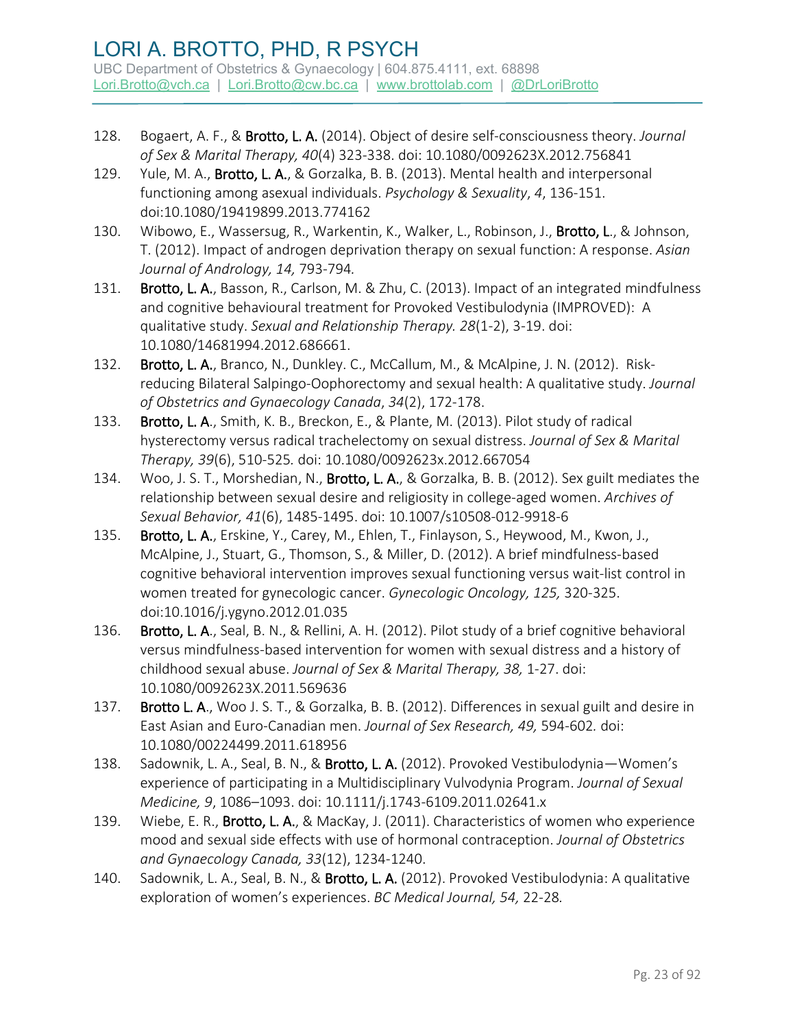128. Bogaert, A. F., & **Brotto, L. A.** (2014). Object of desire self-consciousness theory. *Journal of Sex & Marital Therapy, 40*(4) 323-338. doi: 10.1080/0092623X.2012.756841
129. Yule, M. A., **Brotto, L. A.**, & Gorzalka, B. B. (2013). Mental health and interpersonal functioning among asexual individuals. *Psychology & Sexuality*, *4*, 136-151. doi:10.1080/19419899.2013.774162
130. Wibowo, E., Wassersug, R., Warkentin, K., Walker, L., Robinson, J., **Brotto, L**., & Johnson, T. (2012). Impact of androgen deprivation therapy on sexual function: A response. *Asian Journal of Andrology, 14,* 793-794.
131. **Brotto, L. A.**, Basson, R., Carlson, M. & Zhu, C. (2013). Impact of an integrated mindfulness and cognitive behavioural treatment for Provoked Vestibulodynia (IMPROVED): A qualitative study. *Sexual and Relationship Therapy. 28*(1-2), 3-19. doi: 10.1080/14681994.2012.686661.
132. **Brotto, L. A.**, Branco, N., Dunkley. C., McCallum, M., & McAlpine, J. N. (2012). Risk-reducing Bilateral Salpingo-Oophorectomy and sexual health: A qualitative study. *Journal of Obstetrics and Gynaecology Canada*, *34*(2), 172-178.
133. **Brotto, L. A.**, Smith, K. B., Breckon, E., & Plante, M. (2013). Pilot study of radical hysterectomy versus radical trachelectomy on sexual distress. *Journal of Sex & Marital Therapy, 39*(6), 510-525. doi: 10.1080/0092623x.2012.667054
134. Woo, J. S. T., Morshedian, N., **Brotto, L. A.**, & Gorzalka, B. B. (2012). Sex guilt mediates the relationship between sexual desire and religiosity in college-aged women. *Archives of Sexual Behavior, 41*(6), 1485-1495. doi: 10.1007/s10508-012-9918-6
135. **Brotto, L. A.**, Erskine, Y., Carey, M., Ehlen, T., Finlayson, S., Heywood, M., Kwon, J., McAlpine, J., Stuart, G., Thomson, S., & Miller, D. (2012). A brief mindfulness-based cognitive behavioral intervention improves sexual functioning versus wait-list control in women treated for gynecologic cancer. *Gynecologic Oncology, 125,* 320-325. doi:10.1016/j.ygyno.2012.01.035
136. **Brotto, L. A.**, Seal, B. N., & Rellini, A. H. (2012). Pilot study of a brief cognitive behavioral versus mindfulness-based intervention for women with sexual distress and a history of childhood sexual abuse. *Journal of Sex & Marital Therapy, 38,* 1-27. doi: 10.1080/0092623X.2011.569636
137. **Brotto L. A.**, Woo J. S. T., & Gorzalka, B. B. (2012). Differences in sexual guilt and desire in East Asian and Euro-Canadian men. *Journal of Sex Research, 49,* 594-602. doi: 10.1080/00224499.2011.618956
138. Sadownik, L. A., Seal, B. N., & **Brotto, L. A.** (2012). Provoked Vestibulodynia—Women's experience of participating in a Multidisciplinary Vulvodynia Program. *Journal of Sexual Medicine, 9*, 1086–1093. doi: 10.1111/j.1743-6109.2011.02641.x
139. Wiebe, E. R., **Brotto, L. A.**, & MacKay, J. (2011). Characteristics of women who experience mood and sexual side effects with use of hormonal contraception. *Journal of Obstetrics and Gynaecology Canada, 33*(12), 1234-1240.
140. Sadownik, L. A., Seal, B. N., & **Brotto, L. A.** (2012). Provoked Vestibulodynia: A qualitative exploration of women's experiences. *BC Medical Journal, 54,* 22-28.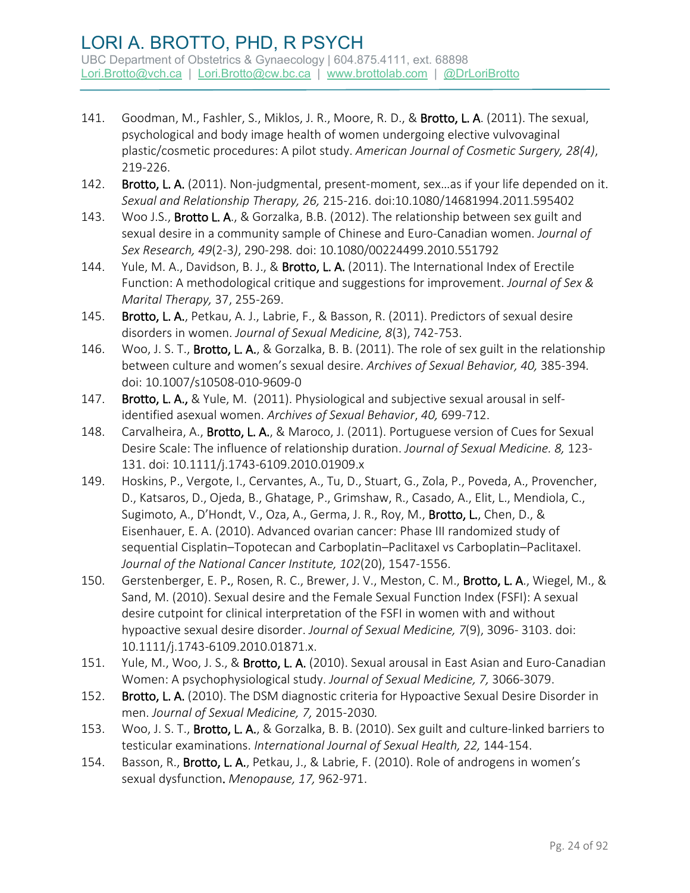141. Goodman, M., Fashler, S., Miklos, J. R., Moore, R. D., & **Brotto, L. A**. (2011). The sexual, psychological and body image health of women undergoing elective vulvovaginal plastic/cosmetic procedures: A pilot study. *American Journal of Cosmetic Surgery, 28(4)*, 219-226.
142. **Brotto, L. A.** (2011). Non-judgmental, present-moment, sex…as if your life depended on it. *Sexual and Relationship Therapy, 26,* 215-216. doi:10.1080/14681994.2011.595402
143. Woo J.S., **Brotto L. A**., & Gorzalka, B.B. (2012). The relationship between sex guilt and sexual desire in a community sample of Chinese and Euro-Canadian women. *Journal of Sex Research, 49*(2-3*)*, 290-298*.* doi: 10.1080/00224499.2010.551792
144. Yule, M. A., Davidson, B. J., & **Brotto, L. A.** (2011). The International Index of Erectile Function: A methodological critique and suggestions for improvement. *Journal of Sex & Marital Therapy,* 37, 255-269.
145. **Brotto, L. A.**, Petkau, A. J., Labrie, F., & Basson, R. (2011). Predictors of sexual desire disorders in women. *Journal of Sexual Medicine, 8*(3), 742-753.
146. Woo, J. S. T., **Brotto, L. A.**, & Gorzalka, B. B. (2011). The role of sex guilt in the relationship between culture and women's sexual desire. *Archives of Sexual Behavior, 40,* 385-394*.* doi: 10.1007/s10508-010-9609-0
147. **Brotto, L. A.,** & Yule, M. (2011). Physiological and subjective sexual arousal in self-identified asexual women. *Archives of Sexual Behavior*, *40,* 699-712.
148. Carvalheira, A., **Brotto, L. A.**, & Maroco, J. (2011). Portuguese version of Cues for Sexual Desire Scale: The influence of relationship duration. *Journal of Sexual Medicine. 8,* 123-131. doi: 10.1111/j.1743-6109.2010.01909.x
149. Hoskins, P., Vergote, I., Cervantes, A., Tu, D., Stuart, G., Zola, P., Poveda, A., Provencher, D., Katsaros, D., Ojeda, B., Ghatage, P., Grimshaw, R., Casado, A., Elit, L., Mendiola, C., Sugimoto, A., D'Hondt, V., Oza, A., Germa, J. R., Roy, M., **Brotto, L.**, Chen, D., & Eisenhauer, E. A. (2010). Advanced ovarian cancer: Phase III randomized study of sequential Cisplatin–Topotecan and Carboplatin–Paclitaxel vs Carboplatin–Paclitaxel. *Journal of the National Cancer Institute, 102*(20), 1547-1556.
150. Gerstenberger, E. P., Rosen, R. C., Brewer, J. V., Meston, C. M., **Brotto, L. A**., Wiegel, M., & Sand, M. (2010). Sexual desire and the Female Sexual Function Index (FSFI): A sexual desire cutpoint for clinical interpretation of the FSFI in women with and without hypoactive sexual desire disorder. *Journal of Sexual Medicine, 7*(9), 3096- 3103. doi: 10.1111/j.1743-6109.2010.01871.x.
151. Yule, M., Woo, J. S., & **Brotto, L. A.** (2010). Sexual arousal in East Asian and Euro-Canadian Women: A psychophysiological study. *Journal of Sexual Medicine, 7,* 3066-3079.
152. **Brotto, L. A.** (2010). The DSM diagnostic criteria for Hypoactive Sexual Desire Disorder in men. *Journal of Sexual Medicine, 7,* 2015-2030*.*
153. Woo, J. S. T., **Brotto, L. A.**, & Gorzalka, B. B. (2010). Sex guilt and culture-linked barriers to testicular examinations. *International Journal of Sexual Health, 22,* 144-154.
154. Basson, R., **Brotto, L. A.**, Petkau, J., & Labrie, F. (2010). Role of androgens in women's sexual dysfunction. *Menopause, 17,* 962-971.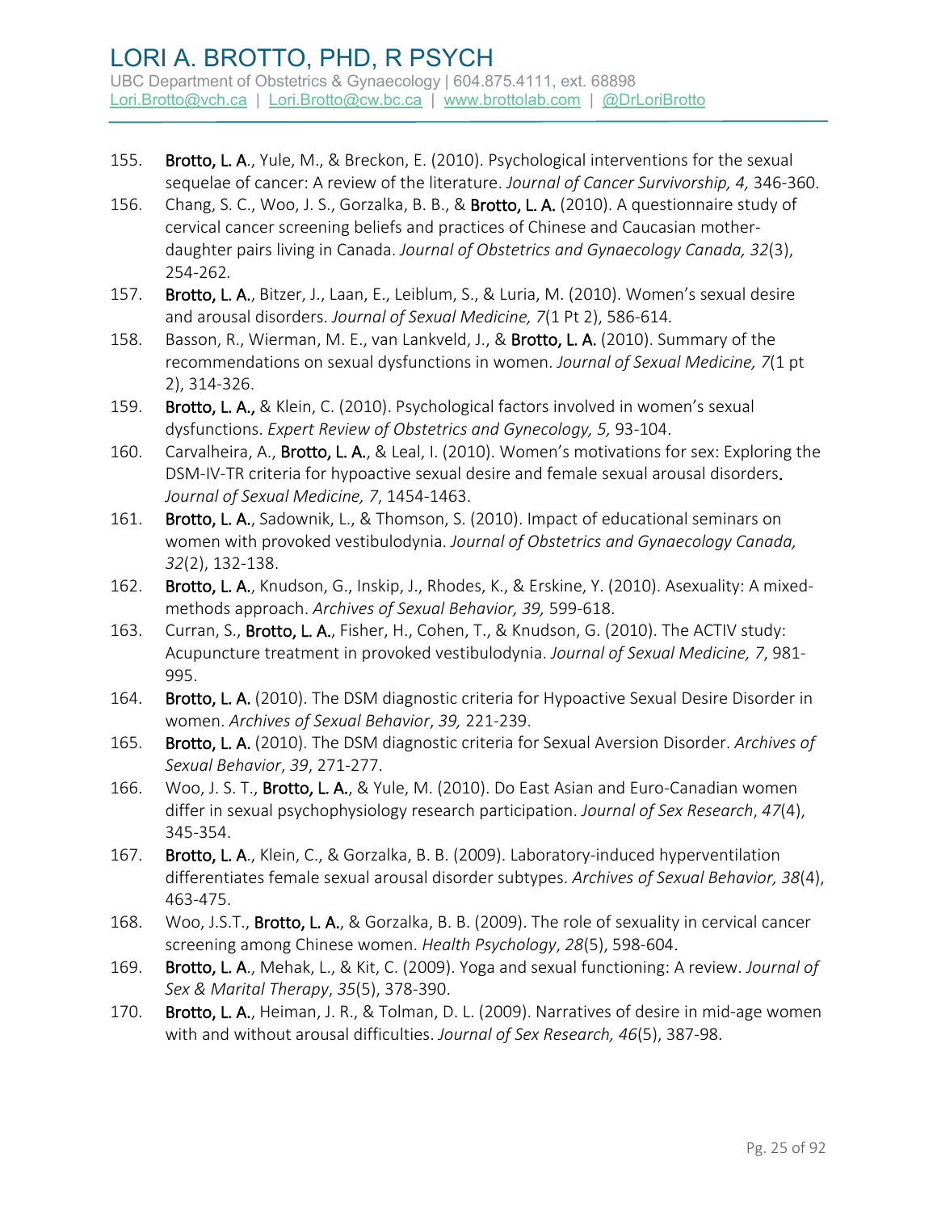155. **Brotto, L. A.**, Yule, M., & Breckon, E. (2010). Psychological interventions for the sexual sequelae of cancer: A review of the literature. *Journal of Cancer Survivorship, 4,* 346-360.
156. Chang, S. C., Woo, J. S., Gorzalka, B. B., & **Brotto, L. A.** (2010). A questionnaire study of cervical cancer screening beliefs and practices of Chinese and Caucasian mother-daughter pairs living in Canada. *Journal of Obstetrics and Gynaecology Canada, 32*(3), 254-262.
157. **Brotto, L. A.**, Bitzer, J., Laan, E., Leiblum, S., & Luria, M. (2010). Women's sexual desire and arousal disorders. *Journal of Sexual Medicine, 7*(1 Pt 2), 586-614*.*
158. Basson, R., Wierman, M. E., van Lankveld, J., & **Brotto, L. A.** (2010). Summary of the recommendations on sexual dysfunctions in women. *Journal of Sexual Medicine, 7*(1 pt 2), 314-326.
159. **Brotto, L. A.,** & Klein, C. (2010). Psychological factors involved in women's sexual dysfunctions. *Expert Review of Obstetrics and Gynecology, 5,* 93-104.
160. Carvalheira, A., **Brotto, L. A.**, & Leal, I. (2010). Women's motivations for sex: Exploring the DSM-IV-TR criteria for hypoactive sexual desire and female sexual arousal disorders**.** *Journal of Sexual Medicine, 7*, 1454-1463.
161. **Brotto, L. A.**, Sadownik, L., & Thomson, S. (2010). Impact of educational seminars on women with provoked vestibulodynia. *Journal of Obstetrics and Gynaecology Canada, 32*(2), 132-138.
162. **Brotto, L. A.**, Knudson, G., Inskip, J., Rhodes, K., & Erskine, Y. (2010). Asexuality: A mixed-methods approach. *Archives of Sexual Behavior, 39,* 599-618.
163. Curran, S., **Brotto, L. A.**, Fisher, H., Cohen, T., & Knudson, G. (2010). The ACTIV study: Acupuncture treatment in provoked vestibulodynia. *Journal of Sexual Medicine, 7*, 981-995.
164. **Brotto, L. A.** (2010). The DSM diagnostic criteria for Hypoactive Sexual Desire Disorder in women. *Archives of Sexual Behavior*, *39,* 221-239.
165. **Brotto, L. A.** (2010). The DSM diagnostic criteria for Sexual Aversion Disorder. *Archives of Sexual Behavior*, *39*, 271-277.
166. Woo, J. S. T., **Brotto, L. A.**, & Yule, M. (2010). Do East Asian and Euro-Canadian women differ in sexual psychophysiology research participation. *Journal of Sex Research*, *47*(4), 345-354.
167. **Brotto, L. A**., Klein, C., & Gorzalka, B. B. (2009). Laboratory-induced hyperventilation differentiates female sexual arousal disorder subtypes. *Archives of Sexual Behavior, 38*(4), 463-475.
168. Woo, J.S.T., **Brotto, L. A.**, & Gorzalka, B. B. (2009). The role of sexuality in cervical cancer screening among Chinese women. *Health Psychology*, *28*(5), 598-604.
169. **Brotto, L. A**., Mehak, L., & Kit, C. (2009). Yoga and sexual functioning: A review. *Journal of Sex & Marital Therapy*, *35*(5), 378-390.
170. **Brotto, L. A.**, Heiman, J. R., & Tolman, D. L. (2009). Narratives of desire in mid-age women with and without arousal difficulties. *Journal of Sex Research, 46*(5), 387-98.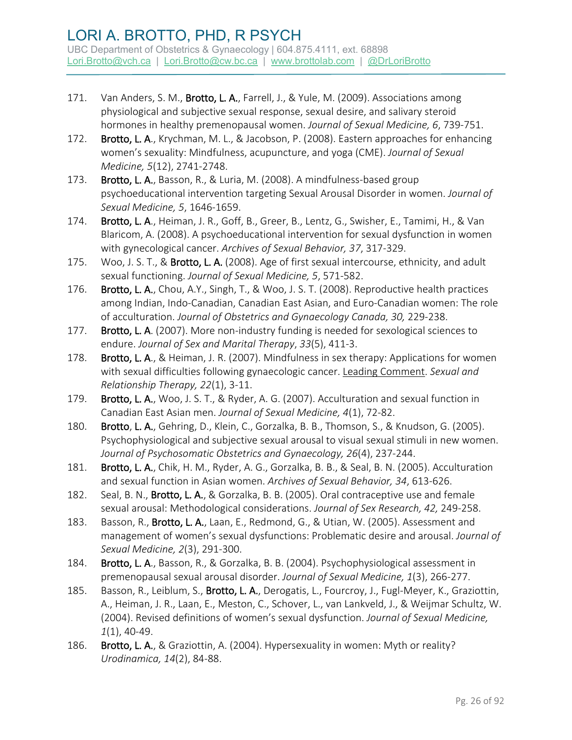171. Van Anders, S. M., **Brotto, L. A.**, Farrell, J., & Yule, M. (2009). Associations among physiological and subjective sexual response, sexual desire, and salivary steroid hormones in healthy premenopausal women. *Journal of Sexual Medicine, 6*, 739-751.
172. **Brotto, L. A.**, Krychman, M. L., & Jacobson, P. (2008). Eastern approaches for enhancing women's sexuality: Mindfulness, acupuncture, and yoga (CME). *Journal of Sexual Medicine, 5*(12), 2741-2748.
173. **Brotto, L. A.**, Basson, R., & Luria, M. (2008). A mindfulness-based group psychoeducational intervention targeting Sexual Arousal Disorder in women. *Journal of Sexual Medicine, 5*, 1646-1659.
174. **Brotto, L. A.**, Heiman, J. R., Goff, B., Greer, B., Lentz, G., Swisher, E., Tamimi, H., & Van Blaricom, A. (2008). A psychoeducational intervention for sexual dysfunction in women with gynecological cancer. *Archives of Sexual Behavior, 37*, 317-329.
175. Woo, J. S. T., & **Brotto, L. A.** (2008). Age of first sexual intercourse, ethnicity, and adult sexual functioning. *Journal of Sexual Medicine, 5*, 571-582.
176. **Brotto, L. A.**, Chou, A.Y., Singh, T., & Woo, J. S. T. (2008). Reproductive health practices among Indian, Indo-Canadian, Canadian East Asian, and Euro-Canadian women: The role of acculturation. *Journal of Obstetrics and Gynaecology Canada, 30,* 229-238.
177. **Brotto, L. A**. (2007). More non-industry funding is needed for sexological sciences to endure. *Journal of Sex and Marital Therapy*, *33*(5), 411-3.
178. **Brotto, L. A.**, & Heiman, J. R. (2007). Mindfulness in sex therapy: Applications for women with sexual difficulties following gynaecologic cancer. Leading Comment. *Sexual and Relationship Therapy, 22*(1), 3-11.
179. **Brotto, L. A.**, Woo, J. S. T., & Ryder, A. G. (2007). Acculturation and sexual function in Canadian East Asian men. *Journal of Sexual Medicine, 4*(1), 72-82.
180. **Brotto**, **L. A.**, Gehring, D., Klein, C., Gorzalka, B. B., Thomson, S., & Knudson, G. (2005). Psychophysiological and subjective sexual arousal to visual sexual stimuli in new women. *Journal of Psychosomatic Obstetrics and Gynaecology, 26*(4), 237-244.
181. **Brotto, L. A.**, Chik, H. M., Ryder, A. G., Gorzalka, B. B., & Seal, B. N. (2005). Acculturation and sexual function in Asian women. *Archives of Sexual Behavior, 34*, 613-626.
182. Seal, B. N., **Brotto, L. A.**, & Gorzalka, B. B. (2005). Oral contraceptive use and female sexual arousal: Methodological considerations. *Journal of Sex Research, 42,* 249-258.
183. Basson, R., **Brotto, L. A.**, Laan, E., Redmond, G., & Utian, W. (2005). Assessment and management of women's sexual dysfunctions: Problematic desire and arousal. *Journal of Sexual Medicine, 2*(3), 291-300.
184. **Brotto, L. A**., Basson, R., & Gorzalka, B. B. (2004). Psychophysiological assessment in premenopausal sexual arousal disorder. *Journal of Sexual Medicine, 1*(3), 266-277.
185. Basson, R., Leiblum, S., **Brotto, L. A.**, Derogatis, L., Fourcroy, J., Fugl-Meyer, K., Graziottin, A., Heiman, J. R., Laan, E., Meston, C., Schover, L., van Lankveld, J., & Weijmar Schultz, W. (2004). Revised definitions of women's sexual dysfunction. *Journal of Sexual Medicine, 1*(1), 40-49.
186. **Brotto, L. A.**, & Graziottin, A. (2004). Hypersexuality in women: Myth or reality? *Urodinamica, 14*(2), 84-88.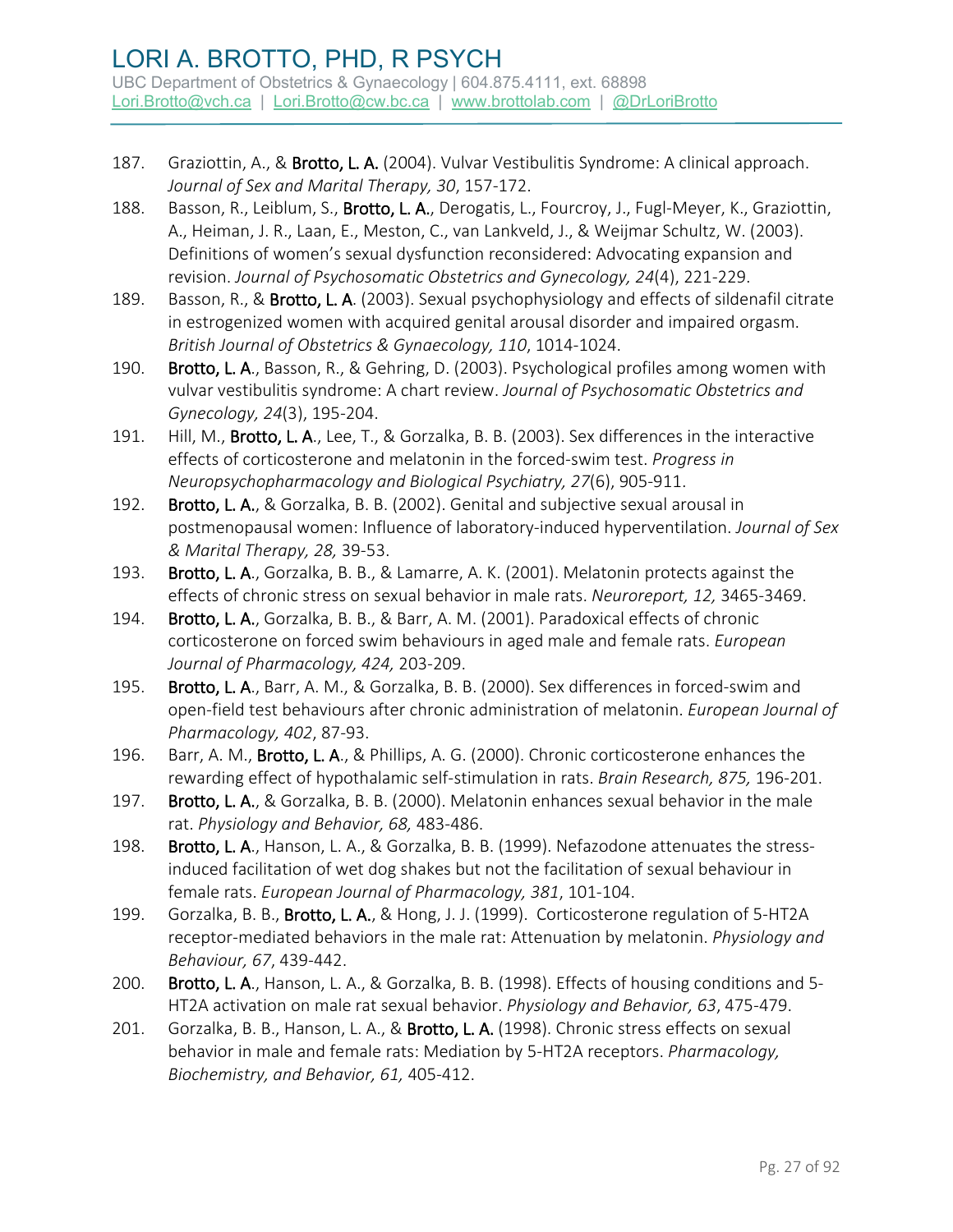187. Graziottin, A., & **Brotto, L. A.** (2004). Vulvar Vestibulitis Syndrome: A clinical approach. *Journal of Sex and Marital Therapy, 30*, 157-172.
188. Basson, R., Leiblum, S., **Brotto, L. A.**, Derogatis, L., Fourcroy, J., Fugl-Meyer, K., Graziottin, A., Heiman, J. R., Laan, E., Meston, C., van Lankveld, J., & Weijmar Schultz, W. (2003). Definitions of women's sexual dysfunction reconsidered: Advocating expansion and revision. *Journal of Psychosomatic Obstetrics and Gynecology, 24*(4), 221-229.
189. Basson, R., & **Brotto, L. A**. (2003). Sexual psychophysiology and effects of sildenafil citrate in estrogenized women with acquired genital arousal disorder and impaired orgasm. *British Journal of Obstetrics & Gynaecology, 110*, 1014-1024.
190. **Brotto, L. A**., Basson, R., & Gehring, D. (2003). Psychological profiles among women with vulvar vestibulitis syndrome: A chart review. *Journal of Psychosomatic Obstetrics and Gynecology, 24*(3), 195-204.
191. Hill, M., **Brotto, L. A**., Lee, T., & Gorzalka, B. B. (2003). Sex differences in the interactive effects of corticosterone and melatonin in the forced-swim test. *Progress in Neuropsychopharmacology and Biological Psychiatry, 27*(6), 905-911.
192. **Brotto, L. A.**, & Gorzalka, B. B. (2002). Genital and subjective sexual arousal in postmenopausal women: Influence of laboratory-induced hyperventilation. *Journal of Sex & Marital Therapy, 28,* 39-53.
193. **Brotto, L. A.**, Gorzalka, B. B., & Lamarre, A. K. (2001). Melatonin protects against the effects of chronic stress on sexual behavior in male rats. *Neuroreport, 12,* 3465-3469.
194. **Brotto, L. A.**, Gorzalka, B. B., & Barr, A. M. (2001). Paradoxical effects of chronic corticosterone on forced swim behaviours in aged male and female rats. *European Journal of Pharmacology, 424,* 203-209.
195. **Brotto, L. A.**, Barr, A. M., & Gorzalka, B. B. (2000). Sex differences in forced-swim and open-field test behaviours after chronic administration of melatonin. *European Journal of Pharmacology, 402*, 87-93.
196. Barr, A. M., **Brotto, L. A**., & Phillips, A. G. (2000). Chronic corticosterone enhances the rewarding effect of hypothalamic self-stimulation in rats. *Brain Research, 875,* 196-201.
197. **Brotto, L. A.**, & Gorzalka, B. B. (2000). Melatonin enhances sexual behavior in the male rat. *Physiology and Behavior, 68,* 483-486.
198. **Brotto, L. A**., Hanson, L. A., & Gorzalka, B. B. (1999). Nefazodone attenuates the stress-induced facilitation of wet dog shakes but not the facilitation of sexual behaviour in female rats. *European Journal of Pharmacology, 381*, 101-104.
199. Gorzalka, B. B., **Brotto, L. A.**, & Hong, J. J. (1999). Corticosterone regulation of 5-HT2A receptor-mediated behaviors in the male rat: Attenuation by melatonin. *Physiology and Behaviour, 67*, 439-442.
200. **Brotto, L. A**., Hanson, L. A., & Gorzalka, B. B. (1998). Effects of housing conditions and 5-HT2A activation on male rat sexual behavior. *Physiology and Behavior, 63*, 475-479.
201. Gorzalka, B. B., Hanson, L. A., & **Brotto, L. A.** (1998). Chronic stress effects on sexual behavior in male and female rats: Mediation by 5-HT2A receptors. *Pharmacology, Biochemistry, and Behavior, 61,* 405-412.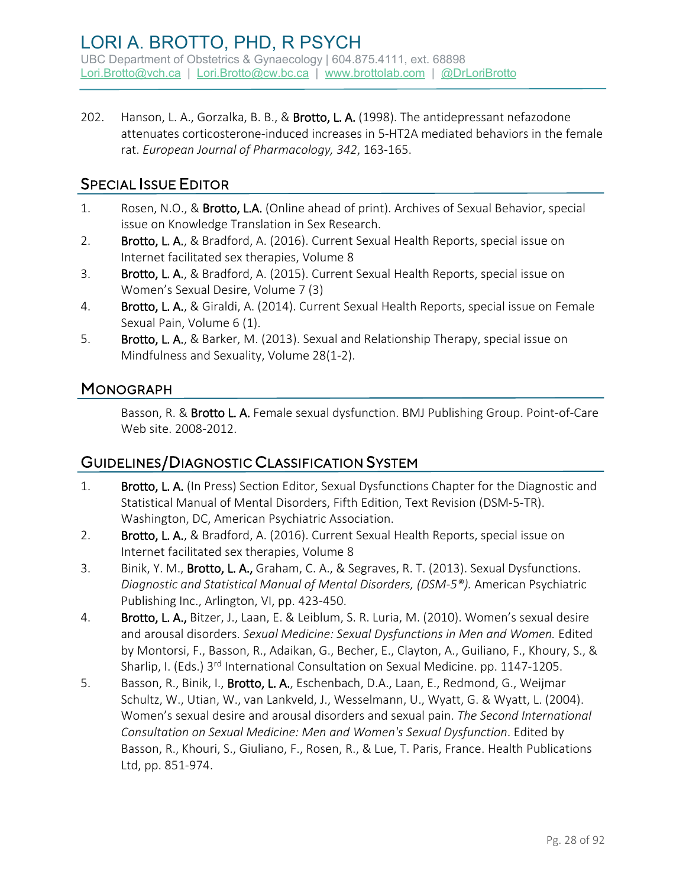202. Hanson, L. A., Gorzalka, B. B., & **Brotto, L. A.** (1998). The antidepressant nefazodone attenuates corticosterone-induced increases in 5-HT2A mediated behaviors in the female rat. *European Journal of Pharmacology, 342*, 163-165.

## Special Issue Editor

1. Rosen, N.O., & **Brotto, L.A.** (Online ahead of print). Archives of Sexual Behavior, special issue on Knowledge Translation in Sex Research.
2. **Brotto, L. A.**, & Bradford, A. (2016). Current Sexual Health Reports, special issue on Internet facilitated sex therapies, Volume 8
3. **Brotto, L. A.**, & Bradford, A. (2015). Current Sexual Health Reports, special issue on Women's Sexual Desire, Volume 7 (3)
4. **Brotto, L. A.**, & Giraldi, A. (2014). Current Sexual Health Reports, special issue on Female Sexual Pain, Volume 6 (1).
5. **Brotto, L. A.**, & Barker, M. (2013). Sexual and Relationship Therapy, special issue on Mindfulness and Sexuality, Volume 28(1-2).

## Monograph

Basson, R. & **Brotto L. A.** Female sexual dysfunction. BMJ Publishing Group. Point-of-Care Web site. 2008-2012.

## Guidelines/Diagnostic Classification System

1. **Brotto, L. A.** (In Press) Section Editor, Sexual Dysfunctions Chapter for the Diagnostic and Statistical Manual of Mental Disorders, Fifth Edition, Text Revision (DSM-5-TR). Washington, DC, American Psychiatric Association.
2. **Brotto, L. A.**, & Bradford, A. (2016). Current Sexual Health Reports, special issue on Internet facilitated sex therapies, Volume 8
3. Binik, Y. M., **Brotto, L. A.,** Graham, C. A., & Segraves, R. T. (2013). Sexual Dysfunctions. *Diagnostic and Statistical Manual of Mental Disorders, (DSM-5®).* American Psychiatric Publishing Inc., Arlington, VI, pp. 423-450.
4. **Brotto, L. A.,** Bitzer, J., Laan, E. & Leiblum, S. R. Luria, M. (2010). Women's sexual desire and arousal disorders. *Sexual Medicine: Sexual Dysfunctions in Men and Women.* Edited by Montorsi, F., Basson, R., Adaikan, G., Becher, E., Clayton, A., Guiliano, F., Khoury, S., & Sharlip, I. (Eds.) 3rd International Consultation on Sexual Medicine. pp. 1147-1205.
5. Basson, R., Binik, I., **Brotto, L. A.**, Eschenbach, D.A., Laan, E., Redmond, G., Weijmar Schultz, W., Utian, W., van Lankveld, J., Wesselmann, U., Wyatt, G. & Wyatt, L. (2004). Women's sexual desire and arousal disorders and sexual pain. *The Second International Consultation on Sexual Medicine: Men and Women's Sexual Dysfunction*. Edited by Basson, R., Khouri, S., Giuliano, F., Rosen, R., & Lue, T. Paris, France. Health Publications Ltd, pp. 851-974.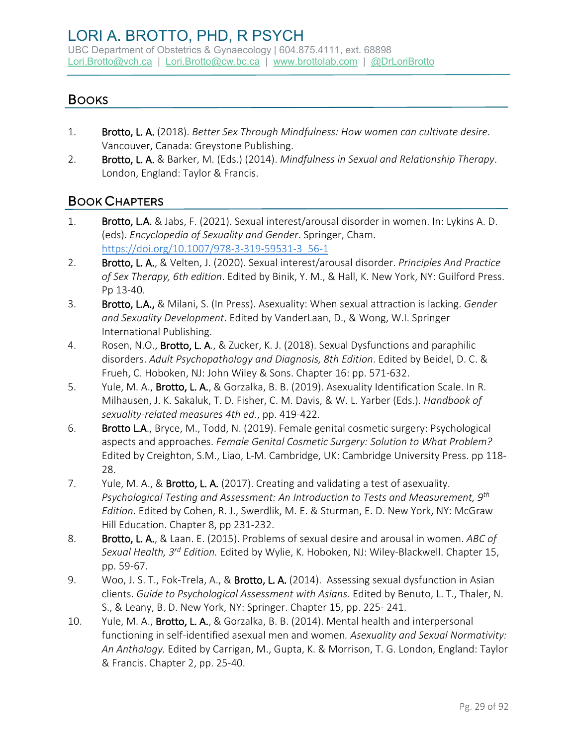# LORI A. BROTTO, PHD, R PSYCH

UBC Department of Obstetrics & Gynaecology | 604.875.4111, ext. 68898
Lori.Brotto@vch.ca | Lori.Brotto@cw.bc.ca | www.brottolab.com | @DrLoriBrotto

## BOOKS

1. **Brotto, L. A.** (2018). *Better Sex Through Mindfulness: How women can cultivate desire*. Vancouver, Canada: Greystone Publishing.
2. **Brotto, L. A.** & Barker, M. (Eds.) (2014). *Mindfulness in Sexual and Relationship Therapy*. London, England: Taylor & Francis.

## BOOK CHAPTERS

1. **Brotto, L.A.** & Jabs, F. (2021). Sexual interest/arousal disorder in women. In: Lykins A. D. (eds). *Encyclopedia of Sexuality and Gender*. Springer, Cham. https://doi.org/10.1007/978-3-319-59531-3_56-1
2. **Brotto, L. A.**, & Velten, J. (2020). Sexual interest/arousal disorder. *Principles And Practice of Sex Therapy, 6th edition*. Edited by Binik, Y. M., & Hall, K. New York, NY: Guilford Press. Pp 13-40.
3. **Brotto, L.A.,** & Milani, S. (In Press). Asexuality: When sexual attraction is lacking. *Gender and Sexuality Development*. Edited by VanderLaan, D., & Wong, W.I. Springer International Publishing.
4. Rosen, N.O., **Brotto, L. A.**, & Zucker, K. J. (2018). Sexual Dysfunctions and paraphilic disorders. *Adult Psychopathology and Diagnosis, 8th Edition*. Edited by Beidel, D. C. & Frueh, C. Hoboken, NJ: John Wiley & Sons. Chapter 16: pp. 571-632.
5. Yule, M. A., **Brotto, L. A.**, & Gorzalka, B. B. (2019). Asexuality Identification Scale. In R. Milhausen, J. K. Sakaluk, T. D. Fisher, C. M. Davis, & W. L. Yarber (Eds.). *Handbook of sexuality-related measures 4th ed.*, pp. 419-422.
6. **Brotto L.A.**, Bryce, M., Todd, N. (2019). Female genital cosmetic surgery: Psychological aspects and approaches. *Female Genital Cosmetic Surgery: Solution to What Problem?* Edited by Creighton, S.M., Liao, L-M. Cambridge, UK: Cambridge University Press. pp 118-28.
7. Yule, M. A., & **Brotto, L. A.** (2017). Creating and validating a test of asexuality. *Psychological Testing and Assessment: An Introduction to Tests and Measurement, 9th Edition*. Edited by Cohen, R. J., Swerdlik, M. E. & Sturman, E. D. New York, NY: McGraw Hill Education. Chapter 8, pp 231-232.
8. **Brotto, L. A.**, & Laan. E. (2015). Problems of sexual desire and arousal in women. *ABC of Sexual Health, 3rd Edition.* Edited by Wylie, K. Hoboken, NJ: Wiley-Blackwell. Chapter 15, pp. 59-67.
9. Woo, J. S. T., Fok-Trela, A., & **Brotto, L. A.** (2014). Assessing sexual dysfunction in Asian clients. *Guide to Psychological Assessment with Asians*. Edited by Benuto, L. T., Thaler, N. S., & Leany, B. D. New York, NY: Springer. Chapter 15, pp. 225- 241.
10. Yule, M. A., **Brotto, L. A.**, & Gorzalka, B. B. (2014). Mental health and interpersonal functioning in self-identified asexual men and women. *Asexuality and Sexual Normativity: An Anthology.* Edited by Carrigan, M., Gupta, K. & Morrison, T. G. London, England: Taylor & Francis. Chapter 2, pp. 25-40.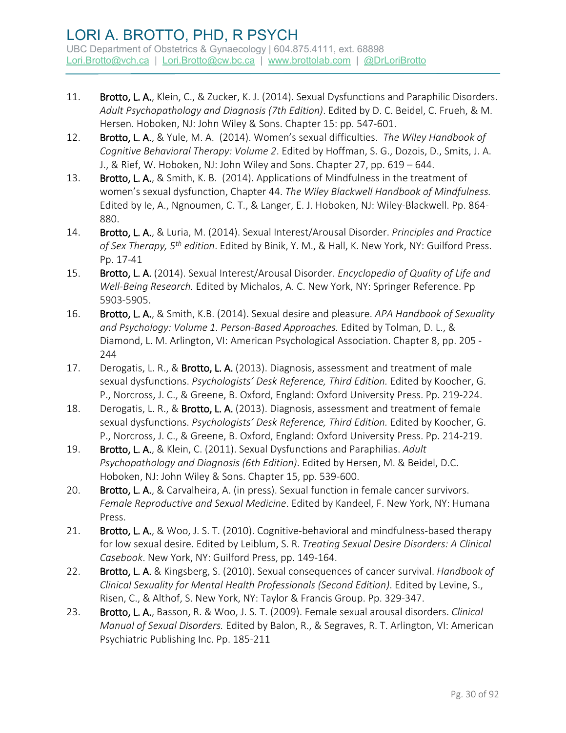11. **Brotto, L. A.**, Klein, C., & Zucker, K. J. (2014). Sexual Dysfunctions and Paraphilic Disorders. *Adult Psychopathology and Diagnosis (7th Edition)*. Edited by D. C. Beidel, C. Frueh, & M. Hersen. Hoboken, NJ: John Wiley & Sons. Chapter 15: pp. 547-601.
12. **Brotto, L. A.**, & Yule, M. A. (2014). Women's sexual difficulties. *The Wiley Handbook of Cognitive Behavioral Therapy: Volume 2*. Edited by Hoffman, S. G., Dozois, D., Smits, J. A. J., & Rief, W. Hoboken, NJ: John Wiley and Sons. Chapter 27, pp. 619 – 644.
13. **Brotto, L. A.**, & Smith, K. B. (2014). Applications of Mindfulness in the treatment of women's sexual dysfunction, Chapter 44. *The Wiley Blackwell Handbook of Mindfulness.* Edited by Ie, A., Ngnoumen, C. T., & Langer, E. J. Hoboken, NJ: Wiley-Blackwell. Pp. 864-880.
14. **Brotto, L. A.**, & Luria, M. (2014). Sexual Interest/Arousal Disorder. *Principles and Practice of Sex Therapy, 5th edition*. Edited by Binik, Y. M., & Hall, K. New York, NY: Guilford Press. Pp. 17-41
15. **Brotto, L. A.** (2014). Sexual Interest/Arousal Disorder. *Encyclopedia of Quality of Life and Well-Being Research.* Edited by Michalos, A. C. New York, NY: Springer Reference. Pp 5903-5905.
16. **Brotto, L. A.**, & Smith, K.B. (2014). Sexual desire and pleasure. *APA Handbook of Sexuality and Psychology: Volume 1. Person-Based Approaches.* Edited by Tolman, D. L., & Diamond, L. M. Arlington, VI: American Psychological Association. Chapter 8, pp. 205 - 244
17. Derogatis, L. R., & **Brotto, L. A.** (2013). Diagnosis, assessment and treatment of male sexual dysfunctions. *Psychologists' Desk Reference, Third Edition.* Edited by Koocher, G. P., Norcross, J. C., & Greene, B. Oxford, England: Oxford University Press. Pp. 219-224.
18. Derogatis, L. R., & **Brotto, L. A.** (2013). Diagnosis, assessment and treatment of female sexual dysfunctions. *Psychologists' Desk Reference, Third Edition.* Edited by Koocher, G. P., Norcross, J. C., & Greene, B. Oxford, England: Oxford University Press. Pp. 214-219.
19. **Brotto, L. A.**, & Klein, C. (2011). Sexual Dysfunctions and Paraphilias. *Adult Psychopathology and Diagnosis (6th Edition)*. Edited by Hersen, M. & Beidel, D.C. Hoboken, NJ: John Wiley & Sons. Chapter 15, pp. 539-600.
20. **Brotto, L. A.**, & Carvalheira, A. (in press). Sexual function in female cancer survivors. *Female Reproductive and Sexual Medicine*. Edited by Kandeel, F. New York, NY: Humana Press.
21. **Brotto, L. A.**, & Woo, J. S. T. (2010). Cognitive-behavioral and mindfulness-based therapy for low sexual desire. Edited by Leiblum, S. R. *Treating Sexual Desire Disorders: A Clinical Casebook*. New York, NY: Guilford Press, pp. 149-164.
22. **Brotto, L. A.** & Kingsberg, S. (2010). Sexual consequences of cancer survival. *Handbook of Clinical Sexuality for Mental Health Professionals (Second Edition)*. Edited by Levine, S., Risen, C., & Althof, S. New York, NY: Taylor & Francis Group. Pp. 329-347.
23. **Brotto, L. A.**, Basson, R. & Woo, J. S. T. (2009). Female sexual arousal disorders. *Clinical Manual of Sexual Disorders.* Edited by Balon, R., & Segraves, R. T. Arlington, VI: American Psychiatric Publishing Inc. Pp. 185-211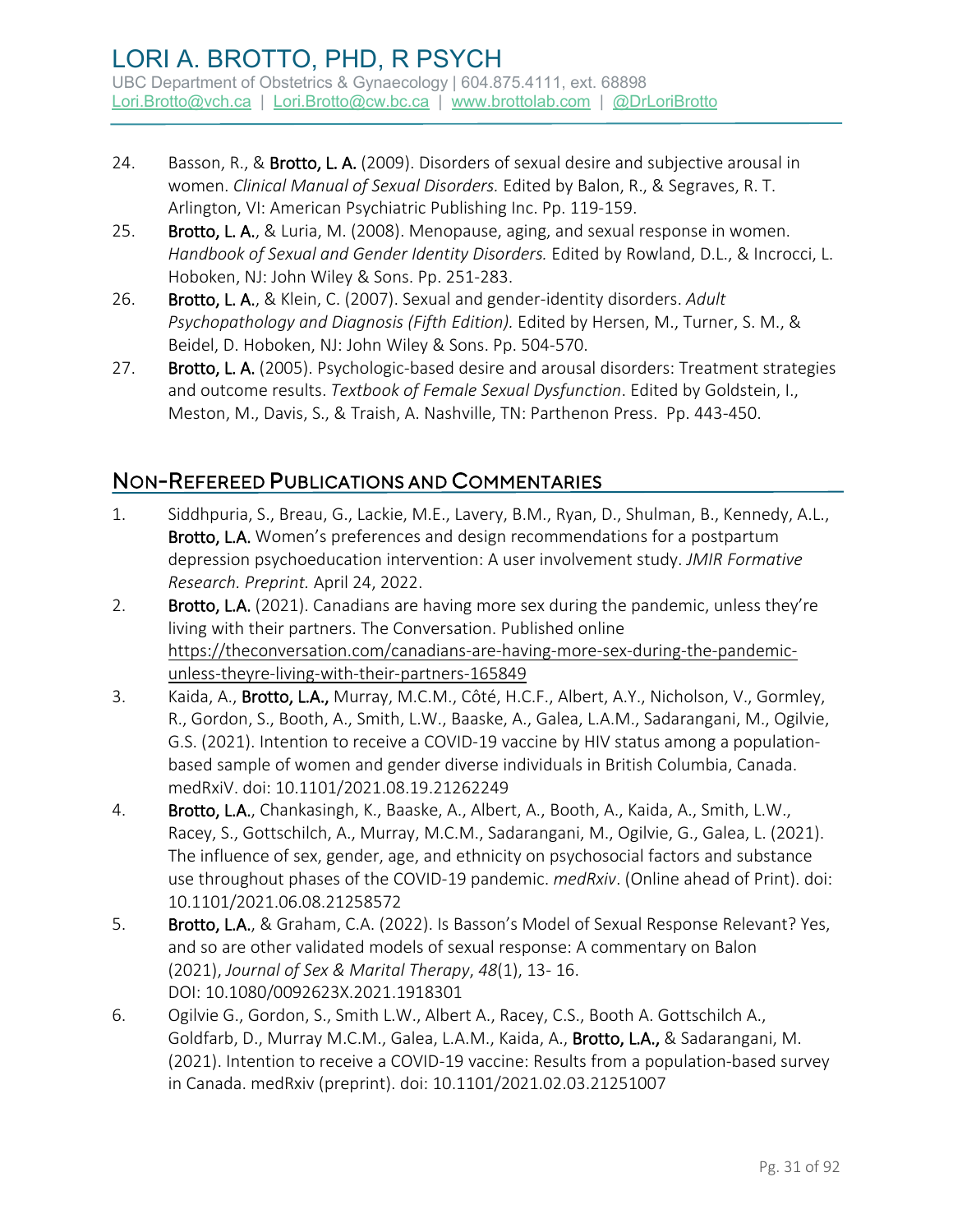24. Basson, R., & **Brotto, L. A.** (2009). Disorders of sexual desire and subjective arousal in women. *Clinical Manual of Sexual Disorders.* Edited by Balon, R., & Segraves, R. T. Arlington, VI: American Psychiatric Publishing Inc. Pp. 119-159.
25. **Brotto, L. A.**, & Luria, M. (2008). Menopause, aging, and sexual response in women. *Handbook of Sexual and Gender Identity Disorders.* Edited by Rowland, D.L., & Incrocci, L. Hoboken, NJ: John Wiley & Sons. Pp. 251-283.
26. **Brotto, L. A.**, & Klein, C. (2007). Sexual and gender-identity disorders. *Adult Psychopathology and Diagnosis (Fifth Edition).* Edited by Hersen, M., Turner, S. M., & Beidel, D. Hoboken, NJ: John Wiley & Sons. Pp. 504-570.
27. **Brotto, L. A.** (2005). Psychologic-based desire and arousal disorders: Treatment strategies and outcome results. *Textbook of Female Sexual Dysfunction*. Edited by Goldstein, I., Meston, M., Davis, S., & Traish, A. Nashville, TN: Parthenon Press. Pp. 443-450.

## Non-Refereed Publications and Commentaries

1. Siddhpuria, S., Breau, G., Lackie, M.E., Lavery, B.M., Ryan, D., Shulman, B., Kennedy, A.L., **Brotto, L.A.** Women's preferences and design recommendations for a postpartum depression psychoeducation intervention: A user involvement study. *JMIR Formative Research. Preprint.* April 24, 2022.
2. **Brotto, L.A.** (2021). Canadians are having more sex during the pandemic, unless they're living with their partners. The Conversation. Published online https://theconversation.com/canadians-are-having-more-sex-during-the-pandemic-unless-theyre-living-with-their-partners-165849
3. Kaida, A., **Brotto, L.A.,** Murray, M.C.M., Côté, H.C.F., Albert, A.Y., Nicholson, V., Gormley, R., Gordon, S., Booth, A., Smith, L.W., Baaske, A., Galea, L.A.M., Sadarangani, M., Ogilvie, G.S. (2021). Intention to receive a COVID-19 vaccine by HIV status among a population-based sample of women and gender diverse individuals in British Columbia, Canada. medRxiV. doi: 10.1101/2021.08.19.21262249
4. **Brotto, L.A.**, Chankasingh, K., Baaske, A., Albert, A., Booth, A., Kaida, A., Smith, L.W., Racey, S., Gottschilch, A., Murray, M.C.M., Sadarangani, M., Ogilvie, G., Galea, L. (2021). The influence of sex, gender, age, and ethnicity on psychosocial factors and substance use throughout phases of the COVID-19 pandemic. *medRxiv*. (Online ahead of Print). doi: 10.1101/2021.06.08.21258572
5. **Brotto, L.A.**, & Graham, C.A. (2022). Is Basson's Model of Sexual Response Relevant? Yes, and so are other validated models of sexual response: A commentary on Balon (2021), *Journal of Sex & Marital Therapy*, *48*(1), 13- 16. DOI: 10.1080/0092623X.2021.1918301
6. Ogilvie G., Gordon, S., Smith L.W., Albert A., Racey, C.S., Booth A. Gottschilch A., Goldfarb, D., Murray M.C.M., Galea, L.A.M., Kaida, A., **Brotto, L.A.,** & Sadarangani, M. (2021). Intention to receive a COVID-19 vaccine: Results from a population-based survey in Canada. medRxiv (preprint). doi: 10.1101/2021.02.03.21251007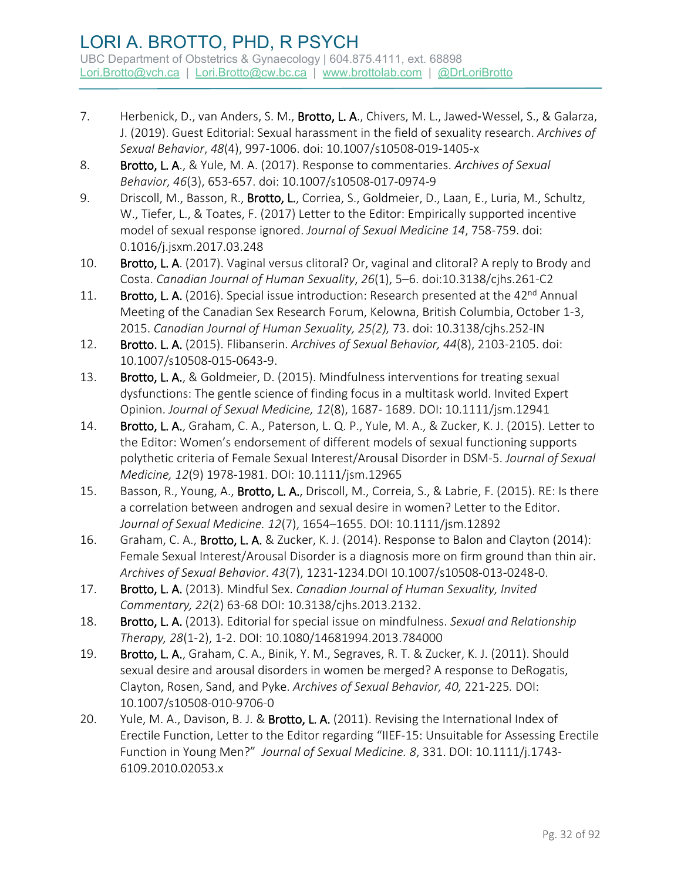7. Herbenick, D., van Anders, S. M., **Brotto, L. A.**, Chivers, M. L., Jawed-Wessel, S., & Galarza, J. (2019). Guest Editorial: Sexual harassment in the field of sexuality research. *Archives of Sexual Behavior*, *48*(4), 997-1006. doi: 10.1007/s10508-019-1405-x
8. **Brotto, L. A.**, & Yule, M. A. (2017). Response to commentaries. *Archives of Sexual Behavior, 46*(3), 653-657. doi: 10.1007/s10508-017-0974-9
9. Driscoll, M., Basson, R., **Brotto, L.**, Corriea, S., Goldmeier, D., Laan, E., Luria, M., Schultz, W., Tiefer, L., & Toates, F. (2017) Letter to the Editor: Empirically supported incentive model of sexual response ignored. *Journal of Sexual Medicine 14*, 758-759. doi: 0.1016/j.jsxm.2017.03.248
10. **Brotto, L. A**. (2017). Vaginal versus clitoral? Or, vaginal and clitoral? A reply to Brody and Costa. *Canadian Journal of Human Sexuality*, *26*(1), 5–6. doi:10.3138/cjhs.261-C2
11. **Brotto, L. A.** (2016). Special issue introduction: Research presented at the 42nd Annual Meeting of the Canadian Sex Research Forum, Kelowna, British Columbia, October 1-3, 2015. *Canadian Journal of Human Sexuality, 25(2),* 73. doi: 10.3138/cjhs.252-IN
12. **Brotto. L. A.** (2015). Flibanserin. *Archives of Sexual Behavior, 44*(8), 2103-2105. doi: 10.1007/s10508-015-0643-9.
13. **Brotto, L. A.**, & Goldmeier, D. (2015). Mindfulness interventions for treating sexual dysfunctions: The gentle science of finding focus in a multitask world. Invited Expert Opinion. *Journal of Sexual Medicine, 12*(8), 1687- 1689. DOI: 10.1111/jsm.12941
14. **Brotto, L. A.**, Graham, C. A., Paterson, L. Q. P., Yule, M. A., & Zucker, K. J. (2015). Letter to the Editor: Women's endorsement of different models of sexual functioning supports polythetic criteria of Female Sexual Interest/Arousal Disorder in DSM-5. *Journal of Sexual Medicine, 12*(9) 1978-1981. DOI: 10.1111/jsm.12965
15. Basson, R., Young, A., **Brotto, L. A.**, Driscoll, M., Correia, S., & Labrie, F. (2015). RE: Is there a correlation between androgen and sexual desire in women? Letter to the Editor. *Journal of Sexual Medicine. 12*(7), 1654–1655. DOI: 10.1111/jsm.12892
16. Graham, C. A., **Brotto, L. A.** & Zucker, K. J. (2014). Response to Balon and Clayton (2014): Female Sexual Interest/Arousal Disorder is a diagnosis more on firm ground than thin air. *Archives of Sexual Behavior*. *43*(7), 1231-1234.DOI 10.1007/s10508-013-0248-0.
17. **Brotto, L. A.** (2013). Mindful Sex. *Canadian Journal of Human Sexuality, Invited Commentary, 22*(2) 63-68 DOI: 10.3138/cjhs.2013.2132.
18. **Brotto, L. A.** (2013). Editorial for special issue on mindfulness. *Sexual and Relationship Therapy, 28*(1-2), 1-2. DOI: 10.1080/14681994.2013.784000
19. **Brotto, L. A.**, Graham, C. A., Binik, Y. M., Segraves, R. T. & Zucker, K. J. (2011). Should sexual desire and arousal disorders in women be merged? A response to DeRogatis, Clayton, Rosen, Sand, and Pyke. *Archives of Sexual Behavior, 40,* 221-225*.* DOI: 10.1007/s10508-010-9706-0
20. Yule, M. A., Davison, B. J. & **Brotto, L. A.** (2011). Revising the International Index of Erectile Function, Letter to the Editor regarding "IIEF-15: Unsuitable for Assessing Erectile Function in Young Men?" *Journal of Sexual Medicine. 8*, 331. DOI: 10.1111/j.1743-6109.2010.02053.x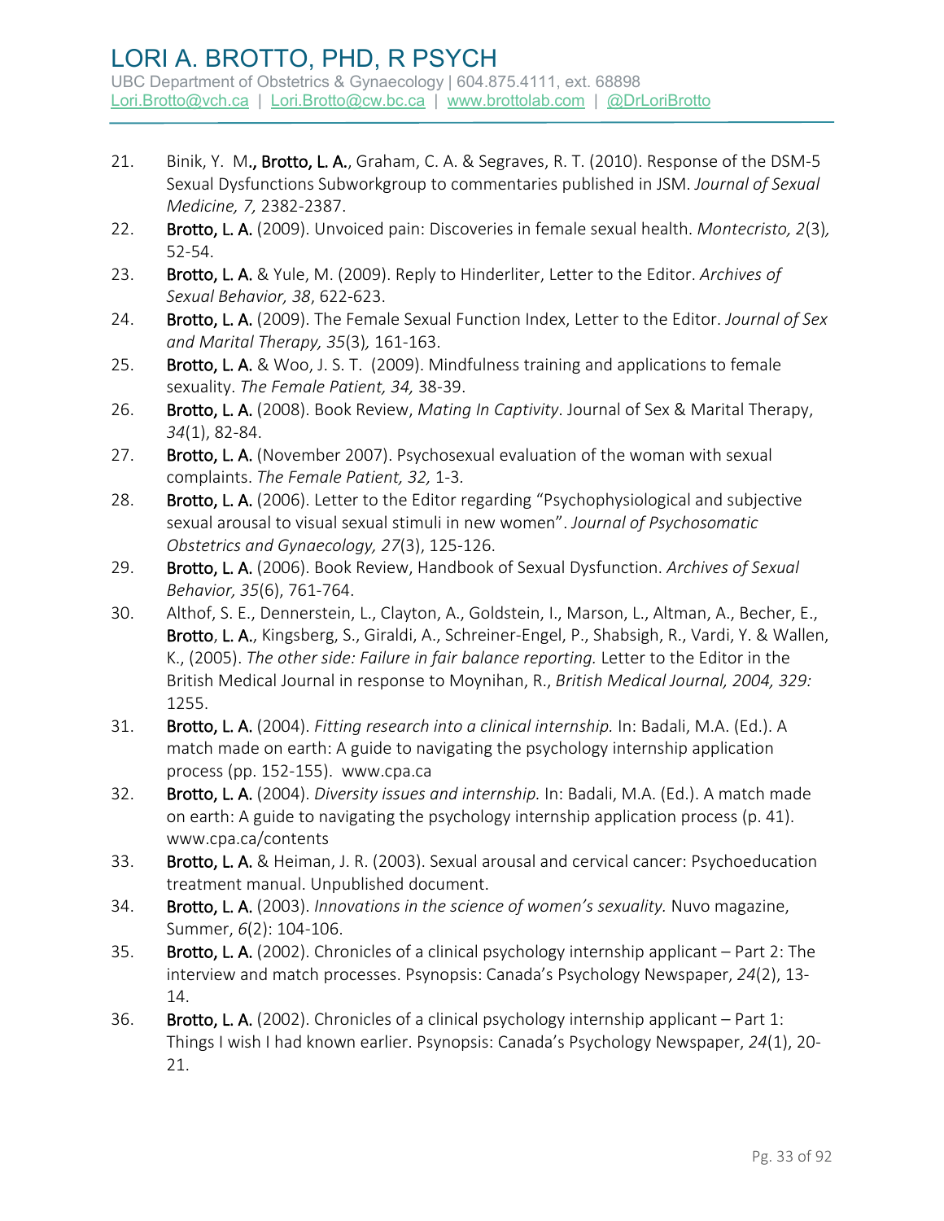21. Binik, Y. M**., Brotto, L. A.**, Graham, C. A. & Segraves, R. T. (2010). Response of the DSM-5 Sexual Dysfunctions Subworkgroup to commentaries published in JSM. *Journal of Sexual Medicine, 7,* 2382-2387.
22. **Brotto, L. A.** (2009). Unvoiced pain: Discoveries in female sexual health. *Montecristo, 2*(3)*,* 52-54.
23. **Brotto, L. A.** & Yule, M. (2009). Reply to Hinderliter, Letter to the Editor. *Archives of Sexual Behavior, 38*, 622-623.
24. **Brotto, L. A.** (2009). The Female Sexual Function Index, Letter to the Editor. *Journal of Sex and Marital Therapy, 35*(3)*,* 161-163.
25. **Brotto, L. A.** & Woo, J. S. T. (2009). Mindfulness training and applications to female sexuality. *The Female Patient, 34,* 38-39.
26. **Brotto, L. A.** (2008). Book Review, *Mating In Captivity*. Journal of Sex & Marital Therapy, *34*(1), 82-84.
27. **Brotto, L. A.** (November 2007). Psychosexual evaluation of the woman with sexual complaints. *The Female Patient, 32,* 1-3.
28. **Brotto, L. A.** (2006). Letter to the Editor regarding "Psychophysiological and subjective sexual arousal to visual sexual stimuli in new women". *Journal of Psychosomatic Obstetrics and Gynaecology, 27*(3), 125-126.
29. **Brotto, L. A.** (2006). Book Review, Handbook of Sexual Dysfunction. *Archives of Sexual Behavior, 35*(6), 761-764.
30. Althof, S. E., Dennerstein, L., Clayton, A., Goldstein, I., Marson, L., Altman, A., Becher, E., **Brotto, L. A.**, Kingsberg, S., Giraldi, A., Schreiner-Engel, P., Shabsigh, R., Vardi, Y. & Wallen, K., (2005). *The other side: Failure in fair balance reporting.* Letter to the Editor in the British Medical Journal in response to Moynihan, R., *British Medical Journal, 2004, 329:* 1255.
31. **Brotto, L. A.** (2004). *Fitting research into a clinical internship.* In: Badali, M.A. (Ed.). A match made on earth: A guide to navigating the psychology internship application process (pp. 152-155). www.cpa.ca
32. **Brotto, L. A.** (2004). *Diversity issues and internship.* In: Badali, M.A. (Ed.). A match made on earth: A guide to navigating the psychology internship application process (p. 41). www.cpa.ca/contents
33. **Brotto, L. A.** & Heiman, J. R. (2003). Sexual arousal and cervical cancer: Psychoeducation treatment manual. Unpublished document.
34. **Brotto, L. A.** (2003). *Innovations in the science of women's sexuality.* Nuvo magazine, Summer, *6*(2): 104-106.
35. **Brotto, L. A.** (2002). Chronicles of a clinical psychology internship applicant – Part 2: The interview and match processes. Psynopsis: Canada's Psychology Newspaper, *24*(2), 13-14.
36. **Brotto, L. A.** (2002). Chronicles of a clinical psychology internship applicant – Part 1: Things I wish I had known earlier. Psynopsis: Canada's Psychology Newspaper, *24*(1), 20-21.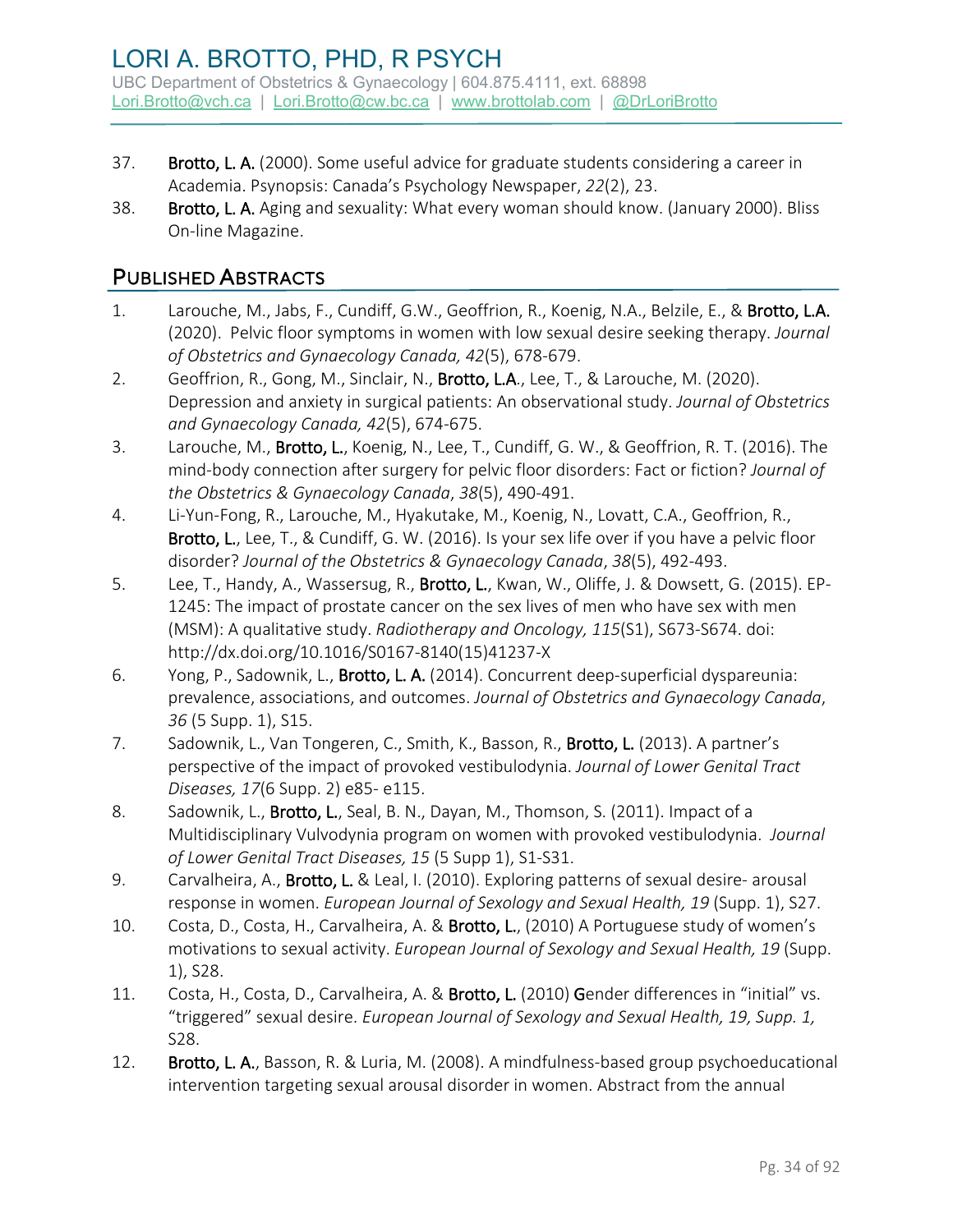37. **Brotto, L. A.** (2000). Some useful advice for graduate students considering a career in Academia. Psynopsis: Canada's Psychology Newspaper, *22*(2), 23.
38. **Brotto, L. A.** Aging and sexuality: What every woman should know. (January 2000). Bliss On-line Magazine.

## Published Abstracts

1. Larouche, M., Jabs, F., Cundiff, G.W., Geoffrion, R., Koenig, N.A., Belzile, E., & **Brotto, L.A.** (2020). Pelvic floor symptoms in women with low sexual desire seeking therapy. *Journal of Obstetrics and Gynaecology Canada, 42*(5), 678-679.
2. Geoffrion, R., Gong, M., Sinclair, N., **Brotto, L.A.**, Lee, T., & Larouche, M. (2020). Depression and anxiety in surgical patients: An observational study. *Journal of Obstetrics and Gynaecology Canada, 42*(5), 674-675.
3. Larouche, M., **Brotto, L.**, Koenig, N., Lee, T., Cundiff, G. W., & Geoffrion, R. T. (2016). The mind-body connection after surgery for pelvic floor disorders: Fact or fiction? *Journal of the Obstetrics & Gynaecology Canada*, *38*(5), 490-491.
4. Li-Yun-Fong, R., Larouche, M., Hyakutake, M., Koenig, N., Lovatt, C.A., Geoffrion, R., **Brotto, L.**, Lee, T., & Cundiff, G. W. (2016). Is your sex life over if you have a pelvic floor disorder? *Journal of the Obstetrics & Gynaecology Canada*, *38*(5), 492-493.
5. Lee, T., Handy, A., Wassersug, R., **Brotto, L.**, Kwan, W., Oliffe, J. & Dowsett, G. (2015). EP-1245: The impact of prostate cancer on the sex lives of men who have sex with men (MSM): A qualitative study. *Radiotherapy and Oncology, 115*(S1), S673-S674. doi: http://dx.doi.org/10.1016/S0167-8140(15)41237-X
6. Yong, P., Sadownik, L., **Brotto, L. A.** (2014). Concurrent deep-superficial dyspareunia: prevalence, associations, and outcomes. *Journal of Obstetrics and Gynaecology Canada*, *36* (5 Supp. 1), S15.
7. Sadownik, L., Van Tongeren, C., Smith, K., Basson, R., **Brotto, L.** (2013). A partner's perspective of the impact of provoked vestibulodynia. *Journal of Lower Genital Tract Diseases, 17*(6 Supp. 2) e85- e115.
8. Sadownik, L., **Brotto, L.**, Seal, B. N., Dayan, M., Thomson, S. (2011). Impact of a Multidisciplinary Vulvodynia program on women with provoked vestibulodynia. *Journal of Lower Genital Tract Diseases, 15* (5 Supp 1), S1-S31.
9. Carvalheira, A., **Brotto, L.** & Leal, I. (2010). Exploring patterns of sexual desire- arousal response in women. *European Journal of Sexology and Sexual Health, 19* (Supp. 1), S27.
10. Costa, D., Costa, H., Carvalheira, A. & **Brotto, L.**, (2010) A Portuguese study of women's motivations to sexual activity. *European Journal of Sexology and Sexual Health, 19* (Supp. 1), S28.
11. Costa, H., Costa, D., Carvalheira, A. & **Brotto, L.** (2010) Gender differences in "initial" vs. "triggered" sexual desire. *European Journal of Sexology and Sexual Health, 19, Supp. 1,* S28.
12. **Brotto, L. A.**, Basson, R. & Luria, M. (2008). A mindfulness-based group psychoeducational intervention targeting sexual arousal disorder in women. Abstract from the annual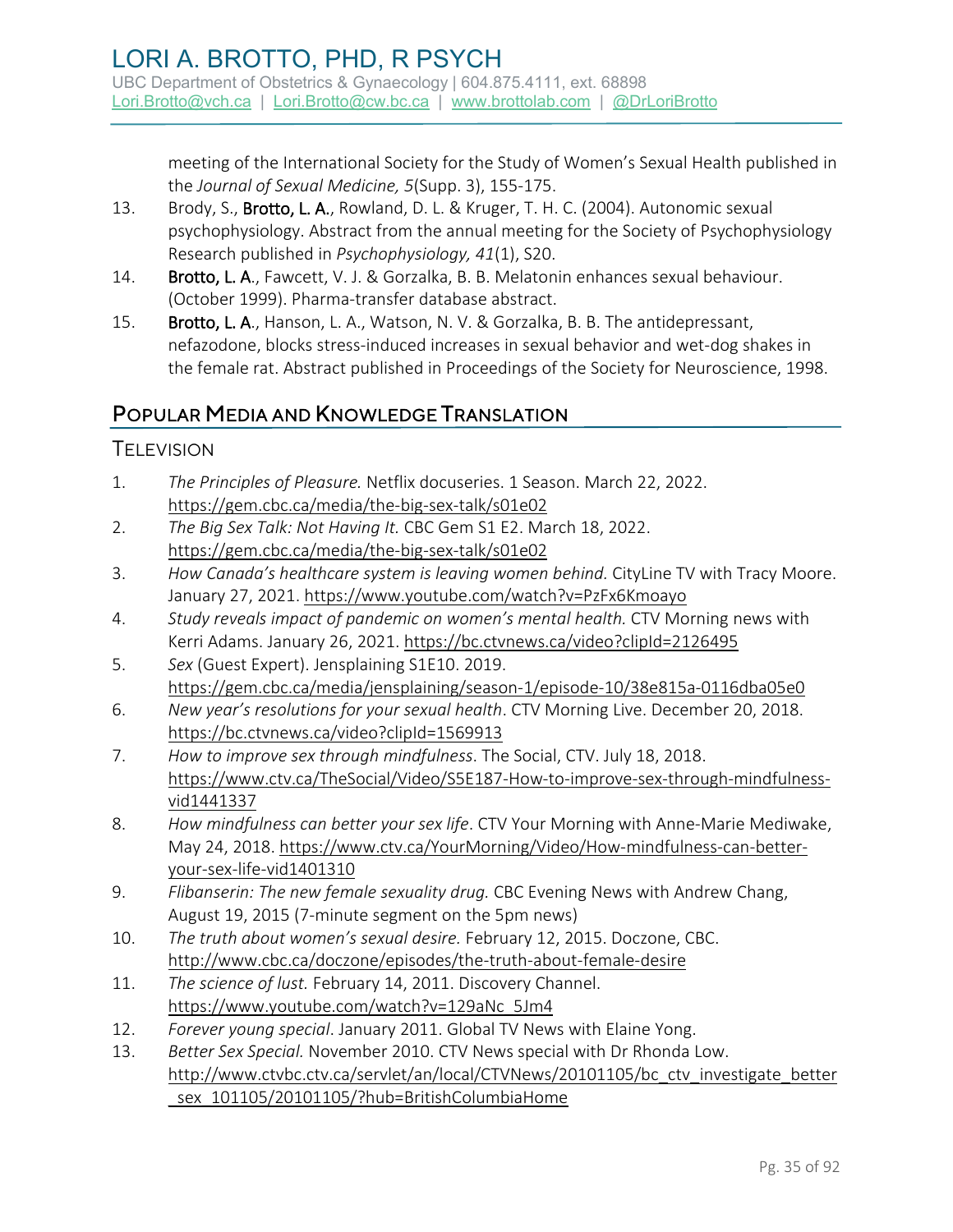meeting of the International Society for the Study of Women's Sexual Health published in the *Journal of Sexual Medicine, 5*(Supp. 3), 155-175.

13. Brody, S., **Brotto, L. A.**, Rowland, D. L. & Kruger, T. H. C. (2004). Autonomic sexual psychophysiology. Abstract from the annual meeting for the Society of Psychophysiology Research published in *Psychophysiology, 41*(1), S20.
14. **Brotto, L. A.**, Fawcett, V. J. & Gorzalka, B. B. Melatonin enhances sexual behaviour. (October 1999). Pharma-transfer database abstract.
15. **Brotto, L. A.**, Hanson, L. A., Watson, N. V. & Gorzalka, B. B. The antidepressant, nefazodone, blocks stress-induced increases in sexual behavior and wet-dog shakes in the female rat. Abstract published in Proceedings of the Society for Neuroscience, 1998.

## Popular Media and Knowledge Translation

### Television

1. *The Principles of Pleasure.* Netflix docuseries. 1 Season. March 22, 2022. https://gem.cbc.ca/media/the-big-sex-talk/s01e02
2. *The Big Sex Talk: Not Having It.* CBC Gem S1 E2. March 18, 2022. https://gem.cbc.ca/media/the-big-sex-talk/s01e02
3. *How Canada's healthcare system is leaving women behind.* CityLine TV with Tracy Moore. January 27, 2021. https://www.youtube.com/watch?v=PzFx6Kmoayo
4. *Study reveals impact of pandemic on women's mental health.* CTV Morning news with Kerri Adams. January 26, 2021. https://bc.ctvnews.ca/video?clipId=2126495
5. *Sex* (Guest Expert). Jensplaining S1E10. 2019. https://gem.cbc.ca/media/jensplaining/season-1/episode-10/38e815a-0116dba05e0
6. *New year's resolutions for your sexual health*. CTV Morning Live. December 20, 2018. https://bc.ctvnews.ca/video?clipId=1569913
7. *How to improve sex through mindfulness*. The Social, CTV. July 18, 2018. https://www.ctv.ca/TheSocial/Video/S5E187-How-to-improve-sex-through-mindfulness-vid1441337
8. *How mindfulness can better your sex life*. CTV Your Morning with Anne-Marie Mediwake, May 24, 2018. https://www.ctv.ca/YourMorning/Video/How-mindfulness-can-better-your-sex-life-vid1401310
9. *Flibanserin: The new female sexuality drug.* CBC Evening News with Andrew Chang, August 19, 2015 (7-minute segment on the 5pm news)
10. *The truth about women's sexual desire.* February 12, 2015. Doczone, CBC. http://www.cbc.ca/doczone/episodes/the-truth-about-female-desire
11. *The science of lust.* February 14, 2011. Discovery Channel. https://www.youtube.com/watch?v=129aNc_5Jm4
12. *Forever young special*. January 2011. Global TV News with Elaine Yong.
13. *Better Sex Special.* November 2010. CTV News special with Dr Rhonda Low. http://www.ctvbc.ctv.ca/servlet/an/local/CTVNews/20101105/bc_ctv_investigate_better_sex_101105/20101105/?hub=BritishColumbiaHome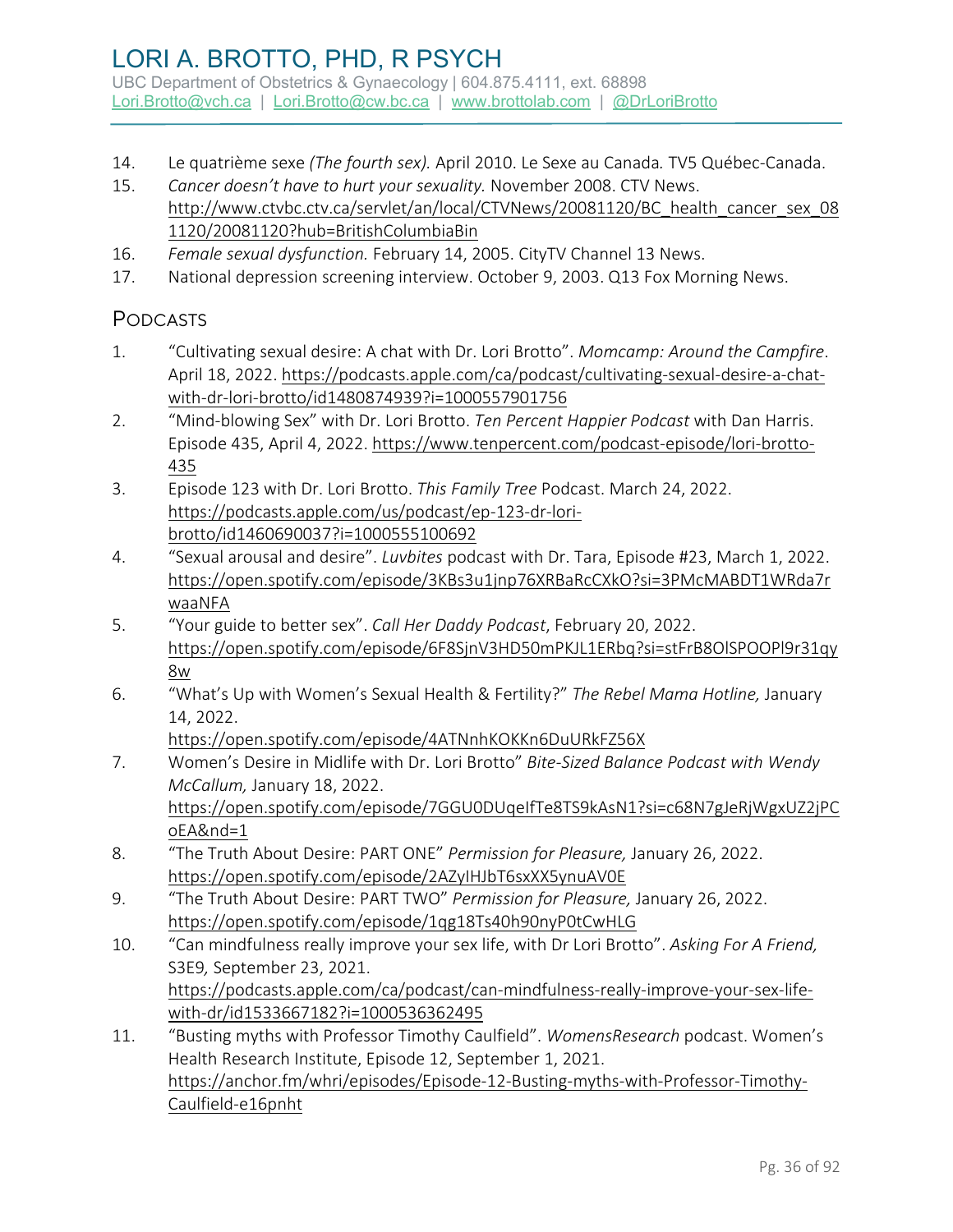14. Le quatrième sexe *(The fourth sex).* April 2010. Le Sexe au Canada. TV5 Québec-Canada.
15. *Cancer doesn't have to hurt your sexuality.* November 2008. CTV News. http://www.ctvbc.ctv.ca/servlet/an/local/CTVNews/20081120/BC_health_cancer_sex_081120/20081120?hub=BritishColumbiaBin
16. *Female sexual dysfunction.* February 14, 2005. CityTV Channel 13 News.
17. National depression screening interview. October 9, 2003. Q13 Fox Morning News.

## Podcasts

1. "Cultivating sexual desire: A chat with Dr. Lori Brotto". *Momcamp: Around the Campfire*. April 18, 2022. https://podcasts.apple.com/ca/podcast/cultivating-sexual-desire-a-chat-with-dr-lori-brotto/id1480874939?i=1000557901756
2. "Mind-blowing Sex" with Dr. Lori Brotto. *Ten Percent Happier Podcast* with Dan Harris. Episode 435, April 4, 2022. https://www.tenpercent.com/podcast-episode/lori-brotto-435
3. Episode 123 with Dr. Lori Brotto. *This Family Tree* Podcast. March 24, 2022. https://podcasts.apple.com/us/podcast/ep-123-dr-lori-brotto/id1460690037?i=1000555100692
4. "Sexual arousal and desire". *Luvbites* podcast with Dr. Tara, Episode #23, March 1, 2022. https://open.spotify.com/episode/3KBs3u1jnp76XRBaRcCXkO?si=3PMcMABDT1WRda7rwaaNFA
5. "Your guide to better sex". *Call Her Daddy Podcast*, February 20, 2022. https://open.spotify.com/episode/6F8SjnV3HD50mPKJL1ERbq?si=stFrB8OlSPOOPl9r31qy8w
6. "What's Up with Women's Sexual Health & Fertility?" *The Rebel Mama Hotline,* January 14, 2022. https://open.spotify.com/episode/4ATNnhKOKKn6DuURkFZ56X
7. Women's Desire in Midlife with Dr. Lori Brotto" *Bite-Sized Balance Podcast with Wendy McCallum,* January 18, 2022. https://open.spotify.com/episode/7GGU0DUqeIfTe8TS9kAsN1?si=c68N7gJeRjWgxUZ2jPCoEA&nd=1
8. "The Truth About Desire: PART ONE" *Permission for Pleasure,* January 26, 2022. https://open.spotify.com/episode/2AZyIHJbT6sxXX5ynuAV0E
9. "The Truth About Desire: PART TWO" *Permission for Pleasure,* January 26, 2022. https://open.spotify.com/episode/1qg18Ts40h90nyP0tCwHLG
10. "Can mindfulness really improve your sex life, with Dr Lori Brotto". *Asking For A Friend,* S3E9*,* September 23, 2021. https://podcasts.apple.com/ca/podcast/can-mindfulness-really-improve-your-sex-life-with-dr/id1533667182?i=1000536362495
11. "Busting myths with Professor Timothy Caulfield". *WomensResearch* podcast. Women's Health Research Institute, Episode 12, September 1, 2021. https://anchor.fm/whri/episodes/Episode-12-Busting-myths-with-Professor-Timothy-Caulfield-e16pnht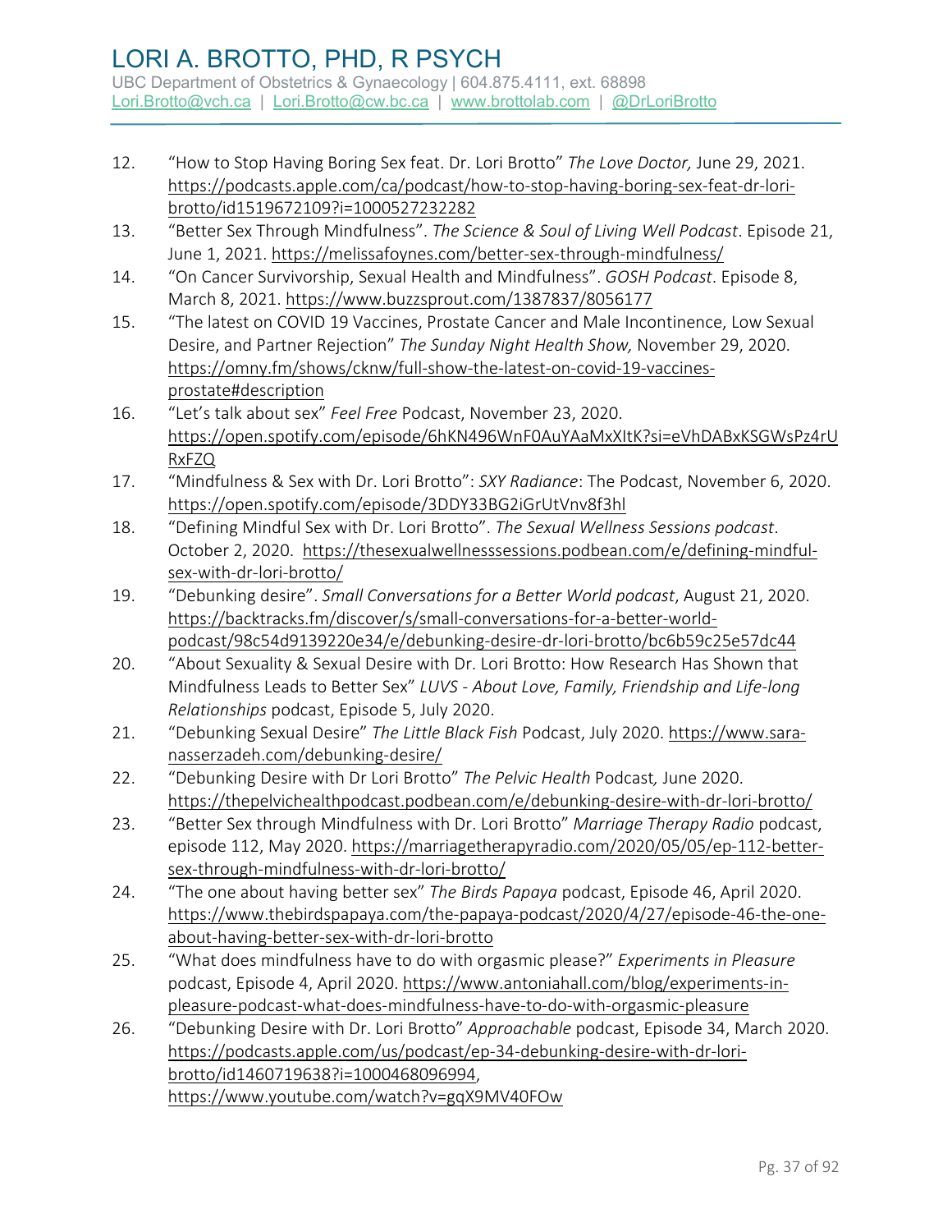12. "How to Stop Having Boring Sex feat. Dr. Lori Brotto" *The Love Doctor,* June 29, 2021. https://podcasts.apple.com/ca/podcast/how-to-stop-having-boring-sex-feat-dr-lori-brotto/id1519672109?i=1000527232282
13. "Better Sex Through Mindfulness". *The Science & Soul of Living Well Podcast*. Episode 21, June 1, 2021. https://melissafoynes.com/better-sex-through-mindfulness/
14. "On Cancer Survivorship, Sexual Health and Mindfulness". *GOSH Podcast*. Episode 8, March 8, 2021. https://www.buzzsprout.com/1387837/8056177
15. "The latest on COVID 19 Vaccines, Prostate Cancer and Male Incontinence, Low Sexual Desire, and Partner Rejection" *The Sunday Night Health Show,* November 29, 2020. https://omny.fm/shows/cknw/full-show-the-latest-on-covid-19-vaccines-prostate#description
16. "Let's talk about sex" *Feel Free* Podcast, November 23, 2020. https://open.spotify.com/episode/6hKN496WnF0AuYAaMxXItK?si=eVhDABxKSGWsPz4rURxFZQ
17. "Mindfulness & Sex with Dr. Lori Brotto": *SXY Radiance*: The Podcast, November 6, 2020. https://open.spotify.com/episode/3DDY33BG2iGrUtVnv8f3hl
18. "Defining Mindful Sex with Dr. Lori Brotto". *The Sexual Wellness Sessions podcast*. October 2, 2020. https://thesexualwellnesssessions.podbean.com/e/defining-mindful-sex-with-dr-lori-brotto/
19. "Debunking desire". *Small Conversations for a Better World podcast*, August 21, 2020. https://backtracks.fm/discover/s/small-conversations-for-a-better-world-podcast/98c54d9139220e34/e/debunking-desire-dr-lori-brotto/bc6b59c25e57dc44
20. "About Sexuality & Sexual Desire with Dr. Lori Brotto: How Research Has Shown that Mindfulness Leads to Better Sex" *LUVS - About Love, Family, Friendship and Life-long Relationships* podcast, Episode 5, July 2020.
21. "Debunking Sexual Desire" *The Little Black Fish* Podcast, July 2020. https://www.sara-nasserzadeh.com/debunking-desire/
22. "Debunking Desire with Dr Lori Brotto" *The Pelvic Health* Podcast*,* June 2020. https://thepelvichealthpodcast.podbean.com/e/debunking-desire-with-dr-lori-brotto/
23. "Better Sex through Mindfulness with Dr. Lori Brotto" *Marriage Therapy Radio* podcast, episode 112, May 2020. https://marriagetherapyradio.com/2020/05/05/ep-112-better-sex-through-mindfulness-with-dr-lori-brotto/
24. "The one about having better sex" *The Birds Papaya* podcast, Episode 46, April 2020. https://www.thebirdspapaya.com/the-papaya-podcast/2020/4/27/episode-46-the-one-about-having-better-sex-with-dr-lori-brotto
25. "What does mindfulness have to do with orgasmic please?" *Experiments in Pleasure* podcast, Episode 4, April 2020. https://www.antoniahall.com/blog/experiments-in-pleasure-podcast-what-does-mindfulness-have-to-do-with-orgasmic-pleasure
26. "Debunking Desire with Dr. Lori Brotto" *Approachable* podcast, Episode 34, March 2020. https://podcasts.apple.com/us/podcast/ep-34-debunking-desire-with-dr-lori-brotto/id1460719638?i=1000468096994, https://www.youtube.com/watch?v=gqX9MV40FOw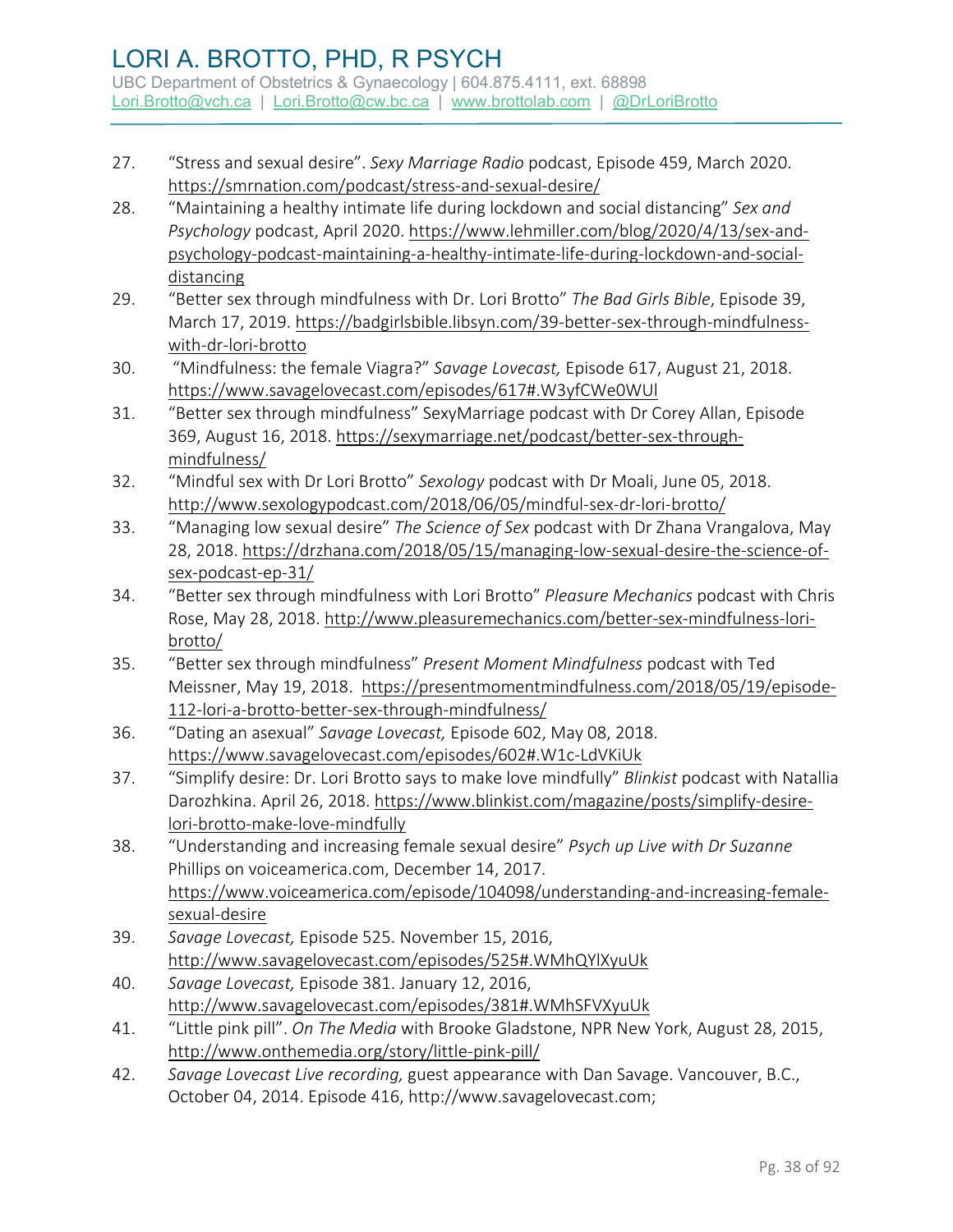27. "Stress and sexual desire". *Sexy Marriage Radio* podcast, Episode 459, March 2020. https://smrnation.com/podcast/stress-and-sexual-desire/
28. "Maintaining a healthy intimate life during lockdown and social distancing" *Sex and Psychology* podcast, April 2020. https://www.lehmiller.com/blog/2020/4/13/sex-and-psychology-podcast-maintaining-a-healthy-intimate-life-during-lockdown-and-social-distancing
29. "Better sex through mindfulness with Dr. Lori Brotto" *The Bad Girls Bible*, Episode 39, March 17, 2019. https://badgirlsbible.libsyn.com/39-better-sex-through-mindfulness-with-dr-lori-brotto
30. "Mindfulness: the female Viagra?" *Savage Lovecast,* Episode 617, August 21, 2018. https://www.savagelovecast.com/episodes/617#.W3yfCWe0WUl
31. "Better sex through mindfulness" SexyMarriage podcast with Dr Corey Allan, Episode 369, August 16, 2018. https://sexymarriage.net/podcast/better-sex-through-mindfulness/
32. "Mindful sex with Dr Lori Brotto" *Sexology* podcast with Dr Moali, June 05, 2018. http://www.sexologypodcast.com/2018/06/05/mindful-sex-dr-lori-brotto/
33. "Managing low sexual desire" *The Science of Sex* podcast with Dr Zhana Vrangalova, May 28, 2018. https://drzhana.com/2018/05/15/managing-low-sexual-desire-the-science-of-sex-podcast-ep-31/
34. "Better sex through mindfulness with Lori Brotto" *Pleasure Mechanics* podcast with Chris Rose, May 28, 2018. http://www.pleasuremechanics.com/better-sex-mindfulness-lori-brotto/
35. "Better sex through mindfulness" *Present Moment Mindfulness* podcast with Ted Meissner, May 19, 2018. https://presentmomentmindfulness.com/2018/05/19/episode-112-lori-a-brotto-better-sex-through-mindfulness/
36. "Dating an asexual" *Savage Lovecast,* Episode 602, May 08, 2018. https://www.savagelovecast.com/episodes/602#.W1c-LdVKiUk
37. "Simplify desire: Dr. Lori Brotto says to make love mindfully" *Blinkist* podcast with Natallia Darozhkina. April 26, 2018. https://www.blinkist.com/magazine/posts/simplify-desire-lori-brotto-make-love-mindfully
38. "Understanding and increasing female sexual desire" *Psych up Live with Dr Suzanne* Phillips on voiceamerica.com, December 14, 2017. https://www.voiceamerica.com/episode/104098/understanding-and-increasing-female-sexual-desire
39. *Savage Lovecast,* Episode 525. November 15, 2016, http://www.savagelovecast.com/episodes/525#.WMhQYlXyuUk
40. *Savage Lovecast,* Episode 381. January 12, 2016, http://www.savagelovecast.com/episodes/381#.WMhSFVXyuUk
41. "Little pink pill". *On The Media* with Brooke Gladstone, NPR New York, August 28, 2015, http://www.onthemedia.org/story/little-pink-pill/
42. *Savage Lovecast Live recording,* guest appearance with Dan Savage. Vancouver, B.C., October 04, 2014. Episode 416, http://www.savagelovecast.com;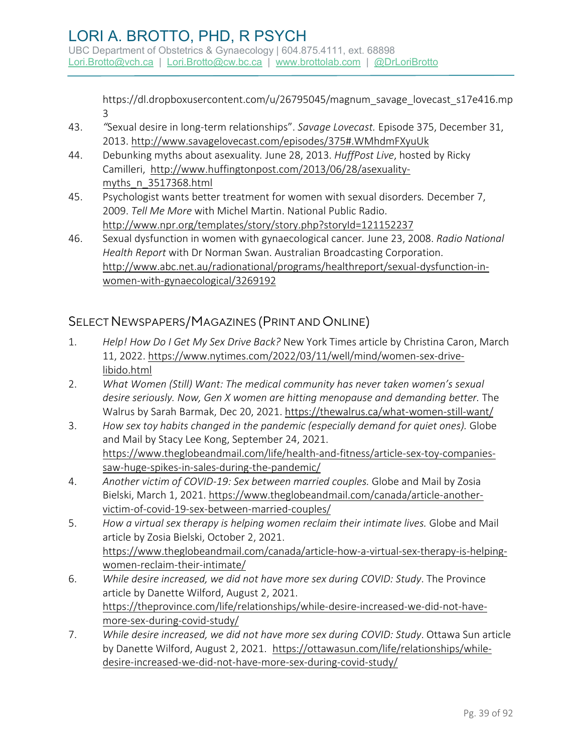https://dl.dropboxusercontent.com/u/26795045/magnum_savage_lovecast_s17e416.mp3

43. "Sexual desire in long-term relationships". *Savage Lovecast.* Episode 375, December 31, 2013. http://www.savagelovecast.com/episodes/375#.WMhdmFXyuUk
44. Debunking myths about asexuality. June 28, 2013. *HuffPost Live*, hosted by Ricky Camilleri, http://www.huffingtonpost.com/2013/06/28/asexuality-myths_n_3517368.html
45. Psychologist wants better treatment for women with sexual disorders*.* December 7, 2009. *Tell Me More* with Michel Martin. National Public Radio. http://www.npr.org/templates/story/story.php?storyId=121152237
46. Sexual dysfunction in women with gynaecological cancer*.* June 23, 2008. *Radio National Health Report* with Dr Norman Swan. Australian Broadcasting Corporation. http://www.abc.net.au/radionational/programs/healthreport/sexual-dysfunction-in-women-with-gynaecological/3269192

## Select Newspapers/Magazines (Print and Online)

1. *Help! How Do I Get My Sex Drive Back?* New York Times article by Christina Caron, March 11, 2022. https://www.nytimes.com/2022/03/11/well/mind/women-sex-drive-libido.html
2. *What Women (Still) Want: The medical community has never taken women's sexual desire seriously. Now, Gen X women are hitting menopause and demanding better.* The Walrus by Sarah Barmak, Dec 20, 2021. https://thewalrus.ca/what-women-still-want/
3. *How sex toy habits changed in the pandemic (especially demand for quiet ones).* Globe and Mail by Stacy Lee Kong, September 24, 2021. https://www.theglobeandmail.com/life/health-and-fitness/article-sex-toy-companies-saw-huge-spikes-in-sales-during-the-pandemic/
4. *Another victim of COVID-19: Sex between married couples.* Globe and Mail by Zosia Bielski, March 1, 2021. https://www.theglobeandmail.com/canada/article-another-victim-of-covid-19-sex-between-married-couples/
5. *How a virtual sex therapy is helping women reclaim their intimate lives.* Globe and Mail article by Zosia Bielski, October 2, 2021. https://www.theglobeandmail.com/canada/article-how-a-virtual-sex-therapy-is-helping-women-reclaim-their-intimate/
6. *While desire increased, we did not have more sex during COVID: Study*. The Province article by Danette Wilford, August 2, 2021. https://theprovince.com/life/relationships/while-desire-increased-we-did-not-have-more-sex-during-covid-study/
7. *While desire increased, we did not have more sex during COVID: Study*. Ottawa Sun article by Danette Wilford, August 2, 2021. https://ottawasun.com/life/relationships/while-desire-increased-we-did-not-have-more-sex-during-covid-study/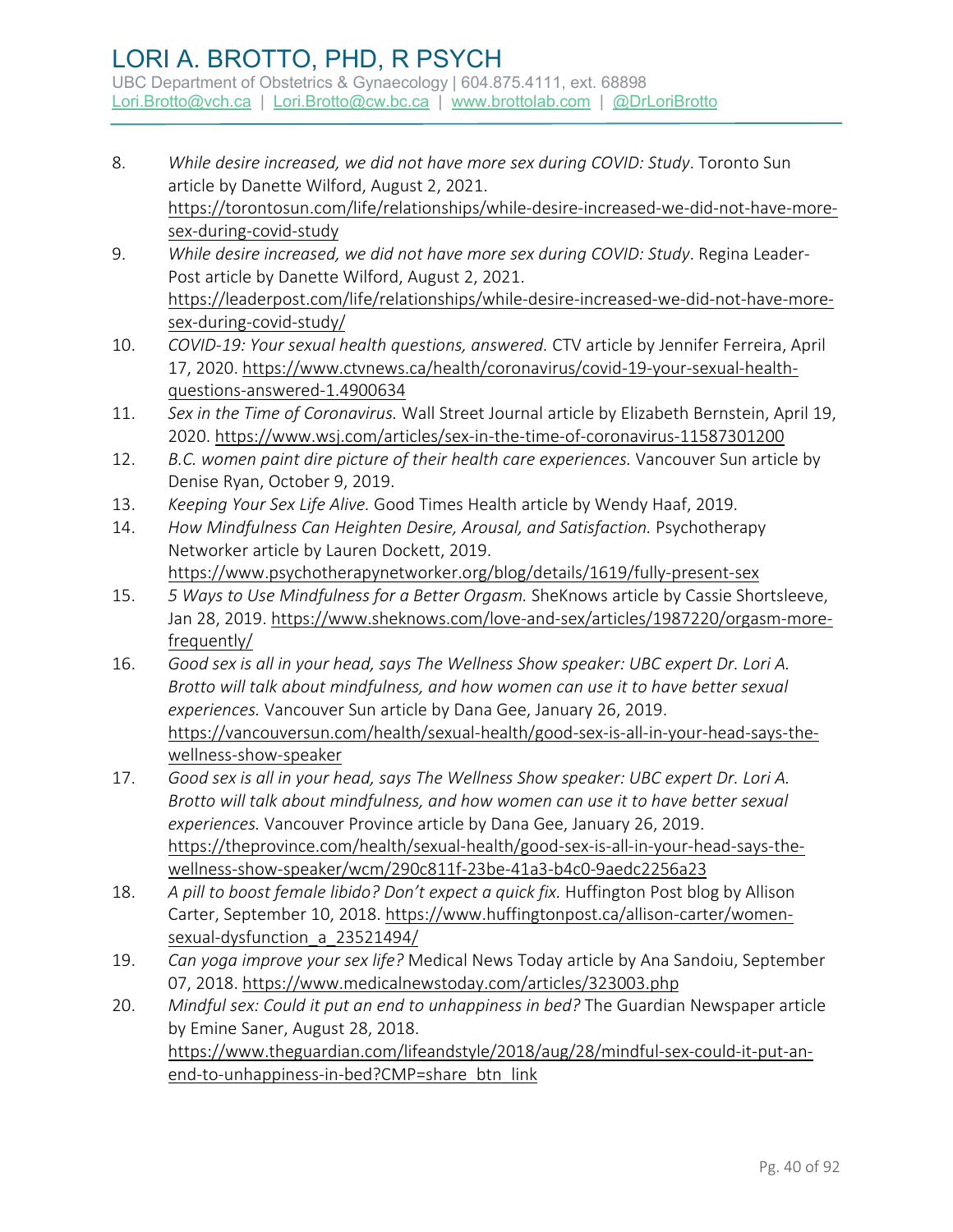8. *While desire increased, we did not have more sex during COVID: Study*. Toronto Sun article by Danette Wilford, August 2, 2021. https://torontosun.com/life/relationships/while-desire-increased-we-did-not-have-more-sex-during-covid-study
9. *While desire increased, we did not have more sex during COVID: Study*. Regina Leader-Post article by Danette Wilford, August 2, 2021. https://leaderpost.com/life/relationships/while-desire-increased-we-did-not-have-more-sex-during-covid-study/
10. *COVID-19: Your sexual health questions, answered.* CTV article by Jennifer Ferreira, April 17, 2020. https://www.ctvnews.ca/health/coronavirus/covid-19-your-sexual-health-questions-answered-1.4900634
11. *Sex in the Time of Coronavirus.* Wall Street Journal article by Elizabeth Bernstein, April 19, 2020. https://www.wsj.com/articles/sex-in-the-time-of-coronavirus-11587301200
12. *B.C. women paint dire picture of their health care experiences.* Vancouver Sun article by Denise Ryan, October 9, 2019.
13. *Keeping Your Sex Life Alive.* Good Times Health article by Wendy Haaf, 2019.
14. *How Mindfulness Can Heighten Desire, Arousal, and Satisfaction.* Psychotherapy Networker article by Lauren Dockett, 2019. https://www.psychotherapynetworker.org/blog/details/1619/fully-present-sex
15. *5 Ways to Use Mindfulness for a Better Orgasm.* SheKnows article by Cassie Shortsleeve, Jan 28, 2019. https://www.sheknows.com/love-and-sex/articles/1987220/orgasm-more-frequently/
16. *Good sex is all in your head, says The Wellness Show speaker: UBC expert Dr. Lori A. Brotto will talk about mindfulness, and how women can use it to have better sexual experiences.* Vancouver Sun article by Dana Gee, January 26, 2019. https://vancouversun.com/health/sexual-health/good-sex-is-all-in-your-head-says-the-wellness-show-speaker
17. *Good sex is all in your head, says The Wellness Show speaker: UBC expert Dr. Lori A. Brotto will talk about mindfulness, and how women can use it to have better sexual experiences.* Vancouver Province article by Dana Gee, January 26, 2019. https://theprovince.com/health/sexual-health/good-sex-is-all-in-your-head-says-the-wellness-show-speaker/wcm/290c811f-23be-41a3-b4c0-9aedc2256a23
18. *A pill to boost female libido? Don't expect a quick fix.* Huffington Post blog by Allison Carter, September 10, 2018. https://www.huffingtonpost.ca/allison-carter/women-sexual-dysfunction_a_23521494/
19. *Can yoga improve your sex life?* Medical News Today article by Ana Sandoiu, September 07, 2018. https://www.medicalnewstoday.com/articles/323003.php
20. *Mindful sex: Could it put an end to unhappiness in bed?* The Guardian Newspaper article by Emine Saner, August 28, 2018. https://www.theguardian.com/lifeandstyle/2018/aug/28/mindful-sex-could-it-put-an-end-to-unhappiness-in-bed?CMP=share_btn_link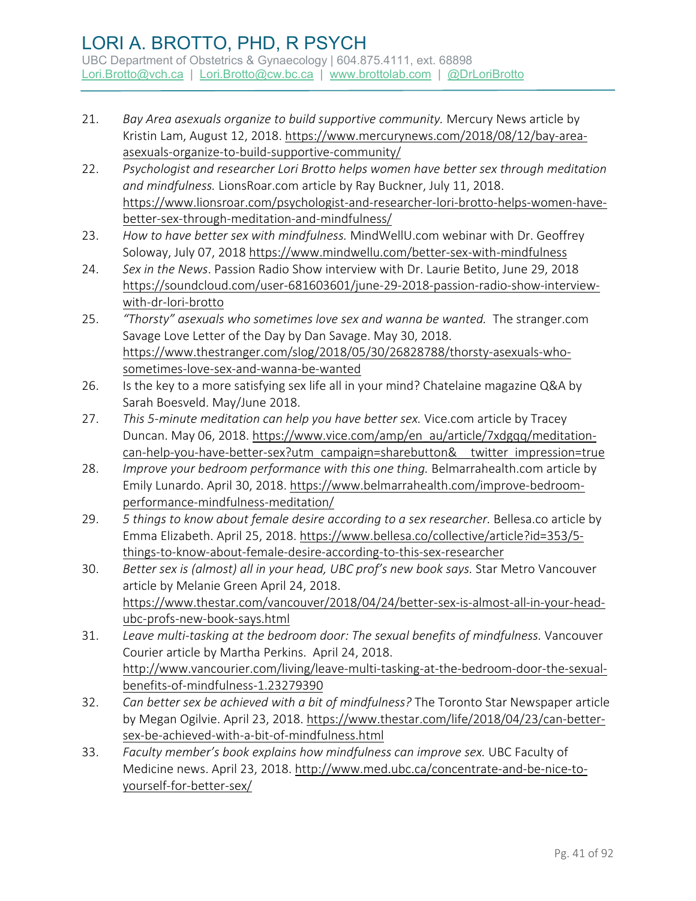21. *Bay Area asexuals organize to build supportive community.* Mercury News article by Kristin Lam, August 12, 2018. https://www.mercurynews.com/2018/08/12/bay-area-asexuals-organize-to-build-supportive-community/
22. *Psychologist and researcher Lori Brotto helps women have better sex through meditation and mindfulness.* LionsRoar.com article by Ray Buckner, July 11, 2018. https://www.lionsroar.com/psychologist-and-researcher-lori-brotto-helps-women-have-better-sex-through-meditation-and-mindfulness/
23. *How to have better sex with mindfulness.* MindWellU.com webinar with Dr. Geoffrey Soloway, July 07, 2018 https://www.mindwellu.com/better-sex-with-mindfulness
24. *Sex in the News*. Passion Radio Show interview with Dr. Laurie Betito, June 29, 2018 https://soundcloud.com/user-681603601/june-29-2018-passion-radio-show-interview-with-dr-lori-brotto
25. *"Thorsty" asexuals who sometimes love sex and wanna be wanted.* The stranger.com Savage Love Letter of the Day by Dan Savage. May 30, 2018. https://www.thestranger.com/slog/2018/05/30/26828788/thorsty-asexuals-who-sometimes-love-sex-and-wanna-be-wanted
26. Is the key to a more satisfying sex life all in your mind? Chatelaine magazine Q&A by Sarah Boesveld. May/June 2018.
27. *This 5-minute meditation can help you have better sex.* Vice.com article by Tracey Duncan. May 06, 2018. https://www.vice.com/amp/en_au/article/7xdgqq/meditation-can-help-you-have-better-sex?utm_campaign=sharebutton&__twitter_impression=true
28. *Improve your bedroom performance with this one thing.* Belmarrahealth.com article by Emily Lunardo. April 30, 2018. https://www.belmarrahealth.com/improve-bedroom-performance-mindfulness-meditation/
29. *5 things to know about female desire according to a sex researcher.* Bellesa.co article by Emma Elizabeth. April 25, 2018. https://www.bellesa.co/collective/article?id=353/5-things-to-know-about-female-desire-according-to-this-sex-researcher
30. *Better sex is (almost) all in your head, UBC prof's new book says.* Star Metro Vancouver article by Melanie Green April 24, 2018. https://www.thestar.com/vancouver/2018/04/24/better-sex-is-almost-all-in-your-head-ubc-profs-new-book-says.html
31. *Leave multi-tasking at the bedroom door: The sexual benefits of mindfulness.* Vancouver Courier article by Martha Perkins. April 24, 2018. http://www.vancourier.com/living/leave-multi-tasking-at-the-bedroom-door-the-sexual-benefits-of-mindfulness-1.23279390
32. *Can better sex be achieved with a bit of mindfulness?* The Toronto Star Newspaper article by Megan Ogilvie. April 23, 2018. https://www.thestar.com/life/2018/04/23/can-better-sex-be-achieved-with-a-bit-of-mindfulness.html
33. *Faculty member's book explains how mindfulness can improve sex.* UBC Faculty of Medicine news. April 23, 2018. http://www.med.ubc.ca/concentrate-and-be-nice-to-yourself-for-better-sex/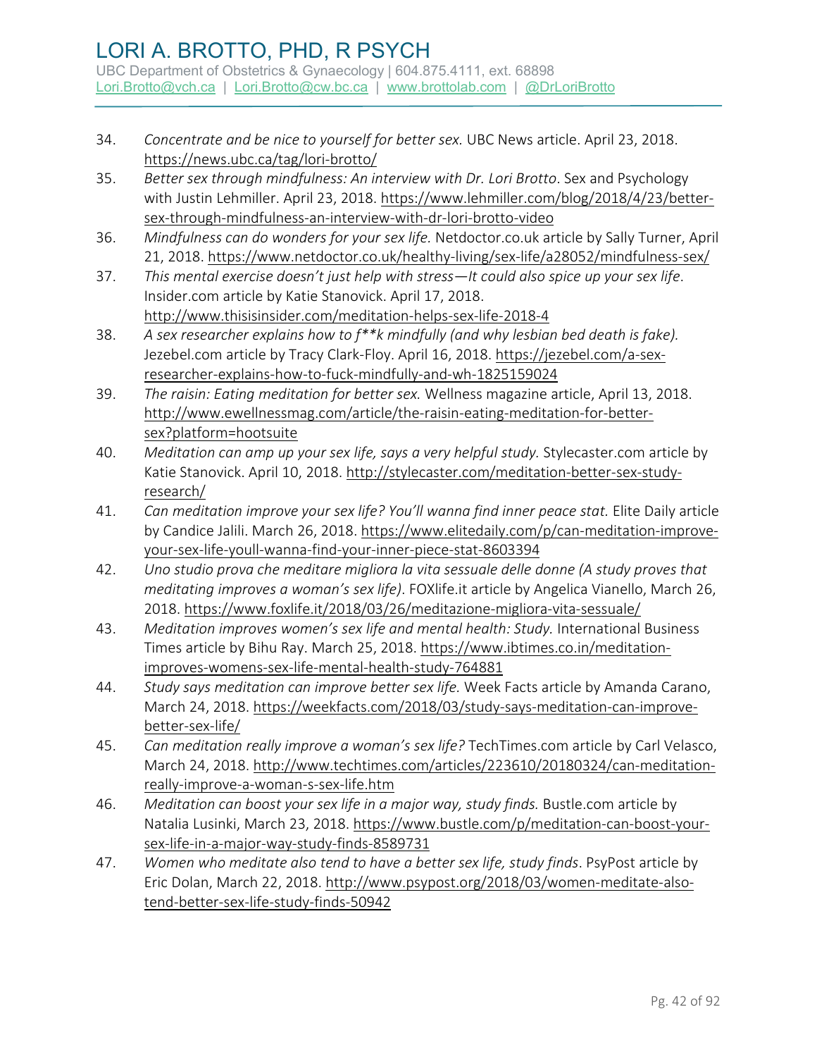34. *Concentrate and be nice to yourself for better sex.* UBC News article. April 23, 2018. https://news.ubc.ca/tag/lori-brotto/
35. *Better sex through mindfulness: An interview with Dr. Lori Brotto*. Sex and Psychology with Justin Lehmiller. April 23, 2018. https://www.lehmiller.com/blog/2018/4/23/better-sex-through-mindfulness-an-interview-with-dr-lori-brotto-video
36. *Mindfulness can do wonders for your sex life.* Netdoctor.co.uk article by Sally Turner, April 21, 2018. https://www.netdoctor.co.uk/healthy-living/sex-life/a28052/mindfulness-sex/
37. *This mental exercise doesn't just help with stress—It could also spice up your sex life*. Insider.com article by Katie Stanovick. April 17, 2018. http://www.thisisinsider.com/meditation-helps-sex-life-2018-4
38. *A sex researcher explains how to f**k mindfully (and why lesbian bed death is fake).* Jezebel.com article by Tracy Clark-Floy. April 16, 2018. https://jezebel.com/a-sex-researcher-explains-how-to-fuck-mindfully-and-wh-1825159024
39. *The raisin: Eating meditation for better sex.* Wellness magazine article, April 13, 2018. http://www.ewellnessmag.com/article/the-raisin-eating-meditation-for-better-sex?platform=hootsuite
40. *Meditation can amp up your sex life, says a very helpful study.* Stylecaster.com article by Katie Stanovick. April 10, 2018. http://stylecaster.com/meditation-better-sex-study-research/
41. *Can meditation improve your sex life? You'll wanna find inner peace stat.* Elite Daily article by Candice Jalili. March 26, 2018. https://www.elitedaily.com/p/can-meditation-improve-your-sex-life-youll-wanna-find-your-inner-piece-stat-8603394
42. *Uno studio prova che meditare migliora la vita sessuale delle donne (A study proves that meditating improves a woman's sex life)*. FOXlife.it article by Angelica Vianello, March 26, 2018. https://www.foxlife.it/2018/03/26/meditazione-migliora-vita-sessuale/
43. *Meditation improves women's sex life and mental health: Study.* International Business Times article by Bihu Ray. March 25, 2018. https://www.ibtimes.co.in/meditation-improves-womens-sex-life-mental-health-study-764881
44. *Study says meditation can improve better sex life.* Week Facts article by Amanda Carano, March 24, 2018. https://weekfacts.com/2018/03/study-says-meditation-can-improve-better-sex-life/
45. *Can meditation really improve a woman's sex life?* TechTimes.com article by Carl Velasco, March 24, 2018. http://www.techtimes.com/articles/223610/20180324/can-meditation-really-improve-a-woman-s-sex-life.htm
46. *Meditation can boost your sex life in a major way, study finds.* Bustle.com article by Natalia Lusinki, March 23, 2018. https://www.bustle.com/p/meditation-can-boost-your-sex-life-in-a-major-way-study-finds-8589731
47. *Women who meditate also tend to have a better sex life, study finds*. PsyPost article by Eric Dolan, March 22, 2018. http://www.psypost.org/2018/03/women-meditate-also-tend-better-sex-life-study-finds-50942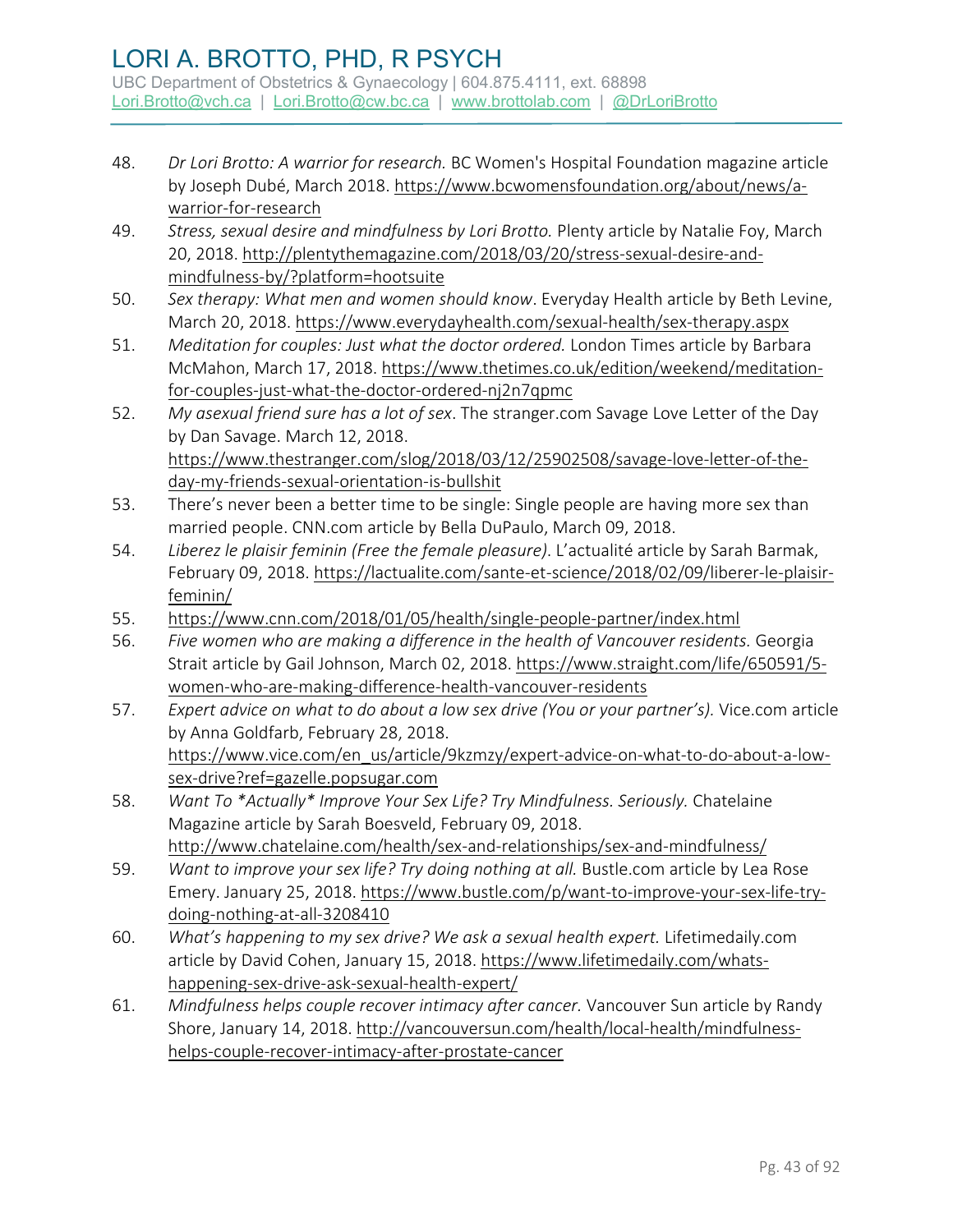48. *Dr Lori Brotto: A warrior for research.* BC Women's Hospital Foundation magazine article by Joseph Dubé, March 2018. https://www.bcwomensfoundation.org/about/news/a-warrior-for-research
49. *Stress, sexual desire and mindfulness by Lori Brotto.* Plenty article by Natalie Foy, March 20, 2018. http://plentythemagazine.com/2018/03/20/stress-sexual-desire-and-mindfulness-by/?platform=hootsuite
50. *Sex therapy: What men and women should know*. Everyday Health article by Beth Levine, March 20, 2018. https://www.everydayhealth.com/sexual-health/sex-therapy.aspx
51. *Meditation for couples: Just what the doctor ordered.* London Times article by Barbara McMahon, March 17, 2018. https://www.thetimes.co.uk/edition/weekend/meditation-for-couples-just-what-the-doctor-ordered-nj2n7qpmc
52. *My asexual friend sure has a lot of sex*. The stranger.com Savage Love Letter of the Day by Dan Savage. March 12, 2018. https://www.thestranger.com/slog/2018/03/12/25902508/savage-love-letter-of-the-day-my-friends-sexual-orientation-is-bullshit
53. There's never been a better time to be single: Single people are having more sex than married people. CNN.com article by Bella DuPaulo, March 09, 2018.
54. *Liberez le plaisir feminin (Free the female pleasure)*. L'actualité article by Sarah Barmak, February 09, 2018. https://lactualite.com/sante-et-science/2018/02/09/liberer-le-plaisir-feminin/
55. https://www.cnn.com/2018/01/05/health/single-people-partner/index.html
56. *Five women who are making a difference in the health of Vancouver residents.* Georgia Strait article by Gail Johnson, March 02, 2018. https://www.straight.com/life/650591/5-women-who-are-making-difference-health-vancouver-residents
57. *Expert advice on what to do about a low sex drive (You or your partner's).* Vice.com article by Anna Goldfarb, February 28, 2018. https://www.vice.com/en_us/article/9kzmzy/expert-advice-on-what-to-do-about-a-low-sex-drive?ref=gazelle.popsugar.com
58. *Want To *Actually* Improve Your Sex Life? Try Mindfulness. Seriously.* Chatelaine Magazine article by Sarah Boesveld, February 09, 2018. http://www.chatelaine.com/health/sex-and-relationships/sex-and-mindfulness/
59. *Want to improve your sex life? Try doing nothing at all.* Bustle.com article by Lea Rose Emery. January 25, 2018. https://www.bustle.com/p/want-to-improve-your-sex-life-try-doing-nothing-at-all-3208410
60. *What's happening to my sex drive? We ask a sexual health expert.* Lifetimedaily.com article by David Cohen, January 15, 2018. https://www.lifetimedaily.com/whats-happening-sex-drive-ask-sexual-health-expert/
61. *Mindfulness helps couple recover intimacy after cancer.* Vancouver Sun article by Randy Shore, January 14, 2018. http://vancouversun.com/health/local-health/mindfulness-helps-couple-recover-intimacy-after-prostate-cancer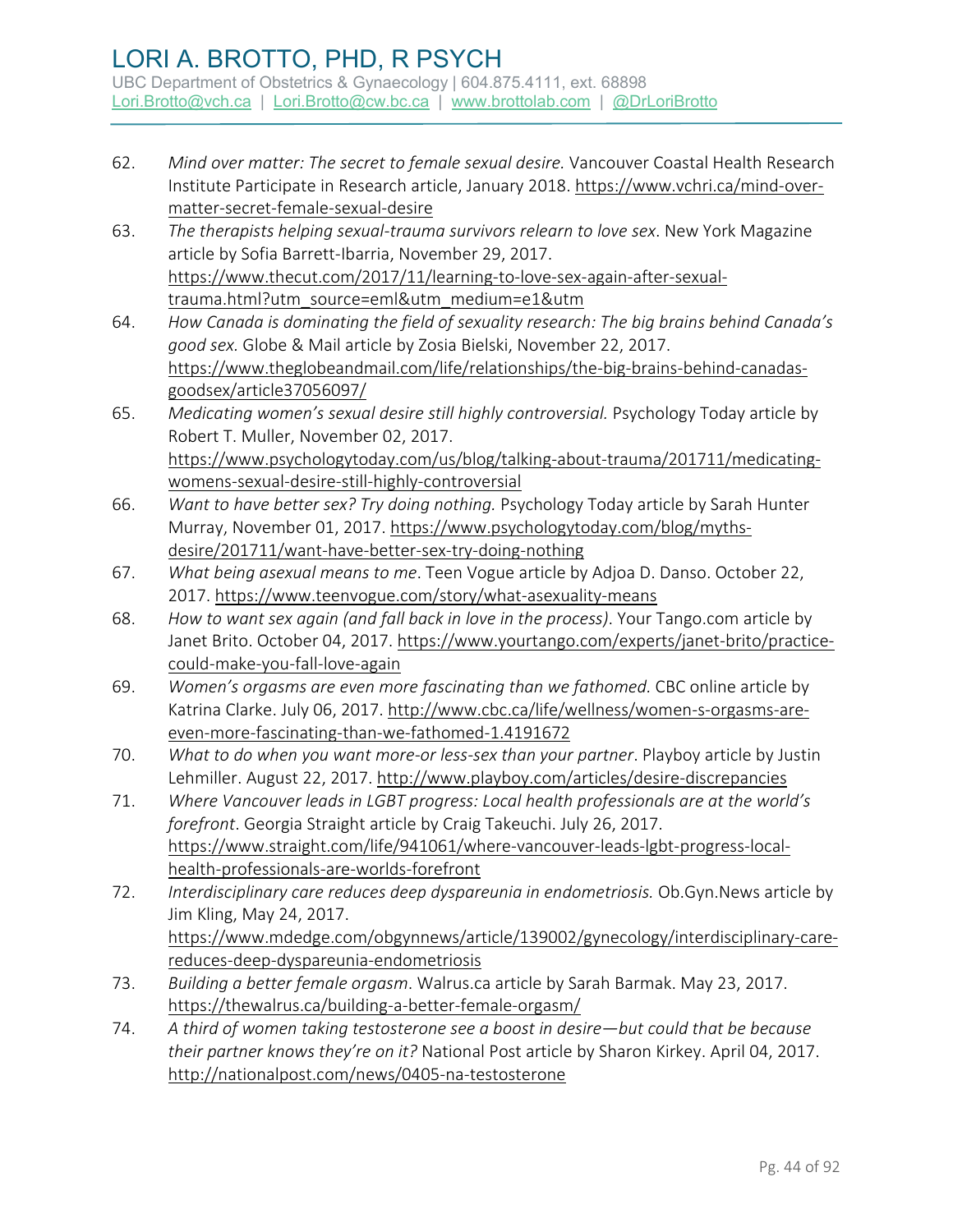62. *Mind over matter: The secret to female sexual desire.* Vancouver Coastal Health Research Institute Participate in Research article, January 2018. https://www.vchri.ca/mind-over-matter-secret-female-sexual-desire
63. *The therapists helping sexual-trauma survivors relearn to love sex*. New York Magazine article by Sofia Barrett-Ibarria, November 29, 2017. https://www.thecut.com/2017/11/learning-to-love-sex-again-after-sexual-trauma.html?utm_source=eml&utm_medium=e1&utm
64. *How Canada is dominating the field of sexuality research: The big brains behind Canada's good sex.* Globe & Mail article by Zosia Bielski, November 22, 2017. https://www.theglobeandmail.com/life/relationships/the-big-brains-behind-canadas-goodsex/article37056097/
65. *Medicating women's sexual desire still highly controversial.* Psychology Today article by Robert T. Muller, November 02, 2017. https://www.psychologytoday.com/us/blog/talking-about-trauma/201711/medicating-womens-sexual-desire-still-highly-controversial
66. *Want to have better sex? Try doing nothing.* Psychology Today article by Sarah Hunter Murray, November 01, 2017. https://www.psychologytoday.com/blog/myths-desire/201711/want-have-better-sex-try-doing-nothing
67. *What being asexual means to me*. Teen Vogue article by Adjoa D. Danso. October 22, 2017. https://www.teenvogue.com/story/what-asexuality-means
68. *How to want sex again (and fall back in love in the process)*. Your Tango.com article by Janet Brito. October 04, 2017. https://www.yourtango.com/experts/janet-brito/practice-could-make-you-fall-love-again
69. *Women's orgasms are even more fascinating than we fathomed.* CBC online article by Katrina Clarke. July 06, 2017. http://www.cbc.ca/life/wellness/women-s-orgasms-are-even-more-fascinating-than-we-fathomed-1.4191672
70. *What to do when you want more-or less-sex than your partner*. Playboy article by Justin Lehmiller. August 22, 2017. http://www.playboy.com/articles/desire-discrepancies
71. *Where Vancouver leads in LGBT progress: Local health professionals are at the world's forefront*. Georgia Straight article by Craig Takeuchi. July 26, 2017. https://www.straight.com/life/941061/where-vancouver-leads-lgbt-progress-local-health-professionals-are-worlds-forefront
72. *Interdisciplinary care reduces deep dyspareunia in endometriosis.* Ob.Gyn.News article by Jim Kling, May 24, 2017. https://www.mdedge.com/obgynnews/article/139002/gynecology/interdisciplinary-care-reduces-deep-dyspareunia-endometriosis
73. *Building a better female orgasm*. Walrus.ca article by Sarah Barmak. May 23, 2017. https://thewalrus.ca/building-a-better-female-orgasm/
74. *A third of women taking testosterone see a boost in desire—but could that be because their partner knows they're on it?* National Post article by Sharon Kirkey. April 04, 2017. http://nationalpost.com/news/0405-na-testosterone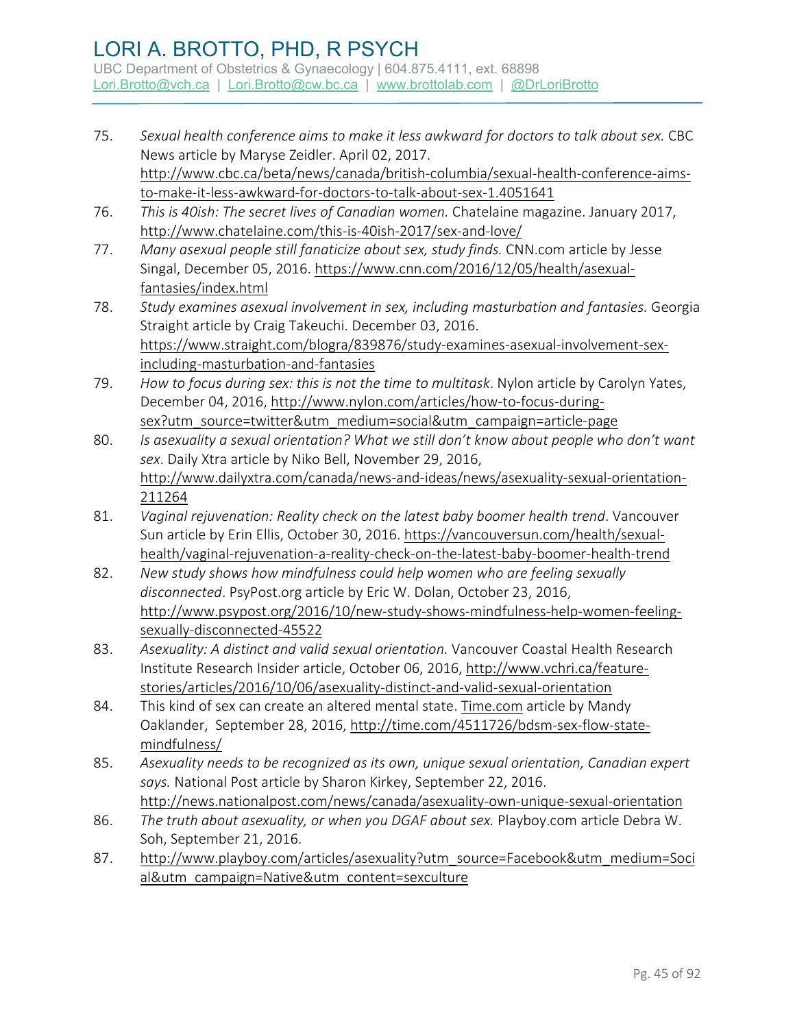75. *Sexual health conference aims to make it less awkward for doctors to talk about sex.* CBC News article by Maryse Zeidler. April 02, 2017. http://www.cbc.ca/beta/news/canada/british-columbia/sexual-health-conference-aims-to-make-it-less-awkward-for-doctors-to-talk-about-sex-1.4051641
76. *This is 40ish: The secret lives of Canadian women.* Chatelaine magazine. January 2017, http://www.chatelaine.com/this-is-40ish-2017/sex-and-love/
77. *Many asexual people still fanaticize about sex, study finds.* CNN.com article by Jesse Singal, December 05, 2016. https://www.cnn.com/2016/12/05/health/asexual-fantasies/index.html
78. *Study examines asexual involvement in sex, including masturbation and fantasies.* Georgia Straight article by Craig Takeuchi. December 03, 2016. https://www.straight.com/blogra/839876/study-examines-asexual-involvement-sex-including-masturbation-and-fantasies
79. *How to focus during sex: this is not the time to multitask*. Nylon article by Carolyn Yates, December 04, 2016, http://www.nylon.com/articles/how-to-focus-during-sex?utm_source=twitter&utm_medium=social&utm_campaign=article-page
80. *Is asexuality a sexual orientation? What we still don't know about people who don't want sex*. Daily Xtra article by Niko Bell, November 29, 2016, http://www.dailyxtra.com/canada/news-and-ideas/news/asexuality-sexual-orientation-211264
81. *Vaginal rejuvenation: Reality check on the latest baby boomer health trend*. Vancouver Sun article by Erin Ellis, October 30, 2016. https://vancouversun.com/health/sexual-health/vaginal-rejuvenation-a-reality-check-on-the-latest-baby-boomer-health-trend
82. *New study shows how mindfulness could help women who are feeling sexually disconnected*. PsyPost.org article by Eric W. Dolan, October 23, 2016, http://www.psypost.org/2016/10/new-study-shows-mindfulness-help-women-feeling-sexually-disconnected-45522
83. *Asexuality: A distinct and valid sexual orientation.* Vancouver Coastal Health Research Institute Research Insider article, October 06, 2016, http://www.vchri.ca/feature-stories/articles/2016/10/06/asexuality-distinct-and-valid-sexual-orientation
84. This kind of sex can create an altered mental state. Time.com article by Mandy Oaklander, September 28, 2016, http://time.com/4511726/bdsm-sex-flow-state-mindfulness/
85. *Asexuality needs to be recognized as its own, unique sexual orientation, Canadian expert says.* National Post article by Sharon Kirkey, September 22, 2016. http://news.nationalpost.com/news/canada/asexuality-own-unique-sexual-orientation
86. *The truth about asexuality, or when you DGAF about sex.* Playboy.com article Debra W. Soh, September 21, 2016.
87. http://www.playboy.com/articles/asexuality?utm_source=Facebook&utm_medium=Social&utm_campaign=Native&utm_content=sexculture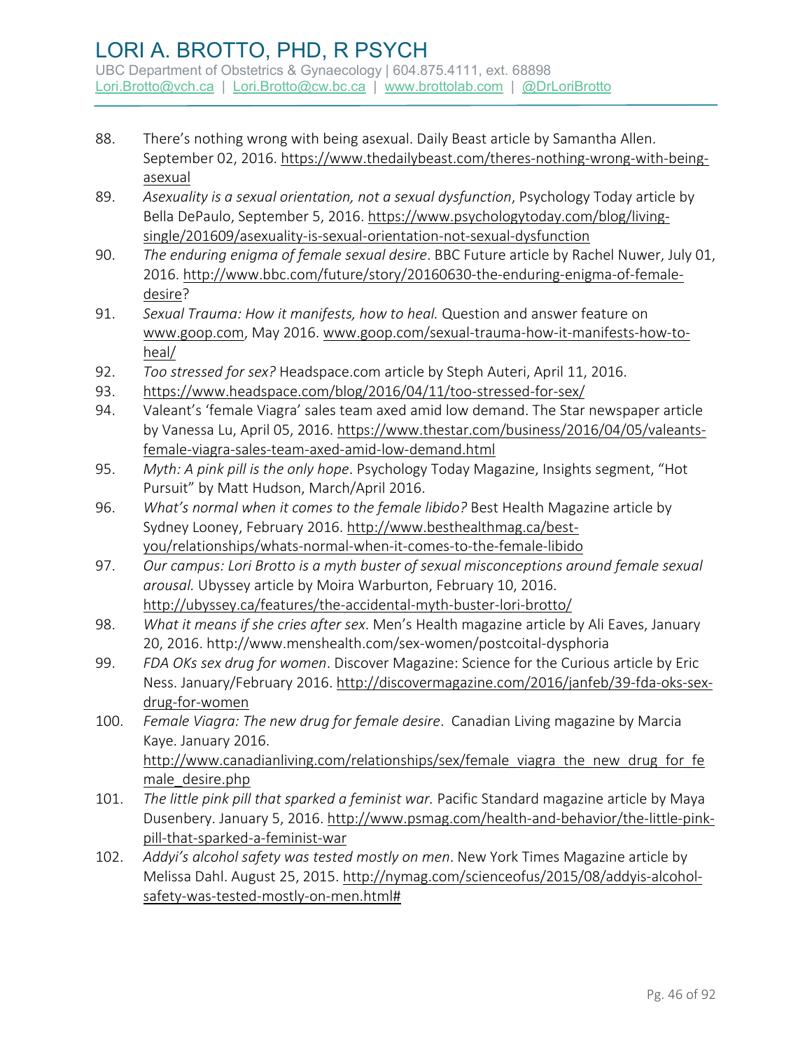88. There's nothing wrong with being asexual. Daily Beast article by Samantha Allen. September 02, 2016. https://www.thedailybeast.com/theres-nothing-wrong-with-being-asexual
89. *Asexuality is a sexual orientation, not a sexual dysfunction*, Psychology Today article by Bella DePaulo, September 5, 2016. https://www.psychologytoday.com/blog/living-single/201609/asexuality-is-sexual-orientation-not-sexual-dysfunction
90. *The enduring enigma of female sexual desire*. BBC Future article by Rachel Nuwer, July 01, 2016. http://www.bbc.com/future/story/20160630-the-enduring-enigma-of-female-desire?
91. *Sexual Trauma: How it manifests, how to heal.* Question and answer feature on www.goop.com, May 2016. www.goop.com/sexual-trauma-how-it-manifests-how-to-heal/
92. *Too stressed for sex?* Headspace.com article by Steph Auteri, April 11, 2016.
93. https://www.headspace.com/blog/2016/04/11/too-stressed-for-sex/
94. Valeant's 'female Viagra' sales team axed amid low demand. The Star newspaper article by Vanessa Lu, April 05, 2016. https://www.thestar.com/business/2016/04/05/valeants-female-viagra-sales-team-axed-amid-low-demand.html
95. *Myth: A pink pill is the only hope*. Psychology Today Magazine, Insights segment, "Hot Pursuit" by Matt Hudson, March/April 2016.
96. *What's normal when it comes to the female libido?* Best Health Magazine article by Sydney Looney, February 2016. http://www.besthealthmag.ca/best-you/relationships/whats-normal-when-it-comes-to-the-female-libido
97. *Our campus: Lori Brotto is a myth buster of sexual misconceptions around female sexual arousal.* Ubyssey article by Moira Warburton, February 10, 2016. http://ubyssey.ca/features/the-accidental-myth-buster-lori-brotto/
98. *What it means if she cries after sex*. Men's Health magazine article by Ali Eaves, January 20, 2016. http://www.menshealth.com/sex-women/postcoital-dysphoria
99. *FDA OKs sex drug for women*. Discover Magazine: Science for the Curious article by Eric Ness. January/February 2016. http://discovermagazine.com/2016/janfeb/39-fda-oks-sex-drug-for-women
100. *Female Viagra: The new drug for female desire*. Canadian Living magazine by Marcia Kaye. January 2016. http://www.canadianliving.com/relationships/sex/female_viagra_the_new_drug_for_female_desire.php
101. *The little pink pill that sparked a feminist war.* Pacific Standard magazine article by Maya Dusenbery. January 5, 2016. http://www.psmag.com/health-and-behavior/the-little-pink-pill-that-sparked-a-feminist-war
102. *Addyi's alcohol safety was tested mostly on men*. New York Times Magazine article by Melissa Dahl. August 25, 2015. http://nymag.com/scienceofus/2015/08/addyis-alcohol-safety-was-tested-mostly-on-men.html#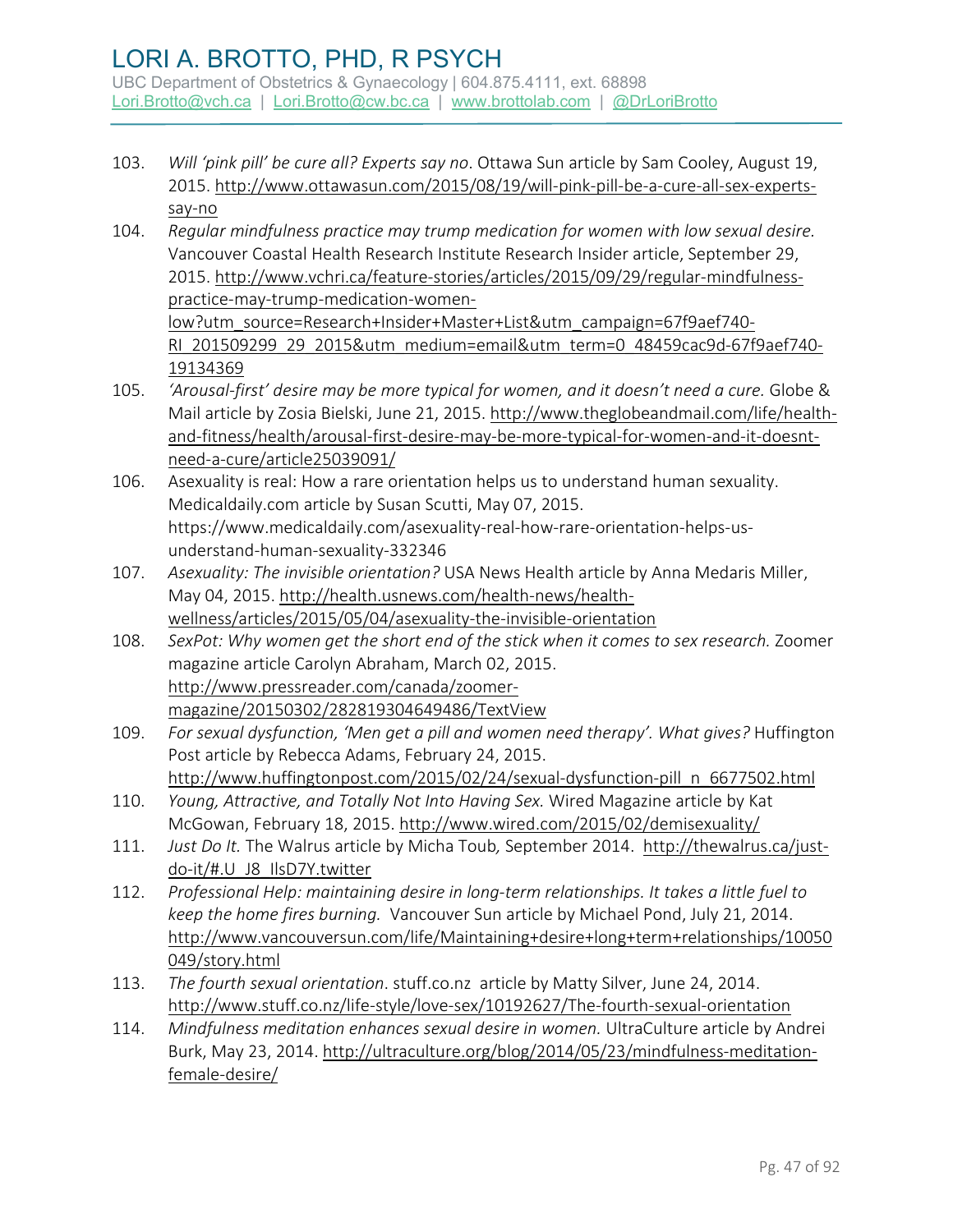103. *Will 'pink pill' be cure all? Experts say no*. Ottawa Sun article by Sam Cooley, August 19, 2015. http://www.ottawasun.com/2015/08/19/will-pink-pill-be-a-cure-all-sex-experts-say-no
104. *Regular mindfulness practice may trump medication for women with low sexual desire.* Vancouver Coastal Health Research Institute Research Insider article, September 29, 2015. http://www.vchri.ca/feature-stories/articles/2015/09/29/regular-mindfulness-practice-may-trump-medication-women-low?utm_source=Research+Insider+Master+List&utm_campaign=67f9aef740-RI_201509299_29_2015&utm_medium=email&utm_term=0_48459cac9d-67f9aef740-19134369
105. *'Arousal-first' desire may be more typical for women, and it doesn't need a cure.* Globe & Mail article by Zosia Bielski, June 21, 2015. http://www.theglobeandmail.com/life/health-and-fitness/health/arousal-first-desire-may-be-more-typical-for-women-and-it-doesnt-need-a-cure/article25039091/
106. Asexuality is real: How a rare orientation helps us to understand human sexuality. Medicaldaily.com article by Susan Scutti, May 07, 2015. https://www.medicaldaily.com/asexuality-real-how-rare-orientation-helps-us-understand-human-sexuality-332346
107. *Asexuality: The invisible orientation?* USA News Health article by Anna Medaris Miller, May 04, 2015. http://health.usnews.com/health-news/health-wellness/articles/2015/05/04/asexuality-the-invisible-orientation
108. *SexPot: Why women get the short end of the stick when it comes to sex research.* Zoomer magazine article Carolyn Abraham, March 02, 2015. http://www.pressreader.com/canada/zoomer-magazine/20150302/282819304649486/TextView
109. *For sexual dysfunction, 'Men get a pill and women need therapy'. What gives?* Huffington Post article by Rebecca Adams, February 24, 2015. http://www.huffingtonpost.com/2015/02/24/sexual-dysfunction-pill_n_6677502.html
110. *Young, Attractive, and Totally Not Into Having Sex.* Wired Magazine article by Kat McGowan, February 18, 2015. http://www.wired.com/2015/02/demisexuality/
111. *Just Do It.* The Walrus article by Micha Toub*,* September 2014. http://thewalrus.ca/just-do-it/#.U_J8_IlsD7Y.twitter
112. *Professional Help: maintaining desire in long-term relationships. It takes a little fuel to keep the home fires burning.* Vancouver Sun article by Michael Pond, July 21, 2014. http://www.vancouversun.com/life/Maintaining+desire+long+term+relationships/10050049/story.html
113. *The fourth sexual orientation*. stuff.co.nz article by Matty Silver, June 24, 2014. http://www.stuff.co.nz/life-style/love-sex/10192627/The-fourth-sexual-orientation
114. *Mindfulness meditation enhances sexual desire in women.* UltraCulture article by Andrei Burk, May 23, 2014. http://ultraculture.org/blog/2014/05/23/mindfulness-meditation-female-desire/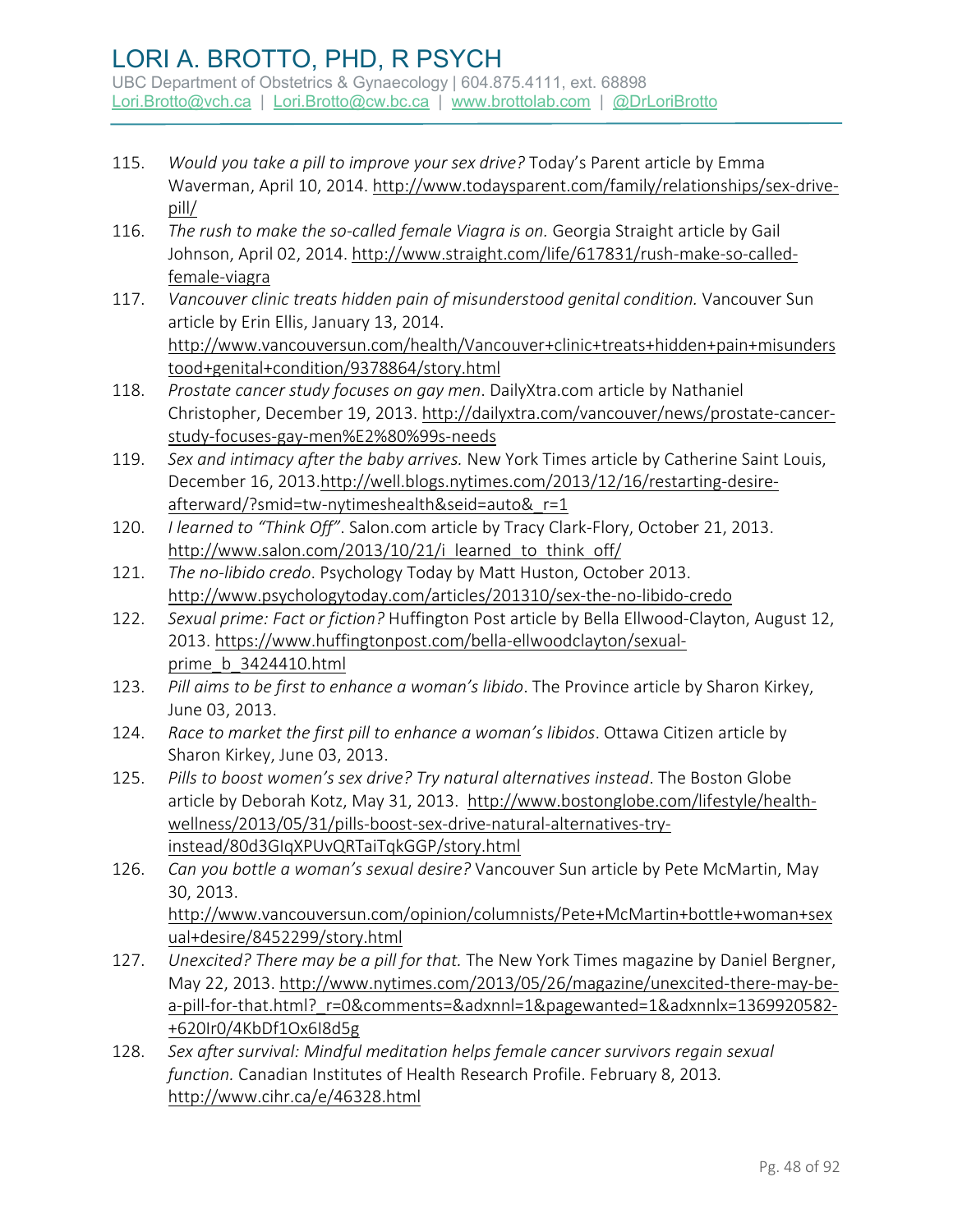115. *Would you take a pill to improve your sex drive?* Today's Parent article by Emma Waverman, April 10, 2014. http://www.todaysparent.com/family/relationships/sex-drive-pill/
116. *The rush to make the so-called female Viagra is on.* Georgia Straight article by Gail Johnson, April 02, 2014. http://www.straight.com/life/617831/rush-make-so-called-female-viagra
117. *Vancouver clinic treats hidden pain of misunderstood genital condition.* Vancouver Sun article by Erin Ellis, January 13, 2014. http://www.vancouversun.com/health/Vancouver+clinic+treats+hidden+pain+misunderstood+genital+condition/9378864/story.html
118. *Prostate cancer study focuses on gay men*. DailyXtra.com article by Nathaniel Christopher, December 19, 2013. http://dailyxtra.com/vancouver/news/prostate-cancer-study-focuses-gay-men%E2%80%99s-needs
119. *Sex and intimacy after the baby arrives.* New York Times article by Catherine Saint Louis, December 16, 2013.http://well.blogs.nytimes.com/2013/12/16/restarting-desire-afterward/?smid=tw-nytimeshealth&seid=auto&_r=1
120. *I learned to "Think Off"*. Salon.com article by Tracy Clark-Flory, October 21, 2013. http://www.salon.com/2013/10/21/i_learned_to_think_off/
121. *The no-libido credo*. Psychology Today by Matt Huston, October 2013. http://www.psychologytoday.com/articles/201310/sex-the-no-libido-credo
122. *Sexual prime: Fact or fiction?* Huffington Post article by Bella Ellwood-Clayton, August 12, 2013. https://www.huffingtonpost.com/bella-ellwoodclayton/sexual-prime_b_3424410.html
123. *Pill aims to be first to enhance a woman's libido*. The Province article by Sharon Kirkey, June 03, 2013.
124. *Race to market the first pill to enhance a woman's libidos*. Ottawa Citizen article by Sharon Kirkey, June 03, 2013.
125. *Pills to boost women's sex drive? Try natural alternatives instead*. The Boston Globe article by Deborah Kotz, May 31, 2013. http://www.bostonglobe.com/lifestyle/health-wellness/2013/05/31/pills-boost-sex-drive-natural-alternatives-try-instead/80d3GIqXPUvQRTaiTqkGGP/story.html
126. *Can you bottle a woman's sexual desire?* Vancouver Sun article by Pete McMartin, May 30, 2013. http://www.vancouversun.com/opinion/columnists/Pete+McMartin+bottle+woman+sexual+desire/8452299/story.html
127. *Unexcited? There may be a pill for that.* The New York Times magazine by Daniel Bergner, May 22, 2013. http://www.nytimes.com/2013/05/26/magazine/unexcited-there-may-be-a-pill-for-that.html?_r=0&comments=&adxnnl=1&pagewanted=1&adxnnlx=1369920582-+620Ir0/4KbDf1Ox6I8d5g
128. *Sex after survival: Mindful meditation helps female cancer survivors regain sexual function.* Canadian Institutes of Health Research Profile. February 8, 2013. http://www.cihr.ca/e/46328.html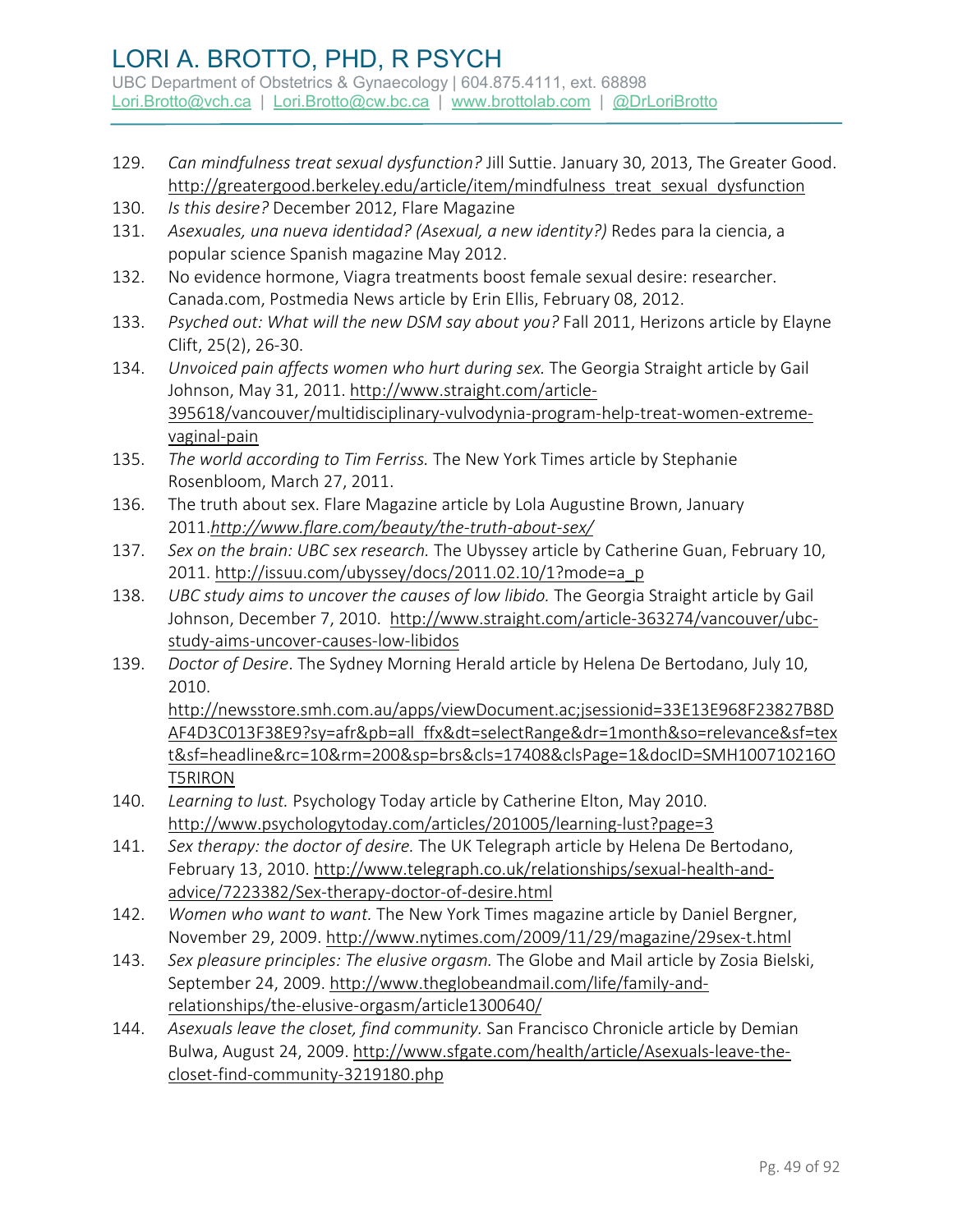129. *Can mindfulness treat sexual dysfunction?* Jill Suttie. January 30, 2013, The Greater Good. http://greatergood.berkeley.edu/article/item/mindfulness_treat_sexual_dysfunction
130. *Is this desire?* December 2012, Flare Magazine
131. *Asexuales, una nueva identidad? (Asexual, a new identity?)* Redes para la ciencia, a popular science Spanish magazine May 2012.
132. No evidence hormone, Viagra treatments boost female sexual desire: researcher. Canada.com, Postmedia News article by Erin Ellis, February 08, 2012.
133. *Psyched out: What will the new DSM say about you?* Fall 2011, Herizons article by Elayne Clift, 25(2), 26-30.
134. *Unvoiced pain affects women who hurt during sex.* The Georgia Straight article by Gail Johnson, May 31, 2011. http://www.straight.com/article-395618/vancouver/multidisciplinary-vulvodynia-program-help-treat-women-extreme-vaginal-pain
135. *The world according to Tim Ferriss.* The New York Times article by Stephanie Rosenbloom, March 27, 2011.
136. The truth about sex. Flare Magazine article by Lola Augustine Brown, January 2011.*http://www.flare.com/beauty/the-truth-about-sex/*
137. *Sex on the brain: UBC sex research.* The Ubyssey article by Catherine Guan, February 10, 2011. http://issuu.com/ubyssey/docs/2011.02.10/1?mode=a_p
138. *UBC study aims to uncover the causes of low libido.* The Georgia Straight article by Gail Johnson, December 7, 2010. http://www.straight.com/article-363274/vancouver/ubc-study-aims-uncover-causes-low-libidos
139. *Doctor of Desire*. The Sydney Morning Herald article by Helena De Bertodano, July 10, 2010. http://newsstore.smh.com.au/apps/viewDocument.ac;jsessionid=33E13E968F23827B8DAF4D3C013F38E9?sy=afr&pb=all_ffx&dt=selectRange&dr=1month&so=relevance&sf=text&sf=headline&rc=10&rm=200&sp=brs&cls=17408&clsPage=1&docID=SMH1007102160T5RIRON
140. *Learning to lust.* Psychology Today article by Catherine Elton, May 2010. http://www.psychologytoday.com/articles/201005/learning-lust?page=3
141. *Sex therapy: the doctor of desire.* The UK Telegraph article by Helena De Bertodano, February 13, 2010. http://www.telegraph.co.uk/relationships/sexual-health-and-advice/7223382/Sex-therapy-doctor-of-desire.html
142. *Women who want to want.* The New York Times magazine article by Daniel Bergner, November 29, 2009. http://www.nytimes.com/2009/11/29/magazine/29sex-t.html
143. *Sex pleasure principles: The elusive orgasm.* The Globe and Mail article by Zosia Bielski, September 24, 2009. http://www.theglobeandmail.com/life/family-and-relationships/the-elusive-orgasm/article1300640/
144. *Asexuals leave the closet, find community.* San Francisco Chronicle article by Demian Bulwa, August 24, 2009. http://www.sfgate.com/health/article/Asexuals-leave-the-closet-find-community-3219180.php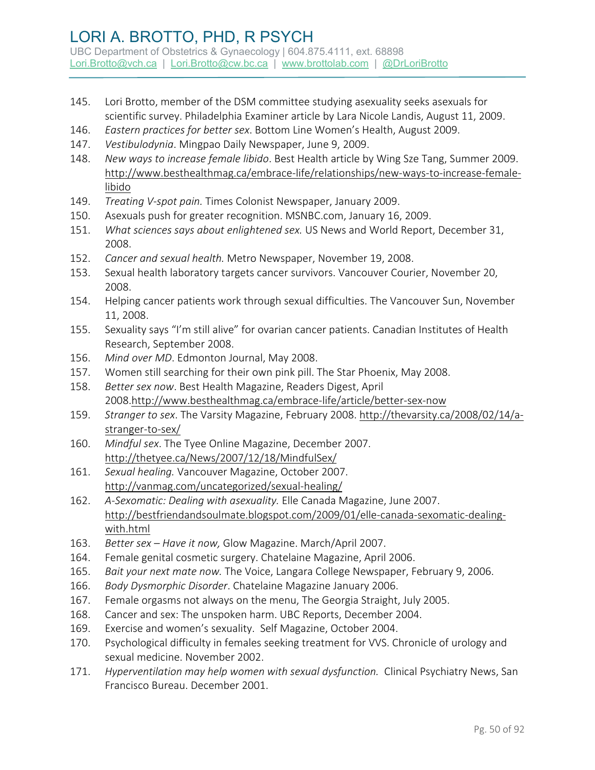145. Lori Brotto, member of the DSM committee studying asexuality seeks asexuals for scientific survey. Philadelphia Examiner article by Lara Nicole Landis, August 11, 2009.
146. *Eastern practices for better sex*. Bottom Line Women's Health, August 2009.
147. *Vestibulodynia*. Mingpao Daily Newspaper, June 9, 2009.
148. *New ways to increase female libido*. Best Health article by Wing Sze Tang, Summer 2009. http://www.besthealthmag.ca/embrace-life/relationships/new-ways-to-increase-female-libido
149. *Treating V-spot pain.* Times Colonist Newspaper, January 2009.
150. Asexuals push for greater recognition. MSNBC.com, January 16, 2009.
151. *What sciences says about enlightened sex.* US News and World Report, December 31, 2008.
152. *Cancer and sexual health.* Metro Newspaper, November 19, 2008.
153. Sexual health laboratory targets cancer survivors. Vancouver Courier, November 20, 2008.
154. Helping cancer patients work through sexual difficulties. The Vancouver Sun, November 11, 2008.
155. Sexuality says "I'm still alive" for ovarian cancer patients. Canadian Institutes of Health Research, September 2008.
156. *Mind over MD*. Edmonton Journal, May 2008.
157. Women still searching for their own pink pill. The Star Phoenix, May 2008.
158. *Better sex now*. Best Health Magazine, Readers Digest, April 2008.http://www.besthealthmag.ca/embrace-life/article/better-sex-now
159. *Stranger to sex*. The Varsity Magazine, February 2008. http://thevarsity.ca/2008/02/14/a-stranger-to-sex/
160. *Mindful sex*. The Tyee Online Magazine, December 2007. http://thetyee.ca/News/2007/12/18/MindfulSex/
161. *Sexual healing.* Vancouver Magazine, October 2007. http://vanmag.com/uncategorized/sexual-healing/
162. *A-Sexomatic: Dealing with asexuality.* Elle Canada Magazine, June 2007. http://bestfriendandsoulmate.blogspot.com/2009/01/elle-canada-sexomatic-dealing-with.html
163. *Better sex – Have it now,* Glow Magazine. March/April 2007.
164. Female genital cosmetic surgery. Chatelaine Magazine, April 2006.
165. *Bait your next mate now.* The Voice, Langara College Newspaper, February 9, 2006.
166. *Body Dysmorphic Disorder*. Chatelaine Magazine January 2006.
167. Female orgasms not always on the menu, The Georgia Straight, July 2005.
168. Cancer and sex: The unspoken harm. UBC Reports, December 2004.
169. Exercise and women's sexuality. Self Magazine, October 2004.
170. Psychological difficulty in females seeking treatment for VVS. Chronicle of urology and sexual medicine. November 2002.
171. *Hyperventilation may help women with sexual dysfunction.* Clinical Psychiatry News, San Francisco Bureau. December 2001.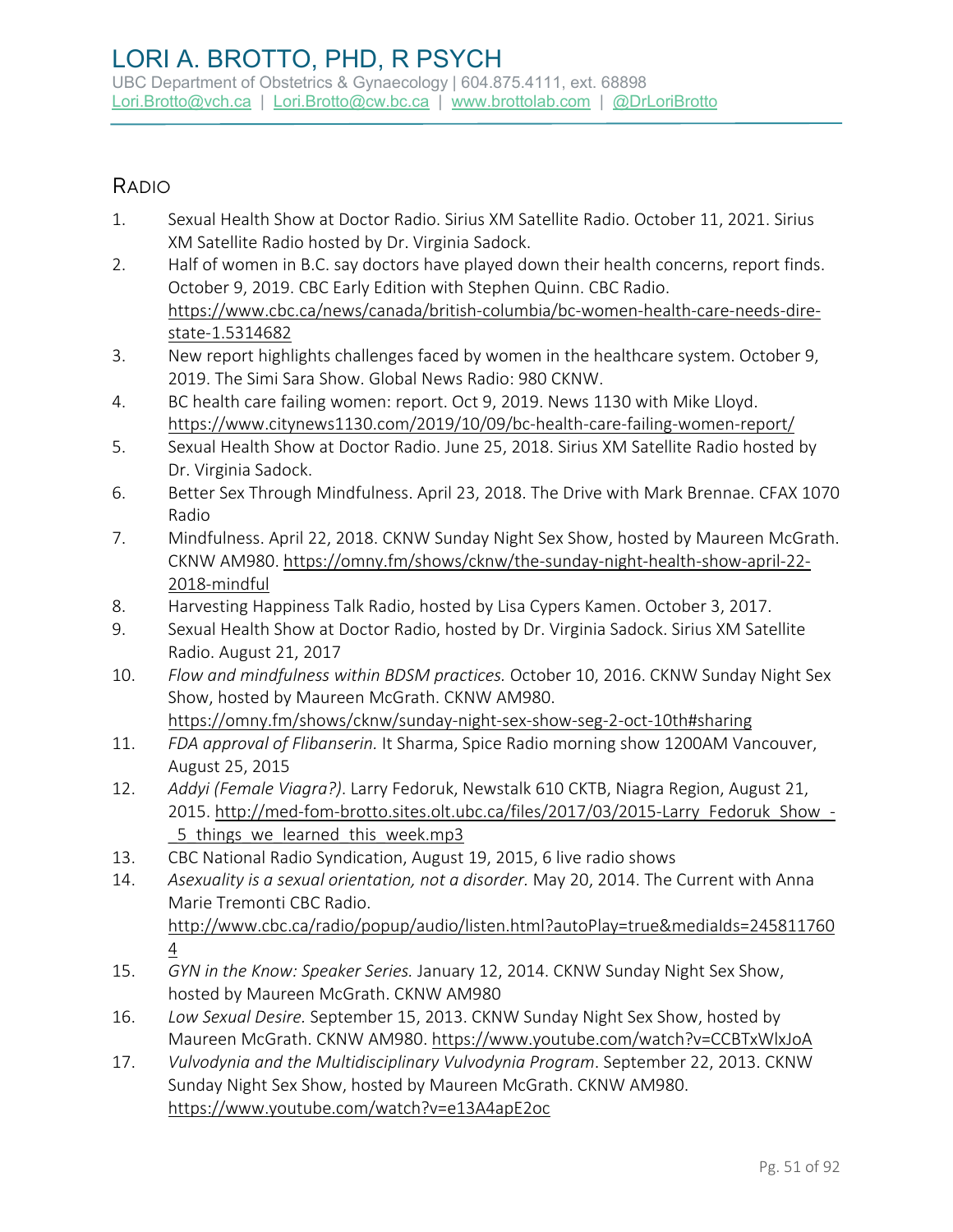## Radio

1. Sexual Health Show at Doctor Radio. Sirius XM Satellite Radio. October 11, 2021. Sirius XM Satellite Radio hosted by Dr. Virginia Sadock.
2. Half of women in B.C. say doctors have played down their health concerns, report finds. October 9, 2019. CBC Early Edition with Stephen Quinn. CBC Radio. https://www.cbc.ca/news/canada/british-columbia/bc-women-health-care-needs-dire-state-1.5314682
3. New report highlights challenges faced by women in the healthcare system. October 9, 2019. The Simi Sara Show. Global News Radio: 980 CKNW.
4. BC health care failing women: report. Oct 9, 2019. News 1130 with Mike Lloyd. https://www.citynews1130.com/2019/10/09/bc-health-care-failing-women-report/
5. Sexual Health Show at Doctor Radio. June 25, 2018. Sirius XM Satellite Radio hosted by Dr. Virginia Sadock.
6. Better Sex Through Mindfulness. April 23, 2018. The Drive with Mark Brennae. CFAX 1070 Radio
7. Mindfulness. April 22, 2018. CKNW Sunday Night Sex Show, hosted by Maureen McGrath. CKNW AM980. https://omny.fm/shows/cknw/the-sunday-night-health-show-april-22-2018-mindful
8. Harvesting Happiness Talk Radio, hosted by Lisa Cypers Kamen. October 3, 2017.
9. Sexual Health Show at Doctor Radio, hosted by Dr. Virginia Sadock. Sirius XM Satellite Radio. August 21, 2017
10. *Flow and mindfulness within BDSM practices.* October 10, 2016. CKNW Sunday Night Sex Show, hosted by Maureen McGrath. CKNW AM980. https://omny.fm/shows/cknw/sunday-night-sex-show-seg-2-oct-10th#sharing
11. *FDA approval of Flibanserin.* It Sharma, Spice Radio morning show 1200AM Vancouver, August 25, 2015
12. *Addyi (Female Viagra?).* Larry Fedoruk, Newstalk 610 CKTB, Niagra Region, August 21, 2015. http://med-fom-brotto.sites.olt.ubc.ca/files/2017/03/2015-Larry_Fedoruk_Show_-_5_things_we_learned_this_week.mp3
13. CBC National Radio Syndication, August 19, 2015, 6 live radio shows
14. *Asexuality is a sexual orientation, not a disorder.* May 20, 2014. The Current with Anna Marie Tremonti CBC Radio. http://www.cbc.ca/radio/popup/audio/listen.html?autoPlay=true&mediaIds=2458117604
15. *GYN in the Know: Speaker Series.* January 12, 2014. CKNW Sunday Night Sex Show, hosted by Maureen McGrath. CKNW AM980
16. *Low Sexual Desire.* September 15, 2013. CKNW Sunday Night Sex Show, hosted by Maureen McGrath. CKNW AM980. https://www.youtube.com/watch?v=CCBTxWlxJoA
17. *Vulvodynia and the Multidisciplinary Vulvodynia Program*. September 22, 2013. CKNW Sunday Night Sex Show, hosted by Maureen McGrath. CKNW AM980. https://www.youtube.com/watch?v=e13A4apE2oc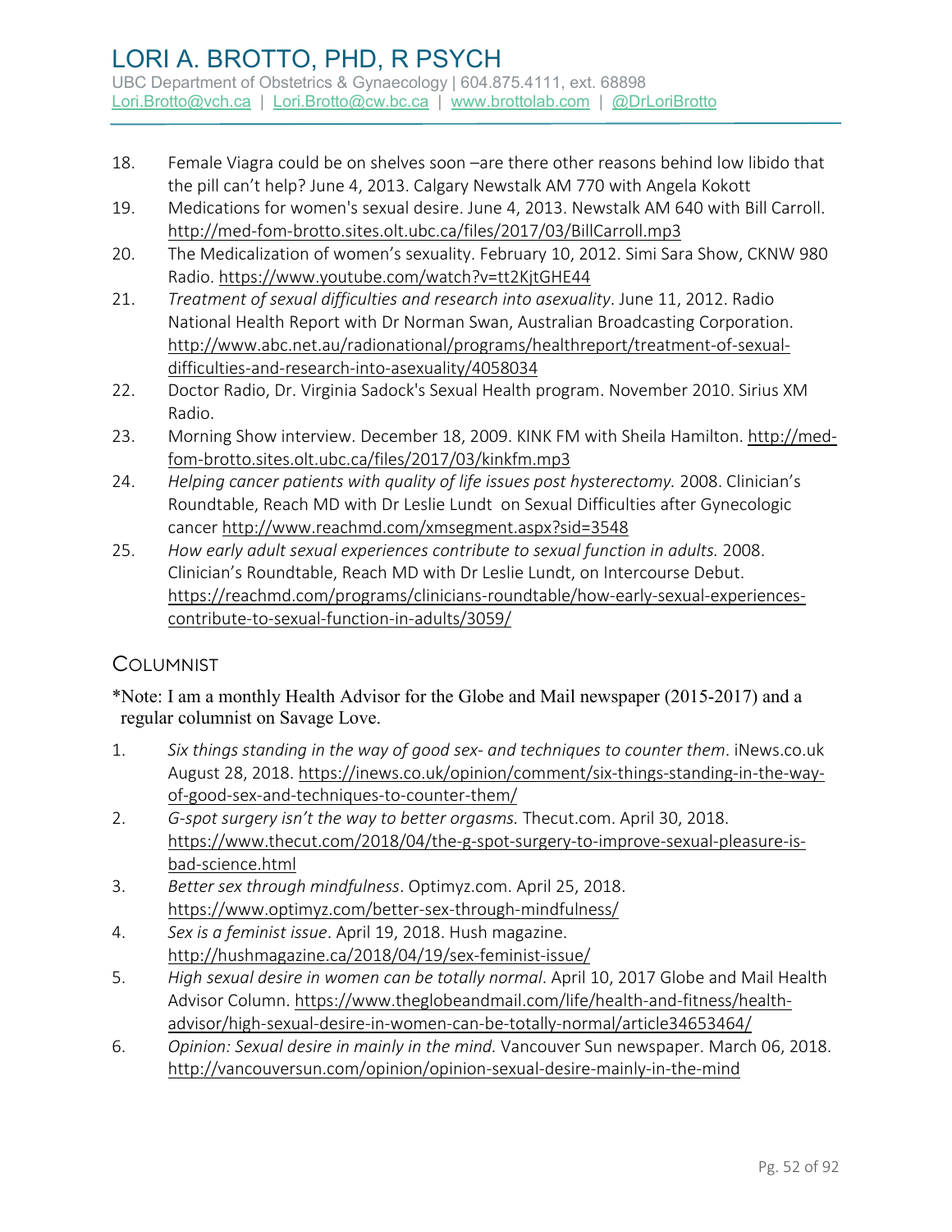18. Female Viagra could be on shelves soon –are there other reasons behind low libido that the pill can't help? June 4, 2013. Calgary Newstalk AM 770 with Angela Kokott
19. Medications for women's sexual desire. June 4, 2013. Newstalk AM 640 with Bill Carroll. http://med-fom-brotto.sites.olt.ubc.ca/files/2017/03/BillCarroll.mp3
20. The Medicalization of women's sexuality. February 10, 2012. Simi Sara Show, CKNW 980 Radio. https://www.youtube.com/watch?v=tt2KjtGHE44
21. *Treatment of sexual difficulties and research into asexuality*. June 11, 2012. Radio National Health Report with Dr Norman Swan, Australian Broadcasting Corporation. http://www.abc.net.au/radionational/programs/healthreport/treatment-of-sexual-difficulties-and-research-into-asexuality/4058034
22. Doctor Radio, Dr. Virginia Sadock's Sexual Health program. November 2010. Sirius XM Radio.
23. Morning Show interview. December 18, 2009. KINK FM with Sheila Hamilton. http://med-fom-brotto.sites.olt.ubc.ca/files/2017/03/kinkfm.mp3
24. *Helping cancer patients with quality of life issues post hysterectomy.* 2008. Clinician's Roundtable, Reach MD with Dr Leslie Lundt on Sexual Difficulties after Gynecologic cancer http://www.reachmd.com/xmsegment.aspx?sid=3548
25. *How early adult sexual experiences contribute to sexual function in adults.* 2008. Clinician's Roundtable, Reach MD with Dr Leslie Lundt, on Intercourse Debut. https://reachmd.com/programs/clinicians-roundtable/how-early-sexual-experiences-contribute-to-sexual-function-in-adults/3059/

## Columnist

*Note: I am a monthly Health Advisor for the Globe and Mail newspaper (2015-2017) and a regular columnist on Savage Love.

1. *Six things standing in the way of good sex- and techniques to counter them*. iNews.co.uk August 28, 2018. https://inews.co.uk/opinion/comment/six-things-standing-in-the-way-of-good-sex-and-techniques-to-counter-them/
2. *G-spot surgery isn't the way to better orgasms.* Thecut.com. April 30, 2018. https://www.thecut.com/2018/04/the-g-spot-surgery-to-improve-sexual-pleasure-is-bad-science.html
3. *Better sex through mindfulness*. Optimyz.com. April 25, 2018. https://www.optimyz.com/better-sex-through-mindfulness/
4. *Sex is a feminist issue*. April 19, 2018. Hush magazine. http://hushmagazine.ca/2018/04/19/sex-feminist-issue/
5. *High sexual desire in women can be totally normal*. April 10, 2017 Globe and Mail Health Advisor Column. https://www.theglobeandmail.com/life/health-and-fitness/health-advisor/high-sexual-desire-in-women-can-be-totally-normal/article34653464/
6. *Opinion: Sexual desire in mainly in the mind.* Vancouver Sun newspaper. March 06, 2018. http://vancouversun.com/opinion/opinion-sexual-desire-mainly-in-the-mind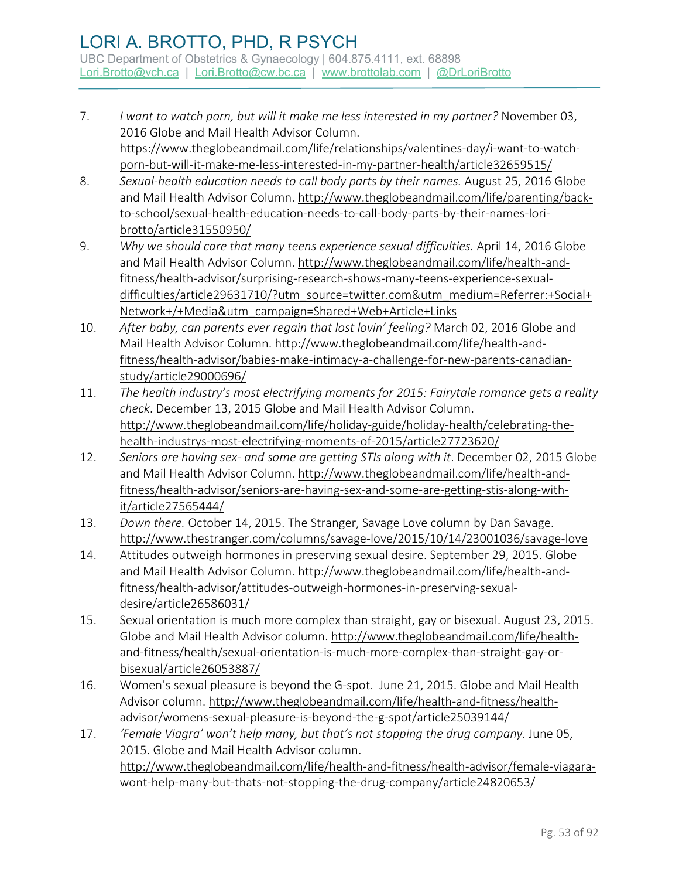7. *I want to watch porn, but will it make me less interested in my partner?* November 03, 2016 Globe and Mail Health Advisor Column. https://www.theglobeandmail.com/life/relationships/valentines-day/i-want-to-watch-porn-but-will-it-make-me-less-interested-in-my-partner-health/article32659515/
8. *Sexual-health education needs to call body parts by their names.* August 25, 2016 Globe and Mail Health Advisor Column. http://www.theglobeandmail.com/life/parenting/back-to-school/sexual-health-education-needs-to-call-body-parts-by-their-names-lori-brotto/article31550950/
9. *Why we should care that many teens experience sexual difficulties.* April 14, 2016 Globe and Mail Health Advisor Column. http://www.theglobeandmail.com/life/health-and-fitness/health-advisor/surprising-research-shows-many-teens-experience-sexual-difficulties/article29631710/?utm_source=twitter.com&utm_medium=Referrer:+Social+Network+/+Media&utm_campaign=Shared+Web+Article+Links
10. *After baby, can parents ever regain that lost lovin' feeling?* March 02, 2016 Globe and Mail Health Advisor Column. http://www.theglobeandmail.com/life/health-and-fitness/health-advisor/babies-make-intimacy-a-challenge-for-new-parents-canadian-study/article29000696/
11. *The health industry's most electrifying moments for 2015: Fairytale romance gets a reality check*. December 13, 2015 Globe and Mail Health Advisor Column. http://www.theglobeandmail.com/life/holiday-guide/holiday-health/celebrating-the-health-industrys-most-electrifying-moments-of-2015/article27723620/
12. *Seniors are having sex- and some are getting STIs along with it*. December 02, 2015 Globe and Mail Health Advisor Column. http://www.theglobeandmail.com/life/health-and-fitness/health-advisor/seniors-are-having-sex-and-some-are-getting-stis-along-with-it/article27565444/
13. *Down there.* October 14, 2015. The Stranger, Savage Love column by Dan Savage. http://www.thestranger.com/columns/savage-love/2015/10/14/23001036/savage-love
14. Attitudes outweigh hormones in preserving sexual desire. September 29, 2015. Globe and Mail Health Advisor Column. http://www.theglobeandmail.com/life/health-and-fitness/health-advisor/attitudes-outweigh-hormones-in-preserving-sexual-desire/article26586031/
15. Sexual orientation is much more complex than straight, gay or bisexual. August 23, 2015. Globe and Mail Health Advisor column. http://www.theglobeandmail.com/life/health-and-fitness/health/sexual-orientation-is-much-more-complex-than-straight-gay-or-bisexual/article26053887/
16. Women's sexual pleasure is beyond the G-spot. June 21, 2015. Globe and Mail Health Advisor column. http://www.theglobeandmail.com/life/health-and-fitness/health-advisor/womens-sexual-pleasure-is-beyond-the-g-spot/article25039144/
17. *'Female Viagra' won't help many, but that's not stopping the drug company.* June 05, 2015. Globe and Mail Health Advisor column. http://www.theglobeandmail.com/life/health-and-fitness/health-advisor/female-viagara-wont-help-many-but-thats-not-stopping-the-drug-company/article24820653/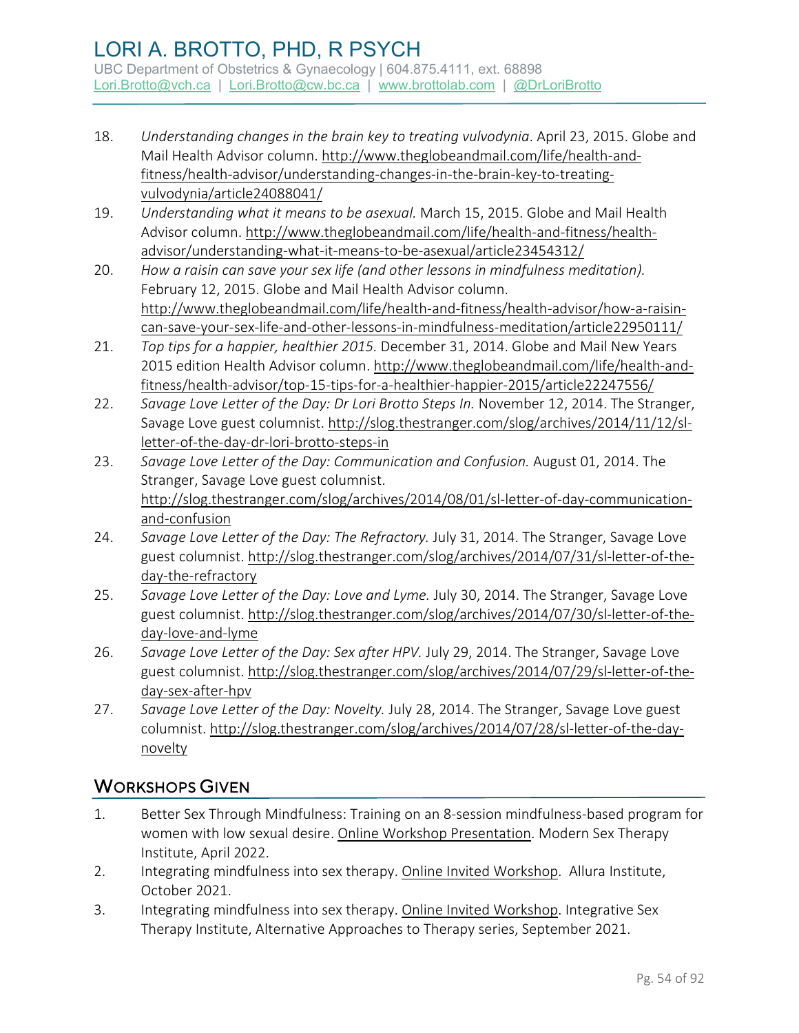18. *Understanding changes in the brain key to treating vulvodynia*. April 23, 2015. Globe and Mail Health Advisor column. http://www.theglobeandmail.com/life/health-and-fitness/health-advisor/understanding-changes-in-the-brain-key-to-treating-vulvodynia/article24088041/
19. *Understanding what it means to be asexual.* March 15, 2015. Globe and Mail Health Advisor column. http://www.theglobeandmail.com/life/health-and-fitness/health-advisor/understanding-what-it-means-to-be-asexual/article23454312/
20. *How a raisin can save your sex life (and other lessons in mindfulness meditation).* February 12, 2015. Globe and Mail Health Advisor column. http://www.theglobeandmail.com/life/health-and-fitness/health-advisor/how-a-raisin-can-save-your-sex-life-and-other-lessons-in-mindfulness-meditation/article22950111/
21. *Top tips for a happier, healthier 2015.* December 31, 2014. Globe and Mail New Years 2015 edition Health Advisor column. http://www.theglobeandmail.com/life/health-and-fitness/health-advisor/top-15-tips-for-a-healthier-happier-2015/article22247556/
22. *Savage Love Letter of the Day: Dr Lori Brotto Steps In.* November 12, 2014. The Stranger, Savage Love guest columnist. http://slog.thestranger.com/slog/archives/2014/11/12/sl-letter-of-the-day-dr-lori-brotto-steps-in
23. *Savage Love Letter of the Day: Communication and Confusion.* August 01, 2014. The Stranger, Savage Love guest columnist. http://slog.thestranger.com/slog/archives/2014/08/01/sl-letter-of-day-communication-and-confusion
24. *Savage Love Letter of the Day: The Refractory.* July 31, 2014. The Stranger, Savage Love guest columnist. http://slog.thestranger.com/slog/archives/2014/07/31/sl-letter-of-the-day-the-refractory
25. *Savage Love Letter of the Day: Love and Lyme.* July 30, 2014. The Stranger, Savage Love guest columnist. http://slog.thestranger.com/slog/archives/2014/07/30/sl-letter-of-the-day-love-and-lyme
26. *Savage Love Letter of the Day: Sex after HPV.* July 29, 2014. The Stranger, Savage Love guest columnist. http://slog.thestranger.com/slog/archives/2014/07/29/sl-letter-of-the-day-sex-after-hpv
27. *Savage Love Letter of the Day: Novelty.* July 28, 2014. The Stranger, Savage Love guest columnist. http://slog.thestranger.com/slog/archives/2014/07/28/sl-letter-of-the-day-novelty

## Workshops Given

1. Better Sex Through Mindfulness: Training on an 8-session mindfulness-based program for women with low sexual desire. Online Workshop Presentation. Modern Sex Therapy Institute, April 2022.
2. Integrating mindfulness into sex therapy. Online Invited Workshop. Allura Institute, October 2021.
3. Integrating mindfulness into sex therapy. Online Invited Workshop. Integrative Sex Therapy Institute, Alternative Approaches to Therapy series, September 2021.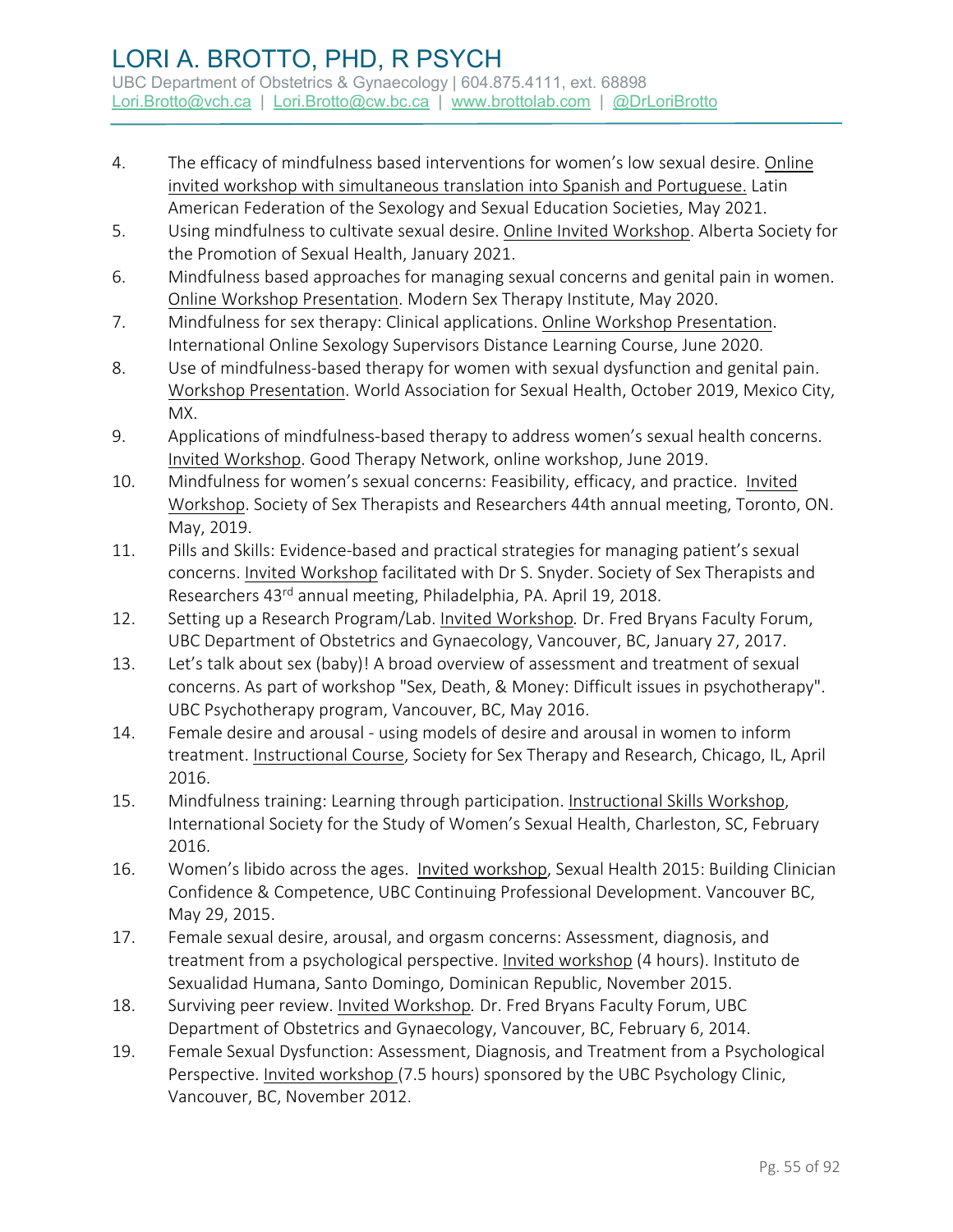4. The efficacy of mindfulness based interventions for women's low sexual desire. Online invited workshop with simultaneous translation into Spanish and Portuguese. Latin American Federation of the Sexology and Sexual Education Societies, May 2021.
5. Using mindfulness to cultivate sexual desire. Online Invited Workshop. Alberta Society for the Promotion of Sexual Health, January 2021.
6. Mindfulness based approaches for managing sexual concerns and genital pain in women. Online Workshop Presentation. Modern Sex Therapy Institute, May 2020.
7. Mindfulness for sex therapy: Clinical applications. Online Workshop Presentation. International Online Sexology Supervisors Distance Learning Course, June 2020.
8. Use of mindfulness-based therapy for women with sexual dysfunction and genital pain. Workshop Presentation. World Association for Sexual Health, October 2019, Mexico City, MX.
9. Applications of mindfulness-based therapy to address women's sexual health concerns. Invited Workshop. Good Therapy Network, online workshop, June 2019.
10. Mindfulness for women's sexual concerns: Feasibility, efficacy, and practice. Invited Workshop. Society of Sex Therapists and Researchers 44th annual meeting, Toronto, ON. May, 2019.
11. Pills and Skills: Evidence-based and practical strategies for managing patient's sexual concerns. Invited Workshop facilitated with Dr S. Snyder. Society of Sex Therapists and Researchers 43rd annual meeting, Philadelphia, PA. April 19, 2018.
12. Setting up a Research Program/Lab. Invited Workshop. Dr. Fred Bryans Faculty Forum, UBC Department of Obstetrics and Gynaecology, Vancouver, BC, January 27, 2017.
13. Let's talk about sex (baby)! A broad overview of assessment and treatment of sexual concerns. As part of workshop "Sex, Death, & Money: Difficult issues in psychotherapy". UBC Psychotherapy program, Vancouver, BC, May 2016.
14. Female desire and arousal - using models of desire and arousal in women to inform treatment. Instructional Course, Society for Sex Therapy and Research, Chicago, IL, April 2016.
15. Mindfulness training: Learning through participation. Instructional Skills Workshop, International Society for the Study of Women's Sexual Health, Charleston, SC, February 2016.
16. Women's libido across the ages. Invited workshop, Sexual Health 2015: Building Clinician Confidence & Competence, UBC Continuing Professional Development. Vancouver BC, May 29, 2015.
17. Female sexual desire, arousal, and orgasm concerns: Assessment, diagnosis, and treatment from a psychological perspective. Invited workshop (4 hours). Instituto de Sexualidad Humana, Santo Domingo, Dominican Republic, November 2015.
18. Surviving peer review. Invited Workshop. Dr. Fred Bryans Faculty Forum, UBC Department of Obstetrics and Gynaecology, Vancouver, BC, February 6, 2014.
19. Female Sexual Dysfunction: Assessment, Diagnosis, and Treatment from a Psychological Perspective. Invited workshop (7.5 hours) sponsored by the UBC Psychology Clinic, Vancouver, BC, November 2012.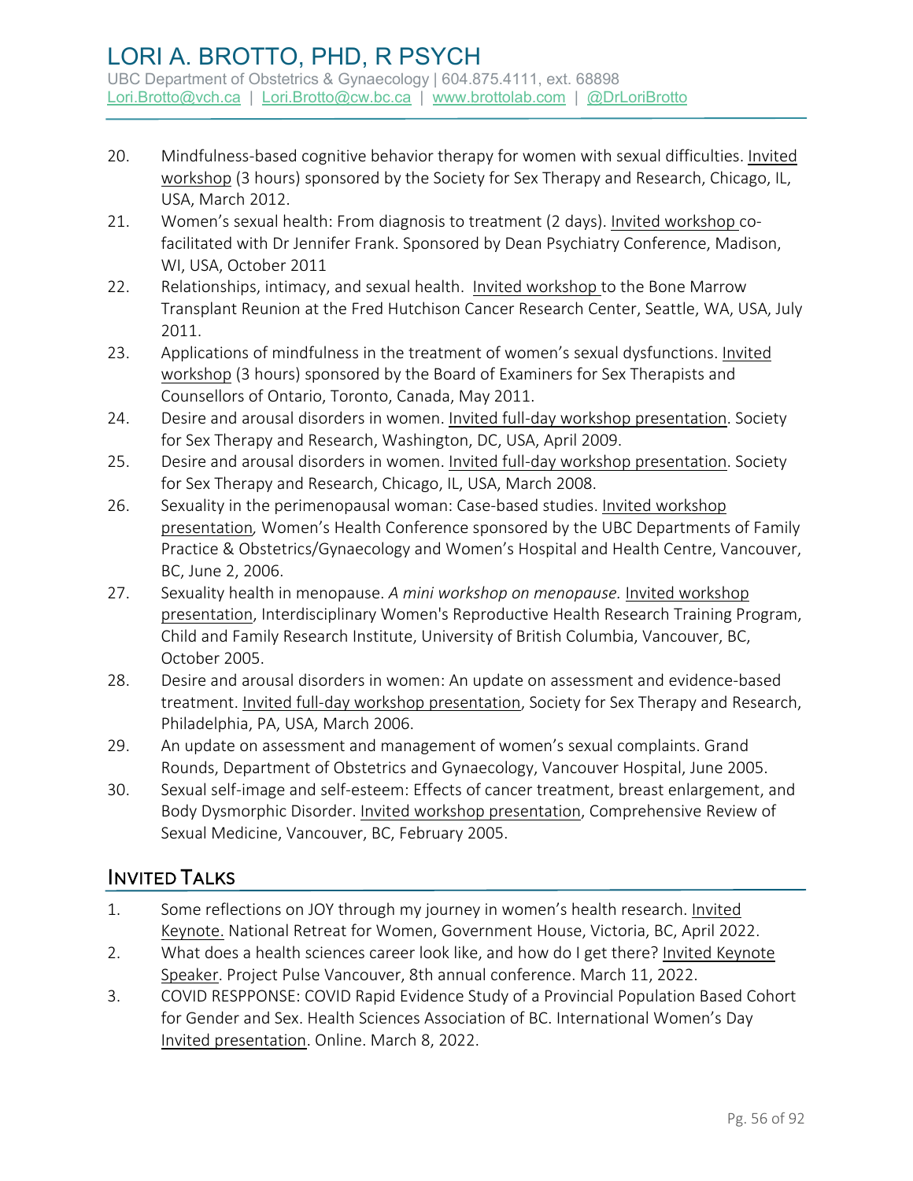20. Mindfulness-based cognitive behavior therapy for women with sexual difficulties. Invited workshop (3 hours) sponsored by the Society for Sex Therapy and Research, Chicago, IL, USA, March 2012.
21. Women's sexual health: From diagnosis to treatment (2 days). Invited workshop co-facilitated with Dr Jennifer Frank. Sponsored by Dean Psychiatry Conference, Madison, WI, USA, October 2011
22. Relationships, intimacy, and sexual health. Invited workshop to the Bone Marrow Transplant Reunion at the Fred Hutchison Cancer Research Center, Seattle, WA, USA, July 2011.
23. Applications of mindfulness in the treatment of women's sexual dysfunctions. Invited workshop (3 hours) sponsored by the Board of Examiners for Sex Therapists and Counsellors of Ontario, Toronto, Canada, May 2011.
24. Desire and arousal disorders in women. Invited full-day workshop presentation. Society for Sex Therapy and Research, Washington, DC, USA, April 2009.
25. Desire and arousal disorders in women. Invited full-day workshop presentation. Society for Sex Therapy and Research, Chicago, IL, USA, March 2008.
26. Sexuality in the perimenopausal woman: Case-based studies. Invited workshop presentation, Women's Health Conference sponsored by the UBC Departments of Family Practice & Obstetrics/Gynaecology and Women's Hospital and Health Centre, Vancouver, BC, June 2, 2006.
27. Sexuality health in menopause. *A mini workshop on menopause.* Invited workshop presentation, Interdisciplinary Women's Reproductive Health Research Training Program, Child and Family Research Institute, University of British Columbia, Vancouver, BC, October 2005.
28. Desire and arousal disorders in women: An update on assessment and evidence-based treatment. Invited full-day workshop presentation, Society for Sex Therapy and Research, Philadelphia, PA, USA, March 2006.
29. An update on assessment and management of women's sexual complaints. Grand Rounds, Department of Obstetrics and Gynaecology, Vancouver Hospital, June 2005.
30. Sexual self-image and self-esteem: Effects of cancer treatment, breast enlargement, and Body Dysmorphic Disorder. Invited workshop presentation, Comprehensive Review of Sexual Medicine, Vancouver, BC, February 2005.

## Invited Talks

1. Some reflections on JOY through my journey in women's health research. Invited Keynote. National Retreat for Women, Government House, Victoria, BC, April 2022.
2. What does a health sciences career look like, and how do I get there? Invited Keynote Speaker. Project Pulse Vancouver, 8th annual conference. March 11, 2022.
3. COVID RESPPONSE: COVID Rapid Evidence Study of a Provincial Population Based Cohort for Gender and Sex. Health Sciences Association of BC. International Women's Day Invited presentation. Online. March 8, 2022.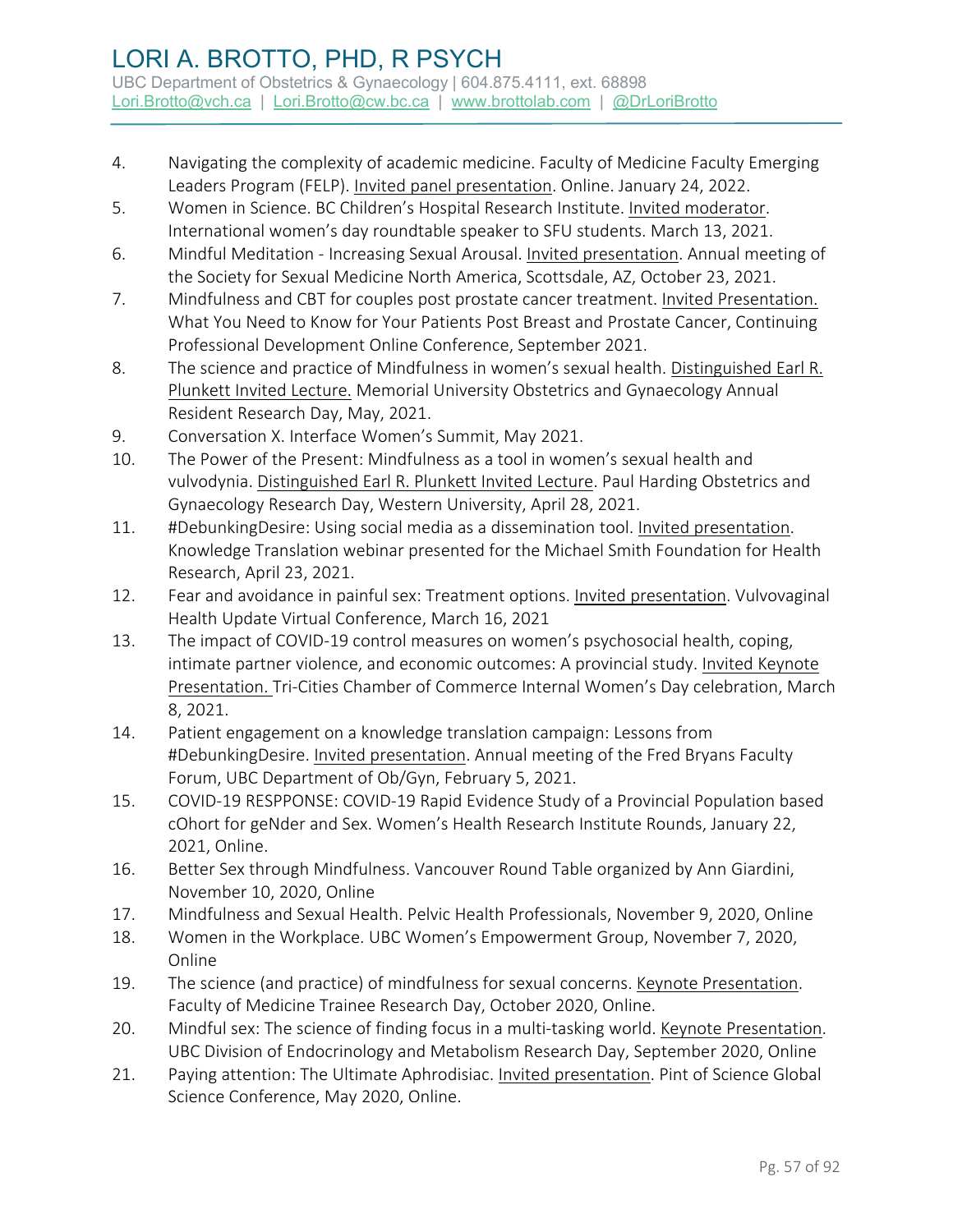4. Navigating the complexity of academic medicine. Faculty of Medicine Faculty Emerging Leaders Program (FELP). Invited panel presentation. Online. January 24, 2022.
5. Women in Science. BC Children's Hospital Research Institute. Invited moderator. International women's day roundtable speaker to SFU students. March 13, 2021.
6. Mindful Meditation - Increasing Sexual Arousal. Invited presentation. Annual meeting of the Society for Sexual Medicine North America, Scottsdale, AZ, October 23, 2021.
7. Mindfulness and CBT for couples post prostate cancer treatment. Invited Presentation. What You Need to Know for Your Patients Post Breast and Prostate Cancer, Continuing Professional Development Online Conference, September 2021.
8. The science and practice of Mindfulness in women's sexual health. Distinguished Earl R. Plunkett Invited Lecture. Memorial University Obstetrics and Gynaecology Annual Resident Research Day, May, 2021.
9. Conversation X. Interface Women's Summit, May 2021.
10. The Power of the Present: Mindfulness as a tool in women's sexual health and vulvodynia. Distinguished Earl R. Plunkett Invited Lecture. Paul Harding Obstetrics and Gynaecology Research Day, Western University, April 28, 2021.
11. #DebunkingDesire: Using social media as a dissemination tool. Invited presentation. Knowledge Translation webinar presented for the Michael Smith Foundation for Health Research, April 23, 2021.
12. Fear and avoidance in painful sex: Treatment options. Invited presentation. Vulvovaginal Health Update Virtual Conference, March 16, 2021
13. The impact of COVID-19 control measures on women's psychosocial health, coping, intimate partner violence, and economic outcomes: A provincial study. Invited Keynote Presentation. Tri-Cities Chamber of Commerce Internal Women's Day celebration, March 8, 2021.
14. Patient engagement on a knowledge translation campaign: Lessons from #DebunkingDesire. Invited presentation. Annual meeting of the Fred Bryans Faculty Forum, UBC Department of Ob/Gyn, February 5, 2021.
15. COVID-19 RESPPONSE: COVID-19 Rapid Evidence Study of a Provincial Population based cOhort for geNder and Sex. Women's Health Research Institute Rounds, January 22, 2021, Online.
16. Better Sex through Mindfulness. Vancouver Round Table organized by Ann Giardini, November 10, 2020, Online
17. Mindfulness and Sexual Health. Pelvic Health Professionals, November 9, 2020, Online
18. Women in the Workplace. UBC Women's Empowerment Group, November 7, 2020, Online
19. The science (and practice) of mindfulness for sexual concerns. Keynote Presentation. Faculty of Medicine Trainee Research Day, October 2020, Online.
20. Mindful sex: The science of finding focus in a multi-tasking world. Keynote Presentation. UBC Division of Endocrinology and Metabolism Research Day, September 2020, Online
21. Paying attention: The Ultimate Aphrodisiac. Invited presentation. Pint of Science Global Science Conference, May 2020, Online.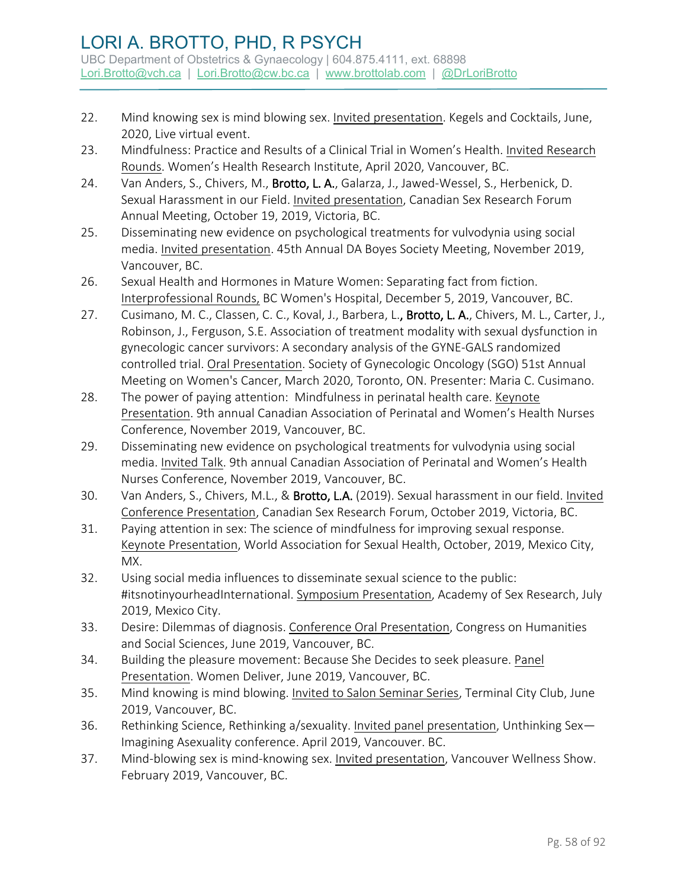22. Mind knowing sex is mind blowing sex. <u>Invited presentation</u>. Kegels and Cocktails, June, 2020, Live virtual event.
23. Mindfulness: Practice and Results of a Clinical Trial in Women's Health. <u>Invited Research Rounds</u>. Women's Health Research Institute, April 2020, Vancouver, BC.
24. Van Anders, S., Chivers, M., **Brotto, L. A.**, Galarza, J., Jawed-Wessel, S., Herbenick, D. Sexual Harassment in our Field. <u>Invited presentation</u>, Canadian Sex Research Forum Annual Meeting, October 19, 2019, Victoria, BC.
25. Disseminating new evidence on psychological treatments for vulvodynia using social media. <u>Invited presentation</u>. 45th Annual DA Boyes Society Meeting, November 2019, Vancouver, BC.
26. Sexual Health and Hormones in Mature Women: Separating fact from fiction. <u>Interprofessional Rounds,</u> BC Women's Hospital, December 5, 2019, Vancouver, BC.
27. Cusimano, M. C., Classen, C. C., Koval, J., Barbera, L., **Brotto, L. A.**, Chivers, M. L., Carter, J., Robinson, J., Ferguson, S.E. Association of treatment modality with sexual dysfunction in gynecologic cancer survivors: A secondary analysis of the GYNE-GALS randomized controlled trial. <u>Oral Presentation</u>. Society of Gynecologic Oncology (SGO) 51st Annual Meeting on Women's Cancer, March 2020, Toronto, ON. Presenter: Maria C. Cusimano.
28. The power of paying attention: Mindfulness in perinatal health care. <u>Keynote Presentation</u>. 9th annual Canadian Association of Perinatal and Women's Health Nurses Conference, November 2019, Vancouver, BC.
29. Disseminating new evidence on psychological treatments for vulvodynia using social media. <u>Invited Talk</u>. 9th annual Canadian Association of Perinatal and Women's Health Nurses Conference, November 2019, Vancouver, BC.
30. Van Anders, S., Chivers, M.L., & **Brotto, L.A.** (2019). Sexual harassment in our field. <u>Invited Conference Presentation</u>, Canadian Sex Research Forum, October 2019, Victoria, BC.
31. Paying attention in sex: The science of mindfulness for improving sexual response. <u>Keynote Presentation</u>, World Association for Sexual Health, October, 2019, Mexico City, MX.
32. Using social media influences to disseminate sexual science to the public: #itsnotinyourheadInternational. <u>Symposium Presentation</u>, Academy of Sex Research, July 2019, Mexico City.
33. Desire: Dilemmas of diagnosis. <u>Conference Oral Presentation</u>, Congress on Humanities and Social Sciences, June 2019, Vancouver, BC.
34. Building the pleasure movement: Because She Decides to seek pleasure. <u>Panel Presentation</u>. Women Deliver, June 2019, Vancouver, BC.
35. Mind knowing is mind blowing. <u>Invited to Salon Seminar Series</u>, Terminal City Club, June 2019, Vancouver, BC.
36. Rethinking Science, Rethinking a/sexuality. <u>Invited panel presentation</u>, Unthinking Sex—Imagining Asexuality conference. April 2019, Vancouver. BC.
37. Mind-blowing sex is mind-knowing sex. <u>Invited presentation</u>, Vancouver Wellness Show. February 2019, Vancouver, BC.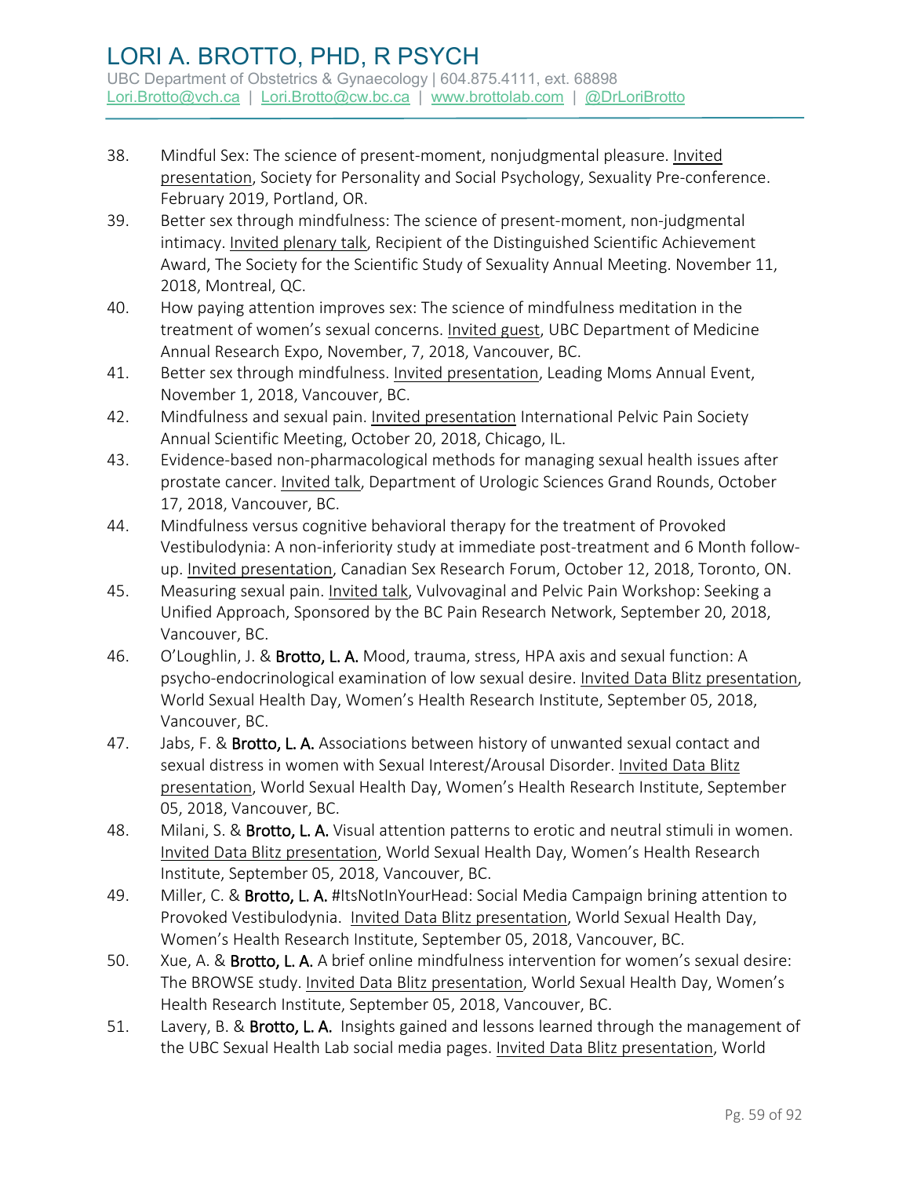38. Mindful Sex: The science of present-moment, nonjudgmental pleasure. Invited presentation, Society for Personality and Social Psychology, Sexuality Pre-conference. February 2019, Portland, OR.
39. Better sex through mindfulness: The science of present-moment, non-judgmental intimacy. Invited plenary talk, Recipient of the Distinguished Scientific Achievement Award, The Society for the Scientific Study of Sexuality Annual Meeting. November 11, 2018, Montreal, QC.
40. How paying attention improves sex: The science of mindfulness meditation in the treatment of women's sexual concerns. Invited guest, UBC Department of Medicine Annual Research Expo, November, 7, 2018, Vancouver, BC.
41. Better sex through mindfulness. Invited presentation, Leading Moms Annual Event, November 1, 2018, Vancouver, BC.
42. Mindfulness and sexual pain. Invited presentation International Pelvic Pain Society Annual Scientific Meeting, October 20, 2018, Chicago, IL.
43. Evidence-based non-pharmacological methods for managing sexual health issues after prostate cancer. Invited talk, Department of Urologic Sciences Grand Rounds, October 17, 2018, Vancouver, BC.
44. Mindfulness versus cognitive behavioral therapy for the treatment of Provoked Vestibulodynia: A non-inferiority study at immediate post-treatment and 6 Month follow-up. Invited presentation, Canadian Sex Research Forum, October 12, 2018, Toronto, ON.
45. Measuring sexual pain. Invited talk, Vulvovaginal and Pelvic Pain Workshop: Seeking a Unified Approach, Sponsored by the BC Pain Research Network, September 20, 2018, Vancouver, BC.
46. O'Loughlin, J. & **Brotto, L. A.** Mood, trauma, stress, HPA axis and sexual function: A psycho-endocrinological examination of low sexual desire. Invited Data Blitz presentation, World Sexual Health Day, Women's Health Research Institute, September 05, 2018, Vancouver, BC.
47. Jabs, F. & **Brotto, L. A.** Associations between history of unwanted sexual contact and sexual distress in women with Sexual Interest/Arousal Disorder. Invited Data Blitz presentation, World Sexual Health Day, Women's Health Research Institute, September 05, 2018, Vancouver, BC.
48. Milani, S. & **Brotto, L. A.** Visual attention patterns to erotic and neutral stimuli in women. Invited Data Blitz presentation, World Sexual Health Day, Women's Health Research Institute, September 05, 2018, Vancouver, BC.
49. Miller, C. & **Brotto, L. A.** #ItsNotInYourHead: Social Media Campaign brining attention to Provoked Vestibulodynia. Invited Data Blitz presentation, World Sexual Health Day, Women's Health Research Institute, September 05, 2018, Vancouver, BC.
50. Xue, A. & **Brotto, L. A.** A brief online mindfulness intervention for women's sexual desire: The BROWSE study. Invited Data Blitz presentation, World Sexual Health Day, Women's Health Research Institute, September 05, 2018, Vancouver, BC.
51. Lavery, B. & **Brotto, L. A.** Insights gained and lessons learned through the management of the UBC Sexual Health Lab social media pages. Invited Data Blitz presentation, World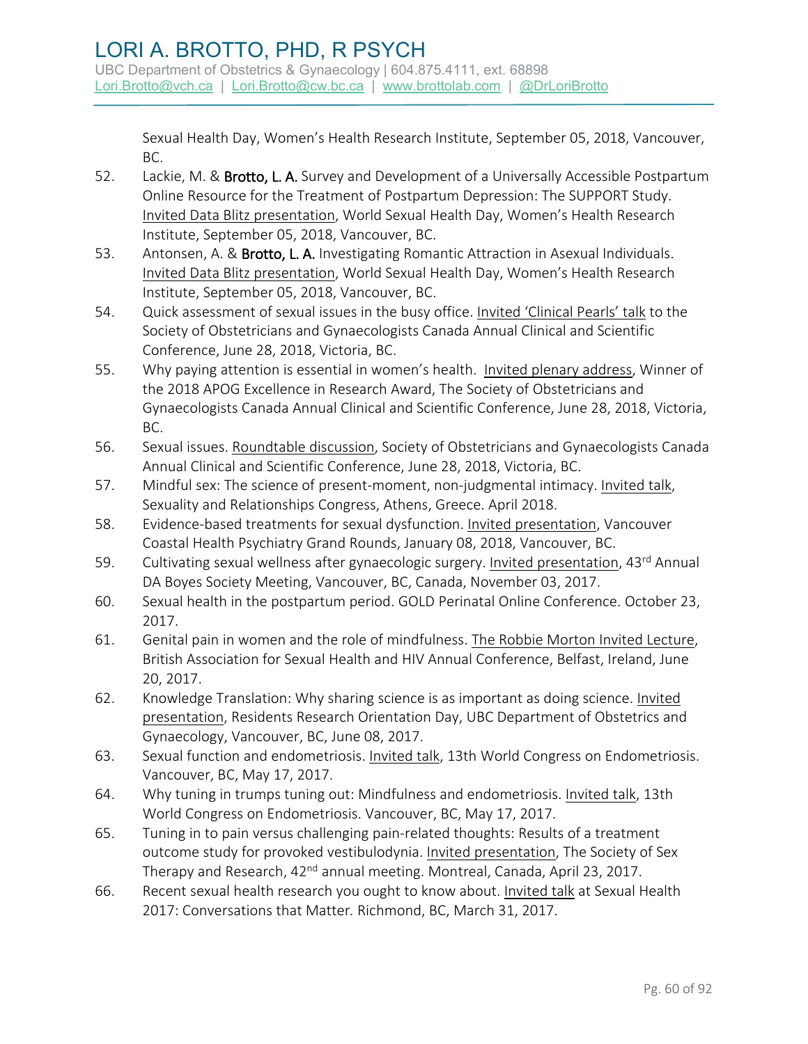Sexual Health Day, Women's Health Research Institute, September 05, 2018, Vancouver, BC.

52. Lackie, M. & **Brotto, L. A.** Survey and Development of a Universally Accessible Postpartum Online Resource for the Treatment of Postpartum Depression: The SUPPORT Study. Invited Data Blitz presentation, World Sexual Health Day, Women's Health Research Institute, September 05, 2018, Vancouver, BC.
53. Antonsen, A. & **Brotto, L. A.** Investigating Romantic Attraction in Asexual Individuals. Invited Data Blitz presentation, World Sexual Health Day, Women's Health Research Institute, September 05, 2018, Vancouver, BC.
54. Quick assessment of sexual issues in the busy office. Invited 'Clinical Pearls' talk to the Society of Obstetricians and Gynaecologists Canada Annual Clinical and Scientific Conference, June 28, 2018, Victoria, BC.
55. Why paying attention is essential in women's health. Invited plenary address, Winner of the 2018 APOG Excellence in Research Award, The Society of Obstetricians and Gynaecologists Canada Annual Clinical and Scientific Conference, June 28, 2018, Victoria, BC.
56. Sexual issues. Roundtable discussion, Society of Obstetricians and Gynaecologists Canada Annual Clinical and Scientific Conference, June 28, 2018, Victoria, BC.
57. Mindful sex: The science of present-moment, non-judgmental intimacy. Invited talk, Sexuality and Relationships Congress, Athens, Greece. April 2018.
58. Evidence-based treatments for sexual dysfunction. Invited presentation, Vancouver Coastal Health Psychiatry Grand Rounds, January 08, 2018, Vancouver, BC.
59. Cultivating sexual wellness after gynaecologic surgery. Invited presentation, 43rd Annual DA Boyes Society Meeting, Vancouver, BC, Canada, November 03, 2017.
60. Sexual health in the postpartum period. GOLD Perinatal Online Conference. October 23, 2017.
61. Genital pain in women and the role of mindfulness. The Robbie Morton Invited Lecture, British Association for Sexual Health and HIV Annual Conference, Belfast, Ireland, June 20, 2017.
62. Knowledge Translation: Why sharing science is as important as doing science. Invited presentation, Residents Research Orientation Day, UBC Department of Obstetrics and Gynaecology, Vancouver, BC, June 08, 2017.
63. Sexual function and endometriosis. Invited talk, 13th World Congress on Endometriosis. Vancouver, BC, May 17, 2017.
64. Why tuning in trumps tuning out: Mindfulness and endometriosis. Invited talk, 13th World Congress on Endometriosis. Vancouver, BC, May 17, 2017.
65. Tuning in to pain versus challenging pain-related thoughts: Results of a treatment outcome study for provoked vestibulodynia. Invited presentation, The Society of Sex Therapy and Research, 42nd annual meeting. Montreal, Canada, April 23, 2017.
66. Recent sexual health research you ought to know about. Invited talk at Sexual Health 2017: Conversations that Matter. Richmond, BC, March 31, 2017.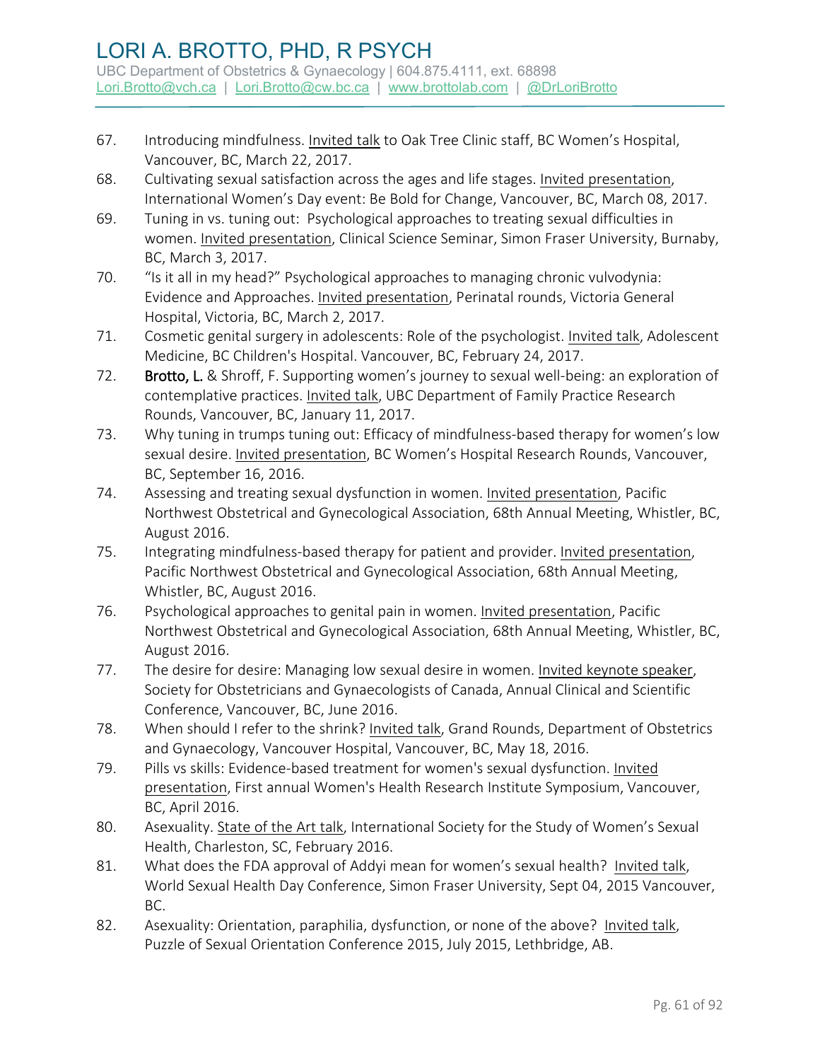67. Introducing mindfulness. Invited talk to Oak Tree Clinic staff, BC Women's Hospital, Vancouver, BC, March 22, 2017.
68. Cultivating sexual satisfaction across the ages and life stages. Invited presentation, International Women's Day event: Be Bold for Change, Vancouver, BC, March 08, 2017.
69. Tuning in vs. tuning out: Psychological approaches to treating sexual difficulties in women. Invited presentation, Clinical Science Seminar, Simon Fraser University, Burnaby, BC, March 3, 2017.
70. "Is it all in my head?" Psychological approaches to managing chronic vulvodynia: Evidence and Approaches. Invited presentation, Perinatal rounds, Victoria General Hospital, Victoria, BC, March 2, 2017.
71. Cosmetic genital surgery in adolescents: Role of the psychologist. Invited talk, Adolescent Medicine, BC Children's Hospital. Vancouver, BC, February 24, 2017.
72. **Brotto, L.** & Shroff, F. Supporting women's journey to sexual well-being: an exploration of contemplative practices. Invited talk, UBC Department of Family Practice Research Rounds, Vancouver, BC, January 11, 2017.
73. Why tuning in trumps tuning out: Efficacy of mindfulness-based therapy for women's low sexual desire. Invited presentation, BC Women's Hospital Research Rounds, Vancouver, BC, September 16, 2016.
74. Assessing and treating sexual dysfunction in women. Invited presentation, Pacific Northwest Obstetrical and Gynecological Association, 68th Annual Meeting, Whistler, BC, August 2016.
75. Integrating mindfulness-based therapy for patient and provider. Invited presentation, Pacific Northwest Obstetrical and Gynecological Association, 68th Annual Meeting, Whistler, BC, August 2016.
76. Psychological approaches to genital pain in women. Invited presentation, Pacific Northwest Obstetrical and Gynecological Association, 68th Annual Meeting, Whistler, BC, August 2016.
77. The desire for desire: Managing low sexual desire in women. Invited keynote speaker, Society for Obstetricians and Gynaecologists of Canada, Annual Clinical and Scientific Conference, Vancouver, BC, June 2016.
78. When should I refer to the shrink? Invited talk, Grand Rounds, Department of Obstetrics and Gynaecology, Vancouver Hospital, Vancouver, BC, May 18, 2016.
79. Pills vs skills: Evidence-based treatment for women's sexual dysfunction. Invited presentation, First annual Women's Health Research Institute Symposium, Vancouver, BC, April 2016.
80. Asexuality. State of the Art talk, International Society for the Study of Women's Sexual Health, Charleston, SC, February 2016.
81. What does the FDA approval of Addyi mean for women's sexual health? Invited talk, World Sexual Health Day Conference, Simon Fraser University, Sept 04, 2015 Vancouver, BC.
82. Asexuality: Orientation, paraphilia, dysfunction, or none of the above? Invited talk, Puzzle of Sexual Orientation Conference 2015, July 2015, Lethbridge, AB.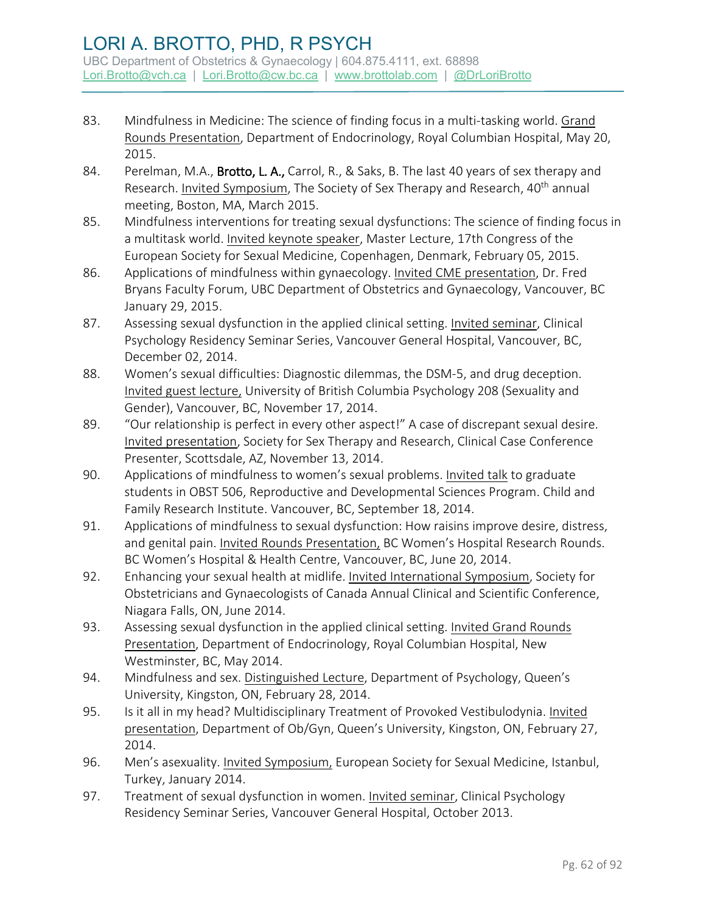83. Mindfulness in Medicine: The science of finding focus in a multi-tasking world. Grand Rounds Presentation, Department of Endocrinology, Royal Columbian Hospital, May 20, 2015.
84. Perelman, M.A., **Brotto, L. A.,** Carrol, R., & Saks, B. The last 40 years of sex therapy and Research. Invited Symposium, The Society of Sex Therapy and Research, 40th annual meeting, Boston, MA, March 2015.
85. Mindfulness interventions for treating sexual dysfunctions: The science of finding focus in a multitask world. Invited keynote speaker, Master Lecture, 17th Congress of the European Society for Sexual Medicine, Copenhagen, Denmark, February 05, 2015.
86. Applications of mindfulness within gynaecology. Invited CME presentation, Dr. Fred Bryans Faculty Forum, UBC Department of Obstetrics and Gynaecology, Vancouver, BC January 29, 2015.
87. Assessing sexual dysfunction in the applied clinical setting. Invited seminar, Clinical Psychology Residency Seminar Series, Vancouver General Hospital, Vancouver, BC, December 02, 2014.
88. Women's sexual difficulties: Diagnostic dilemmas, the DSM-5, and drug deception. Invited guest lecture, University of British Columbia Psychology 208 (Sexuality and Gender), Vancouver, BC, November 17, 2014.
89. "Our relationship is perfect in every other aspect!" A case of discrepant sexual desire. Invited presentation, Society for Sex Therapy and Research, Clinical Case Conference Presenter, Scottsdale, AZ, November 13, 2014.
90. Applications of mindfulness to women's sexual problems. Invited talk to graduate students in OBST 506, Reproductive and Developmental Sciences Program. Child and Family Research Institute. Vancouver, BC, September 18, 2014.
91. Applications of mindfulness to sexual dysfunction: How raisins improve desire, distress, and genital pain. Invited Rounds Presentation, BC Women's Hospital Research Rounds. BC Women's Hospital & Health Centre, Vancouver, BC, June 20, 2014.
92. Enhancing your sexual health at midlife. Invited International Symposium, Society for Obstetricians and Gynaecologists of Canada Annual Clinical and Scientific Conference, Niagara Falls, ON, June 2014.
93. Assessing sexual dysfunction in the applied clinical setting. Invited Grand Rounds Presentation, Department of Endocrinology, Royal Columbian Hospital, New Westminster, BC, May 2014.
94. Mindfulness and sex. Distinguished Lecture, Department of Psychology, Queen's University, Kingston, ON, February 28, 2014.
95. Is it all in my head? Multidisciplinary Treatment of Provoked Vestibulodynia. Invited presentation, Department of Ob/Gyn, Queen's University, Kingston, ON, February 27, 2014.
96. Men's asexuality. Invited Symposium, European Society for Sexual Medicine, Istanbul, Turkey, January 2014.
97. Treatment of sexual dysfunction in women. Invited seminar, Clinical Psychology Residency Seminar Series, Vancouver General Hospital, October 2013.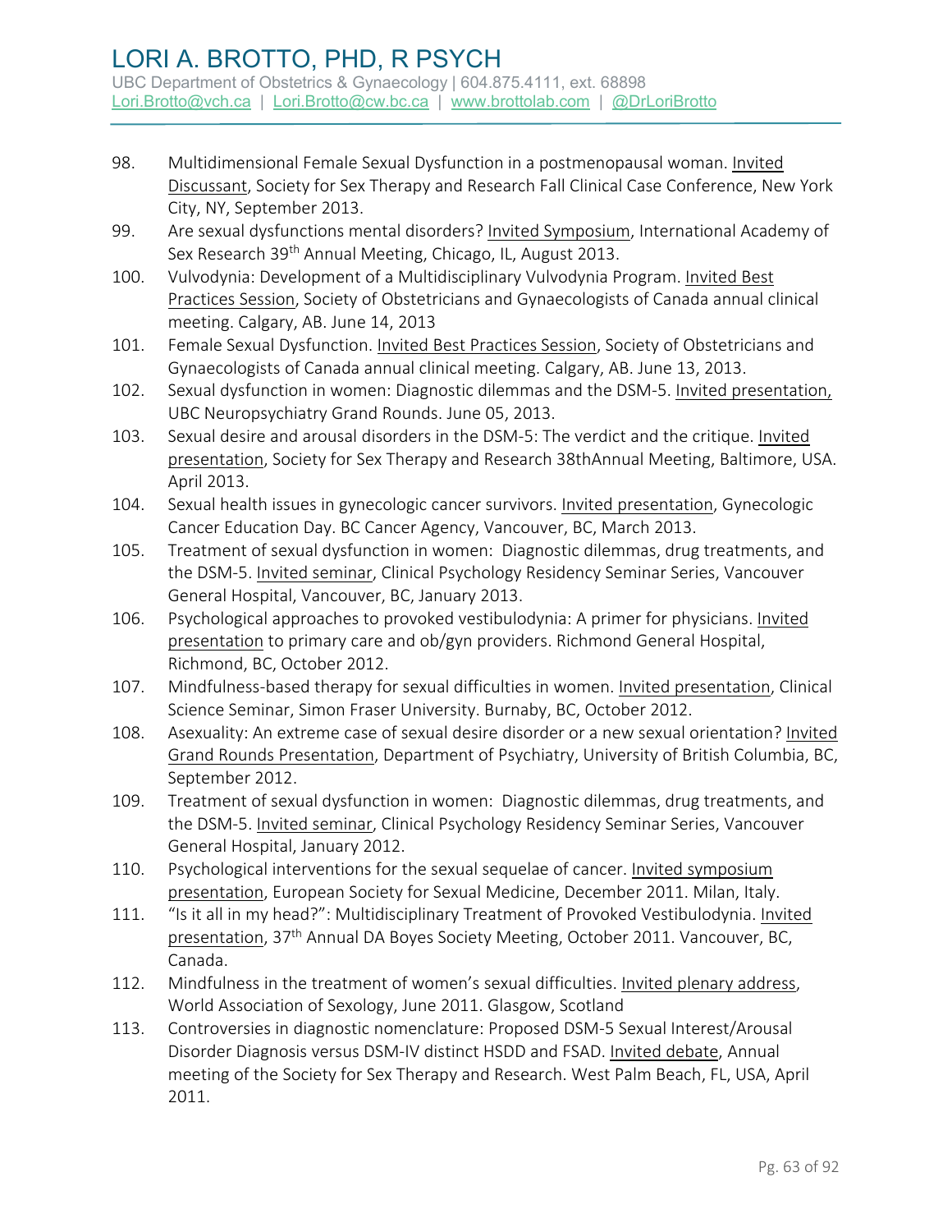98. Multidimensional Female Sexual Dysfunction in a postmenopausal woman. Invited Discussant, Society for Sex Therapy and Research Fall Clinical Case Conference, New York City, NY, September 2013.
99. Are sexual dysfunctions mental disorders? Invited Symposium, International Academy of Sex Research 39th Annual Meeting, Chicago, IL, August 2013.
100. Vulvodynia: Development of a Multidisciplinary Vulvodynia Program. Invited Best Practices Session, Society of Obstetricians and Gynaecologists of Canada annual clinical meeting. Calgary, AB. June 14, 2013
101. Female Sexual Dysfunction. Invited Best Practices Session, Society of Obstetricians and Gynaecologists of Canada annual clinical meeting. Calgary, AB. June 13, 2013.
102. Sexual dysfunction in women: Diagnostic dilemmas and the DSM-5. Invited presentation, UBC Neuropsychiatry Grand Rounds. June 05, 2013.
103. Sexual desire and arousal disorders in the DSM-5: The verdict and the critique. Invited presentation, Society for Sex Therapy and Research 38thAnnual Meeting, Baltimore, USA. April 2013.
104. Sexual health issues in gynecologic cancer survivors. Invited presentation, Gynecologic Cancer Education Day. BC Cancer Agency, Vancouver, BC, March 2013.
105. Treatment of sexual dysfunction in women: Diagnostic dilemmas, drug treatments, and the DSM-5. Invited seminar, Clinical Psychology Residency Seminar Series, Vancouver General Hospital, Vancouver, BC, January 2013.
106. Psychological approaches to provoked vestibulodynia: A primer for physicians. Invited presentation to primary care and ob/gyn providers. Richmond General Hospital, Richmond, BC, October 2012.
107. Mindfulness-based therapy for sexual difficulties in women. Invited presentation, Clinical Science Seminar, Simon Fraser University. Burnaby, BC, October 2012.
108. Asexuality: An extreme case of sexual desire disorder or a new sexual orientation? Invited Grand Rounds Presentation, Department of Psychiatry, University of British Columbia, BC, September 2012.
109. Treatment of sexual dysfunction in women: Diagnostic dilemmas, drug treatments, and the DSM-5. Invited seminar, Clinical Psychology Residency Seminar Series, Vancouver General Hospital, January 2012.
110. Psychological interventions for the sexual sequelae of cancer. Invited symposium presentation, European Society for Sexual Medicine, December 2011. Milan, Italy.
111. "Is it all in my head?": Multidisciplinary Treatment of Provoked Vestibulodynia. Invited presentation, 37th Annual DA Boyes Society Meeting, October 2011. Vancouver, BC, Canada.
112. Mindfulness in the treatment of women's sexual difficulties. Invited plenary address, World Association of Sexology, June 2011. Glasgow, Scotland
113. Controversies in diagnostic nomenclature: Proposed DSM-5 Sexual Interest/Arousal Disorder Diagnosis versus DSM-IV distinct HSDD and FSAD. Invited debate, Annual meeting of the Society for Sex Therapy and Research. West Palm Beach, FL, USA, April 2011.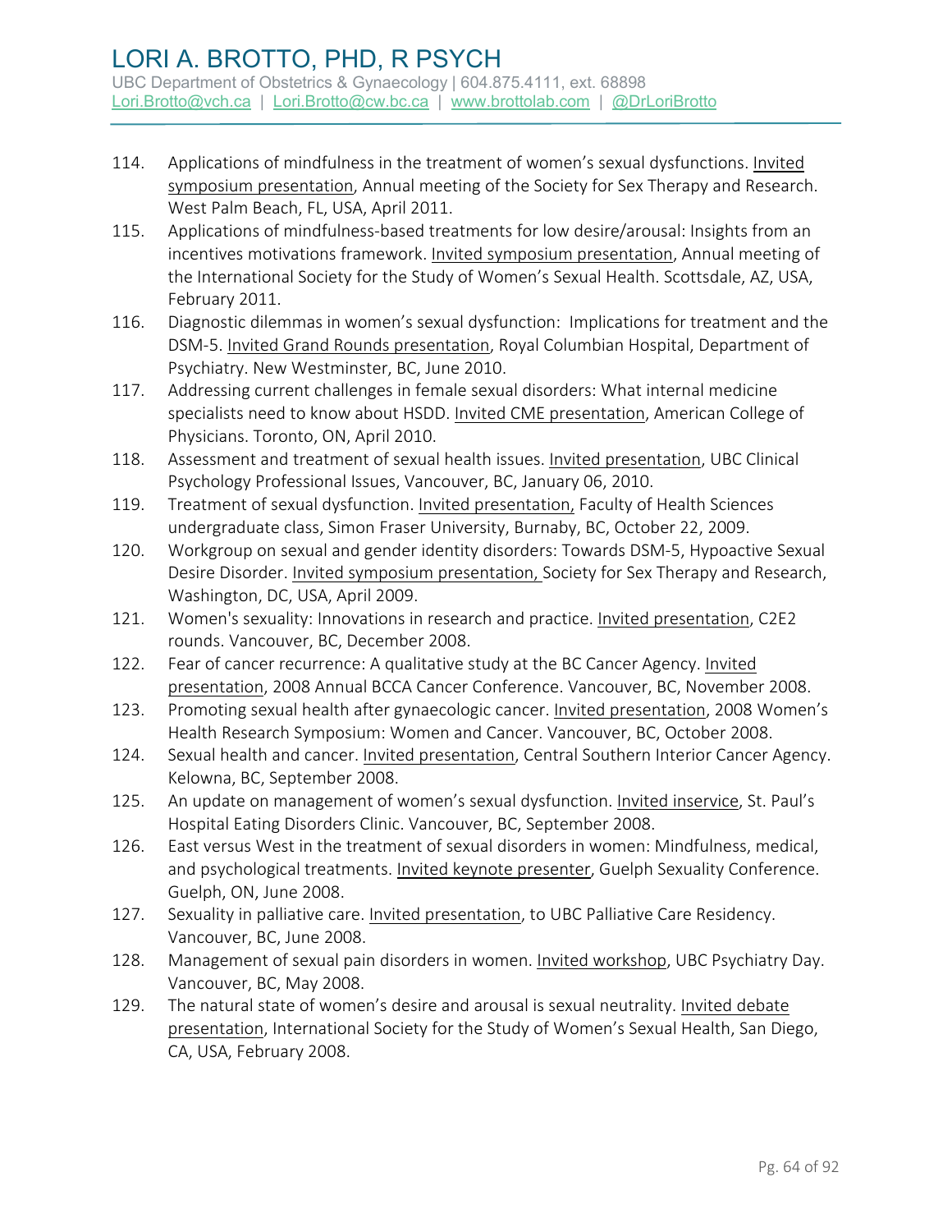114. Applications of mindfulness in the treatment of women's sexual dysfunctions. <u>Invited symposium presentation</u>, Annual meeting of the Society for Sex Therapy and Research. West Palm Beach, FL, USA, April 2011.
115. Applications of mindfulness-based treatments for low desire/arousal: Insights from an incentives motivations framework. <u>Invited symposium presentation</u>, Annual meeting of the International Society for the Study of Women's Sexual Health. Scottsdale, AZ, USA, February 2011.
116. Diagnostic dilemmas in women's sexual dysfunction: Implications for treatment and the DSM-5. <u>Invited Grand Rounds presentation</u>, Royal Columbian Hospital, Department of Psychiatry. New Westminster, BC, June 2010.
117. Addressing current challenges in female sexual disorders: What internal medicine specialists need to know about HSDD. <u>Invited CME presentation</u>, American College of Physicians. Toronto, ON, April 2010.
118. Assessment and treatment of sexual health issues. <u>Invited presentation</u>, UBC Clinical Psychology Professional Issues, Vancouver, BC, January 06, 2010.
119. Treatment of sexual dysfunction. <u>Invited presentation,</u> Faculty of Health Sciences undergraduate class, Simon Fraser University, Burnaby, BC, October 22, 2009.
120. Workgroup on sexual and gender identity disorders: Towards DSM-5, Hypoactive Sexual Desire Disorder. <u>Invited symposium presentation,</u> Society for Sex Therapy and Research, Washington, DC, USA, April 2009.
121. Women's sexuality: Innovations in research and practice. <u>Invited presentation</u>, C2E2 rounds. Vancouver, BC, December 2008.
122. Fear of cancer recurrence: A qualitative study at the BC Cancer Agency. <u>Invited presentation</u>, 2008 Annual BCCA Cancer Conference. Vancouver, BC, November 2008.
123. Promoting sexual health after gynaecologic cancer. <u>Invited presentation</u>, 2008 Women's Health Research Symposium: Women and Cancer. Vancouver, BC, October 2008.
124. Sexual health and cancer. <u>Invited presentation</u>, Central Southern Interior Cancer Agency. Kelowna, BC, September 2008.
125. An update on management of women's sexual dysfunction. <u>Invited inservice</u>, St. Paul's Hospital Eating Disorders Clinic. Vancouver, BC, September 2008.
126. East versus West in the treatment of sexual disorders in women: Mindfulness, medical, and psychological treatments. <u>Invited keynote presenter</u>, Guelph Sexuality Conference. Guelph, ON, June 2008.
127. Sexuality in palliative care. <u>Invited presentation</u>, to UBC Palliative Care Residency. Vancouver, BC, June 2008.
128. Management of sexual pain disorders in women. <u>Invited workshop</u>, UBC Psychiatry Day. Vancouver, BC, May 2008.
129. The natural state of women's desire and arousal is sexual neutrality. <u>Invited debate presentation</u>, International Society for the Study of Women's Sexual Health, San Diego, CA, USA, February 2008.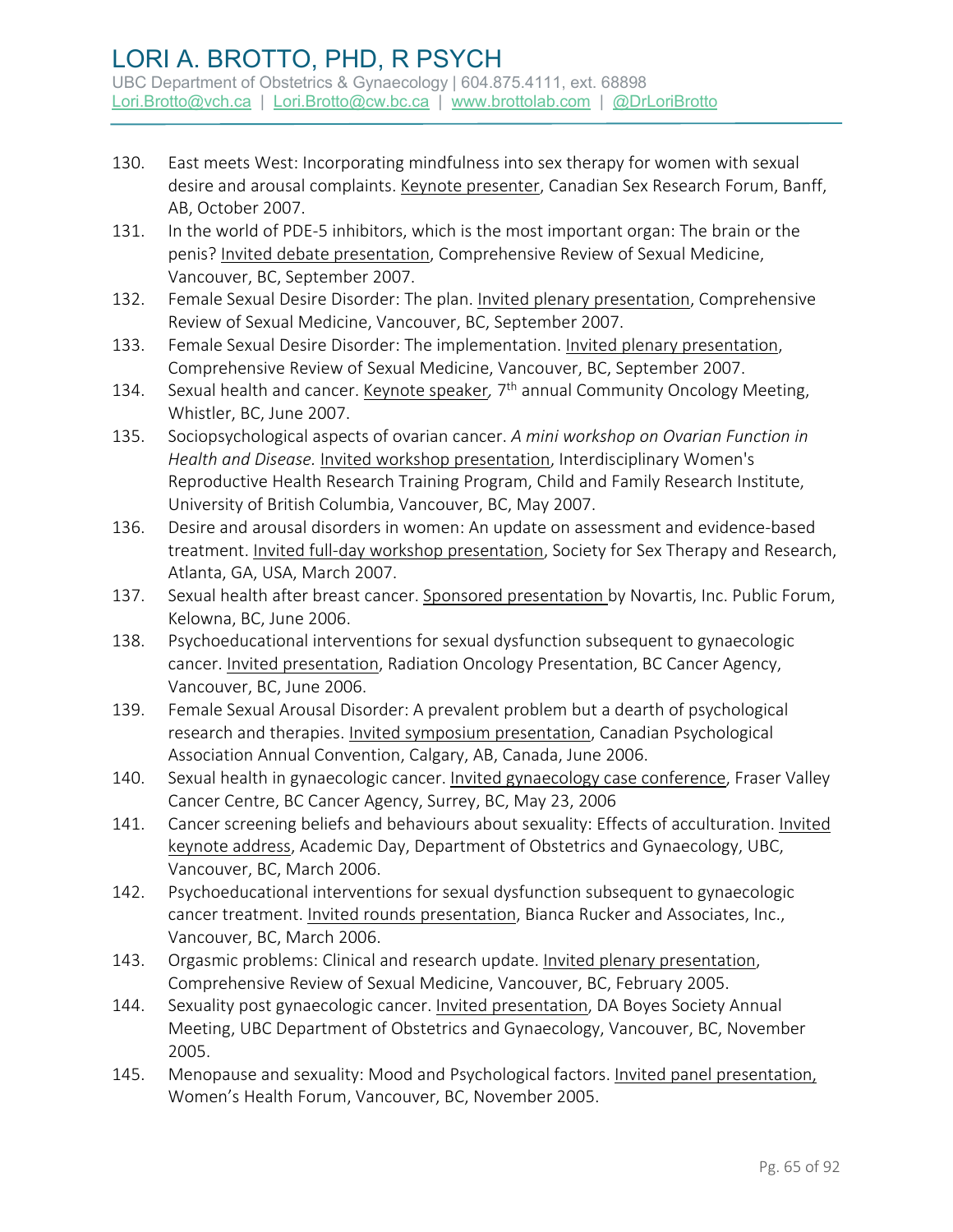130. East meets West: Incorporating mindfulness into sex therapy for women with sexual desire and arousal complaints. Keynote presenter, Canadian Sex Research Forum, Banff, AB, October 2007.
131. In the world of PDE-5 inhibitors, which is the most important organ: The brain or the penis? Invited debate presentation, Comprehensive Review of Sexual Medicine, Vancouver, BC, September 2007.
132. Female Sexual Desire Disorder: The plan. Invited plenary presentation, Comprehensive Review of Sexual Medicine, Vancouver, BC, September 2007.
133. Female Sexual Desire Disorder: The implementation. Invited plenary presentation, Comprehensive Review of Sexual Medicine, Vancouver, BC, September 2007.
134. Sexual health and cancer. Keynote speaker, 7th annual Community Oncology Meeting, Whistler, BC, June 2007.
135. Sociopsychological aspects of ovarian cancer. *A mini workshop on Ovarian Function in Health and Disease.* Invited workshop presentation, Interdisciplinary Women's Reproductive Health Research Training Program, Child and Family Research Institute, University of British Columbia, Vancouver, BC, May 2007.
136. Desire and arousal disorders in women: An update on assessment and evidence-based treatment. Invited full-day workshop presentation, Society for Sex Therapy and Research, Atlanta, GA, USA, March 2007.
137. Sexual health after breast cancer. Sponsored presentation by Novartis, Inc. Public Forum, Kelowna, BC, June 2006.
138. Psychoeducational interventions for sexual dysfunction subsequent to gynaecologic cancer. Invited presentation, Radiation Oncology Presentation, BC Cancer Agency, Vancouver, BC, June 2006.
139. Female Sexual Arousal Disorder: A prevalent problem but a dearth of psychological research and therapies. Invited symposium presentation, Canadian Psychological Association Annual Convention, Calgary, AB, Canada, June 2006.
140. Sexual health in gynaecologic cancer. Invited gynaecology case conference, Fraser Valley Cancer Centre, BC Cancer Agency, Surrey, BC, May 23, 2006
141. Cancer screening beliefs and behaviours about sexuality: Effects of acculturation. Invited keynote address, Academic Day, Department of Obstetrics and Gynaecology, UBC, Vancouver, BC, March 2006.
142. Psychoeducational interventions for sexual dysfunction subsequent to gynaecologic cancer treatment. Invited rounds presentation, Bianca Rucker and Associates, Inc., Vancouver, BC, March 2006.
143. Orgasmic problems: Clinical and research update. Invited plenary presentation, Comprehensive Review of Sexual Medicine, Vancouver, BC, February 2005.
144. Sexuality post gynaecologic cancer. Invited presentation, DA Boyes Society Annual Meeting, UBC Department of Obstetrics and Gynaecology, Vancouver, BC, November 2005.
145. Menopause and sexuality: Mood and Psychological factors. Invited panel presentation, Women's Health Forum, Vancouver, BC, November 2005.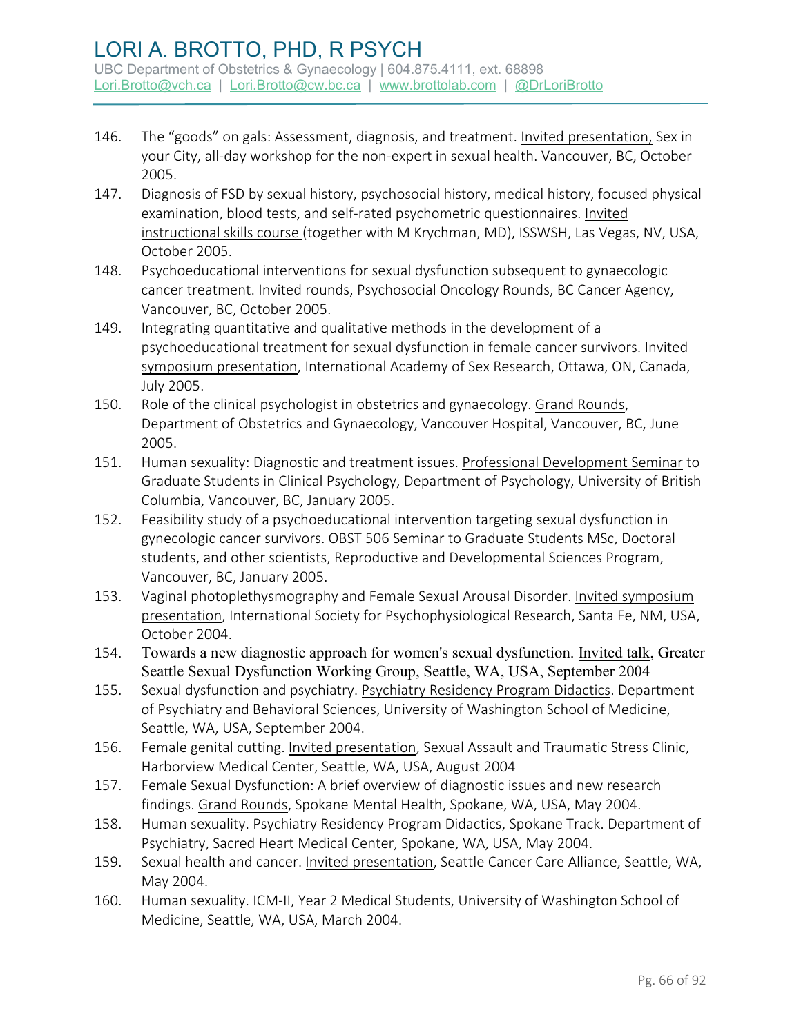146. The “goods” on gals: Assessment, diagnosis, and treatment. Invited presentation, Sex in your City, all-day workshop for the non-expert in sexual health. Vancouver, BC, October 2005.
147. Diagnosis of FSD by sexual history, psychosocial history, medical history, focused physical examination, blood tests, and self-rated psychometric questionnaires. Invited instructional skills course (together with M Krychman, MD), ISSWSH, Las Vegas, NV, USA, October 2005.
148. Psychoeducational interventions for sexual dysfunction subsequent to gynaecologic cancer treatment. Invited rounds, Psychosocial Oncology Rounds, BC Cancer Agency, Vancouver, BC, October 2005.
149. Integrating quantitative and qualitative methods in the development of a psychoeducational treatment for sexual dysfunction in female cancer survivors. Invited symposium presentation, International Academy of Sex Research, Ottawa, ON, Canada, July 2005.
150. Role of the clinical psychologist in obstetrics and gynaecology. Grand Rounds, Department of Obstetrics and Gynaecology, Vancouver Hospital, Vancouver, BC, June 2005.
151. Human sexuality: Diagnostic and treatment issues. Professional Development Seminar to Graduate Students in Clinical Psychology, Department of Psychology, University of British Columbia, Vancouver, BC, January 2005.
152. Feasibility study of a psychoeducational intervention targeting sexual dysfunction in gynecologic cancer survivors. OBST 506 Seminar to Graduate Students MSc, Doctoral students, and other scientists, Reproductive and Developmental Sciences Program, Vancouver, BC, January 2005.
153. Vaginal photoplethysmography and Female Sexual Arousal Disorder. Invited symposium presentation, International Society for Psychophysiological Research, Santa Fe, NM, USA, October 2004.
154. Towards a new diagnostic approach for women's sexual dysfunction. Invited talk, Greater Seattle Sexual Dysfunction Working Group, Seattle, WA, USA, September 2004
155. Sexual dysfunction and psychiatry. Psychiatry Residency Program Didactics. Department of Psychiatry and Behavioral Sciences, University of Washington School of Medicine, Seattle, WA, USA, September 2004.
156. Female genital cutting. Invited presentation, Sexual Assault and Traumatic Stress Clinic, Harborview Medical Center, Seattle, WA, USA, August 2004
157. Female Sexual Dysfunction: A brief overview of diagnostic issues and new research findings. Grand Rounds, Spokane Mental Health, Spokane, WA, USA, May 2004.
158. Human sexuality. Psychiatry Residency Program Didactics, Spokane Track. Department of Psychiatry, Sacred Heart Medical Center, Spokane, WA, USA, May 2004.
159. Sexual health and cancer. Invited presentation, Seattle Cancer Care Alliance, Seattle, WA, May 2004.
160. Human sexuality. ICM-II, Year 2 Medical Students, University of Washington School of Medicine, Seattle, WA, USA, March 2004.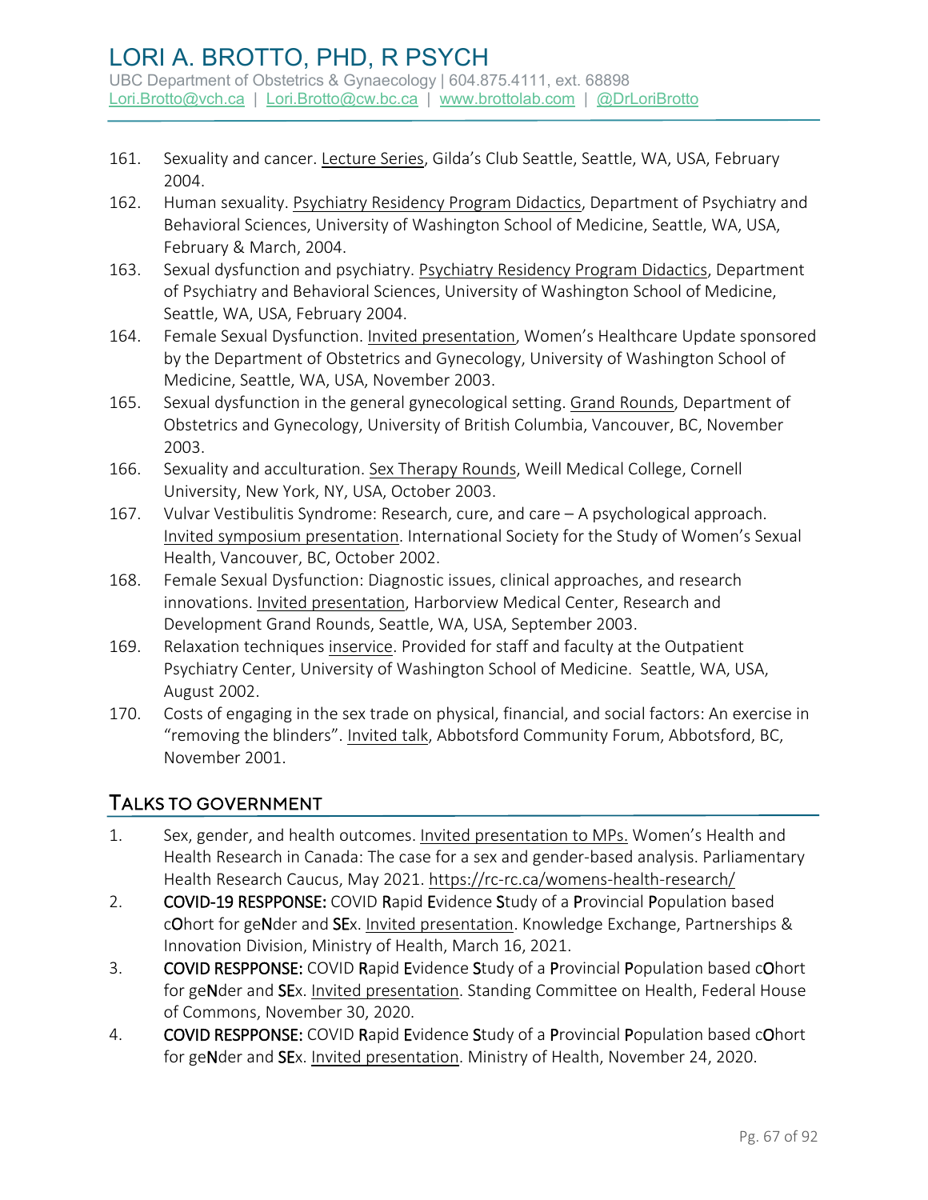161. Sexuality and cancer. Lecture Series, Gilda's Club Seattle, Seattle, WA, USA, February 2004.
162. Human sexuality. Psychiatry Residency Program Didactics, Department of Psychiatry and Behavioral Sciences, University of Washington School of Medicine, Seattle, WA, USA, February & March, 2004.
163. Sexual dysfunction and psychiatry. Psychiatry Residency Program Didactics, Department of Psychiatry and Behavioral Sciences, University of Washington School of Medicine, Seattle, WA, USA, February 2004.
164. Female Sexual Dysfunction. Invited presentation, Women's Healthcare Update sponsored by the Department of Obstetrics and Gynecology, University of Washington School of Medicine, Seattle, WA, USA, November 2003.
165. Sexual dysfunction in the general gynecological setting. Grand Rounds, Department of Obstetrics and Gynecology, University of British Columbia, Vancouver, BC, November 2003.
166. Sexuality and acculturation. Sex Therapy Rounds, Weill Medical College, Cornell University, New York, NY, USA, October 2003.
167. Vulvar Vestibulitis Syndrome: Research, cure, and care – A psychological approach. Invited symposium presentation. International Society for the Study of Women's Sexual Health, Vancouver, BC, October 2002.
168. Female Sexual Dysfunction: Diagnostic issues, clinical approaches, and research innovations. Invited presentation, Harborview Medical Center, Research and Development Grand Rounds, Seattle, WA, USA, September 2003.
169. Relaxation techniques inservice. Provided for staff and faculty at the Outpatient Psychiatry Center, University of Washington School of Medicine. Seattle, WA, USA, August 2002.
170. Costs of engaging in the sex trade on physical, financial, and social factors: An exercise in "removing the blinders". Invited talk, Abbotsford Community Forum, Abbotsford, BC, November 2001.

## TALKS TO GOVERNMENT

1. Sex, gender, and health outcomes. Invited presentation to MPs. Women's Health and Health Research in Canada: The case for a sex and gender-based analysis. Parliamentary Health Research Caucus, May 2021. https://rc-rc.ca/womens-health-research/
2. **COVID-19 RESPPONSE:** COVID **R**apid **E**vidence **S**tudy of a **P**rovincial **P**opulation based c**O**hort for ge**N**der and **SE**x. Invited presentation. Knowledge Exchange, Partnerships & Innovation Division, Ministry of Health, March 16, 2021.
3. **COVID RESPPONSE:** COVID **R**apid **E**vidence **S**tudy of a **P**rovincial **P**opulation based c**O**hort for ge**N**der and **SE**x. Invited presentation. Standing Committee on Health, Federal House of Commons, November 30, 2020.
4. **COVID RESPPONSE:** COVID **R**apid **E**vidence **S**tudy of a **P**rovincial **P**opulation based c**O**hort for ge**N**der and **SE**x. Invited presentation. Ministry of Health, November 24, 2020.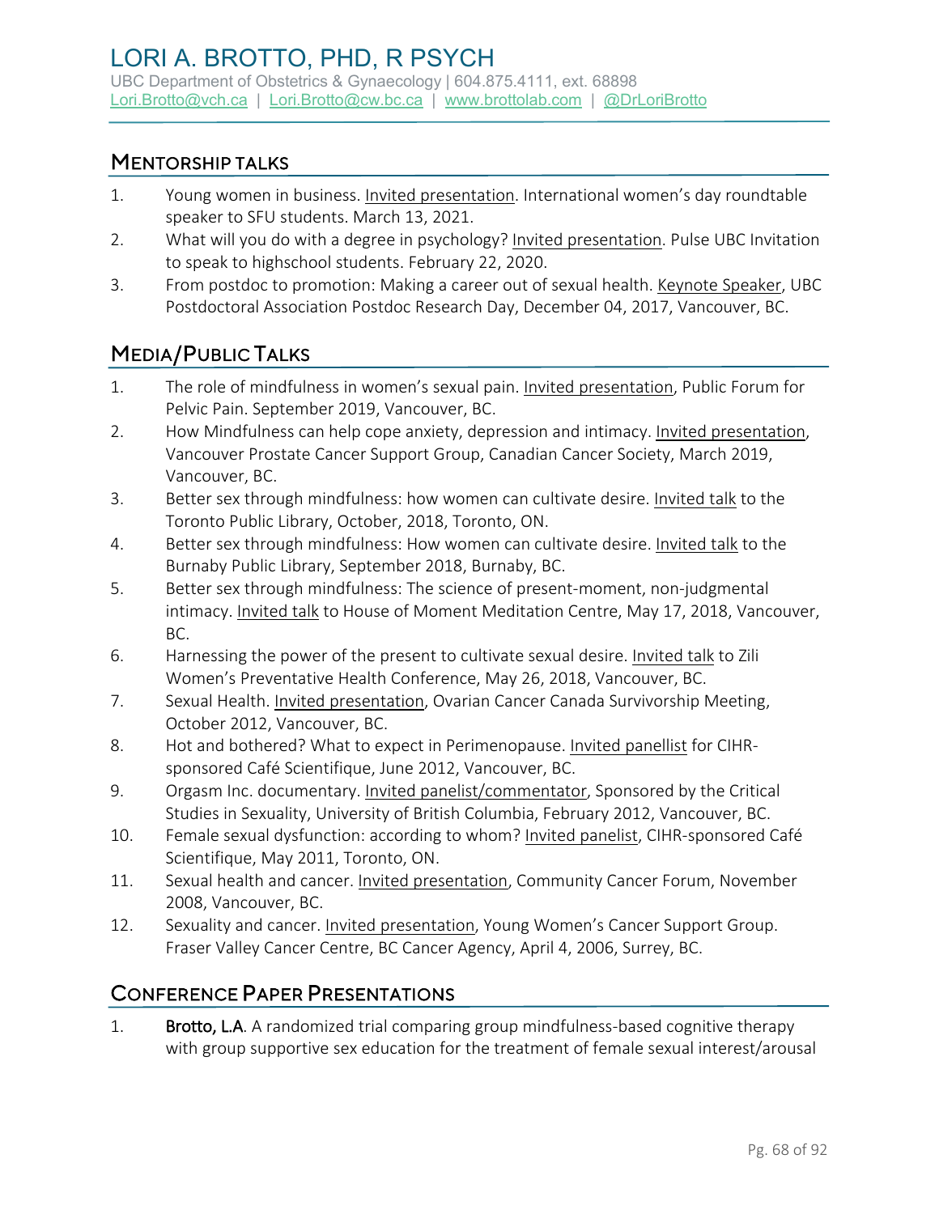## Mentorship Talks

1. Young women in business. Invited presentation. International women's day roundtable speaker to SFU students. March 13, 2021.
2. What will you do with a degree in psychology? Invited presentation. Pulse UBC Invitation to speak to highschool students. February 22, 2020.
3. From postdoc to promotion: Making a career out of sexual health. Keynote Speaker, UBC Postdoctoral Association Postdoc Research Day, December 04, 2017, Vancouver, BC.

## Media/Public Talks

1. The role of mindfulness in women's sexual pain. Invited presentation, Public Forum for Pelvic Pain. September 2019, Vancouver, BC.
2. How Mindfulness can help cope anxiety, depression and intimacy. Invited presentation, Vancouver Prostate Cancer Support Group, Canadian Cancer Society, March 2019, Vancouver, BC.
3. Better sex through mindfulness: how women can cultivate desire. Invited talk to the Toronto Public Library, October, 2018, Toronto, ON.
4. Better sex through mindfulness: How women can cultivate desire. Invited talk to the Burnaby Public Library, September 2018, Burnaby, BC.
5. Better sex through mindfulness: The science of present-moment, non-judgmental intimacy. Invited talk to House of Moment Meditation Centre, May 17, 2018, Vancouver, BC.
6. Harnessing the power of the present to cultivate sexual desire. Invited talk to Zili Women's Preventative Health Conference, May 26, 2018, Vancouver, BC.
7. Sexual Health. Invited presentation, Ovarian Cancer Canada Survivorship Meeting, October 2012, Vancouver, BC.
8. Hot and bothered? What to expect in Perimenopause. Invited panellist for CIHR-sponsored Café Scientifique, June 2012, Vancouver, BC.
9. Orgasm Inc. documentary. Invited panelist/commentator, Sponsored by the Critical Studies in Sexuality, University of British Columbia, February 2012, Vancouver, BC.
10. Female sexual dysfunction: according to whom? Invited panelist, CIHR-sponsored Café Scientifique, May 2011, Toronto, ON.
11. Sexual health and cancer. Invited presentation, Community Cancer Forum, November 2008, Vancouver, BC.
12. Sexuality and cancer. Invited presentation, Young Women's Cancer Support Group. Fraser Valley Cancer Centre, BC Cancer Agency, April 4, 2006, Surrey, BC.

## Conference Paper Presentations

1. **Brotto, L.A**. A randomized trial comparing group mindfulness-based cognitive therapy with group supportive sex education for the treatment of female sexual interest/arousal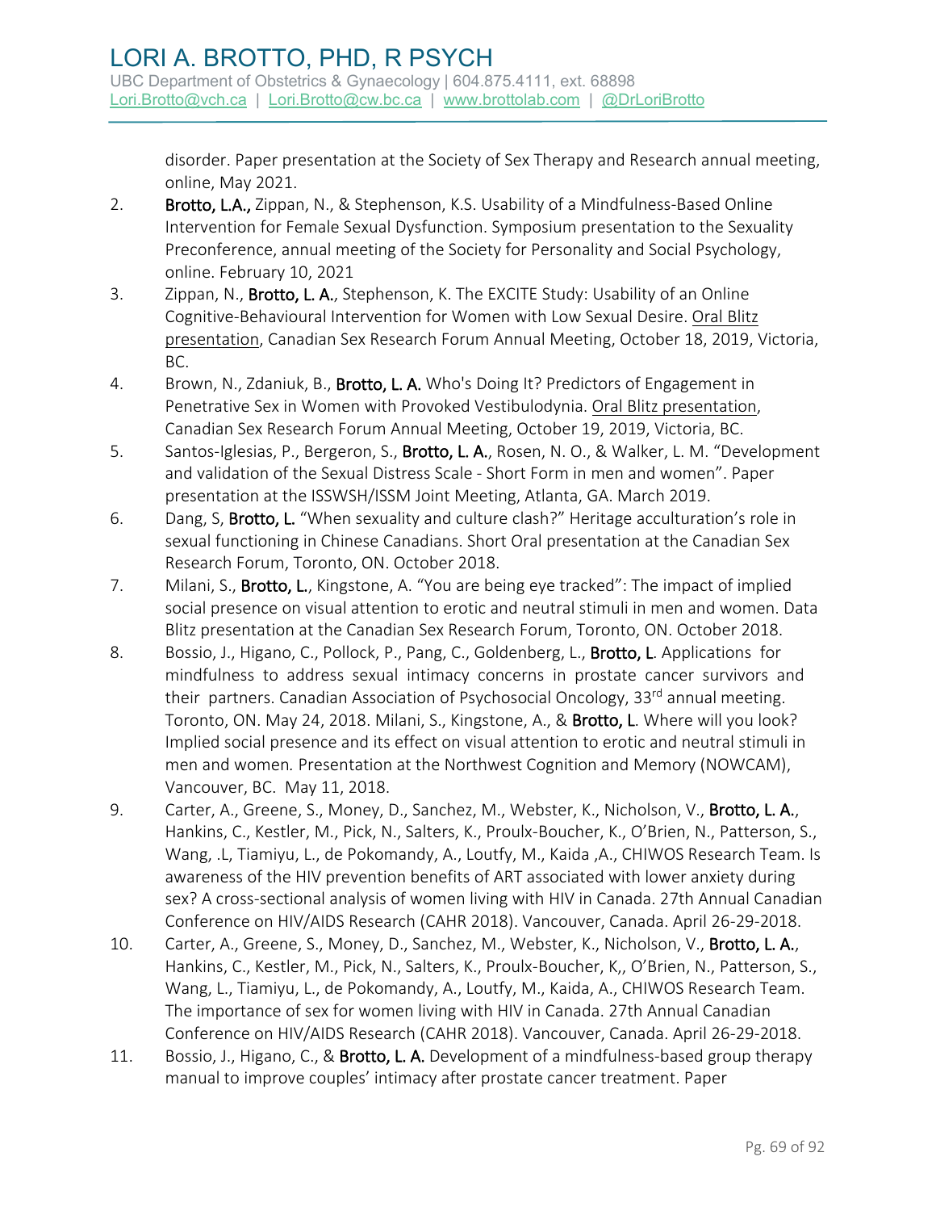disorder. Paper presentation at the Society of Sex Therapy and Research annual meeting, online, May 2021.

2. **Brotto, L.A.,** Zippan, N., & Stephenson, K.S. Usability of a Mindfulness-Based Online Intervention for Female Sexual Dysfunction. Symposium presentation to the Sexuality Preconference, annual meeting of the Society for Personality and Social Psychology, online. February 10, 2021
3. Zippan, N., **Brotto, L. A.**, Stephenson, K. The EXCITE Study: Usability of an Online Cognitive-Behavioural Intervention for Women with Low Sexual Desire. Oral Blitz presentation, Canadian Sex Research Forum Annual Meeting, October 18, 2019, Victoria, BC.
4. Brown, N., Zdaniuk, B., **Brotto, L. A.** Who's Doing It? Predictors of Engagement in Penetrative Sex in Women with Provoked Vestibulodynia. Oral Blitz presentation, Canadian Sex Research Forum Annual Meeting, October 19, 2019, Victoria, BC.
5. Santos-Iglesias, P., Bergeron, S., **Brotto, L. A.**, Rosen, N. O., & Walker, L. M. "Development and validation of the Sexual Distress Scale - Short Form in men and women". Paper presentation at the ISSWSH/ISSM Joint Meeting, Atlanta, GA. March 2019.
6. Dang, S, **Brotto, L.** "When sexuality and culture clash?" Heritage acculturation's role in sexual functioning in Chinese Canadians. Short Oral presentation at the Canadian Sex Research Forum, Toronto, ON. October 2018.
7. Milani, S., **Brotto, L.**, Kingstone, A. "You are being eye tracked": The impact of implied social presence on visual attention to erotic and neutral stimuli in men and women. Data Blitz presentation at the Canadian Sex Research Forum, Toronto, ON. October 2018.
8. Bossio, J., Higano, C., Pollock, P., Pang, C., Goldenberg, L., **Brotto, L.** Applications for mindfulness to address sexual intimacy concerns in prostate cancer survivors and their partners. Canadian Association of Psychosocial Oncology, 33rd annual meeting. Toronto, ON. May 24, 2018. Milani, S., Kingstone, A., & **Brotto, L.** Where will you look? Implied social presence and its effect on visual attention to erotic and neutral stimuli in men and women. Presentation at the Northwest Cognition and Memory (NOWCAM), Vancouver, BC. May 11, 2018.
9. Carter, A., Greene, S., Money, D., Sanchez, M., Webster, K., Nicholson, V., **Brotto, L. A.**, Hankins, C., Kestler, M., Pick, N., Salters, K., Proulx-Boucher, K., O'Brien, N., Patterson, S., Wang, .L, Tiamiyu, L., de Pokomandy, A., Loutfy, M., Kaida ,A., CHIWOS Research Team. Is awareness of the HIV prevention benefits of ART associated with lower anxiety during sex? A cross-sectional analysis of women living with HIV in Canada. 27th Annual Canadian Conference on HIV/AIDS Research (CAHR 2018). Vancouver, Canada. April 26-29-2018.
10. Carter, A., Greene, S., Money, D., Sanchez, M., Webster, K., Nicholson, V., **Brotto, L. A.**, Hankins, C., Kestler, M., Pick, N., Salters, K., Proulx-Boucher, K,, O'Brien, N., Patterson, S., Wang, L., Tiamiyu, L., de Pokomandy, A., Loutfy, M., Kaida, A., CHIWOS Research Team. The importance of sex for women living with HIV in Canada. 27th Annual Canadian Conference on HIV/AIDS Research (CAHR 2018). Vancouver, Canada. April 26-29-2018.
11. Bossio, J., Higano, C., & **Brotto, L. A.** Development of a mindfulness-based group therapy manual to improve couples' intimacy after prostate cancer treatment. Paper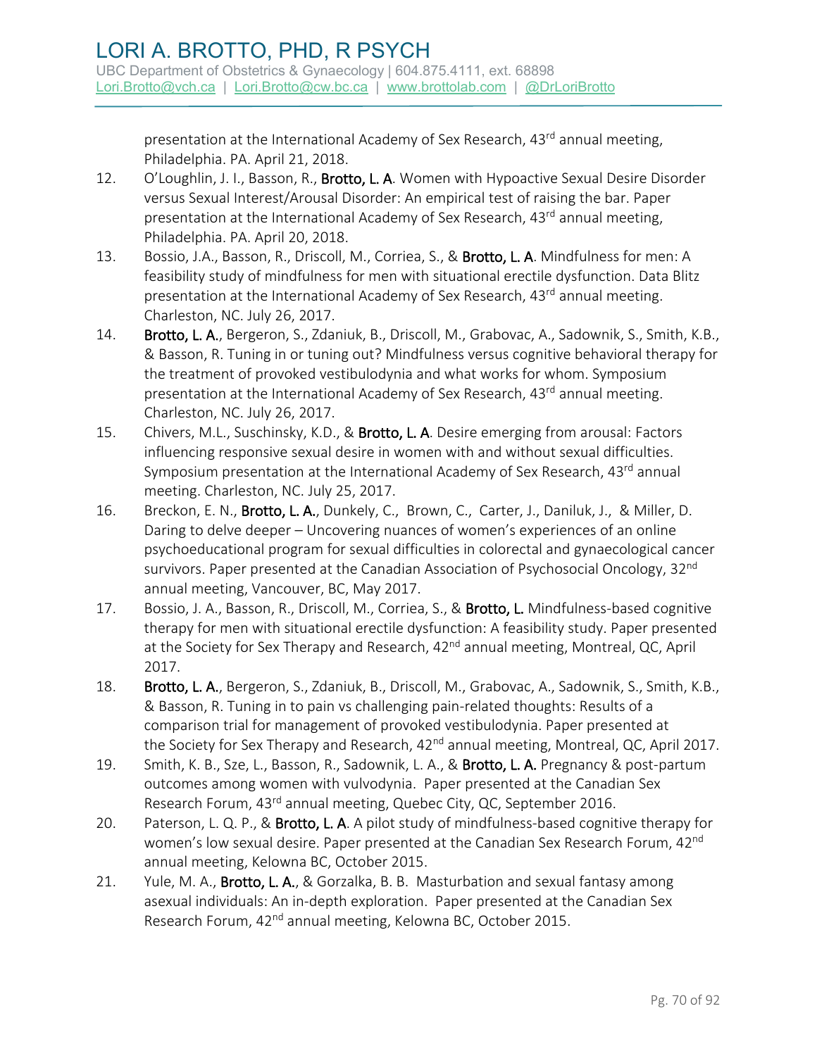presentation at the International Academy of Sex Research, 43rd annual meeting, Philadelphia. PA. April 21, 2018.

12. O'Loughlin, J. I., Basson, R., **Brotto, L. A**. Women with Hypoactive Sexual Desire Disorder versus Sexual Interest/Arousal Disorder: An empirical test of raising the bar. Paper presentation at the International Academy of Sex Research, 43rd annual meeting, Philadelphia. PA. April 20, 2018.
13. Bossio, J.A., Basson, R., Driscoll, M., Corriea, S., & **Brotto, L. A**. Mindfulness for men: A feasibility study of mindfulness for men with situational erectile dysfunction. Data Blitz presentation at the International Academy of Sex Research, 43rd annual meeting. Charleston, NC. July 26, 2017.
14. **Brotto, L. A.**, Bergeron, S., Zdaniuk, B., Driscoll, M., Grabovac, A., Sadownik, S., Smith, K.B., & Basson, R. Tuning in or tuning out? Mindfulness versus cognitive behavioral therapy for the treatment of provoked vestibulodynia and what works for whom. Symposium presentation at the International Academy of Sex Research, 43rd annual meeting. Charleston, NC. July 26, 2017.
15. Chivers, M.L., Suschinsky, K.D., & **Brotto, L. A**. Desire emerging from arousal: Factors influencing responsive sexual desire in women with and without sexual difficulties. Symposium presentation at the International Academy of Sex Research, 43rd annual meeting. Charleston, NC. July 25, 2017.
16. Breckon, E. N., **Brotto, L. A.**, Dunkely, C., Brown, C., Carter, J., Daniluk, J., & Miller, D. Daring to delve deeper – Uncovering nuances of women's experiences of an online psychoeducational program for sexual difficulties in colorectal and gynaecological cancer survivors. Paper presented at the Canadian Association of Psychosocial Oncology, 32nd annual meeting, Vancouver, BC, May 2017.
17. Bossio, J. A., Basson, R., Driscoll, M., Corriea, S., & **Brotto, L.** Mindfulness-based cognitive therapy for men with situational erectile dysfunction: A feasibility study. Paper presented at the Society for Sex Therapy and Research, 42nd annual meeting, Montreal, QC, April 2017.
18. **Brotto, L. A.**, Bergeron, S., Zdaniuk, B., Driscoll, M., Grabovac, A., Sadownik, S., Smith, K.B., & Basson, R. Tuning in to pain vs challenging pain-related thoughts: Results of a comparison trial for management of provoked vestibulodynia. Paper presented at the Society for Sex Therapy and Research, 42nd annual meeting, Montreal, QC, April 2017.
19. Smith, K. B., Sze, L., Basson, R., Sadownik, L. A., & **Brotto, L. A.** Pregnancy & post-partum outcomes among women with vulvodynia. Paper presented at the Canadian Sex Research Forum, 43rd annual meeting, Quebec City, QC, September 2016.
20. Paterson, L. Q. P., & **Brotto, L. A**. A pilot study of mindfulness-based cognitive therapy for women's low sexual desire. Paper presented at the Canadian Sex Research Forum, 42nd annual meeting, Kelowna BC, October 2015.
21. Yule, M. A., **Brotto, L. A.**, & Gorzalka, B. B. Masturbation and sexual fantasy among asexual individuals: An in-depth exploration. Paper presented at the Canadian Sex Research Forum, 42nd annual meeting, Kelowna BC, October 2015.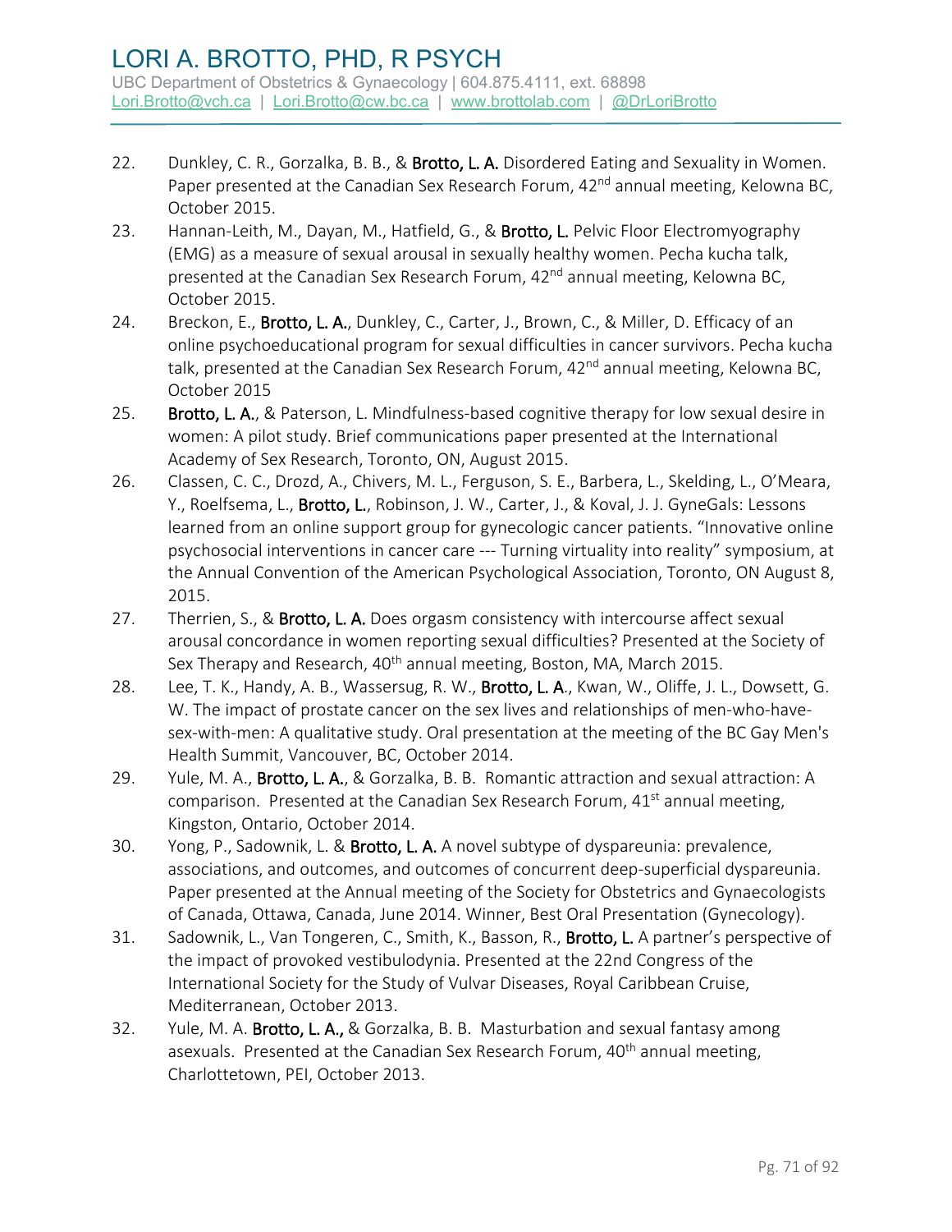22. Dunkley, C. R., Gorzalka, B. B., & **Brotto, L. A.** Disordered Eating and Sexuality in Women. Paper presented at the Canadian Sex Research Forum, 42nd annual meeting, Kelowna BC, October 2015.
23. Hannan-Leith, M., Dayan, M., Hatfield, G., & **Brotto, L.** Pelvic Floor Electromyography (EMG) as a measure of sexual arousal in sexually healthy women. Pecha kucha talk, presented at the Canadian Sex Research Forum, 42nd annual meeting, Kelowna BC, October 2015.
24. Breckon, E., **Brotto, L. A.**, Dunkley, C., Carter, J., Brown, C., & Miller, D. Efficacy of an online psychoeducational program for sexual difficulties in cancer survivors. Pecha kucha talk, presented at the Canadian Sex Research Forum, 42nd annual meeting, Kelowna BC, October 2015
25. **Brotto, L. A.**, & Paterson, L. Mindfulness-based cognitive therapy for low sexual desire in women: A pilot study. Brief communications paper presented at the International Academy of Sex Research, Toronto, ON, August 2015.
26. Classen, C. C., Drozd, A., Chivers, M. L., Ferguson, S. E., Barbera, L., Skelding, L., O'Meara, Y., Roelfsema, L., **Brotto, L.**, Robinson, J. W., Carter, J., & Koval, J. J. GyneGals: Lessons learned from an online support group for gynecologic cancer patients. "Innovative online psychosocial interventions in cancer care --- Turning virtuality into reality" symposium, at the Annual Convention of the American Psychological Association, Toronto, ON August 8, 2015.
27. Therrien, S., & **Brotto, L. A.** Does orgasm consistency with intercourse affect sexual arousal concordance in women reporting sexual difficulties? Presented at the Society of Sex Therapy and Research, 40th annual meeting, Boston, MA, March 2015.
28. Lee, T. K., Handy, A. B., Wassersug, R. W., **Brotto, L. A**., Kwan, W., Oliffe, J. L., Dowsett, G. W. The impact of prostate cancer on the sex lives and relationships of men-who-have-sex-with-men: A qualitative study. Oral presentation at the meeting of the BC Gay Men's Health Summit, Vancouver, BC, October 2014.
29. Yule, M. A., **Brotto, L. A.**, & Gorzalka, B. B. Romantic attraction and sexual attraction: A comparison. Presented at the Canadian Sex Research Forum, 41st annual meeting, Kingston, Ontario, October 2014.
30. Yong, P., Sadownik, L. & **Brotto, L. A.** A novel subtype of dyspareunia: prevalence, associations, and outcomes, and outcomes of concurrent deep-superficial dyspareunia. Paper presented at the Annual meeting of the Society for Obstetrics and Gynaecologists of Canada, Ottawa, Canada, June 2014. Winner, Best Oral Presentation (Gynecology).
31. Sadownik, L., Van Tongeren, C., Smith, K., Basson, R., **Brotto, L.** A partner's perspective of the impact of provoked vestibulodynia. Presented at the 22nd Congress of the International Society for the Study of Vulvar Diseases, Royal Caribbean Cruise, Mediterranean, October 2013.
32. Yule, M. A. **Brotto, L. A.,** & Gorzalka, B. B. Masturbation and sexual fantasy among asexuals. Presented at the Canadian Sex Research Forum, 40th annual meeting, Charlottetown, PEI, October 2013.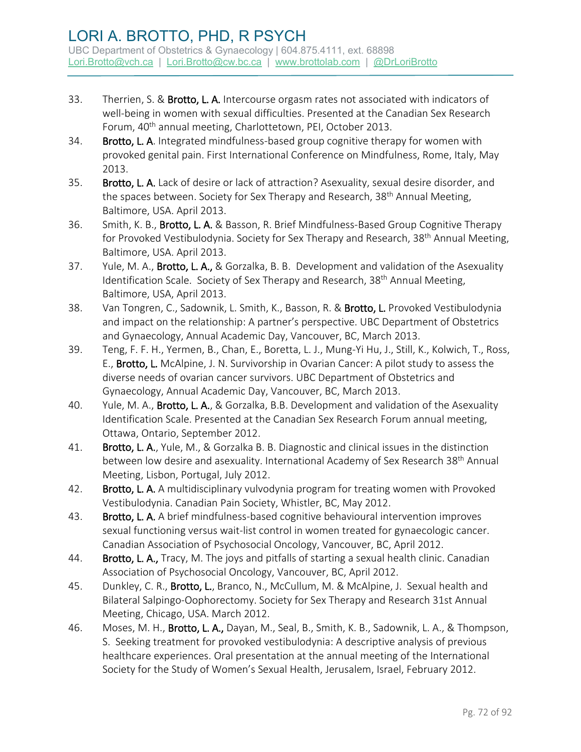33. Therrien, S. & **Brotto, L. A.** Intercourse orgasm rates not associated with indicators of well-being in women with sexual difficulties. Presented at the Canadian Sex Research Forum, 40th annual meeting, Charlottetown, PEI, October 2013.
34. **Brotto, L. A**. Integrated mindfulness-based group cognitive therapy for women with provoked genital pain. First International Conference on Mindfulness, Rome, Italy, May 2013.
35. **Brotto, L. A.** Lack of desire or lack of attraction? Asexuality, sexual desire disorder, and the spaces between. Society for Sex Therapy and Research, 38th Annual Meeting, Baltimore, USA. April 2013.
36. Smith, K. B., **Brotto, L. A.** & Basson, R. Brief Mindfulness-Based Group Cognitive Therapy for Provoked Vestibulodynia. Society for Sex Therapy and Research, 38th Annual Meeting, Baltimore, USA. April 2013.
37. Yule, M. A., **Brotto, L. A.,** & Gorzalka, B. B. Development and validation of the Asexuality Identification Scale. Society of Sex Therapy and Research, 38th Annual Meeting, Baltimore, USA, April 2013.
38. Van Tongren, C., Sadownik, L. Smith, K., Basson, R. & **Brotto, L.** Provoked Vestibulodynia and impact on the relationship: A partner's perspective. UBC Department of Obstetrics and Gynaecology, Annual Academic Day, Vancouver, BC, March 2013.
39. Teng, F. F. H., Yermen, B., Chan, E., Boretta, L. J., Mung-Yi Hu, J., Still, K., Kolwich, T., Ross, E., **Brotto, L.** McAlpine, J. N. Survivorship in Ovarian Cancer: A pilot study to assess the diverse needs of ovarian cancer survivors. UBC Department of Obstetrics and Gynaecology, Annual Academic Day, Vancouver, BC, March 2013.
40. Yule, M. A., **Brotto, L. A.**, & Gorzalka, B.B. Development and validation of the Asexuality Identification Scale. Presented at the Canadian Sex Research Forum annual meeting, Ottawa, Ontario, September 2012.
41. **Brotto, L. A.**, Yule, M., & Gorzalka B. B. Diagnostic and clinical issues in the distinction between low desire and asexuality. International Academy of Sex Research 38th Annual Meeting, Lisbon, Portugal, July 2012.
42. **Brotto, L. A.** A multidisciplinary vulvodynia program for treating women with Provoked Vestibulodynia. Canadian Pain Society, Whistler, BC, May 2012.
43. **Brotto, L. A.** A brief mindfulness-based cognitive behavioural intervention improves sexual functioning versus wait-list control in women treated for gynaecologic cancer. Canadian Association of Psychosocial Oncology, Vancouver, BC, April 2012.
44. **Brotto, L. A.,** Tracy, M. The joys and pitfalls of starting a sexual health clinic. Canadian Association of Psychosocial Oncology, Vancouver, BC, April 2012.
45. Dunkley, C. R., **Brotto, L.**, Branco, N., McCullum, M. & McAlpine, J. Sexual health and Bilateral Salpingo-Oophorectomy. Society for Sex Therapy and Research 31st Annual Meeting, Chicago, USA. March 2012.
46. Moses, M. H., **Brotto, L. A.,** Dayan, M., Seal, B., Smith, K. B., Sadownik, L. A., & Thompson, S. Seeking treatment for provoked vestibulodynia: A descriptive analysis of previous healthcare experiences. Oral presentation at the annual meeting of the International Society for the Study of Women's Sexual Health, Jerusalem, Israel, February 2012.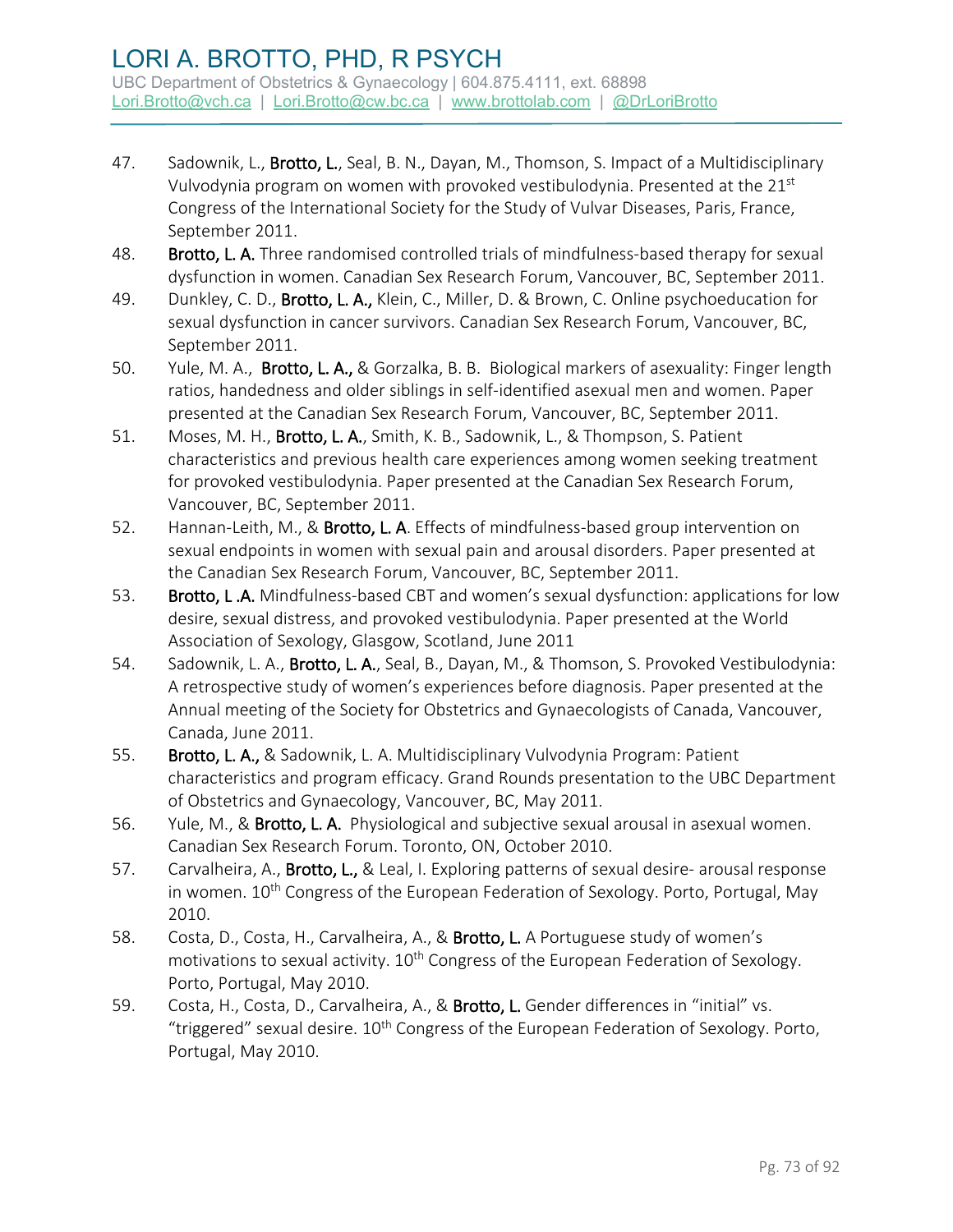47. Sadownik, L., **Brotto, L.**, Seal, B. N., Dayan, M., Thomson, S. Impact of a Multidisciplinary Vulvodynia program on women with provoked vestibulodynia. Presented at the 21st Congress of the International Society for the Study of Vulvar Diseases, Paris, France, September 2011.
48. **Brotto, L. A.** Three randomised controlled trials of mindfulness-based therapy for sexual dysfunction in women. Canadian Sex Research Forum, Vancouver, BC, September 2011.
49. Dunkley, C. D., **Brotto, L. A.,** Klein, C., Miller, D. & Brown, C. Online psychoeducation for sexual dysfunction in cancer survivors. Canadian Sex Research Forum, Vancouver, BC, September 2011.
50. Yule, M. A., **Brotto, L. A.,** & Gorzalka, B. B. Biological markers of asexuality: Finger length ratios, handedness and older siblings in self-identified asexual men and women. Paper presented at the Canadian Sex Research Forum, Vancouver, BC, September 2011.
51. Moses, M. H., **Brotto, L. A.**, Smith, K. B., Sadownik, L., & Thompson, S. Patient characteristics and previous health care experiences among women seeking treatment for provoked vestibulodynia. Paper presented at the Canadian Sex Research Forum, Vancouver, BC, September 2011.
52. Hannan-Leith, M., & **Brotto, L. A**. Effects of mindfulness-based group intervention on sexual endpoints in women with sexual pain and arousal disorders. Paper presented at the Canadian Sex Research Forum, Vancouver, BC, September 2011.
53. **Brotto, L .A.** Mindfulness-based CBT and women's sexual dysfunction: applications for low desire, sexual distress, and provoked vestibulodynia. Paper presented at the World Association of Sexology, Glasgow, Scotland, June 2011
54. Sadownik, L. A., **Brotto, L. A.**, Seal, B., Dayan, M., & Thomson, S. Provoked Vestibulodynia: A retrospective study of women's experiences before diagnosis. Paper presented at the Annual meeting of the Society for Obstetrics and Gynaecologists of Canada, Vancouver, Canada, June 2011.
55. **Brotto, L. A.,** & Sadownik, L. A. Multidisciplinary Vulvodynia Program: Patient characteristics and program efficacy. Grand Rounds presentation to the UBC Department of Obstetrics and Gynaecology, Vancouver, BC, May 2011.
56. Yule, M., & **Brotto, L. A.** Physiological and subjective sexual arousal in asexual women. Canadian Sex Research Forum. Toronto, ON, October 2010.
57. Carvalheira, A., **Brotto, L.,** & Leal, I. Exploring patterns of sexual desire- arousal response in women. 10th Congress of the European Federation of Sexology. Porto, Portugal, May 2010.
58. Costa, D., Costa, H., Carvalheira, A., & **Brotto, L.** A Portuguese study of women's motivations to sexual activity. 10th Congress of the European Federation of Sexology. Porto, Portugal, May 2010.
59. Costa, H., Costa, D., Carvalheira, A., & **Brotto, L.** Gender differences in "initial" vs. "triggered" sexual desire. 10th Congress of the European Federation of Sexology. Porto, Portugal, May 2010.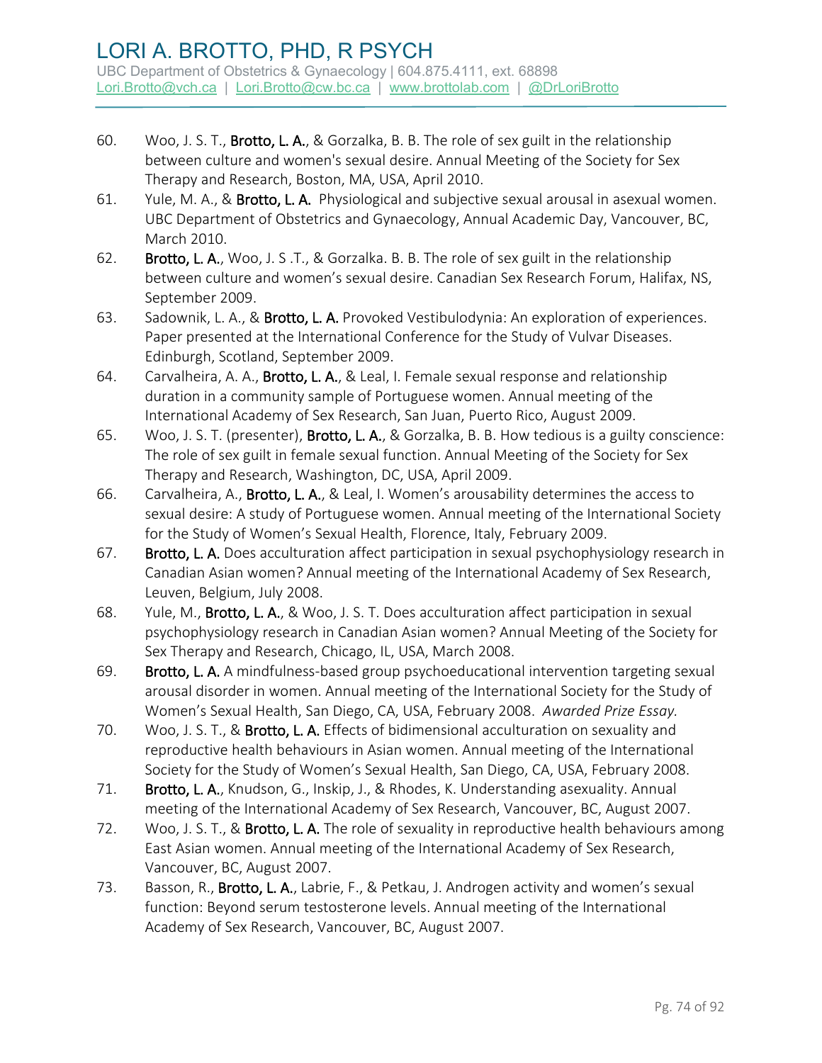60. Woo, J. S. T., **Brotto, L. A.**, & Gorzalka, B. B. The role of sex guilt in the relationship between culture and women's sexual desire. Annual Meeting of the Society for Sex Therapy and Research, Boston, MA, USA, April 2010.
61. Yule, M. A., & **Brotto, L. A.** Physiological and subjective sexual arousal in asexual women. UBC Department of Obstetrics and Gynaecology, Annual Academic Day, Vancouver, BC, March 2010.
62. **Brotto, L. A.**, Woo, J. S .T., & Gorzalka. B. B. The role of sex guilt in the relationship between culture and women's sexual desire. Canadian Sex Research Forum, Halifax, NS, September 2009.
63. Sadownik, L. A., & **Brotto, L. A.** Provoked Vestibulodynia: An exploration of experiences. Paper presented at the International Conference for the Study of Vulvar Diseases. Edinburgh, Scotland, September 2009.
64. Carvalheira, A. A., **Brotto, L. A.**, & Leal, I. Female sexual response and relationship duration in a community sample of Portuguese women. Annual meeting of the International Academy of Sex Research, San Juan, Puerto Rico, August 2009.
65. Woo, J. S. T. (presenter), **Brotto, L. A.**, & Gorzalka, B. B. How tedious is a guilty conscience: The role of sex guilt in female sexual function. Annual Meeting of the Society for Sex Therapy and Research, Washington, DC, USA, April 2009.
66. Carvalheira, A., **Brotto, L. A.**, & Leal, I. Women's arousability determines the access to sexual desire: A study of Portuguese women. Annual meeting of the International Society for the Study of Women's Sexual Health, Florence, Italy, February 2009.
67. **Brotto, L. A.** Does acculturation affect participation in sexual psychophysiology research in Canadian Asian women? Annual meeting of the International Academy of Sex Research, Leuven, Belgium, July 2008.
68. Yule, M., **Brotto, L. A.**, & Woo, J. S. T. Does acculturation affect participation in sexual psychophysiology research in Canadian Asian women? Annual Meeting of the Society for Sex Therapy and Research, Chicago, IL, USA, March 2008.
69. **Brotto, L. A.** A mindfulness-based group psychoeducational intervention targeting sexual arousal disorder in women. Annual meeting of the International Society for the Study of Women's Sexual Health, San Diego, CA, USA, February 2008. *Awarded Prize Essay.*
70. Woo, J. S. T., & **Brotto, L. A.** Effects of bidimensional acculturation on sexuality and reproductive health behaviours in Asian women. Annual meeting of the International Society for the Study of Women's Sexual Health, San Diego, CA, USA, February 2008.
71. **Brotto, L. A.**, Knudson, G., Inskip, J., & Rhodes, K. Understanding asexuality. Annual meeting of the International Academy of Sex Research, Vancouver, BC, August 2007.
72. Woo, J. S. T., & **Brotto, L. A.** The role of sexuality in reproductive health behaviours among East Asian women. Annual meeting of the International Academy of Sex Research, Vancouver, BC, August 2007.
73. Basson, R., **Brotto, L. A.**, Labrie, F., & Petkau, J. Androgen activity and women's sexual function: Beyond serum testosterone levels. Annual meeting of the International Academy of Sex Research, Vancouver, BC, August 2007.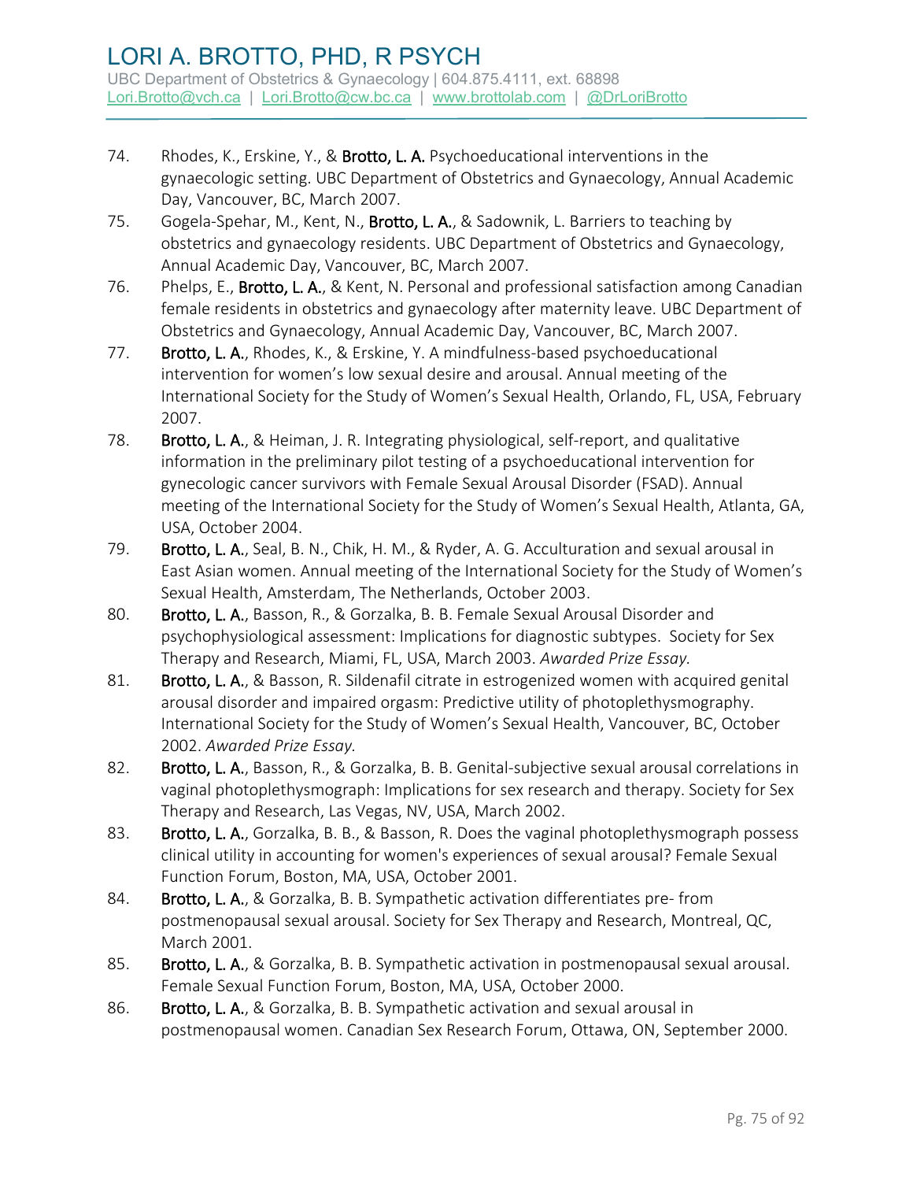74. Rhodes, K., Erskine, Y., & **Brotto, L. A.** Psychoeducational interventions in the gynaecologic setting. UBC Department of Obstetrics and Gynaecology, Annual Academic Day, Vancouver, BC, March 2007.
75. Gogela-Spehar, M., Kent, N., **Brotto, L. A.**, & Sadownik, L. Barriers to teaching by obstetrics and gynaecology residents. UBC Department of Obstetrics and Gynaecology, Annual Academic Day, Vancouver, BC, March 2007.
76. Phelps, E., **Brotto, L. A.**, & Kent, N. Personal and professional satisfaction among Canadian female residents in obstetrics and gynaecology after maternity leave. UBC Department of Obstetrics and Gynaecology, Annual Academic Day, Vancouver, BC, March 2007.
77. **Brotto, L. A.**, Rhodes, K., & Erskine, Y. A mindfulness-based psychoeducational intervention for women's low sexual desire and arousal. Annual meeting of the International Society for the Study of Women's Sexual Health, Orlando, FL, USA, February 2007.
78. **Brotto, L. A.**, & Heiman, J. R. Integrating physiological, self-report, and qualitative information in the preliminary pilot testing of a psychoeducational intervention for gynecologic cancer survivors with Female Sexual Arousal Disorder (FSAD). Annual meeting of the International Society for the Study of Women's Sexual Health, Atlanta, GA, USA, October 2004.
79. **Brotto, L. A.**, Seal, B. N., Chik, H. M., & Ryder, A. G. Acculturation and sexual arousal in East Asian women. Annual meeting of the International Society for the Study of Women's Sexual Health, Amsterdam, The Netherlands, October 2003.
80. **Brotto, L. A.**, Basson, R., & Gorzalka, B. B. Female Sexual Arousal Disorder and psychophysiological assessment: Implications for diagnostic subtypes. Society for Sex Therapy and Research, Miami, FL, USA, March 2003. *Awarded Prize Essay.*
81. **Brotto, L. A.**, & Basson, R. Sildenafil citrate in estrogenized women with acquired genital arousal disorder and impaired orgasm: Predictive utility of photoplethysmography. International Society for the Study of Women's Sexual Health, Vancouver, BC, October 2002. *Awarded Prize Essay.*
82. **Brotto, L. A.**, Basson, R., & Gorzalka, B. B. Genital-subjective sexual arousal correlations in vaginal photoplethysmograph: Implications for sex research and therapy. Society for Sex Therapy and Research, Las Vegas, NV, USA, March 2002.
83. **Brotto, L. A.**, Gorzalka, B. B., & Basson, R. Does the vaginal photoplethysmograph possess clinical utility in accounting for women's experiences of sexual arousal? Female Sexual Function Forum, Boston, MA, USA, October 2001.
84. **Brotto, L. A.**, & Gorzalka, B. B. Sympathetic activation differentiates pre- from postmenopausal sexual arousal. Society for Sex Therapy and Research, Montreal, QC, March 2001.
85. **Brotto, L. A.**, & Gorzalka, B. B. Sympathetic activation in postmenopausal sexual arousal. Female Sexual Function Forum, Boston, MA, USA, October 2000.
86. **Brotto, L. A.**, & Gorzalka, B. B. Sympathetic activation and sexual arousal in postmenopausal women. Canadian Sex Research Forum, Ottawa, ON, September 2000.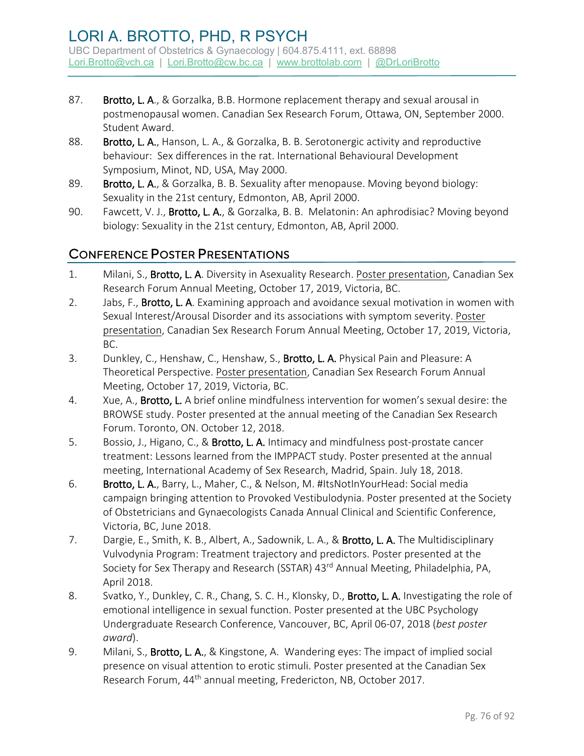87. **Brotto, L. A.**, & Gorzalka, B.B. Hormone replacement therapy and sexual arousal in postmenopausal women. Canadian Sex Research Forum, Ottawa, ON, September 2000. Student Award.
88. **Brotto, L. A.**, Hanson, L. A., & Gorzalka, B. B. Serotonergic activity and reproductive behaviour: Sex differences in the rat. International Behavioural Development Symposium, Minot, ND, USA, May 2000.
89. **Brotto, L. A.**, & Gorzalka, B. B. Sexuality after menopause. Moving beyond biology: Sexuality in the 21st century, Edmonton, AB, April 2000.
90. Fawcett, V. J., **Brotto, L. A.**, & Gorzalka, B. B. Melatonin: An aphrodisiac? Moving beyond biology: Sexuality in the 21st century, Edmonton, AB, April 2000.

## Conference Poster Presentations

1. Milani, S., **Brotto, L. A**. Diversity in Asexuality Research. Poster presentation, Canadian Sex Research Forum Annual Meeting, October 17, 2019, Victoria, BC.
2. Jabs, F., **Brotto, L. A**. Examining approach and avoidance sexual motivation in women with Sexual Interest/Arousal Disorder and its associations with symptom severity. Poster presentation, Canadian Sex Research Forum Annual Meeting, October 17, 2019, Victoria, BC.
3. Dunkley, C., Henshaw, C., Henshaw, S., **Brotto, L. A.** Physical Pain and Pleasure: A Theoretical Perspective. Poster presentation, Canadian Sex Research Forum Annual Meeting, October 17, 2019, Victoria, BC.
4. Xue, A., **Brotto, L.** A brief online mindfulness intervention for women's sexual desire: the BROWSE study. Poster presented at the annual meeting of the Canadian Sex Research Forum. Toronto, ON. October 12, 2018.
5. Bossio, J., Higano, C., & **Brotto, L. A.** Intimacy and mindfulness post-prostate cancer treatment: Lessons learned from the IMPPACT study. Poster presented at the annual meeting, International Academy of Sex Research, Madrid, Spain. July 18, 2018.
6. **Brotto, L. A.**, Barry, L., Maher, C., & Nelson, M. #ItsNotInYourHead: Social media campaign bringing attention to Provoked Vestibulodynia. Poster presented at the Society of Obstetricians and Gynaecologists Canada Annual Clinical and Scientific Conference, Victoria, BC, June 2018.
7. Dargie, E., Smith, K. B., Albert, A., Sadownik, L. A., & **Brotto, L. A.** The Multidisciplinary Vulvodynia Program: Treatment trajectory and predictors. Poster presented at the Society for Sex Therapy and Research (SSTAR) 43rd Annual Meeting, Philadelphia, PA, April 2018.
8. Svatko, Y., Dunkley, C. R., Chang, S. C. H., Klonsky, D., **Brotto, L. A.** Investigating the role of emotional intelligence in sexual function. Poster presented at the UBC Psychology Undergraduate Research Conference, Vancouver, BC, April 06-07, 2018 (*best poster award*).
9. Milani, S., **Brotto, L. A.**, & Kingstone, A. Wandering eyes: The impact of implied social presence on visual attention to erotic stimuli. Poster presented at the Canadian Sex Research Forum, 44th annual meeting, Fredericton, NB, October 2017.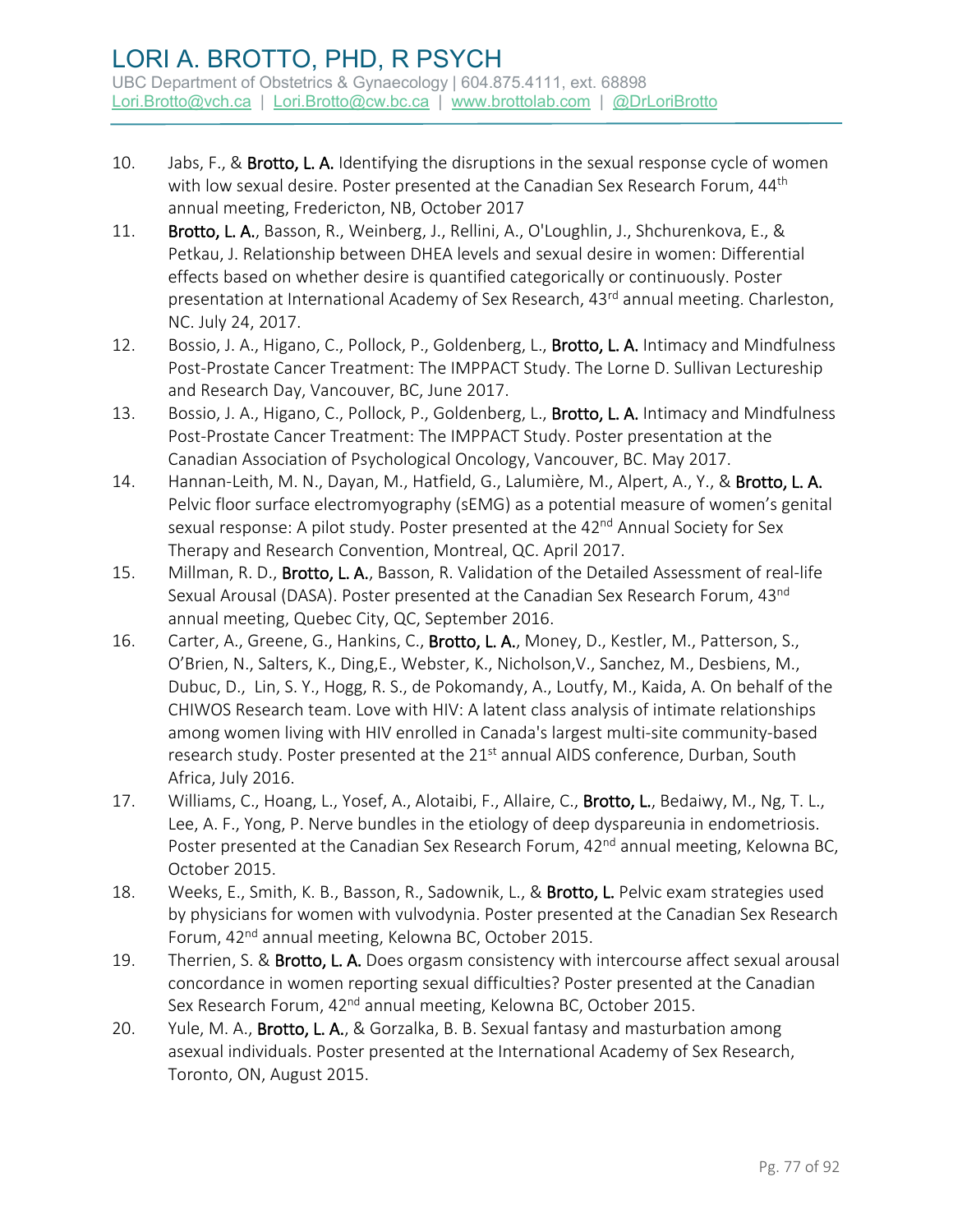10. Jabs, F., & **Brotto, L. A.** Identifying the disruptions in the sexual response cycle of women with low sexual desire. Poster presented at the Canadian Sex Research Forum, 44th annual meeting, Fredericton, NB, October 2017
11. **Brotto, L. A.**, Basson, R., Weinberg, J., Rellini, A., O'Loughlin, J., Shchurenkova, E., & Petkau, J. Relationship between DHEA levels and sexual desire in women: Differential effects based on whether desire is quantified categorically or continuously. Poster presentation at International Academy of Sex Research, 43rd annual meeting. Charleston, NC. July 24, 2017.
12. Bossio, J. A., Higano, C., Pollock, P., Goldenberg, L., **Brotto, L. A.** Intimacy and Mindfulness Post-Prostate Cancer Treatment: The IMPPACT Study. The Lorne D. Sullivan Lectureship and Research Day, Vancouver, BC, June 2017.
13. Bossio, J. A., Higano, C., Pollock, P., Goldenberg, L., **Brotto, L. A.** Intimacy and Mindfulness Post-Prostate Cancer Treatment: The IMPPACT Study. Poster presentation at the Canadian Association of Psychological Oncology, Vancouver, BC. May 2017.
14. Hannan-Leith, M. N., Dayan, M., Hatfield, G., Lalumière, M., Alpert, A., Y., & **Brotto, L. A.** Pelvic floor surface electromyography (sEMG) as a potential measure of women's genital sexual response: A pilot study. Poster presented at the 42nd Annual Society for Sex Therapy and Research Convention, Montreal, QC. April 2017.
15. Millman, R. D., **Brotto, L. A.**, Basson, R. Validation of the Detailed Assessment of real-life Sexual Arousal (DASA). Poster presented at the Canadian Sex Research Forum, 43nd annual meeting, Quebec City, QC, September 2016.
16. Carter, A., Greene, G., Hankins, C., **Brotto, L. A.**, Money, D., Kestler, M., Patterson, S., O'Brien, N., Salters, K., Ding,E., Webster, K., Nicholson,V., Sanchez, M., Desbiens, M., Dubuc, D., Lin, S. Y., Hogg, R. S., de Pokomandy, A., Loutfy, M., Kaida, A. On behalf of the CHIWOS Research team. Love with HIV: A latent class analysis of intimate relationships among women living with HIV enrolled in Canada's largest multi-site community-based research study. Poster presented at the 21st annual AIDS conference, Durban, South Africa, July 2016.
17. Williams, C., Hoang, L., Yosef, A., Alotaibi, F., Allaire, C., **Brotto, L.**, Bedaiwy, M., Ng, T. L., Lee, A. F., Yong, P. Nerve bundles in the etiology of deep dyspareunia in endometriosis. Poster presented at the Canadian Sex Research Forum, 42nd annual meeting, Kelowna BC, October 2015.
18. Weeks, E., Smith, K. B., Basson, R., Sadownik, L., & **Brotto, L.** Pelvic exam strategies used by physicians for women with vulvodynia. Poster presented at the Canadian Sex Research Forum, 42nd annual meeting, Kelowna BC, October 2015.
19. Therrien, S. & **Brotto, L. A.** Does orgasm consistency with intercourse affect sexual arousal concordance in women reporting sexual difficulties? Poster presented at the Canadian Sex Research Forum, 42nd annual meeting, Kelowna BC, October 2015.
20. Yule, M. A., **Brotto, L. A.**, & Gorzalka, B. B. Sexual fantasy and masturbation among asexual individuals. Poster presented at the International Academy of Sex Research, Toronto, ON, August 2015.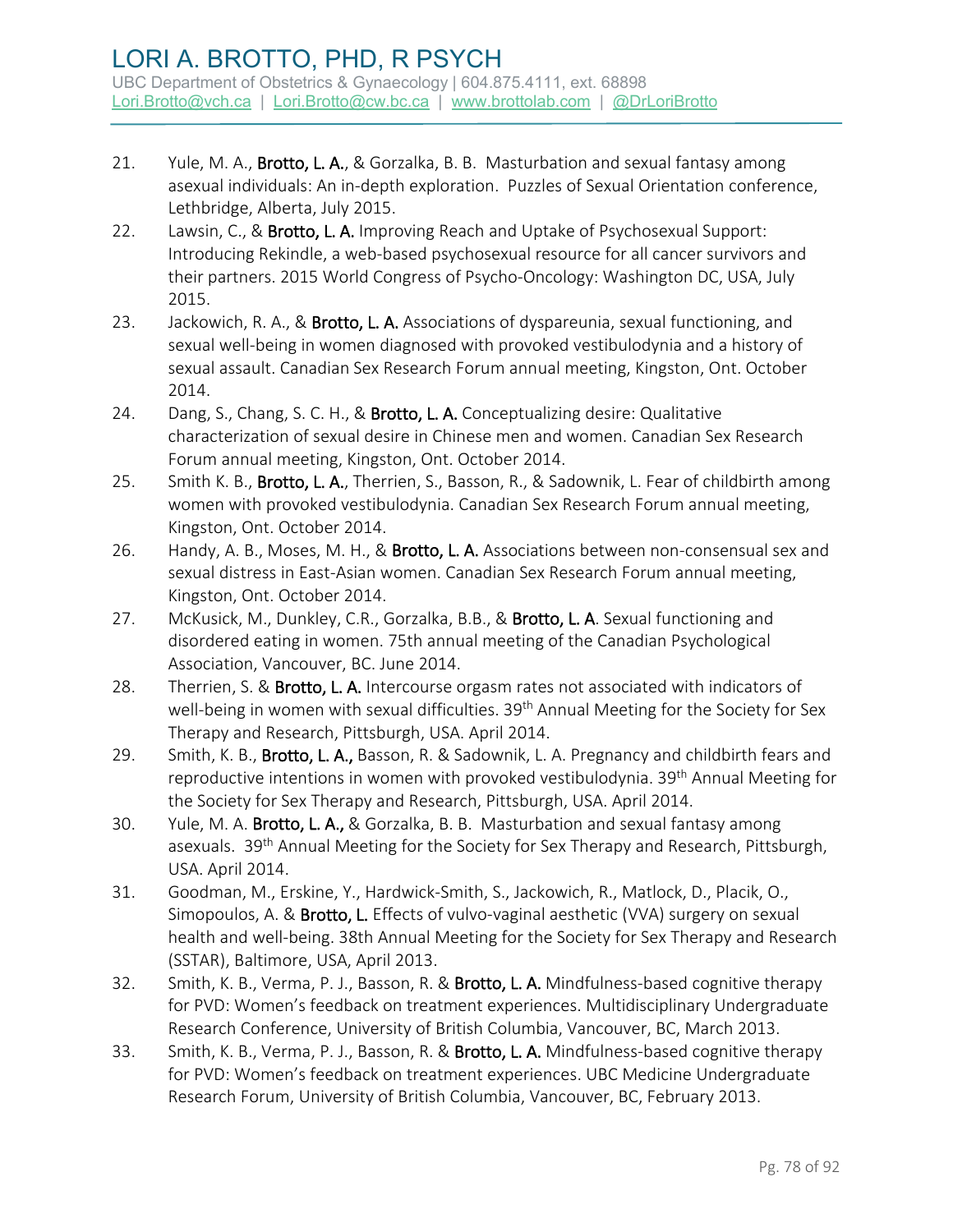21. Yule, M. A., **Brotto, L. A.**, & Gorzalka, B. B. Masturbation and sexual fantasy among asexual individuals: An in-depth exploration. Puzzles of Sexual Orientation conference, Lethbridge, Alberta, July 2015.
22. Lawsin, C., & **Brotto, L. A.** Improving Reach and Uptake of Psychosexual Support: Introducing Rekindle, a web-based psychosexual resource for all cancer survivors and their partners. 2015 World Congress of Psycho-Oncology: Washington DC, USA, July 2015.
23. Jackowich, R. A., & **Brotto, L. A.** Associations of dyspareunia, sexual functioning, and sexual well-being in women diagnosed with provoked vestibulodynia and a history of sexual assault. Canadian Sex Research Forum annual meeting, Kingston, Ont. October 2014.
24. Dang, S., Chang, S. C. H., & **Brotto, L. A.** Conceptualizing desire: Qualitative characterization of sexual desire in Chinese men and women. Canadian Sex Research Forum annual meeting, Kingston, Ont. October 2014.
25. Smith K. B., **Brotto, L. A.**, Therrien, S., Basson, R., & Sadownik, L. Fear of childbirth among women with provoked vestibulodynia. Canadian Sex Research Forum annual meeting, Kingston, Ont. October 2014.
26. Handy, A. B., Moses, M. H., & **Brotto, L. A.** Associations between non-consensual sex and sexual distress in East-Asian women. Canadian Sex Research Forum annual meeting, Kingston, Ont. October 2014.
27. McKusick, M., Dunkley, C.R., Gorzalka, B.B., & **Brotto, L. A**. Sexual functioning and disordered eating in women. 75th annual meeting of the Canadian Psychological Association, Vancouver, BC. June 2014.
28. Therrien, S. & **Brotto, L. A.** Intercourse orgasm rates not associated with indicators of well-being in women with sexual difficulties. 39th Annual Meeting for the Society for Sex Therapy and Research, Pittsburgh, USA. April 2014.
29. Smith, K. B., **Brotto, L. A.,** Basson, R. & Sadownik, L. A. Pregnancy and childbirth fears and reproductive intentions in women with provoked vestibulodynia. 39th Annual Meeting for the Society for Sex Therapy and Research, Pittsburgh, USA. April 2014.
30. Yule, M. A. **Brotto, L. A.,** & Gorzalka, B. B. Masturbation and sexual fantasy among asexuals. 39th Annual Meeting for the Society for Sex Therapy and Research, Pittsburgh, USA. April 2014.
31. Goodman, M., Erskine, Y., Hardwick-Smith, S., Jackowich, R., Matlock, D., Placik, O., Simopoulos, A. & **Brotto, L.** Effects of vulvo-vaginal aesthetic (VVA) surgery on sexual health and well-being. 38th Annual Meeting for the Society for Sex Therapy and Research (SSTAR), Baltimore, USA, April 2013.
32. Smith, K. B., Verma, P. J., Basson, R. & **Brotto, L. A.** Mindfulness-based cognitive therapy for PVD: Women's feedback on treatment experiences. Multidisciplinary Undergraduate Research Conference, University of British Columbia, Vancouver, BC, March 2013.
33. Smith, K. B., Verma, P. J., Basson, R. & **Brotto, L. A.** Mindfulness-based cognitive therapy for PVD: Women's feedback on treatment experiences. UBC Medicine Undergraduate Research Forum, University of British Columbia, Vancouver, BC, February 2013.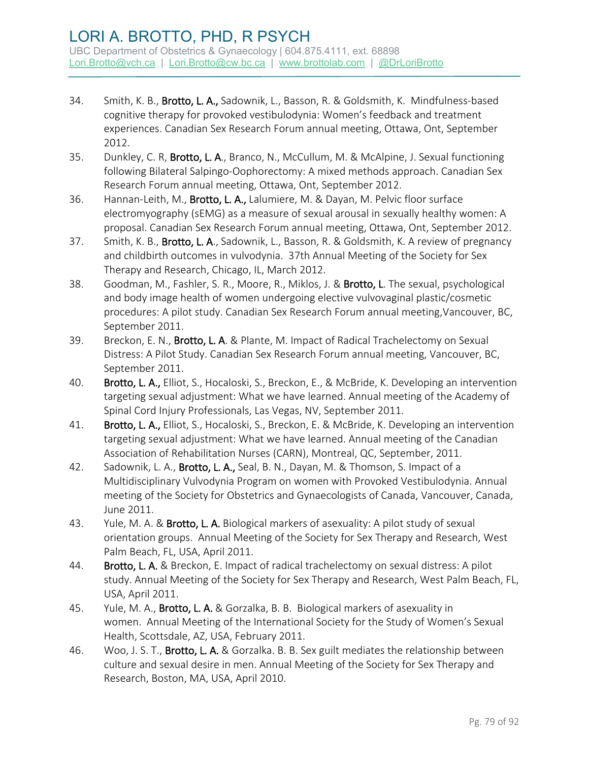34. Smith, K. B., **Brotto, L. A.,** Sadownik, L., Basson, R. & Goldsmith, K. Mindfulness-based cognitive therapy for provoked vestibulodynia: Women's feedback and treatment experiences. Canadian Sex Research Forum annual meeting, Ottawa, Ont, September 2012.
35. Dunkley, C. R, **Brotto, L. A**., Branco, N., McCullum, M. & McAlpine, J. Sexual functioning following Bilateral Salpingo-Oophorectomy: A mixed methods approach. Canadian Sex Research Forum annual meeting, Ottawa, Ont, September 2012.
36. Hannan-Leith, M., **Brotto, L. A.,** Lalumiere, M. & Dayan, M. Pelvic floor surface electromyography (sEMG) as a measure of sexual arousal in sexually healthy women: A proposal. Canadian Sex Research Forum annual meeting, Ottawa, Ont, September 2012.
37. Smith, K. B., **Brotto, L. A**., Sadownik, L., Basson, R. & Goldsmith, K. A review of pregnancy and childbirth outcomes in vulvodynia. 37th Annual Meeting of the Society for Sex Therapy and Research, Chicago, IL, March 2012.
38. Goodman, M., Fashler, S. R., Moore, R., Miklos, J. & **Brotto, L**. The sexual, psychological and body image health of women undergoing elective vulvovaginal plastic/cosmetic procedures: A pilot study. Canadian Sex Research Forum annual meeting,Vancouver, BC, September 2011.
39. Breckon, E. N., **Brotto, L. A**. & Plante, M. Impact of Radical Trachelectomy on Sexual Distress: A Pilot Study. Canadian Sex Research Forum annual meeting, Vancouver, BC, September 2011.
40. **Brotto, L. A.,** Elliot, S., Hocaloski, S., Breckon, E., & McBride, K. Developing an intervention targeting sexual adjustment: What we have learned. Annual meeting of the Academy of Spinal Cord Injury Professionals, Las Vegas, NV, September 2011.
41. **Brotto, L. A.,** Elliot, S., Hocaloski, S., Breckon, E. & McBride, K. Developing an intervention targeting sexual adjustment: What we have learned. Annual meeting of the Canadian Association of Rehabilitation Nurses (CARN), Montreal, QC, September, 2011.
42. Sadownik, L. A., **Brotto, L. A.,** Seal, B. N., Dayan, M. & Thomson, S. Impact of a Multidisciplinary Vulvodynia Program on women with Provoked Vestibulodynia. Annual meeting of the Society for Obstetrics and Gynaecologists of Canada, Vancouver, Canada, June 2011.
43. Yule, M. A. & **Brotto, L. A.** Biological markers of asexuality: A pilot study of sexual orientation groups. Annual Meeting of the Society for Sex Therapy and Research, West Palm Beach, FL, USA, April 2011.
44. **Brotto, L. A.** & Breckon, E. Impact of radical trachelectomy on sexual distress: A pilot study. Annual Meeting of the Society for Sex Therapy and Research, West Palm Beach, FL, USA, April 2011.
45. Yule, M. A., **Brotto, L. A.** & Gorzalka, B. B. Biological markers of asexuality in women. Annual Meeting of the International Society for the Study of Women's Sexual Health, Scottsdale, AZ, USA, February 2011.
46. Woo, J. S. T., **Brotto, L. A.** & Gorzalka. B. B. Sex guilt mediates the relationship between culture and sexual desire in men. Annual Meeting of the Society for Sex Therapy and Research, Boston, MA, USA, April 2010.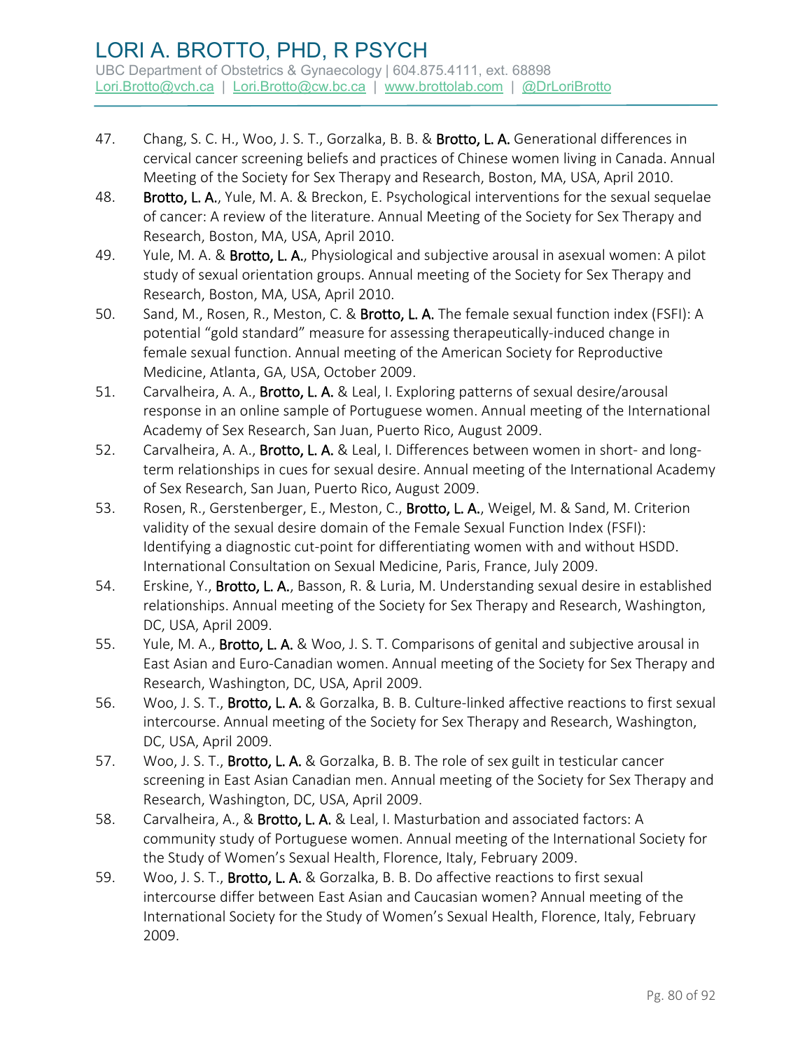47. Chang, S. C. H., Woo, J. S. T., Gorzalka, B. B. & **Brotto, L. A.** Generational differences in cervical cancer screening beliefs and practices of Chinese women living in Canada. Annual Meeting of the Society for Sex Therapy and Research, Boston, MA, USA, April 2010.
48. **Brotto, L. A.**, Yule, M. A. & Breckon, E. Psychological interventions for the sexual sequelae of cancer: A review of the literature. Annual Meeting of the Society for Sex Therapy and Research, Boston, MA, USA, April 2010.
49. Yule, M. A. & **Brotto, L. A.**, Physiological and subjective arousal in asexual women: A pilot study of sexual orientation groups. Annual meeting of the Society for Sex Therapy and Research, Boston, MA, USA, April 2010.
50. Sand, M., Rosen, R., Meston, C. & **Brotto, L. A.** The female sexual function index (FSFI): A potential "gold standard" measure for assessing therapeutically-induced change in female sexual function. Annual meeting of the American Society for Reproductive Medicine, Atlanta, GA, USA, October 2009.
51. Carvalheira, A. A., **Brotto, L. A.** & Leal, I. Exploring patterns of sexual desire/arousal response in an online sample of Portuguese women. Annual meeting of the International Academy of Sex Research, San Juan, Puerto Rico, August 2009.
52. Carvalheira, A. A., **Brotto, L. A.** & Leal, I. Differences between women in short- and long-term relationships in cues for sexual desire. Annual meeting of the International Academy of Sex Research, San Juan, Puerto Rico, August 2009.
53. Rosen, R., Gerstenberger, E., Meston, C., **Brotto, L. A.**, Weigel, M. & Sand, M. Criterion validity of the sexual desire domain of the Female Sexual Function Index (FSFI): Identifying a diagnostic cut-point for differentiating women with and without HSDD. International Consultation on Sexual Medicine, Paris, France, July 2009.
54. Erskine, Y., **Brotto, L. A.**, Basson, R. & Luria, M. Understanding sexual desire in established relationships. Annual meeting of the Society for Sex Therapy and Research, Washington, DC, USA, April 2009.
55. Yule, M. A., **Brotto, L. A.** & Woo, J. S. T. Comparisons of genital and subjective arousal in East Asian and Euro-Canadian women. Annual meeting of the Society for Sex Therapy and Research, Washington, DC, USA, April 2009.
56. Woo, J. S. T., **Brotto, L. A.** & Gorzalka, B. B. Culture-linked affective reactions to first sexual intercourse. Annual meeting of the Society for Sex Therapy and Research, Washington, DC, USA, April 2009.
57. Woo, J. S. T., **Brotto, L. A.** & Gorzalka, B. B. The role of sex guilt in testicular cancer screening in East Asian Canadian men. Annual meeting of the Society for Sex Therapy and Research, Washington, DC, USA, April 2009.
58. Carvalheira, A., & **Brotto, L. A.** & Leal, I. Masturbation and associated factors: A community study of Portuguese women. Annual meeting of the International Society for the Study of Women's Sexual Health, Florence, Italy, February 2009.
59. Woo, J. S. T., **Brotto, L. A.** & Gorzalka, B. B. Do affective reactions to first sexual intercourse differ between East Asian and Caucasian women? Annual meeting of the International Society for the Study of Women's Sexual Health, Florence, Italy, February 2009.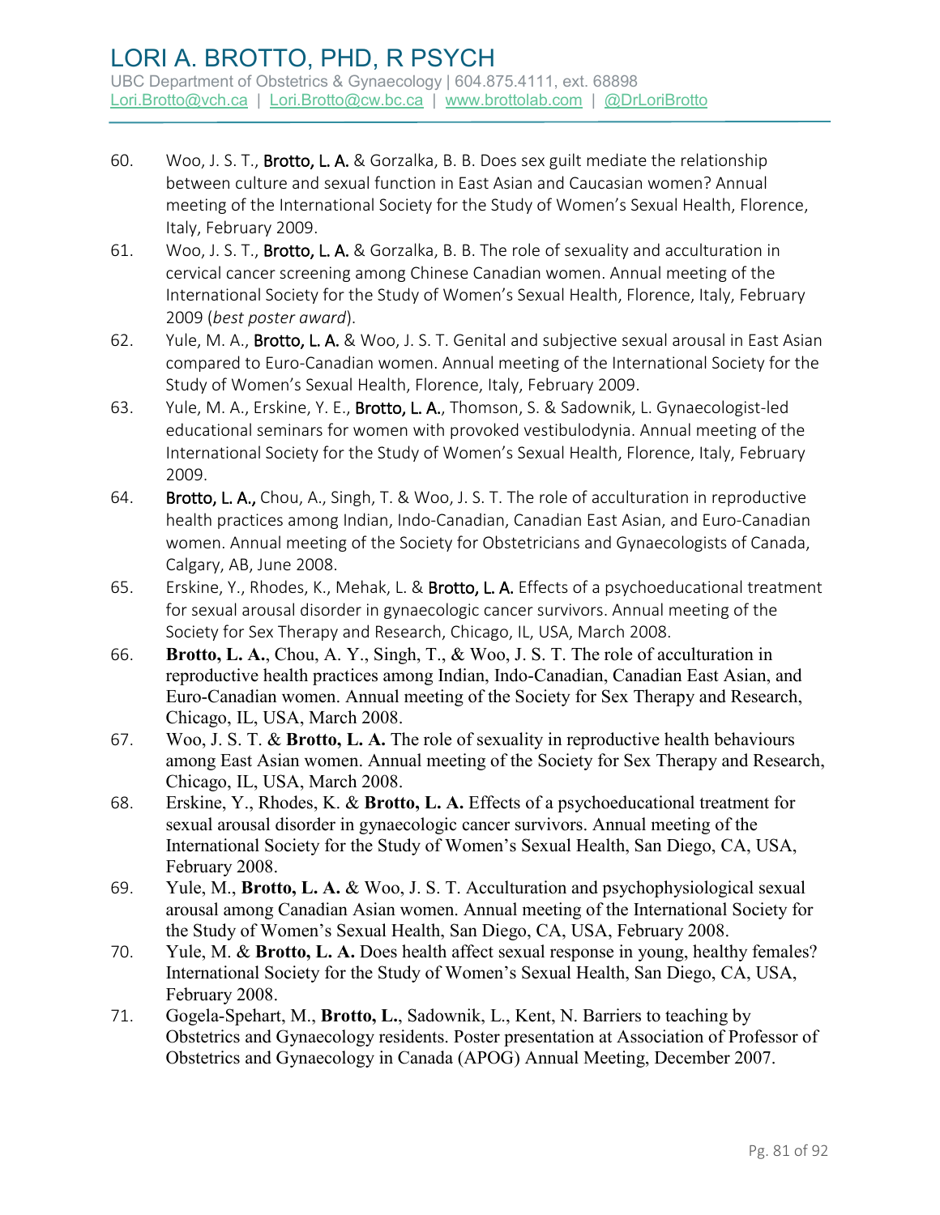60. Woo, J. S. T., **Brotto, L. A.** & Gorzalka, B. B. Does sex guilt mediate the relationship between culture and sexual function in East Asian and Caucasian women? Annual meeting of the International Society for the Study of Women's Sexual Health, Florence, Italy, February 2009.
61. Woo, J. S. T., **Brotto, L. A.** & Gorzalka, B. B. The role of sexuality and acculturation in cervical cancer screening among Chinese Canadian women. Annual meeting of the International Society for the Study of Women's Sexual Health, Florence, Italy, February 2009 (*best poster award*).
62. Yule, M. A., **Brotto, L. A.** & Woo, J. S. T. Genital and subjective sexual arousal in East Asian compared to Euro-Canadian women. Annual meeting of the International Society for the Study of Women's Sexual Health, Florence, Italy, February 2009.
63. Yule, M. A., Erskine, Y. E., **Brotto, L. A.**, Thomson, S. & Sadownik, L. Gynaecologist-led educational seminars for women with provoked vestibulodynia. Annual meeting of the International Society for the Study of Women's Sexual Health, Florence, Italy, February 2009.
64. **Brotto, L. A.,** Chou, A., Singh, T. & Woo, J. S. T. The role of acculturation in reproductive health practices among Indian, Indo-Canadian, Canadian East Asian, and Euro-Canadian women. Annual meeting of the Society for Obstetricians and Gynaecologists of Canada, Calgary, AB, June 2008.
65. Erskine, Y., Rhodes, K., Mehak, L. & **Brotto, L. A.** Effects of a psychoeducational treatment for sexual arousal disorder in gynaecologic cancer survivors. Annual meeting of the Society for Sex Therapy and Research, Chicago, IL, USA, March 2008.
66. **Brotto, L. A.**, Chou, A. Y., Singh, T., & Woo, J. S. T. The role of acculturation in reproductive health practices among Indian, Indo-Canadian, Canadian East Asian, and Euro-Canadian women. Annual meeting of the Society for Sex Therapy and Research, Chicago, IL, USA, March 2008.
67. Woo, J. S. T. & **Brotto, L. A.** The role of sexuality in reproductive health behaviours among East Asian women. Annual meeting of the Society for Sex Therapy and Research, Chicago, IL, USA, March 2008.
68. Erskine, Y., Rhodes, K. & **Brotto, L. A.** Effects of a psychoeducational treatment for sexual arousal disorder in gynaecologic cancer survivors. Annual meeting of the International Society for the Study of Women's Sexual Health, San Diego, CA, USA, February 2008.
69. Yule, M., **Brotto, L. A.** & Woo, J. S. T. Acculturation and psychophysiological sexual arousal among Canadian Asian women. Annual meeting of the International Society for the Study of Women's Sexual Health, San Diego, CA, USA, February 2008.
70. Yule, M. & **Brotto, L. A.** Does health affect sexual response in young, healthy females? International Society for the Study of Women's Sexual Health, San Diego, CA, USA, February 2008.
71. Gogela-Spehart, M., **Brotto, L.**, Sadownik, L., Kent, N. Barriers to teaching by Obstetrics and Gynaecology residents. Poster presentation at Association of Professor of Obstetrics and Gynaecology in Canada (APOG) Annual Meeting, December 2007.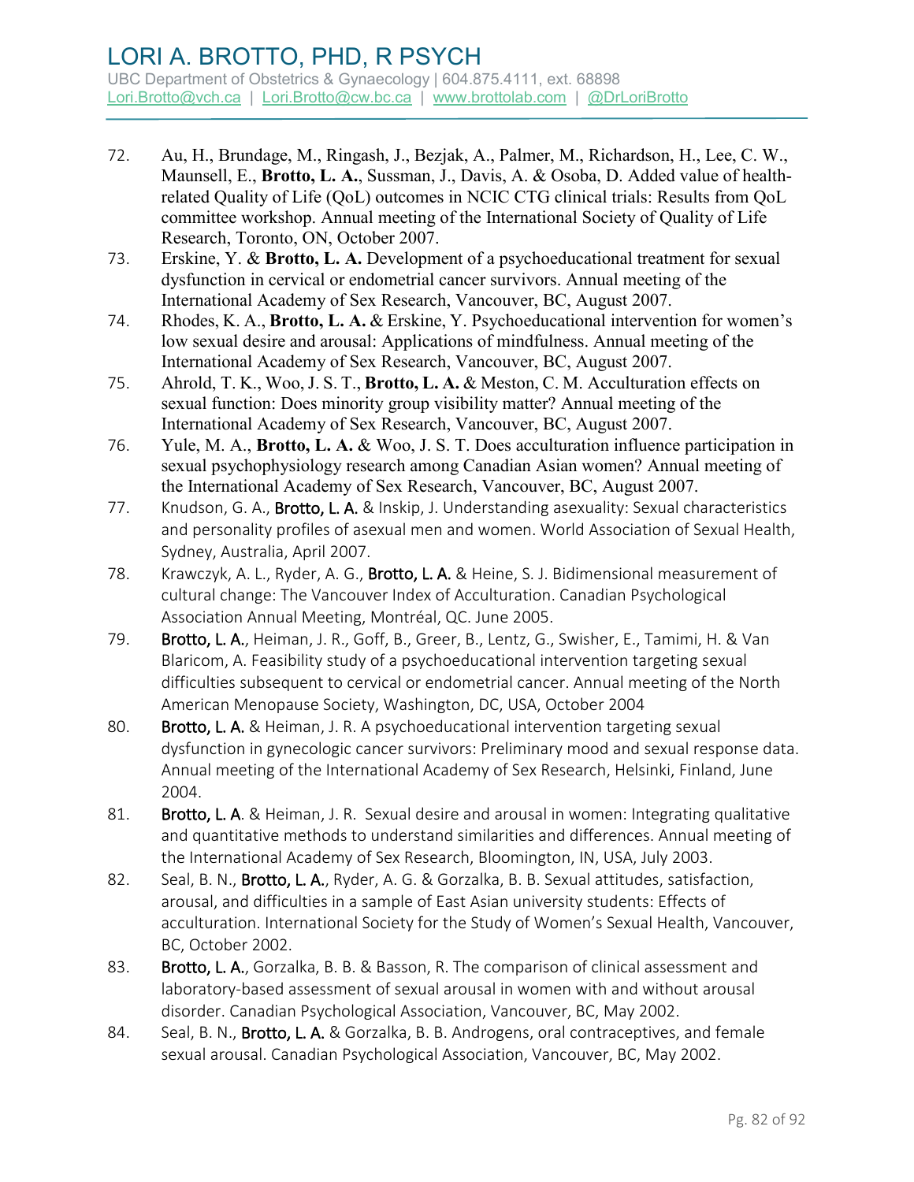72. Au, H., Brundage, M., Ringash, J., Bezjak, A., Palmer, M., Richardson, H., Lee, C. W., Maunsell, E., **Brotto, L. A.**, Sussman, J., Davis, A. & Osoba, D. Added value of health-related Quality of Life (QoL) outcomes in NCIC CTG clinical trials: Results from QoL committee workshop. Annual meeting of the International Society of Quality of Life Research, Toronto, ON, October 2007.
73. Erskine, Y. & **Brotto, L. A.** Development of a psychoeducational treatment for sexual dysfunction in cervical or endometrial cancer survivors. Annual meeting of the International Academy of Sex Research, Vancouver, BC, August 2007.
74. Rhodes, K. A., **Brotto, L. A.** & Erskine, Y. Psychoeducational intervention for women's low sexual desire and arousal: Applications of mindfulness. Annual meeting of the International Academy of Sex Research, Vancouver, BC, August 2007.
75. Ahrold, T. K., Woo, J. S. T., **Brotto, L. A.** & Meston, C. M. Acculturation effects on sexual function: Does minority group visibility matter? Annual meeting of the International Academy of Sex Research, Vancouver, BC, August 2007.
76. Yule, M. A., **Brotto, L. A.** & Woo, J. S. T. Does acculturation influence participation in sexual psychophysiology research among Canadian Asian women? Annual meeting of the International Academy of Sex Research, Vancouver, BC, August 2007.
77. Knudson, G. A., **Brotto, L. A.** & Inskip, J. Understanding asexuality: Sexual characteristics and personality profiles of asexual men and women. World Association of Sexual Health, Sydney, Australia, April 2007.
78. Krawczyk, A. L., Ryder, A. G., **Brotto, L. A.** & Heine, S. J. Bidimensional measurement of cultural change: The Vancouver Index of Acculturation. Canadian Psychological Association Annual Meeting, Montréal, QC. June 2005.
79. **Brotto, L. A.**, Heiman, J. R., Goff, B., Greer, B., Lentz, G., Swisher, E., Tamimi, H. & Van Blaricom, A. Feasibility study of a psychoeducational intervention targeting sexual difficulties subsequent to cervical or endometrial cancer. Annual meeting of the North American Menopause Society, Washington, DC, USA, October 2004
80. **Brotto, L. A.** & Heiman, J. R. A psychoeducational intervention targeting sexual dysfunction in gynecologic cancer survivors: Preliminary mood and sexual response data. Annual meeting of the International Academy of Sex Research, Helsinki, Finland, June 2004.
81. **Brotto, L. A**. & Heiman, J. R. Sexual desire and arousal in women: Integrating qualitative and quantitative methods to understand similarities and differences. Annual meeting of the International Academy of Sex Research, Bloomington, IN, USA, July 2003.
82. Seal, B. N., **Brotto, L. A.**, Ryder, A. G. & Gorzalka, B. B. Sexual attitudes, satisfaction, arousal, and difficulties in a sample of East Asian university students: Effects of acculturation. International Society for the Study of Women's Sexual Health, Vancouver, BC, October 2002.
83. **Brotto, L. A.**, Gorzalka, B. B. & Basson, R. The comparison of clinical assessment and laboratory-based assessment of sexual arousal in women with and without arousal disorder. Canadian Psychological Association, Vancouver, BC, May 2002.
84. Seal, B. N., **Brotto, L. A.** & Gorzalka, B. B. Androgens, oral contraceptives, and female sexual arousal. Canadian Psychological Association, Vancouver, BC, May 2002.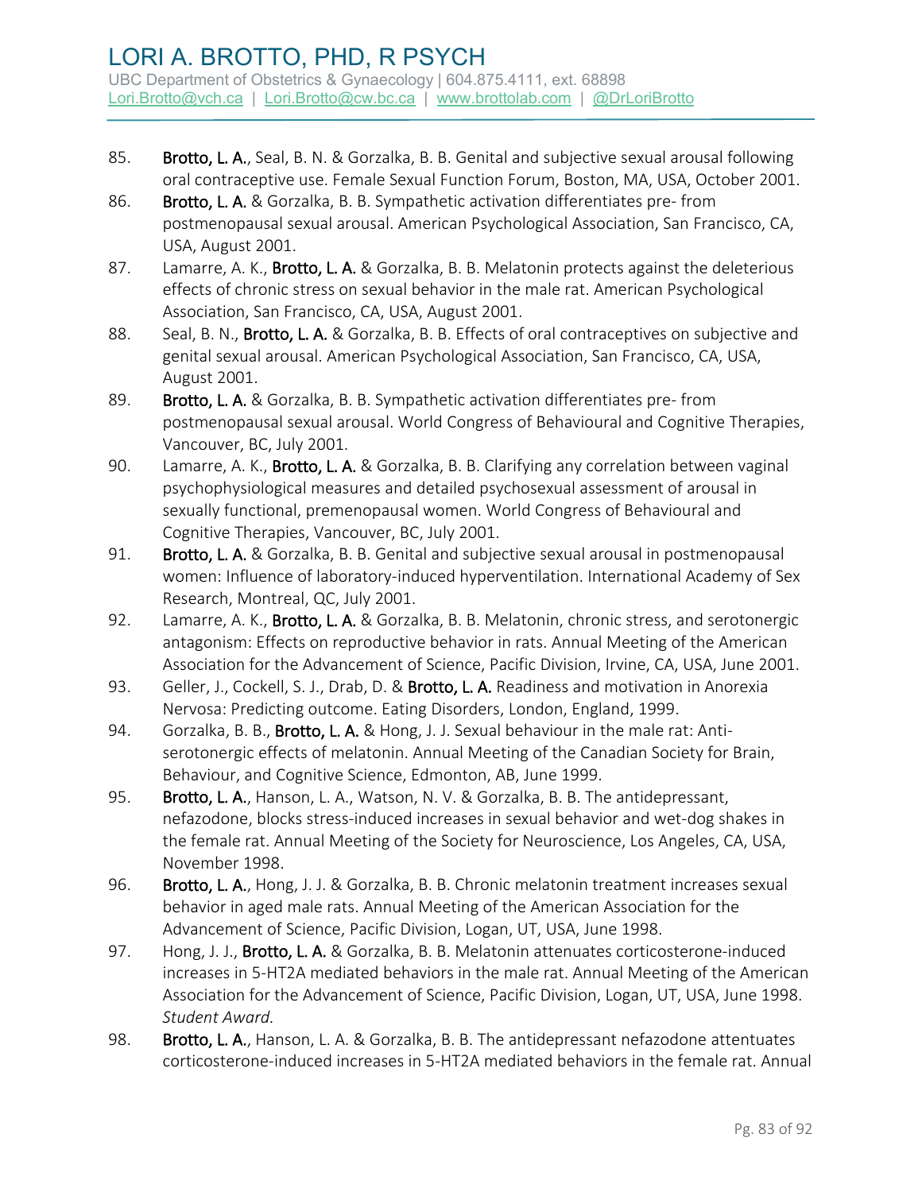85. **Brotto, L. A.**, Seal, B. N. & Gorzalka, B. B. Genital and subjective sexual arousal following oral contraceptive use. Female Sexual Function Forum, Boston, MA, USA, October 2001.
86. **Brotto, L. A.** & Gorzalka, B. B. Sympathetic activation differentiates pre- from postmenopausal sexual arousal. American Psychological Association, San Francisco, CA, USA, August 2001.
87. Lamarre, A. K., **Brotto, L. A.** & Gorzalka, B. B. Melatonin protects against the deleterious effects of chronic stress on sexual behavior in the male rat. American Psychological Association, San Francisco, CA, USA, August 2001.
88. Seal, B. N., **Brotto, L. A.** & Gorzalka, B. B. Effects of oral contraceptives on subjective and genital sexual arousal. American Psychological Association, San Francisco, CA, USA, August 2001.
89. **Brotto, L. A.** & Gorzalka, B. B. Sympathetic activation differentiates pre- from postmenopausal sexual arousal. World Congress of Behavioural and Cognitive Therapies, Vancouver, BC, July 2001.
90. Lamarre, A. K., **Brotto, L. A.** & Gorzalka, B. B. Clarifying any correlation between vaginal psychophysiological measures and detailed psychosexual assessment of arousal in sexually functional, premenopausal women. World Congress of Behavioural and Cognitive Therapies, Vancouver, BC, July 2001.
91. **Brotto, L. A.** & Gorzalka, B. B. Genital and subjective sexual arousal in postmenopausal women: Influence of laboratory-induced hyperventilation. International Academy of Sex Research, Montreal, QC, July 2001.
92. Lamarre, A. K., **Brotto, L. A.** & Gorzalka, B. B. Melatonin, chronic stress, and serotonergic antagonism: Effects on reproductive behavior in rats. Annual Meeting of the American Association for the Advancement of Science, Pacific Division, Irvine, CA, USA, June 2001.
93. Geller, J., Cockell, S. J., Drab, D. & **Brotto, L. A.** Readiness and motivation in Anorexia Nervosa: Predicting outcome. Eating Disorders, London, England, 1999.
94. Gorzalka, B. B., **Brotto, L. A.** & Hong, J. J. Sexual behaviour in the male rat: Anti-serotonergic effects of melatonin. Annual Meeting of the Canadian Society for Brain, Behaviour, and Cognitive Science, Edmonton, AB, June 1999.
95. **Brotto, L. A.**, Hanson, L. A., Watson, N. V. & Gorzalka, B. B. The antidepressant, nefazodone, blocks stress-induced increases in sexual behavior and wet-dog shakes in the female rat. Annual Meeting of the Society for Neuroscience, Los Angeles, CA, USA, November 1998.
96. **Brotto, L. A.**, Hong, J. J. & Gorzalka, B. B. Chronic melatonin treatment increases sexual behavior in aged male rats. Annual Meeting of the American Association for the Advancement of Science, Pacific Division, Logan, UT, USA, June 1998.
97. Hong, J. J., **Brotto, L. A.** & Gorzalka, B. B. Melatonin attenuates corticosterone-induced increases in 5-HT2A mediated behaviors in the male rat. Annual Meeting of the American Association for the Advancement of Science, Pacific Division, Logan, UT, USA, June 1998. *Student Award.*
98. **Brotto, L. A.**, Hanson, L. A. & Gorzalka, B. B. The antidepressant nefazodone attentuates corticosterone-induced increases in 5-HT2A mediated behaviors in the female rat. Annual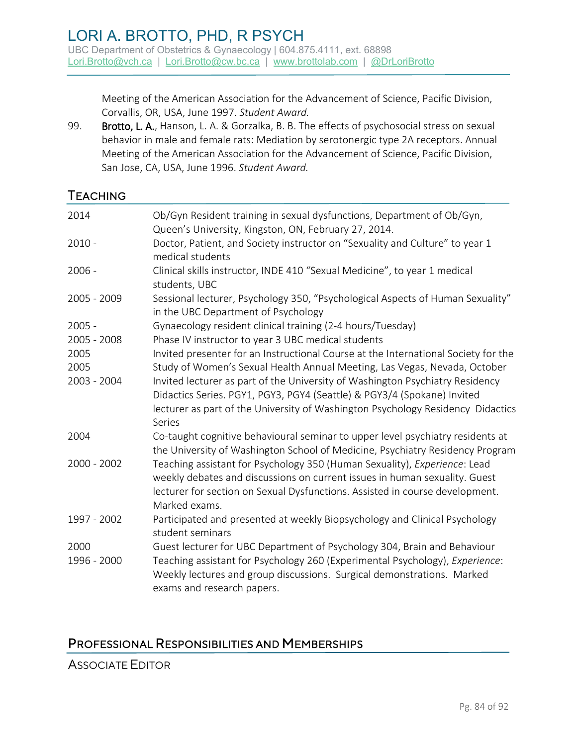Meeting of the American Association for the Advancement of Science, Pacific Division, Corvallis, OR, USA, June 1997. *Student Award.*

99. **Brotto, L. A.**, Hanson, L. A. & Gorzalka, B. B. The effects of psychosocial stress on sexual behavior in male and female rats: Mediation by serotonergic type 2A receptors. Annual Meeting of the American Association for the Advancement of Science, Pacific Division, San Jose, CA, USA, June 1996. *Student Award.*

## Teaching

| | |
|---|---|
| 2014 | Ob/Gyn Resident training in sexual dysfunctions, Department of Ob/Gyn, Queen's University, Kingston, ON, February 27, 2014. |
| 2010 - | Doctor, Patient, and Society instructor on "Sexuality and Culture" to year 1 medical students |
| 2006 - | Clinical skills instructor, INDE 410 "Sexual Medicine", to year 1 medical students, UBC |
| 2005 - 2009 | Sessional lecturer, Psychology 350, "Psychological Aspects of Human Sexuality" in the UBC Department of Psychology |
| 2005 - | Gynaecology resident clinical training (2-4 hours/Tuesday) |
| 2005 - 2008 | Phase IV instructor to year 3 UBC medical students |
| 2005 | Invited presenter for an Instructional Course at the International Society for the |
| 2005 | Study of Women's Sexual Health Annual Meeting, Las Vegas, Nevada, October |
| 2003 - 2004 | Invited lecturer as part of the University of Washington Psychiatry Residency Didactics Series. PGY1, PGY3, PGY4 (Seattle) & PGY3/4 (Spokane) Invited lecturer as part of the University of Washington Psychology Residency Didactics Series |
| 2004 | Co-taught cognitive behavioural seminar to upper level psychiatry residents at the University of Washington School of Medicine, Psychiatry Residency Program |
| 2000 - 2002 | Teaching assistant for Psychology 350 (Human Sexuality), *Experience*: Lead weekly debates and discussions on current issues in human sexuality. Guest lecturer for section on Sexual Dysfunctions. Assisted in course development. Marked exams. |
| 1997 - 2002 | Participated and presented at weekly Biopsychology and Clinical Psychology student seminars |
| 2000 | Guest lecturer for UBC Department of Psychology 304, Brain and Behaviour |
| 1996 - 2000 | Teaching assistant for Psychology 260 (Experimental Psychology), *Experience*: Weekly lectures and group discussions. Surgical demonstrations. Marked exams and research papers. |

## Professional Responsibilities and Memberships

### Associate Editor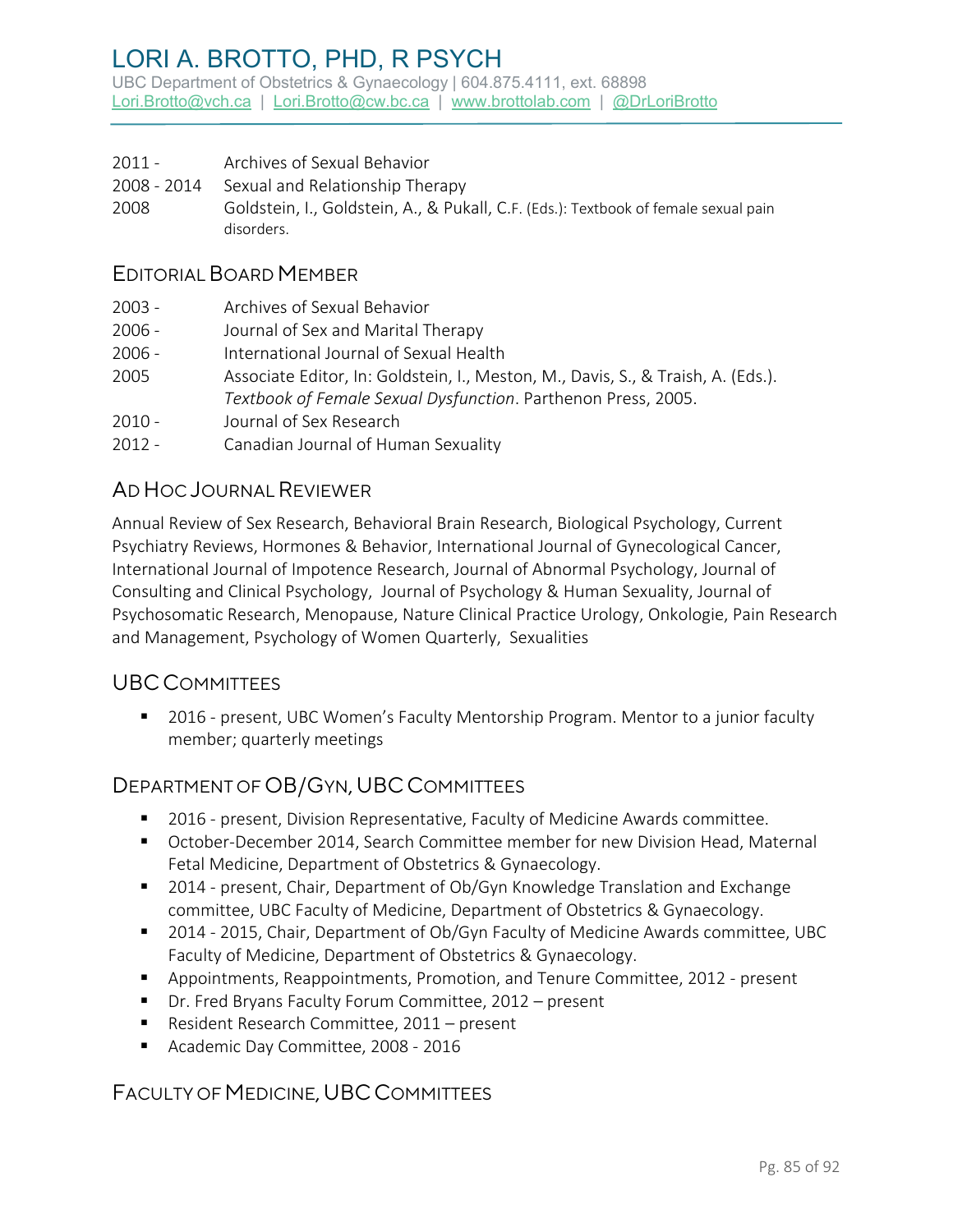| | |
|---|---|
| 2011 - | Archives of Sexual Behavior |
| 2008 - 2014 | Sexual and Relationship Therapy |
| 2008 | Goldstein, I., Goldstein, A., & Pukall, C.F. (Eds.): Textbook of female sexual pain disorders. |

## Editorial Board Member

| | |
|---|---|
| 2003 - | Archives of Sexual Behavior |
| 2006 - | Journal of Sex and Marital Therapy |
| 2006 - | International Journal of Sexual Health |
| 2005 | Associate Editor, In: Goldstein, I., Meston, M., Davis, S., & Traish, A. (Eds.). *Textbook of Female Sexual Dysfunction*. Parthenon Press, 2005. |
| 2010 - | Journal of Sex Research |
| 2012 - | Canadian Journal of Human Sexuality |

## Ad Hoc Journal Reviewer

Annual Review of Sex Research, Behavioral Brain Research, Biological Psychology, Current Psychiatry Reviews, Hormones & Behavior, International Journal of Gynecological Cancer, International Journal of Impotence Research, Journal of Abnormal Psychology, Journal of Consulting and Clinical Psychology, Journal of Psychology & Human Sexuality, Journal of Psychosomatic Research, Menopause, Nature Clinical Practice Urology, Onkologie, Pain Research and Management, Psychology of Women Quarterly, Sexualities

## UBC Committees

- 2016 - present, UBC Women's Faculty Mentorship Program. Mentor to a junior faculty member; quarterly meetings

## Department of OB/Gyn, UBC Committees

- 2016 - present, Division Representative, Faculty of Medicine Awards committee.
- October-December 2014, Search Committee member for new Division Head, Maternal Fetal Medicine, Department of Obstetrics & Gynaecology.
- 2014 - present, Chair, Department of Ob/Gyn Knowledge Translation and Exchange committee, UBC Faculty of Medicine, Department of Obstetrics & Gynaecology.
- 2014 - 2015, Chair, Department of Ob/Gyn Faculty of Medicine Awards committee, UBC Faculty of Medicine, Department of Obstetrics & Gynaecology.
- Appointments, Reappointments, Promotion, and Tenure Committee, 2012 - present
- Dr. Fred Bryans Faculty Forum Committee, 2012 – present
- Resident Research Committee, 2011 – present
- Academic Day Committee, 2008 - 2016

## Faculty of Medicine, UBC Committees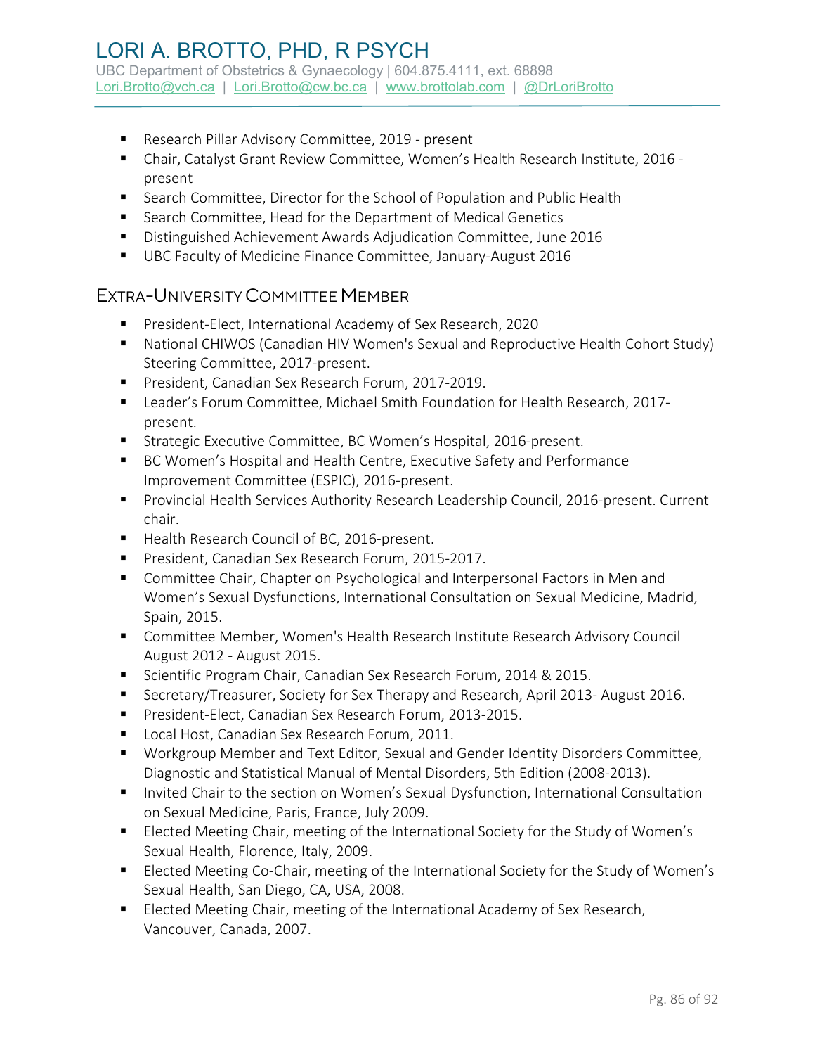- Research Pillar Advisory Committee, 2019 - present
- Chair, Catalyst Grant Review Committee, Women's Health Research Institute, 2016 - present
- Search Committee, Director for the School of Population and Public Health
- Search Committee, Head for the Department of Medical Genetics
- Distinguished Achievement Awards Adjudication Committee, June 2016
- UBC Faculty of Medicine Finance Committee, January-August 2016

## Extra-University Committee Member

- President-Elect, International Academy of Sex Research, 2020
- National CHIWOS (Canadian HIV Women's Sexual and Reproductive Health Cohort Study) Steering Committee, 2017-present.
- President, Canadian Sex Research Forum, 2017-2019.
- Leader's Forum Committee, Michael Smith Foundation for Health Research, 2017-present.
- Strategic Executive Committee, BC Women's Hospital, 2016-present.
- BC Women's Hospital and Health Centre, Executive Safety and Performance Improvement Committee (ESPIC), 2016-present.
- Provincial Health Services Authority Research Leadership Council, 2016-present. Current chair.
- Health Research Council of BC, 2016-present.
- President, Canadian Sex Research Forum, 2015-2017.
- Committee Chair, Chapter on Psychological and Interpersonal Factors in Men and Women's Sexual Dysfunctions, International Consultation on Sexual Medicine, Madrid, Spain, 2015.
- Committee Member, Women's Health Research Institute Research Advisory Council August 2012 - August 2015.
- Scientific Program Chair, Canadian Sex Research Forum, 2014 & 2015.
- Secretary/Treasurer, Society for Sex Therapy and Research, April 2013- August 2016.
- President-Elect, Canadian Sex Research Forum, 2013-2015.
- Local Host, Canadian Sex Research Forum, 2011.
- Workgroup Member and Text Editor, Sexual and Gender Identity Disorders Committee, Diagnostic and Statistical Manual of Mental Disorders, 5th Edition (2008-2013).
- Invited Chair to the section on Women's Sexual Dysfunction, International Consultation on Sexual Medicine, Paris, France, July 2009.
- Elected Meeting Chair, meeting of the International Society for the Study of Women's Sexual Health, Florence, Italy, 2009.
- Elected Meeting Co-Chair, meeting of the International Society for the Study of Women's Sexual Health, San Diego, CA, USA, 2008.
- Elected Meeting Chair, meeting of the International Academy of Sex Research, Vancouver, Canada, 2007.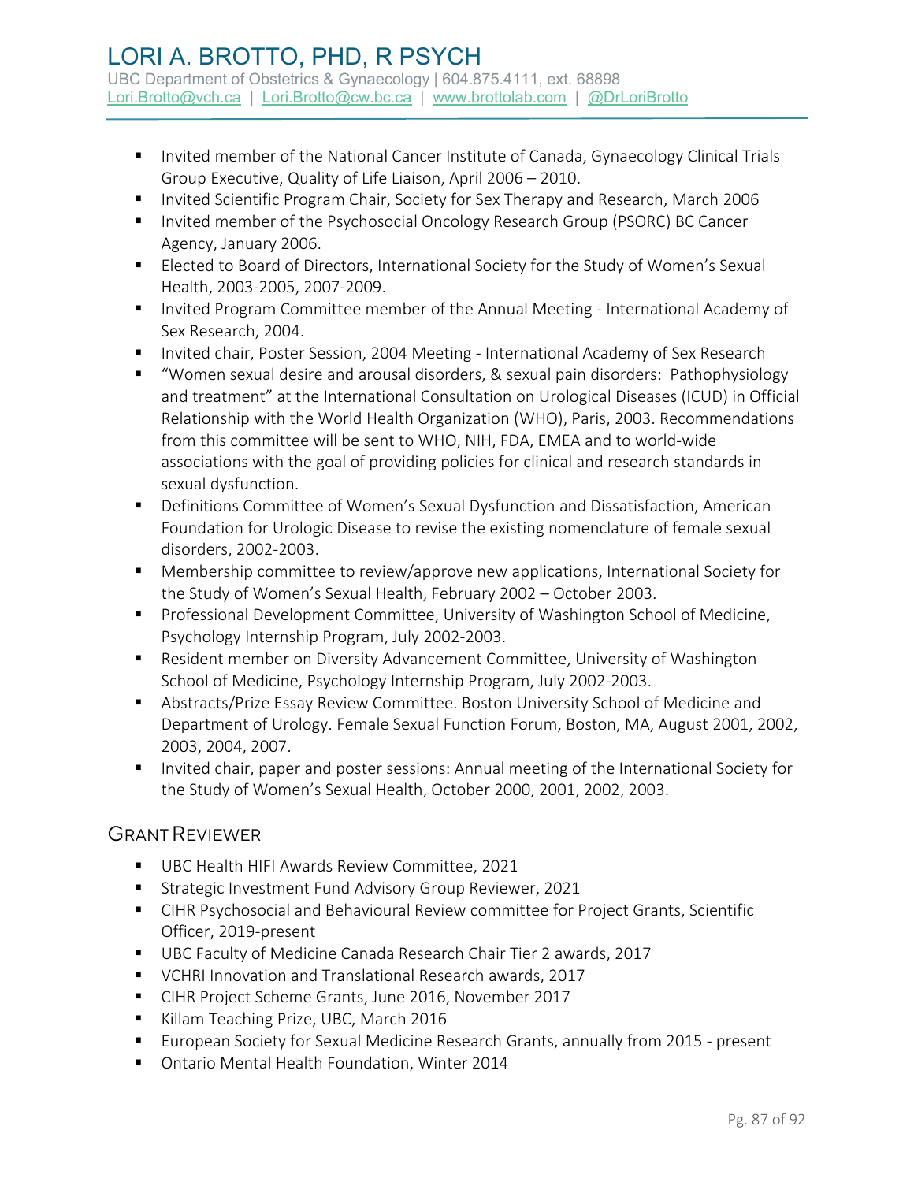- Invited member of the National Cancer Institute of Canada, Gynaecology Clinical Trials Group Executive, Quality of Life Liaison, April 2006 – 2010.
- Invited Scientific Program Chair, Society for Sex Therapy and Research, March 2006
- Invited member of the Psychosocial Oncology Research Group (PSORC) BC Cancer Agency, January 2006.
- Elected to Board of Directors, International Society for the Study of Women's Sexual Health, 2003-2005, 2007-2009.
- Invited Program Committee member of the Annual Meeting - International Academy of Sex Research, 2004.
- Invited chair, Poster Session, 2004 Meeting - International Academy of Sex Research
- "Women sexual desire and arousal disorders, & sexual pain disorders: Pathophysiology and treatment" at the International Consultation on Urological Diseases (ICUD) in Official Relationship with the World Health Organization (WHO), Paris, 2003. Recommendations from this committee will be sent to WHO, NIH, FDA, EMEA and to world-wide associations with the goal of providing policies for clinical and research standards in sexual dysfunction.
- Definitions Committee of Women's Sexual Dysfunction and Dissatisfaction, American Foundation for Urologic Disease to revise the existing nomenclature of female sexual disorders, 2002-2003.
- Membership committee to review/approve new applications, International Society for the Study of Women's Sexual Health, February 2002 – October 2003.
- Professional Development Committee, University of Washington School of Medicine, Psychology Internship Program, July 2002-2003.
- Resident member on Diversity Advancement Committee, University of Washington School of Medicine, Psychology Internship Program, July 2002-2003.
- Abstracts/Prize Essay Review Committee. Boston University School of Medicine and Department of Urology. Female Sexual Function Forum, Boston, MA, August 2001, 2002, 2003, 2004, 2007.
- Invited chair, paper and poster sessions: Annual meeting of the International Society for the Study of Women's Sexual Health, October 2000, 2001, 2002, 2003.

## Grant Reviewer

- UBC Health HIFI Awards Review Committee, 2021
- Strategic Investment Fund Advisory Group Reviewer, 2021
- CIHR Psychosocial and Behavioural Review committee for Project Grants, Scientific Officer, 2019-present
- UBC Faculty of Medicine Canada Research Chair Tier 2 awards, 2017
- VCHRI Innovation and Translational Research awards, 2017
- CIHR Project Scheme Grants, June 2016, November 2017
- Killam Teaching Prize, UBC, March 2016
- European Society for Sexual Medicine Research Grants, annually from 2015 - present
- Ontario Mental Health Foundation, Winter 2014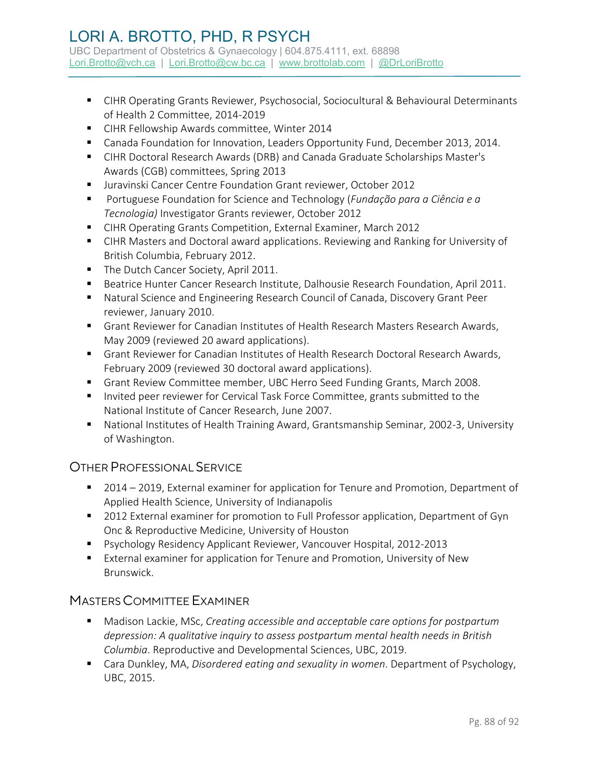- CIHR Operating Grants Reviewer, Psychosocial, Sociocultural & Behavioural Determinants of Health 2 Committee, 2014-2019
- CIHR Fellowship Awards committee, Winter 2014
- Canada Foundation for Innovation, Leaders Opportunity Fund, December 2013, 2014.
- CIHR Doctoral Research Awards (DRB) and Canada Graduate Scholarships Master's Awards (CGB) committees, Spring 2013
- Juravinski Cancer Centre Foundation Grant reviewer, October 2012
- Portuguese Foundation for Science and Technology (*Fundação para a Ciência e a Tecnologia)* Investigator Grants reviewer, October 2012
- CIHR Operating Grants Competition, External Examiner, March 2012
- CIHR Masters and Doctoral award applications. Reviewing and Ranking for University of British Columbia, February 2012.
- The Dutch Cancer Society, April 2011.
- Beatrice Hunter Cancer Research Institute, Dalhousie Research Foundation, April 2011.
- Natural Science and Engineering Research Council of Canada, Discovery Grant Peer reviewer, January 2010.
- Grant Reviewer for Canadian Institutes of Health Research Masters Research Awards, May 2009 (reviewed 20 award applications).
- Grant Reviewer for Canadian Institutes of Health Research Doctoral Research Awards, February 2009 (reviewed 30 doctoral award applications).
- Grant Review Committee member, UBC Herro Seed Funding Grants, March 2008.
- Invited peer reviewer for Cervical Task Force Committee, grants submitted to the National Institute of Cancer Research, June 2007.
- National Institutes of Health Training Award, Grantsmanship Seminar, 2002-3, University of Washington.

## Other Professional Service

- 2014 – 2019, External examiner for application for Tenure and Promotion, Department of Applied Health Science, University of Indianapolis
- 2012 External examiner for promotion to Full Professor application, Department of Gyn Onc & Reproductive Medicine, University of Houston
- Psychology Residency Applicant Reviewer, Vancouver Hospital, 2012-2013
- External examiner for application for Tenure and Promotion, University of New Brunswick.

## Masters Committee Examiner

- Madison Lackie, MSc, *Creating accessible and acceptable care options for postpartum depression: A qualitative inquiry to assess postpartum mental health needs in British Columbia*. Reproductive and Developmental Sciences, UBC, 2019.
- Cara Dunkley, MA, *Disordered eating and sexuality in women*. Department of Psychology, UBC, 2015.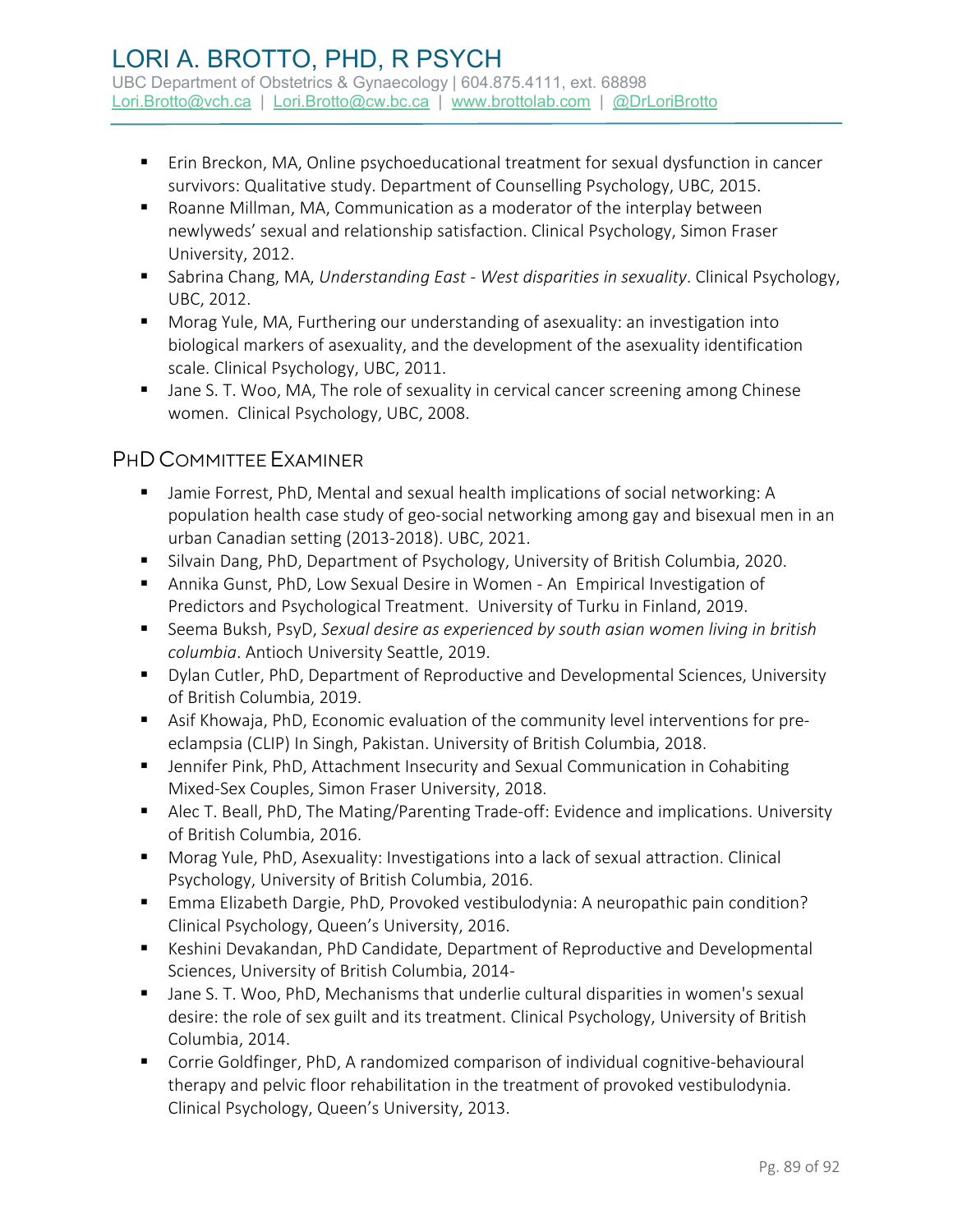- Erin Breckon, MA, Online psychoeducational treatment for sexual dysfunction in cancer survivors: Qualitative study. Department of Counselling Psychology, UBC, 2015.
- Roanne Millman, MA, Communication as a moderator of the interplay between newlyweds' sexual and relationship satisfaction. Clinical Psychology, Simon Fraser University, 2012.
- Sabrina Chang, MA, *Understanding East - West disparities in sexuality*. Clinical Psychology, UBC, 2012.
- Morag Yule, MA, Furthering our understanding of asexuality: an investigation into biological markers of asexuality, and the development of the asexuality identification scale. Clinical Psychology, UBC, 2011.
- Jane S. T. Woo, MA, The role of sexuality in cervical cancer screening among Chinese women. Clinical Psychology, UBC, 2008.

## PhD Committee Examiner

- Jamie Forrest, PhD, Mental and sexual health implications of social networking: A population health case study of geo-social networking among gay and bisexual men in an urban Canadian setting (2013-2018). UBC, 2021.
- Silvain Dang, PhD, Department of Psychology, University of British Columbia, 2020.
- Annika Gunst, PhD, Low Sexual Desire in Women - An Empirical Investigation of Predictors and Psychological Treatment. University of Turku in Finland, 2019.
- Seema Buksh, PsyD, *Sexual desire as experienced by south asian women living in british columbia*. Antioch University Seattle, 2019.
- Dylan Cutler, PhD, Department of Reproductive and Developmental Sciences, University of British Columbia, 2019.
- Asif Khowaja, PhD, Economic evaluation of the community level interventions for pre-eclampsia (CLIP) In Singh, Pakistan. University of British Columbia, 2018.
- Jennifer Pink, PhD, Attachment Insecurity and Sexual Communication in Cohabiting Mixed-Sex Couples, Simon Fraser University, 2018.
- Alec T. Beall, PhD, The Mating/Parenting Trade-off: Evidence and implications. University of British Columbia, 2016.
- Morag Yule, PhD, Asexuality: Investigations into a lack of sexual attraction. Clinical Psychology, University of British Columbia, 2016.
- Emma Elizabeth Dargie, PhD, Provoked vestibulodynia: A neuropathic pain condition? Clinical Psychology, Queen's University, 2016.
- Keshini Devakandan, PhD Candidate, Department of Reproductive and Developmental Sciences, University of British Columbia, 2014-
- Jane S. T. Woo, PhD, Mechanisms that underlie cultural disparities in women's sexual desire: the role of sex guilt and its treatment. Clinical Psychology, University of British Columbia, 2014.
- Corrie Goldfinger, PhD, A randomized comparison of individual cognitive-behavioural therapy and pelvic floor rehabilitation in the treatment of provoked vestibulodynia. Clinical Psychology, Queen's University, 2013.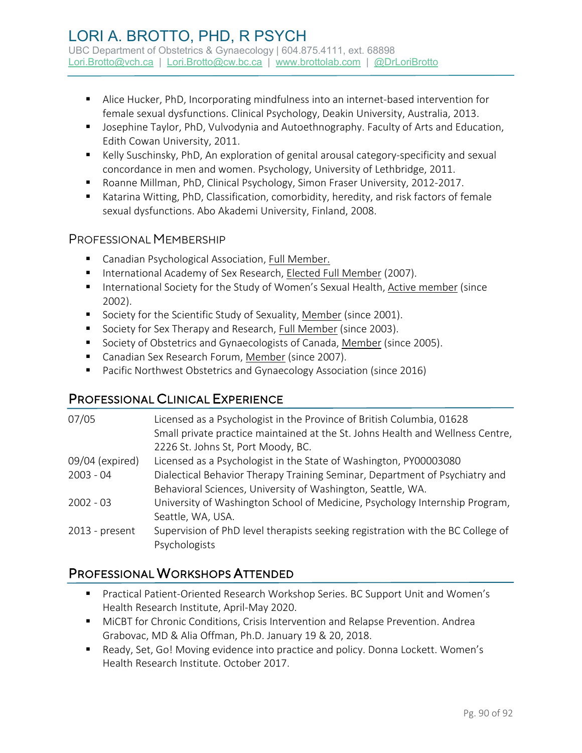- Alice Hucker, PhD, Incorporating mindfulness into an internet-based intervention for female sexual dysfunctions. Clinical Psychology, Deakin University, Australia, 2013.
- Josephine Taylor, PhD, Vulvodynia and Autoethnography. Faculty of Arts and Education, Edith Cowan University, 2011.
- Kelly Suschinsky, PhD, An exploration of genital arousal category-specificity and sexual concordance in men and women. Psychology, University of Lethbridge, 2011.
- Roanne Millman, PhD, Clinical Psychology, Simon Fraser University, 2012-2017.
- Katarina Witting, PhD, Classification, comorbidity, heredity, and risk factors of female sexual dysfunctions. Abo Akademi University, Finland, 2008.

### Professional Membership

- Canadian Psychological Association, Full Member.
- International Academy of Sex Research, Elected Full Member (2007).
- International Society for the Study of Women's Sexual Health, Active member (since 2002).
- Society for the Scientific Study of Sexuality, Member (since 2001).
- Society for Sex Therapy and Research, Full Member (since 2003).
- Society of Obstetrics and Gynaecologists of Canada, Member (since 2005).
- Canadian Sex Research Forum, Member (since 2007).
- Pacific Northwest Obstetrics and Gynaecology Association (since 2016)

## Professional Clinical Experience

| | |
|---|---|
| 07/05 | Licensed as a Psychologist in the Province of British Columbia, 01628<br>Small private practice maintained at the St. Johns Health and Wellness Centre, 2226 St. Johns St, Port Moody, BC. |
| 09/04 (expired) | Licensed as a Psychologist in the State of Washington, PY00003080 |
| 2003 - 04 | Dialectical Behavior Therapy Training Seminar, Department of Psychiatry and Behavioral Sciences, University of Washington, Seattle, WA. |
| 2002 - 03 | University of Washington School of Medicine, Psychology Internship Program, Seattle, WA, USA. |
| 2013 - present | Supervision of PhD level therapists seeking registration with the BC College of Psychologists |

## Professional Workshops Attended

- Practical Patient-Oriented Research Workshop Series. BC Support Unit and Women's Health Research Institute, April-May 2020.
- MiCBT for Chronic Conditions, Crisis Intervention and Relapse Prevention. Andrea Grabovac, MD & Alia Offman, Ph.D. January 19 & 20, 2018.
- Ready, Set, Go! Moving evidence into practice and policy. Donna Lockett. Women's Health Research Institute. October 2017.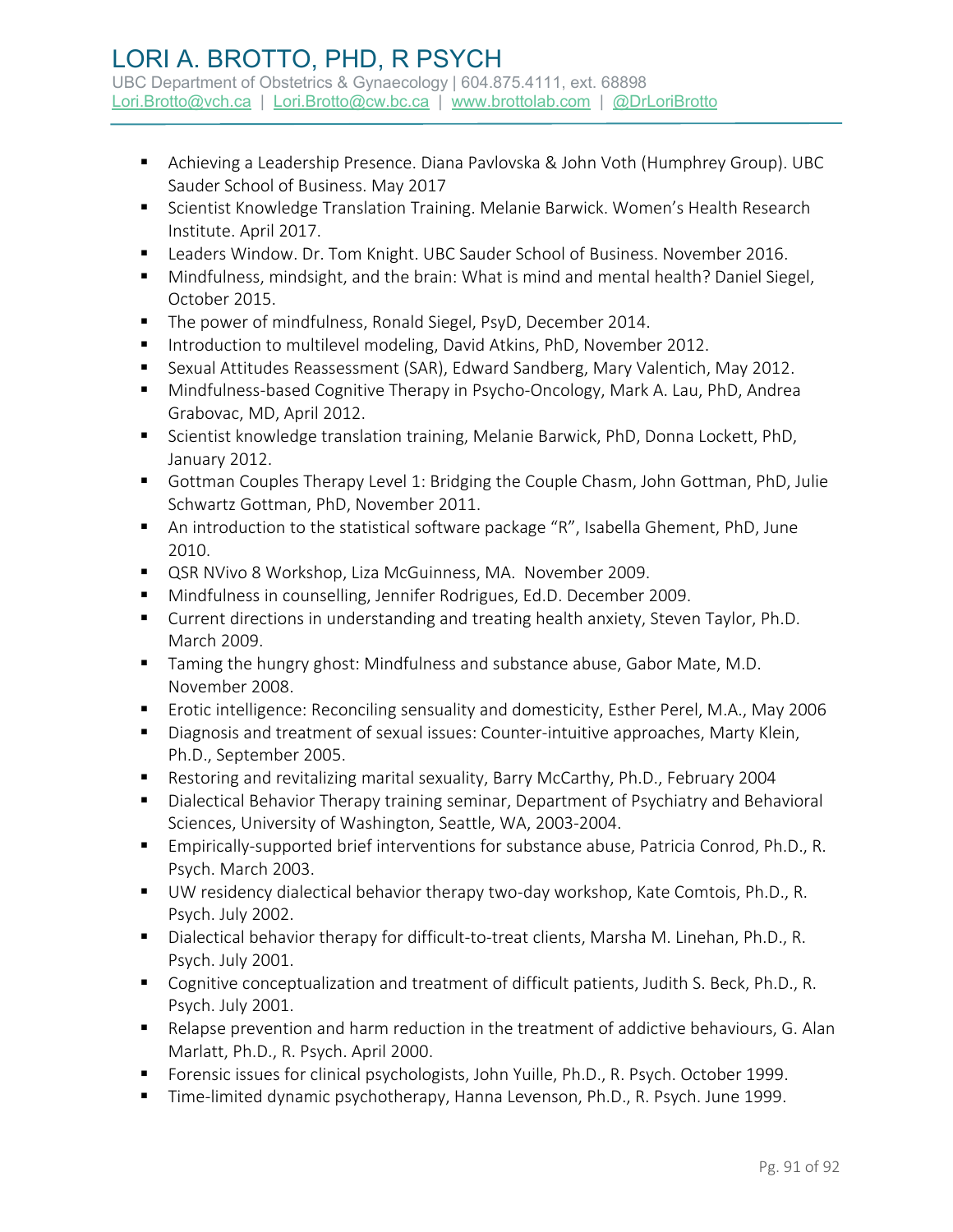- Achieving a Leadership Presence. Diana Pavlovska & John Voth (Humphrey Group). UBC Sauder School of Business. May 2017
- Scientist Knowledge Translation Training. Melanie Barwick. Women's Health Research Institute. April 2017.
- Leaders Window. Dr. Tom Knight. UBC Sauder School of Business. November 2016.
- Mindfulness, mindsight, and the brain: What is mind and mental health? Daniel Siegel, October 2015.
- The power of mindfulness, Ronald Siegel, PsyD, December 2014.
- Introduction to multilevel modeling, David Atkins, PhD, November 2012.
- Sexual Attitudes Reassessment (SAR), Edward Sandberg, Mary Valentich, May 2012.
- Mindfulness-based Cognitive Therapy in Psycho-Oncology, Mark A. Lau, PhD, Andrea Grabovac, MD, April 2012.
- Scientist knowledge translation training, Melanie Barwick, PhD, Donna Lockett, PhD, January 2012.
- Gottman Couples Therapy Level 1: Bridging the Couple Chasm, John Gottman, PhD, Julie Schwartz Gottman, PhD, November 2011.
- An introduction to the statistical software package "R", Isabella Ghement, PhD, June 2010.
- QSR NVivo 8 Workshop, Liza McGuinness, MA. November 2009.
- Mindfulness in counselling, Jennifer Rodrigues, Ed.D. December 2009.
- Current directions in understanding and treating health anxiety, Steven Taylor, Ph.D. March 2009.
- Taming the hungry ghost: Mindfulness and substance abuse, Gabor Mate, M.D. November 2008.
- Erotic intelligence: Reconciling sensuality and domesticity, Esther Perel, M.A., May 2006
- Diagnosis and treatment of sexual issues: Counter-intuitive approaches, Marty Klein, Ph.D., September 2005.
- Restoring and revitalizing marital sexuality, Barry McCarthy, Ph.D., February 2004
- Dialectical Behavior Therapy training seminar, Department of Psychiatry and Behavioral Sciences, University of Washington, Seattle, WA, 2003-2004.
- Empirically-supported brief interventions for substance abuse, Patricia Conrod, Ph.D., R. Psych. March 2003.
- UW residency dialectical behavior therapy two-day workshop, Kate Comtois, Ph.D., R. Psych. July 2002.
- Dialectical behavior therapy for difficult-to-treat clients, Marsha M. Linehan, Ph.D., R. Psych. July 2001.
- Cognitive conceptualization and treatment of difficult patients, Judith S. Beck, Ph.D., R. Psych. July 2001.
- Relapse prevention and harm reduction in the treatment of addictive behaviours, G. Alan Marlatt, Ph.D., R. Psych. April 2000.
- Forensic issues for clinical psychologists, John Yuille, Ph.D., R. Psych. October 1999.
- Time-limited dynamic psychotherapy, Hanna Levenson, Ph.D., R. Psych. June 1999.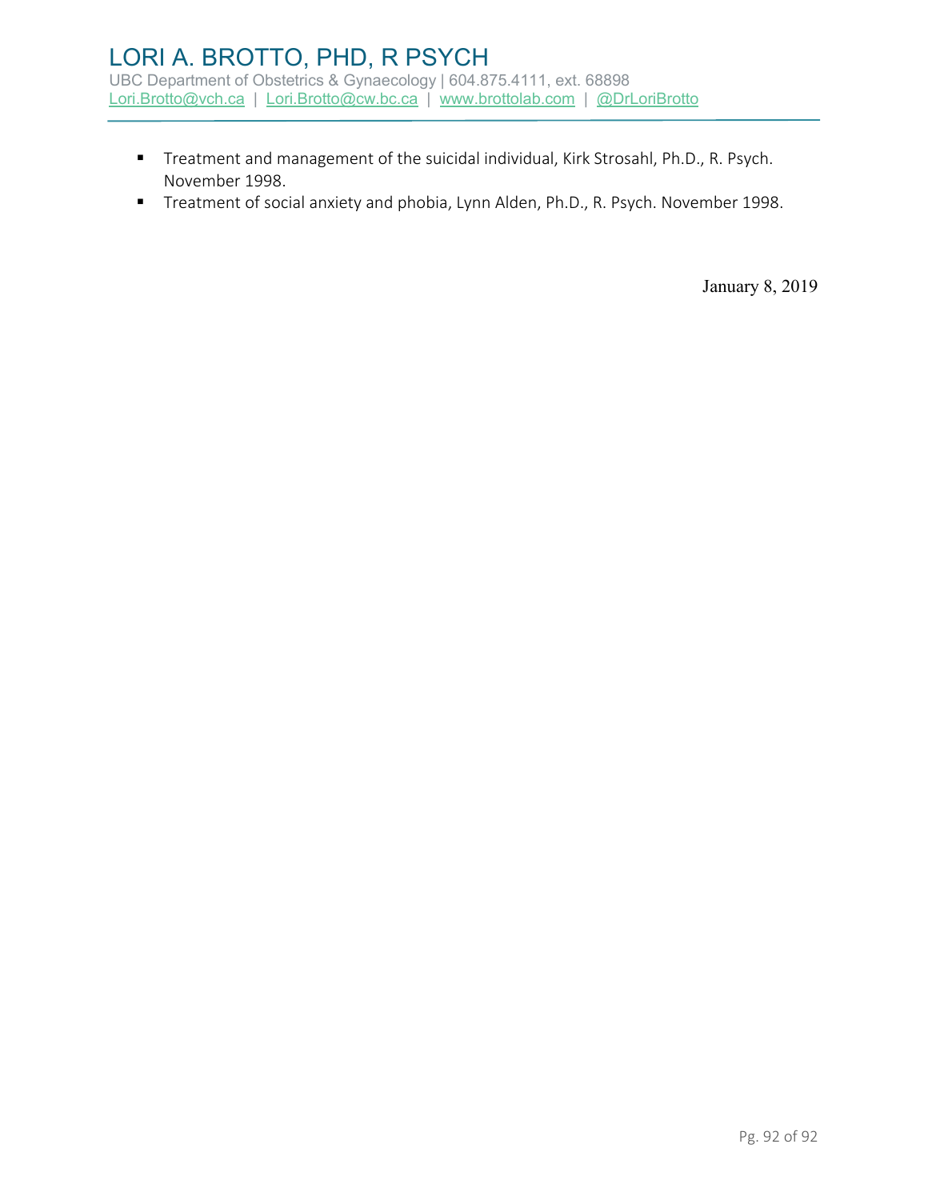- Treatment and management of the suicidal individual, Kirk Strosahl, Ph.D., R. Psych. November 1998.
- Treatment of social anxiety and phobia, Lynn Alden, Ph.D., R. Psych. November 1998.

January 8, 2019